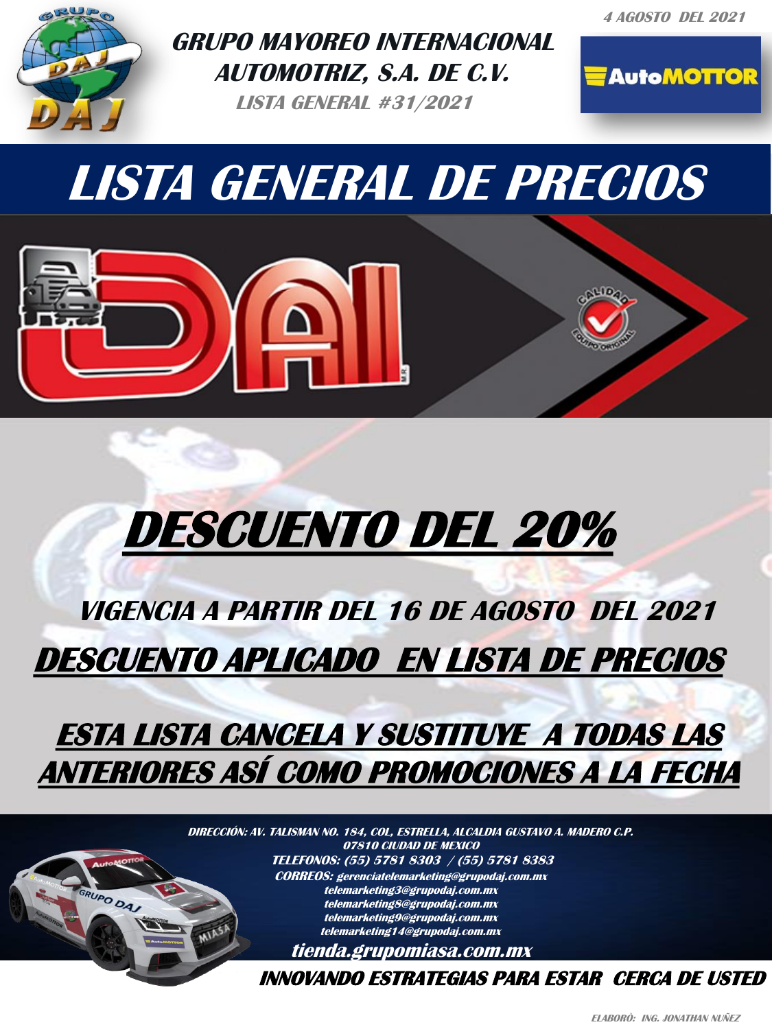4 AGOSTO DEL 2021

**GRUPO MAYOREO INTERNACIONAL AUTOMOTRIZ, S.A. DE C.V.**

**LISTA GENERAL #31/2021**

# LISTA GENERAL DE PRECIOS

# DESCUENTO DEL 20%

## VIGENCIA A PARTIR DEL 16 DE AGOSTO DEL 2021

## DESCUENTO APLICADO EN LISTA DE PRECIOS

## ESTA LISTA CANCELA Y SUSTITUYE A TODAS LAS ANTERIORES ASÍ COMO PROMOCIONES A LA FECHA

**DIRECCIÓN:** AV. TALISMAN NO. 184, COL, ESTRELLA, ALCALDIA GUSTAVO A. MADERO C.P. 07810 CIUDAD DE MEXICO

**TELEFONOS:** (55) 5781 8303 / (55) 5781 8383

**CORREOS:** gerenciatelemarketing@grupodaj.com.mx
telemarketing3@grupodaj.com.mx
telemarketing8@grupodaj.com.mx
telemarketing9@grupodaj.com.mx
telemarketing14@grupodaj.com.mx

**tienda.grupomiasa.com.mx**

**INNOVANDO ESTRATEGIAS PARA ESTAR CERCA DE USTED**

ELABORÓ: ING. JONATHAN NUÑEZ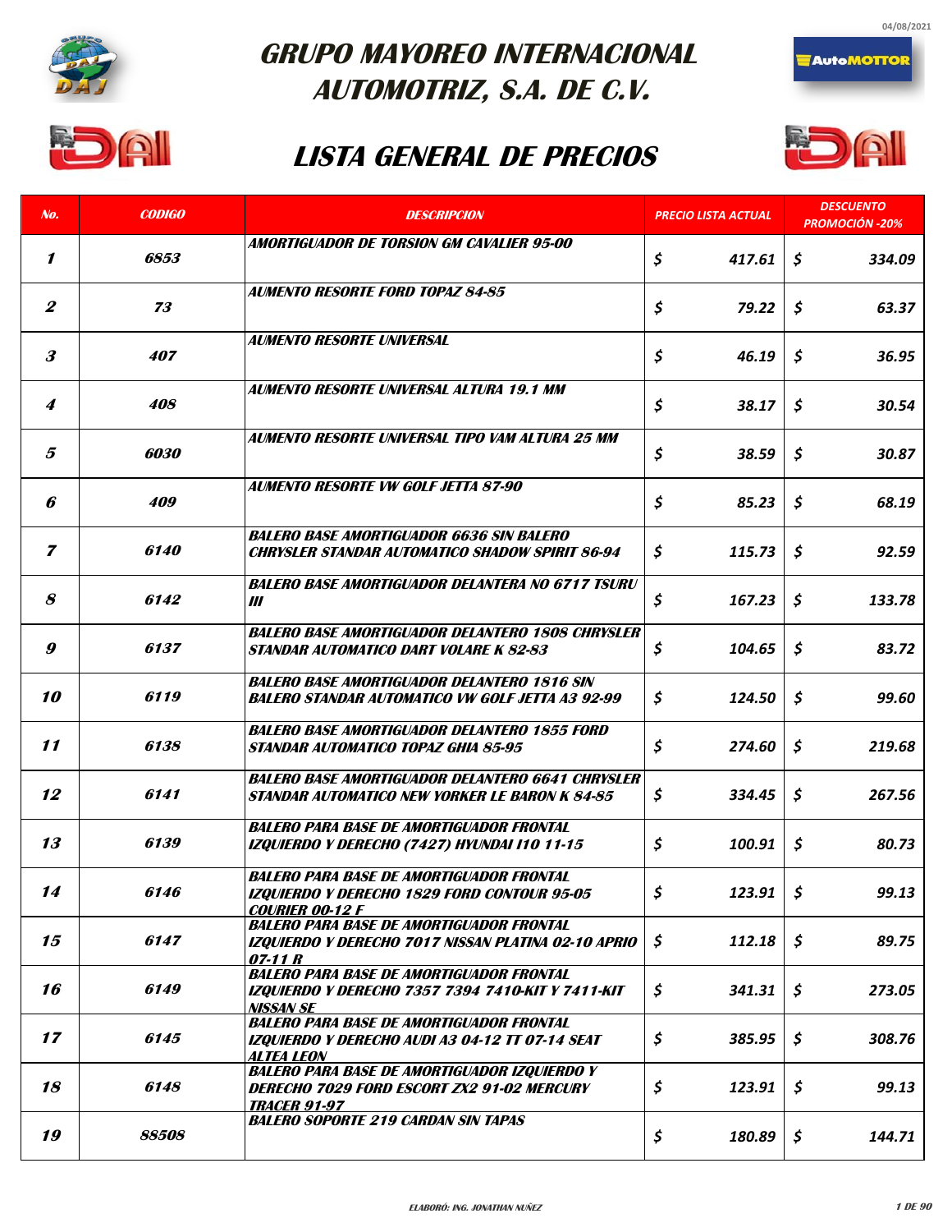# GRUPO MAYOREO INTERNACIONAL AUTOMOTRIZ, S.A. DE C.V.

04/08/2021

## LISTA GENERAL DE PRECIOS

| No. | CODIGO | DESCRIPCION | PRECIO LISTA ACTUAL | DESCUENTO PROMOCIÓN -20% |
|---|---|---|---|---|
| 1 | 6853 | AMORTIGUADOR DE TORSION GM CAVALIER 95-00 | $ 417.61 | $ 334.09 |
| 2 | 73 | AUMENTO RESORTE FORD TOPAZ 84-85 | $ 79.22 | $ 63.37 |
| 3 | 407 | AUMENTO RESORTE UNIVERSAL | $ 46.19 | $ 36.95 |
| 4 | 408 | AUMENTO RESORTE UNIVERSAL ALTURA 19.1 MM | $ 38.17 | $ 30.54 |
| 5 | 6030 | AUMENTO RESORTE UNIVERSAL TIPO VAM ALTURA 25 MM | $ 38.59 | $ 30.87 |
| 6 | 409 | AUMENTO RESORTE VW GOLF JETTA 87-90 | $ 85.23 | $ 68.19 |
| 7 | 6140 | BALERO BASE AMORTIGUADOR 6636 SIN BALERO CHRYSLER STANDAR AUTOMATICO SHADOW SPIRIT 86-94 | $ 115.73 | $ 92.59 |
| 8 | 6142 | BALERO BASE AMORTIGUADOR DELANTERA NO 6717 TSURU III | $ 167.23 | $ 133.78 |
| 9 | 6137 | BALERO BASE AMORTIGUADOR DELANTERO 1808 CHRYSLER STANDAR AUTOMATICO DART VOLARE K 82-83 | $ 104.65 | $ 83.72 |
| 10 | 6119 | BALERO BASE AMORTIGUADOR DELANTERO 1816 SIN BALERO STANDAR AUTOMATICO VW GOLF JETTA A3 92-99 | $ 124.50 | $ 99.60 |
| 11 | 6138 | BALERO BASE AMORTIGUADOR DELANTERO 1855 FORD STANDAR AUTOMATICO TOPAZ GHIA 85-95 | $ 274.60 | $ 219.68 |
| 12 | 6141 | BALERO BASE AMORTIGUADOR DELANTERO 6641 CHRYSLER STANDAR AUTOMATICO NEW YORKER LE BARON K 84-85 | $ 334.45 | $ 267.56 |
| 13 | 6139 | BALERO PARA BASE DE AMORTIGUADOR FRONTAL IZQUIERDO Y DERECHO (7427) HYUNDAI I10 11-15 | $ 100.91 | $ 80.73 |
| 14 | 6146 | BALERO PARA BASE DE AMORTIGUADOR FRONTAL IZQUIERDO Y DERECHO 1829 FORD CONTOUR 95-05 COURIER 00-12 F | $ 123.91 | $ 99.13 |
| 15 | 6147 | BALERO PARA BASE DE AMORTIGUADOR FRONTAL IZQUIERDO Y DERECHO 7017 NISSAN PLATINA 02-10 APRIO 07-11 R | $ 112.18 | $ 89.75 |
| 16 | 6149 | BALERO PARA BASE DE AMORTIGUADOR FRONTAL IZQUIERDO Y DERECHO 7357 7394 7410-KIT Y 7411-KIT NISSAN SE | $ 341.31 | $ 273.05 |
| 17 | 6145 | BALERO PARA BASE DE AMORTIGUADOR FRONTAL IZQUIERDO Y DERECHO AUDI A3 04-12 TT 07-14 SEAT ALTEA LEON | $ 385.95 | $ 308.76 |
| 18 | 6148 | BALERO PARA BASE DE AMORTIGUADOR IZQUIERDO Y DERECHO 7029 FORD ESCORT ZX2 91-02 MERCURY TRACER 91-97 | $ 123.91 | $ 99.13 |
| 19 | 88508 | BALERO SOPORTE 219 CARDAN SIN TAPAS | $ 180.89 | $ 144.71 |

ELABORÓ: ING. JONATHAN NUÑEZ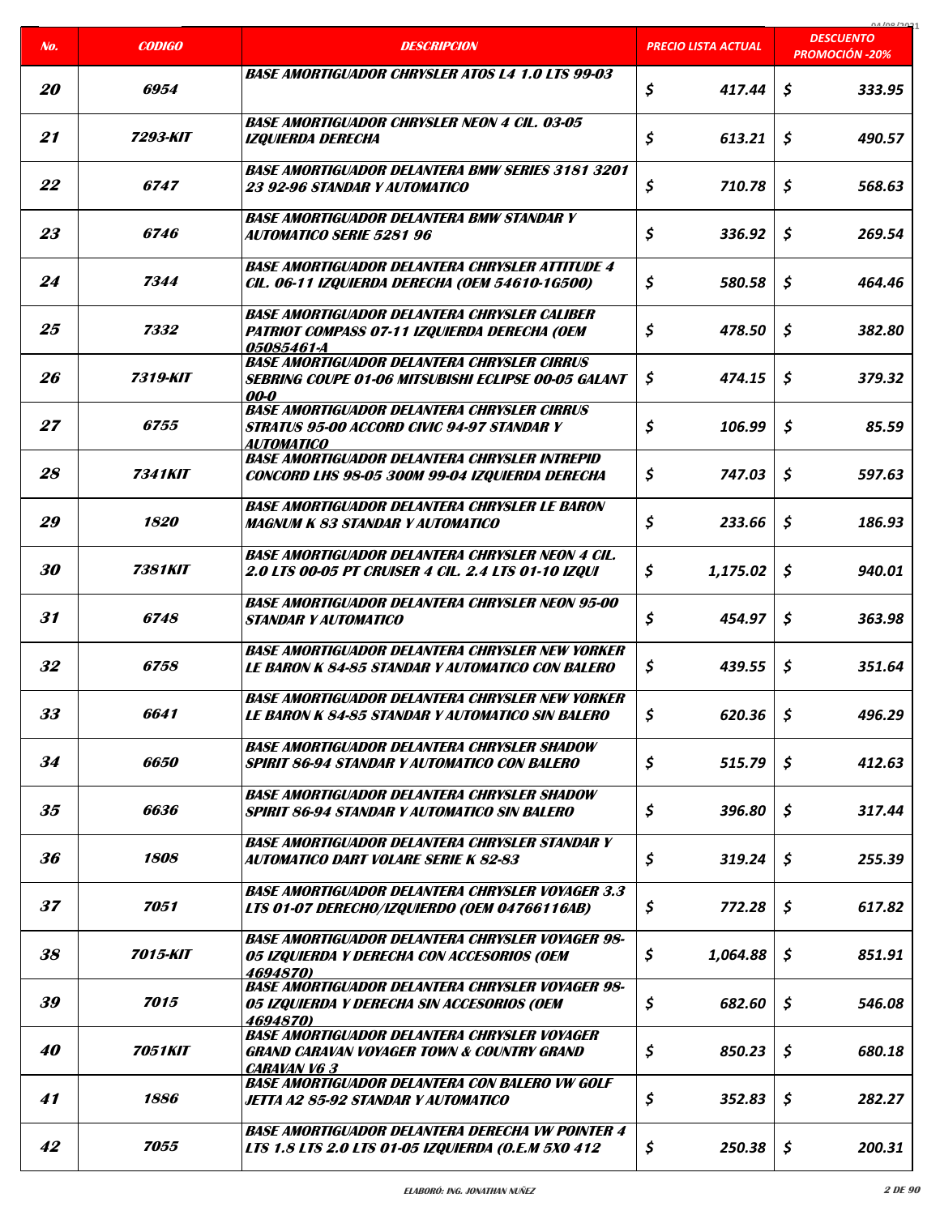| No. | CODIGO | DESCRIPCION | PRECIO LISTA ACTUAL | DESCUENTO PROMOCIÓN -20% |
|---|---|---|---|---|
| 20 | 6954 | BASE AMORTIGUADOR CHRYSLER ATOS L4 1.0 LTS 99-03 | $ 417.44 | $ 333.95 |
| 21 | 7293-KIT | BASE AMORTIGUADOR CHRYSLER NEON 4 CIL. 03-05 IZQUIERDA DERECHA | $ 613.21 | $ 490.57 |
| 22 | 6747 | BASE AMORTIGUADOR DELANTERA BMW SERIES 3181 3201 23 92-96 STANDAR Y AUTOMATICO | $ 710.78 | $ 568.63 |
| 23 | 6746 | BASE AMORTIGUADOR DELANTERA BMW STANDAR Y AUTOMATICO SERIE 5281 96 | $ 336.92 | $ 269.54 |
| 24 | 7344 | BASE AMORTIGUADOR DELANTERA CHRYSLER ATTITUDE 4 CIL. 06-11 IZQUIERDA DERECHA (OEM 54610-1G500) | $ 580.58 | $ 464.46 |
| 25 | 7332 | BASE AMORTIGUADOR DELANTERA CHRYSLER CALIBER PATRIOT COMPASS 07-11 IZQUIERDA DERECHA (OEM 05085461-A | $ 478.50 | $ 382.80 |
| 26 | 7319-KIT | BASE AMORTIGUADOR DELANTERA CHRYSLER CIRRUS SEBRING COUPE 01-06 MITSUBISHI ECLIPSE 00-05 GALANT 00-0 | $ 474.15 | $ 379.32 |
| 27 | 6755 | BASE AMORTIGUADOR DELANTERA CHRYSLER CIRRUS STRATUS 95-00 ACCORD CIVIC 94-97 STANDAR Y AUTOMATICO | $ 106.99 | $ 85.59 |
| 28 | 7341KIT | BASE AMORTIGUADOR DELANTERA CHRYSLER INTREPID CONCORD LHS 98-05 300M 99-04 IZQUIERDA DERECHA | $ 747.03 | $ 597.63 |
| 29 | 1820 | BASE AMORTIGUADOR DELANTERA CHRYSLER LE BARON MAGNUM K 83 STANDAR Y AUTOMATICO | $ 233.66 | $ 186.93 |
| 30 | 7381KIT | BASE AMORTIGUADOR DELANTERA CHRYSLER NEON 4 CIL. 2.0 LTS 00-05 PT CRUISER 4 CIL. 2.4 LTS 01-10 IZQUI | $ 1,175.02 | $ 940.01 |
| 31 | 6748 | BASE AMORTIGUADOR DELANTERA CHRYSLER NEON 95-00 STANDAR Y AUTOMATICO | $ 454.97 | $ 363.98 |
| 32 | 6758 | BASE AMORTIGUADOR DELANTERA CHRYSLER NEW YORKER LE BARON K 84-85 STANDAR Y AUTOMATICO CON BALERO | $ 439.55 | $ 351.64 |
| 33 | 6641 | BASE AMORTIGUADOR DELANTERA CHRYSLER NEW YORKER LE BARON K 84-85 STANDAR Y AUTOMATICO SIN BALERO | $ 620.36 | $ 496.29 |
| 34 | 6650 | BASE AMORTIGUADOR DELANTERA CHRYSLER SHADOW SPIRIT 86-94 STANDAR Y AUTOMATICO CON BALERO | $ 515.79 | $ 412.63 |
| 35 | 6636 | BASE AMORTIGUADOR DELANTERA CHRYSLER SHADOW SPIRIT 86-94 STANDAR Y AUTOMATICO SIN BALERO | $ 396.80 | $ 317.44 |
| 36 | 1808 | BASE AMORTIGUADOR DELANTERA CHRYSLER STANDAR Y AUTOMATICO DART VOLARE SERIE K 82-83 | $ 319.24 | $ 255.39 |
| 37 | 7051 | BASE AMORTIGUADOR DELANTERA CHRYSLER VOYAGER 3.3 LTS 01-07 DERECHO/IZQUIERDO (OEM 04766116AB) | $ 772.28 | $ 617.82 |
| 38 | 7015-KIT | BASE AMORTIGUADOR DELANTERA CHRYSLER VOYAGER 98-05 IZQUIERDA Y DERECHA CON ACCESORIOS (OEM 4694870) | $ 1,064.88 | $ 851.91 |
| 39 | 7015 | BASE AMORTIGUADOR DELANTERA CHRYSLER VOYAGER 98-05 IZQUIERDA Y DERECHA SIN ACCESORIOS (OEM 4694870) | $ 682.60 | $ 546.08 |
| 40 | 7051KIT | BASE AMORTIGUADOR DELANTERA CHRYSLER VOYAGER GRAND CARAVAN VOYAGER TOWN & COUNTRY GRAND CARAVAN V6 3 | $ 850.23 | $ 680.18 |
| 41 | 1886 | BASE AMORTIGUADOR DELANTERA CON BALERO VW GOLF JETTA A2 85-92 STANDAR Y AUTOMATICO | $ 352.83 | $ 282.27 |
| 42 | 7055 | BASE AMORTIGUADOR DELANTERA DERECHA VW POINTER 4 LTS 1.8 LTS 2.0 LTS 01-05 IZQUIERDA (O.E.M 5X0 412 | $ 250.38 | $ 200.31 |

ELABORÓ: ING. JONATHAN NUÑEZ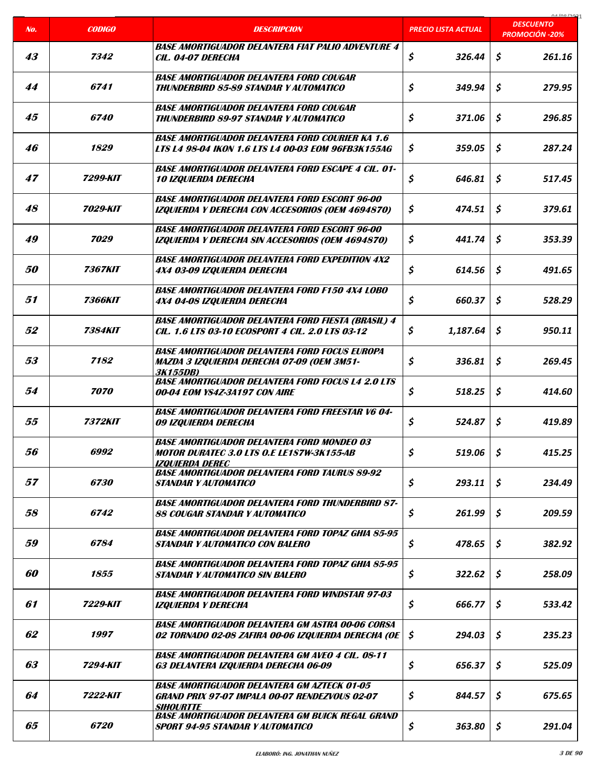| No. | CODIGO | DESCRIPCION | PRECIO LISTA ACTUAL | DESCUENTO PROMOCIÓN -20% |
|---|---|---|---|---|
| 43 | 7342 | BASE AMORTIGUADOR DELANTERA FIAT PALIO ADVENTURE 4 CIL. 04-07 DERECHA | $ 326.44 | $ 261.16 |
| 44 | 6741 | BASE AMORTIGUADOR DELANTERA FORD COUGAR THUNDERBIRD 85-89 STANDAR Y AUTOMATICO | $ 349.94 | $ 279.95 |
| 45 | 6740 | BASE AMORTIGUADOR DELANTERA FORD COUGAR THUNDERBIRD 89-97 STANDAR Y AUTOMATICO | $ 371.06 | $ 296.85 |
| 46 | 1829 | BASE AMORTIGUADOR DELANTERA FORD COURIER KA 1.6 LTS L4 98-04 IKON 1.6 LTS L4 00-03 EOM 96FB3K155AG | $ 359.05 | $ 287.24 |
| 47 | 7299-KIT | BASE AMORTIGUADOR DELANTERA FORD ESCAPE 4 CIL. 01-10 IZQUIERDA DERECHA | $ 646.81 | $ 517.45 |
| 48 | 7029-KIT | BASE AMORTIGUADOR DELANTERA FORD ESCORT 96-00 IZQUIERDA Y DERECHA CON ACCESORIOS (OEM 4694870) | $ 474.51 | $ 379.61 |
| 49 | 7029 | BASE AMORTIGUADOR DELANTERA FORD ESCORT 96-00 IZQUIERDA Y DERECHA SIN ACCESORIOS (OEM 4694870) | $ 441.74 | $ 353.39 |
| 50 | 7367KIT | BASE AMORTIGUADOR DELANTERA FORD EXPEDITION 4X2 4X4 03-09 IZQUIERDA DERECHA | $ 614.56 | $ 491.65 |
| 51 | 7366KIT | BASE AMORTIGUADOR DELANTERA FORD F150 4X4 LOBO 4X4 04-08 IZQUIERDA DERECHA | $ 660.37 | $ 528.29 |
| 52 | 7384KIT | BASE AMORTIGUADOR DELANTERA FORD FIESTA (BRASIL) 4 CIL. 1.6 LTS 03-10 ECOSPORT 4 CIL. 2.0 LTS 03-12 | $ 1,187.64 | $ 950.11 |
| 53 | 7182 | BASE AMORTIGUADOR DELANTERA FORD FOCUS EUROPA MAZDA 3 IZQUIERDA DERECHA 07-09 (OEM 3M51-3K155DB) | $ 336.81 | $ 269.45 |
| 54 | 7070 | BASE AMORTIGUADOR DELANTERA FORD FOCUS L4 2.0 LTS 00-04 EOM YS4Z-3A197 CON AIRE | $ 518.25 | $ 414.60 |
| 55 | 7372KIT | BASE AMORTIGUADOR DELANTERA FORD FREESTAR V6 04-09 IZQUIERDA DERECHA | $ 524.87 | $ 419.89 |
| 56 | 6992 | BASE AMORTIGUADOR DELANTERA FORD MONDEO 03 MOTOR DURATEC 3.0 LTS 0.E LE1S7W-3K155-AB IZQUIERDA DEREC | $ 519.06 | $ 415.25 |
| 57 | 6730 | BASE AMORTIGUADOR DELANTERA FORD TAURUS 89-92 STANDAR Y AUTOMATICO | $ 293.11 | $ 234.49 |
| 58 | 6742 | BASE AMORTIGUADOR DELANTERA FORD THUNDERBIRD 87-88 COUGAR STANDAR Y AUTOMATICO | $ 261.99 | $ 209.59 |
| 59 | 6784 | BASE AMORTIGUADOR DELANTERA FORD TOPAZ GHIA 85-95 STANDAR Y AUTOMATICO CON BALERO | $ 478.65 | $ 382.92 |
| 60 | 1855 | BASE AMORTIGUADOR DELANTERA FORD TOPAZ GHIA 85-95 STANDAR Y AUTOMATICO SIN BALERO | $ 322.62 | $ 258.09 |
| 61 | 7229-KIT | BASE AMORTIGUADOR DELANTERA FORD WINDSTAR 97-03 IZQUIERDA Y DERECHA | $ 666.77 | $ 533.42 |
| 62 | 1997 | BASE AMORTIGUADOR DELANTERA GM ASTRA 00-06 CORSA 02 TORNADO 02-08 ZAFIRA 00-06 IZQUIERDA DERECHA (OE | $ 294.03 | $ 235.23 |
| 63 | 7294-KIT | BASE AMORTIGUADOR DELANTERA GM AVEO 4 CIL. 08-11 G3 DELANTERA IZQUIERDA DERECHA 06-09 | $ 656.37 | $ 525.09 |
| 64 | 7222-KIT | BASE AMORTIGUADOR DELANTERA GM AZTECK 01-05 GRAND PRIX 97-07 IMPALA 00-07 RENDEZVOUS 02-07 SIHOURTTE | $ 844.57 | $ 675.65 |
| 65 | 6720 | BASE AMORTIGUADOR DELANTERA GM BUICK REGAL GRAND SPORT 94-95 STANDAR Y AUTOMATICO | $ 363.80 | $ 291.04 |

ELABORÓ: ING. JONATHAN NUÑEZ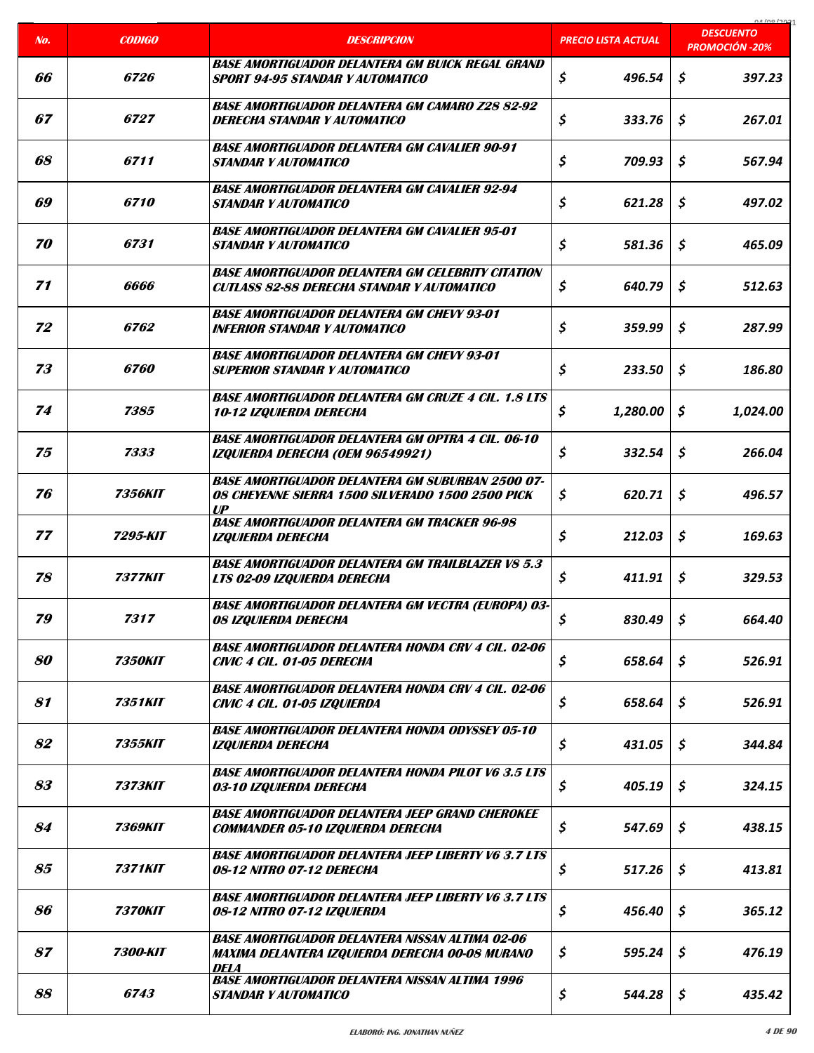| No. | CODIGO | DESCRIPCION | PRECIO LISTA ACTUAL | DESCUENTO PROMOCIÓN -20% |
|---|---|---|---|---|
| 66 | 6726 | BASE AMORTIGUADOR DELANTERA GM BUICK REGAL GRAND SPORT 94-95 STANDAR Y AUTOMATICO | $ 496.54 | $ 397.23 |
| 67 | 6727 | BASE AMORTIGUADOR DELANTERA GM CAMARO Z28 82-92 DERECHA STANDAR Y AUTOMATICO | $ 333.76 | $ 267.01 |
| 68 | 6711 | BASE AMORTIGUADOR DELANTERA GM CAVALIER 90-91 STANDAR Y AUTOMATICO | $ 709.93 | $ 567.94 |
| 69 | 6710 | BASE AMORTIGUADOR DELANTERA GM CAVALIER 92-94 STANDAR Y AUTOMATICO | $ 621.28 | $ 497.02 |
| 70 | 6731 | BASE AMORTIGUADOR DELANTERA GM CAVALIER 95-01 STANDAR Y AUTOMATICO | $ 581.36 | $ 465.09 |
| 71 | 6666 | BASE AMORTIGUADOR DELANTERA GM CELEBRITY CITATION CUTLASS 82-88 DERECHA STANDAR Y AUTOMATICO | $ 640.79 | $ 512.63 |
| 72 | 6762 | BASE AMORTIGUADOR DELANTERA GM CHEVY 93-01 INFERIOR STANDAR Y AUTOMATICO | $ 359.99 | $ 287.99 |
| 73 | 6760 | BASE AMORTIGUADOR DELANTERA GM CHEVY 93-01 SUPERIOR STANDAR Y AUTOMATICO | $ 233.50 | $ 186.80 |
| 74 | 7385 | BASE AMORTIGUADOR DELANTERA GM CRUZE 4 CIL. 1.8 LTS 10-12 IZQUIERDA DERECHA | $ 1,280.00 | $ 1,024.00 |
| 75 | 7333 | BASE AMORTIGUADOR DELANTERA GM OPTRA 4 CIL. 06-10 IZQUIERDA DERECHA (OEM 96549921) | $ 332.54 | $ 266.04 |
| 76 | 7356KIT | BASE AMORTIGUADOR DELANTERA GM SUBURBAN 2500 07-08 CHEYENNE SIERRA 1500 SILVERADO 1500 2500 PICK UP | $ 620.71 | $ 496.57 |
| 77 | 7295-KIT | BASE AMORTIGUADOR DELANTERA GM TRACKER 96-98 IZQUIERDA DERECHA | $ 212.03 | $ 169.63 |
| 78 | 7377KIT | BASE AMORTIGUADOR DELANTERA GM TRAILBLAZER V8 5.3 LTS 02-09 IZQUIERDA DERECHA | $ 411.91 | $ 329.53 |
| 79 | 7317 | BASE AMORTIGUADOR DELANTERA GM VECTRA (EUROPA) 03-08 IZQUIERDA DERECHA | $ 830.49 | $ 664.40 |
| 80 | 7350KIT | BASE AMORTIGUADOR DELANTERA HONDA CRV 4 CIL. 02-06 CIVIC 4 CIL. 01-05 DERECHA | $ 658.64 | $ 526.91 |
| 81 | 7351KIT | BASE AMORTIGUADOR DELANTERA HONDA CRV 4 CIL. 02-06 CIVIC 4 CIL. 01-05 IZQUIERDA | $ 658.64 | $ 526.91 |
| 82 | 7355KIT | BASE AMORTIGUADOR DELANTERA HONDA ODYSSEY 05-10 IZQUIERDA DERECHA | $ 431.05 | $ 344.84 |
| 83 | 7373KIT | BASE AMORTIGUADOR DELANTERA HONDA PILOT V6 3.5 LTS 03-10 IZQUIERDA DERECHA | $ 405.19 | $ 324.15 |
| 84 | 7369KIT | BASE AMORTIGUADOR DELANTERA JEEP GRAND CHEROKEE COMMANDER 05-10 IZQUIERDA DERECHA | $ 547.69 | $ 438.15 |
| 85 | 7371KIT | BASE AMORTIGUADOR DELANTERA JEEP LIBERTY V6 3.7 LTS 08-12 NITRO 07-12 DERECHA | $ 517.26 | $ 413.81 |
| 86 | 7370KIT | BASE AMORTIGUADOR DELANTERA JEEP LIBERTY V6 3.7 LTS 08-12 NITRO 07-12 IZQUIERDA | $ 456.40 | $ 365.12 |
| 87 | 7300-KIT | BASE AMORTIGUADOR DELANTERA NISSAN ALTIMA 02-06 MAXIMA DELANTERA IZQUIERDA DERECHA 00-08 MURANO DELA | $ 595.24 | $ 476.19 |
| 88 | 6743 | BASE AMORTIGUADOR DELANTERA NISSAN ALTIMA 1996 STANDAR Y AUTOMATICO | $ 544.28 | $ 435.42 |

ELABORÓ: ING. JONATHAN NUÑEZ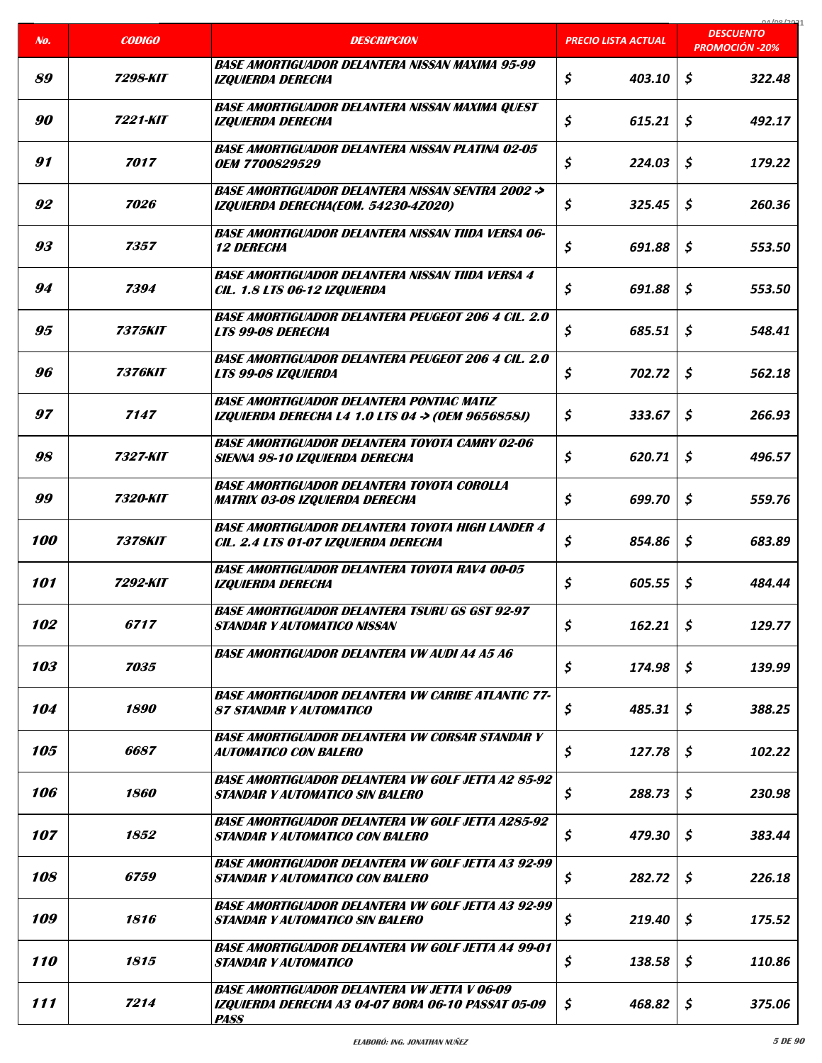| No. | CODIGO | DESCRIPCION | PRECIO LISTA ACTUAL | DESCUENTO PROMOCIÓN -20% |
|---|---|---|---|---|
| 89 | 7298-KIT | BASE AMORTIGUADOR DELANTERA NISSAN MAXIMA 95-99 IZQUIERDA DERECHA | $ 403.10 | $ 322.48 |
| 90 | 7221-KIT | BASE AMORTIGUADOR DELANTERA NISSAN MAXIMA QUEST IZQUIERDA DERECHA | $ 615.21 | $ 492.17 |
| 91 | 7017 | BASE AMORTIGUADOR DELANTERA NISSAN PLATINA 02-05 OEM 7700829529 | $ 224.03 | $ 179.22 |
| 92 | 7026 | BASE AMORTIGUADOR DELANTERA NISSAN SENTRA 2002 -> IZQUIERDA DERECHA(EOM. 54230-4Z020) | $ 325.45 | $ 260.36 |
| 93 | 7357 | BASE AMORTIGUADOR DELANTERA NISSAN TIIDA VERSA 06-12 DERECHA | $ 691.88 | $ 553.50 |
| 94 | 7394 | BASE AMORTIGUADOR DELANTERA NISSAN TIIDA VERSA 4 CIL. 1.8 LTS 06-12 IZQUIERDA | $ 691.88 | $ 553.50 |
| 95 | 7375KIT | BASE AMORTIGUADOR DELANTERA PEUGEOT 206 4 CIL. 2.0 LTS 99-08 DERECHA | $ 685.51 | $ 548.41 |
| 96 | 7376KIT | BASE AMORTIGUADOR DELANTERA PEUGEOT 206 4 CIL. 2.0 LTS 99-08 IZQUIERDA | $ 702.72 | $ 562.18 |
| 97 | 7147 | BASE AMORTIGUADOR DELANTERA PONTIAC MATIZ IZQUIERDA DERECHA L4 1.0 LTS 04 -> (OEM 9656858J) | $ 333.67 | $ 266.93 |
| 98 | 7327-KIT | BASE AMORTIGUADOR DELANTERA TOYOTA CAMRY 02-06 SIENNA 98-10 IZQUIERDA DERECHA | $ 620.71 | $ 496.57 |
| 99 | 7320-KIT | BASE AMORTIGUADOR DELANTERA TOYOTA COROLLA MATRIX 03-08 IZQUIERDA DERECHA | $ 699.70 | $ 559.76 |
| 100 | 7378KIT | BASE AMORTIGUADOR DELANTERA TOYOTA HIGH LANDER 4 CIL. 2.4 LTS 01-07 IZQUIERDA DERECHA | $ 854.86 | $ 683.89 |
| 101 | 7292-KIT | BASE AMORTIGUADOR DELANTERA TOYOTA RAV4 00-05 IZQUIERDA DERECHA | $ 605.55 | $ 484.44 |
| 102 | 6717 | BASE AMORTIGUADOR DELANTERA TSURU GS GST 92-97 STANDAR Y AUTOMATICO NISSAN | $ 162.21 | $ 129.77 |
| 103 | 7035 | BASE AMORTIGUADOR DELANTERA VW AUDI A4 A5 A6 | $ 174.98 | $ 139.99 |
| 104 | 1890 | BASE AMORTIGUADOR DELANTERA VW CARIBE ATLANTIC 77-87 STANDAR Y AUTOMATICO | $ 485.31 | $ 388.25 |
| 105 | 6687 | BASE AMORTIGUADOR DELANTERA VW CORSAR STANDAR Y AUTOMATICO CON BALERO | $ 127.78 | $ 102.22 |
| 106 | 1860 | BASE AMORTIGUADOR DELANTERA VW GOLF JETTA A2 85-92 STANDAR Y AUTOMATICO SIN BALERO | $ 288.73 | $ 230.98 |
| 107 | 1852 | BASE AMORTIGUADOR DELANTERA VW GOLF JETTA A285-92 STANDAR Y AUTOMATICO CON BALERO | $ 479.30 | $ 383.44 |
| 108 | 6759 | BASE AMORTIGUADOR DELANTERA VW GOLF JETTA A3 92-99 STANDAR Y AUTOMATICO CON BALERO | $ 282.72 | $ 226.18 |
| 109 | 1816 | BASE AMORTIGUADOR DELANTERA VW GOLF JETTA A3 92-99 STANDAR Y AUTOMATICO SIN BALERO | $ 219.40 | $ 175.52 |
| 110 | 1815 | BASE AMORTIGUADOR DELANTERA VW GOLF JETTA A4 99-01 STANDAR Y AUTOMATICO | $ 138.58 | $ 110.86 |
| 111 | 7214 | BASE AMORTIGUADOR DELANTERA VW JETTA V 06-09 IZQUIERDA DERECHA A3 04-07 BORA 06-10 PASSAT 05-09 PASS | $ 468.82 | $ 375.06 |

ELABORÓ: ING. JONATHAN NUÑEZ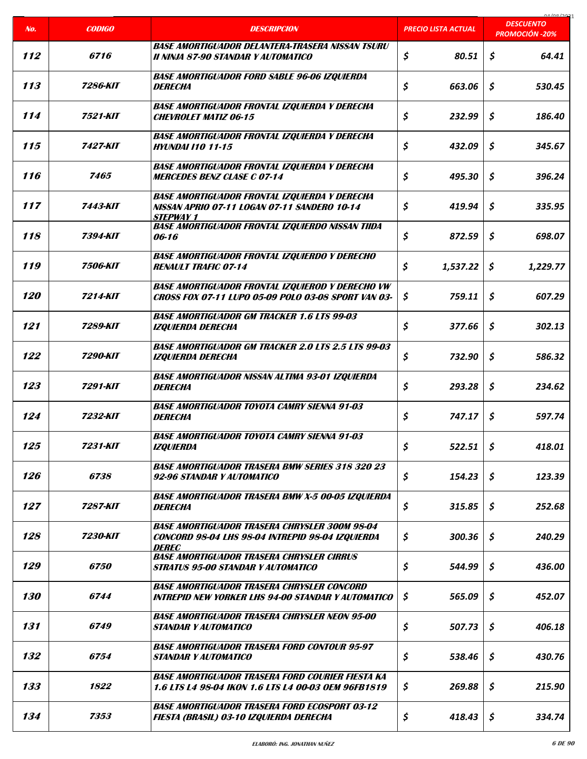| No. | CODIGO | DESCRIPCION | PRECIO LISTA ACTUAL | DESCUENTO PROMOCIÓN -20% |
|---|---|---|---|---|
| 112 | 6716 | BASE AMORTIGUADOR DELANTERA-TRASERA NISSAN TSURU II NINJA 87-90 STANDAR Y AUTOMATICO | $ 80.51 | $ 64.41 |
| 113 | 7286-KIT | BASE AMORTIGUADOR FORD SABLE 96-06 IZQUIERDA DERECHA | $ 663.06 | $ 530.45 |
| 114 | 7521-KIT | BASE AMORTIGUADOR FRONTAL IZQUIERDA Y DERECHA CHEVROLET MATIZ 06-15 | $ 232.99 | $ 186.40 |
| 115 | 7427-KIT | BASE AMORTIGUADOR FRONTAL IZQUIERDA Y DERECHA HYUNDAI I10 11-15 | $ 432.09 | $ 345.67 |
| 116 | 7465 | BASE AMORTIGUADOR FRONTAL IZQUIERDA Y DERECHA MERCEDES BENZ CLASE C 07-14 | $ 495.30 | $ 396.24 |
| 117 | 7443-KIT | BASE AMORTIGUADOR FRONTAL IZQUIERDA Y DERECHA NISSAN APRIO 07-11 LOGAN 07-11 SANDERO 10-14 STEPWAY 1 | $ 419.94 | $ 335.95 |
| 118 | 7394-KIT | BASE AMORTIGUADOR FRONTAL IZQUIERDO NISSAN TIIDA 06-16 | $ 872.59 | $ 698.07 |
| 119 | 7506-KIT | BASE AMORTIGUADOR FRONTAL IZQUIERDO Y DERECHO RENAULT TRAFIC 07-14 | $ 1,537.22 | $ 1,229.77 |
| 120 | 7214-KIT | BASE AMORTIGUADOR FRONTAL IZQUIEROD Y DERECHO VW CROSS FOX 07-11 LUPO 05-09 POLO 03-08 SPORT VAN 03- | $ 759.11 | $ 607.29 |
| 121 | 7289-KIT | BASE AMORTIGUADOR GM TRACKER 1.6 LTS 99-03 IZQUIERDA DERECHA | $ 377.66 | $ 302.13 |
| 122 | 7290-KIT | BASE AMORTIGUADOR GM TRACKER 2.0 LTS 2.5 LTS 99-03 IZQUIERDA DERECHA | $ 732.90 | $ 586.32 |
| 123 | 7291-KIT | BASE AMORTIGUADOR NISSAN ALTIMA 93-01 IZQUIERDA DERECHA | $ 293.28 | $ 234.62 |
| 124 | 7232-KIT | BASE AMORTIGUADOR TOYOTA CAMRY SIENNA 91-03 DERECHA | $ 747.17 | $ 597.74 |
| 125 | 7231-KIT | BASE AMORTIGUADOR TOYOTA CAMRY SIENNA 91-03 IZQUIERDA | $ 522.51 | $ 418.01 |
| 126 | 6738 | BASE AMORTIGUADOR TRASERA BMW SERIES 318 320 23 92-96 STANDAR Y AUTOMATICO | $ 154.23 | $ 123.39 |
| 127 | 7287-KIT | BASE AMORTIGUADOR TRASERA BMW X-5 00-05 IZQUIERDA DERECHA | $ 315.85 | $ 252.68 |
| 128 | 7230-KIT | BASE AMORTIGUADOR TRASERA CHRYSLER 300M 98-04 CONCORD 98-04 LHS 98-04 INTREPID 98-04 IZQUIERDA DEREC | $ 300.36 | $ 240.29 |
| 129 | 6750 | BASE AMORTIGUADOR TRASERA CHRYSLER CIRRUS STRATUS 95-00 STANDAR Y AUTOMATICO | $ 544.99 | $ 436.00 |
| 130 | 6744 | BASE AMORTIGUADOR TRASERA CHRYSLER CONCORD INTREPID NEW YORKER LHS 94-00 STANDAR Y AUTOMATICO | $ 565.09 | $ 452.07 |
| 131 | 6749 | BASE AMORTIGUADOR TRASERA CHRYSLER NEON 95-00 STANDAR Y AUTOMATICO | $ 507.73 | $ 406.18 |
| 132 | 6754 | BASE AMORTIGUADOR TRASERA FORD CONTOUR 95-97 STANDAR Y AUTOMATICO | $ 538.46 | $ 430.76 |
| 133 | 1822 | BASE AMORTIGUADOR TRASERA FORD COURIER FIESTA KA 1.6 LTS L4 98-04 IKON 1.6 LTS L4 00-03 OEM 96FB1819 | $ 269.88 | $ 215.90 |
| 134 | 7353 | BASE AMORTIGUADOR TRASERA FORD ECOSPORT 03-12 FIESTA (BRASIL) 03-10 IZQUIERDA DERECHA | $ 418.43 | $ 334.74 |

ELABORÓ: ING. JONATHAN NUÑEZ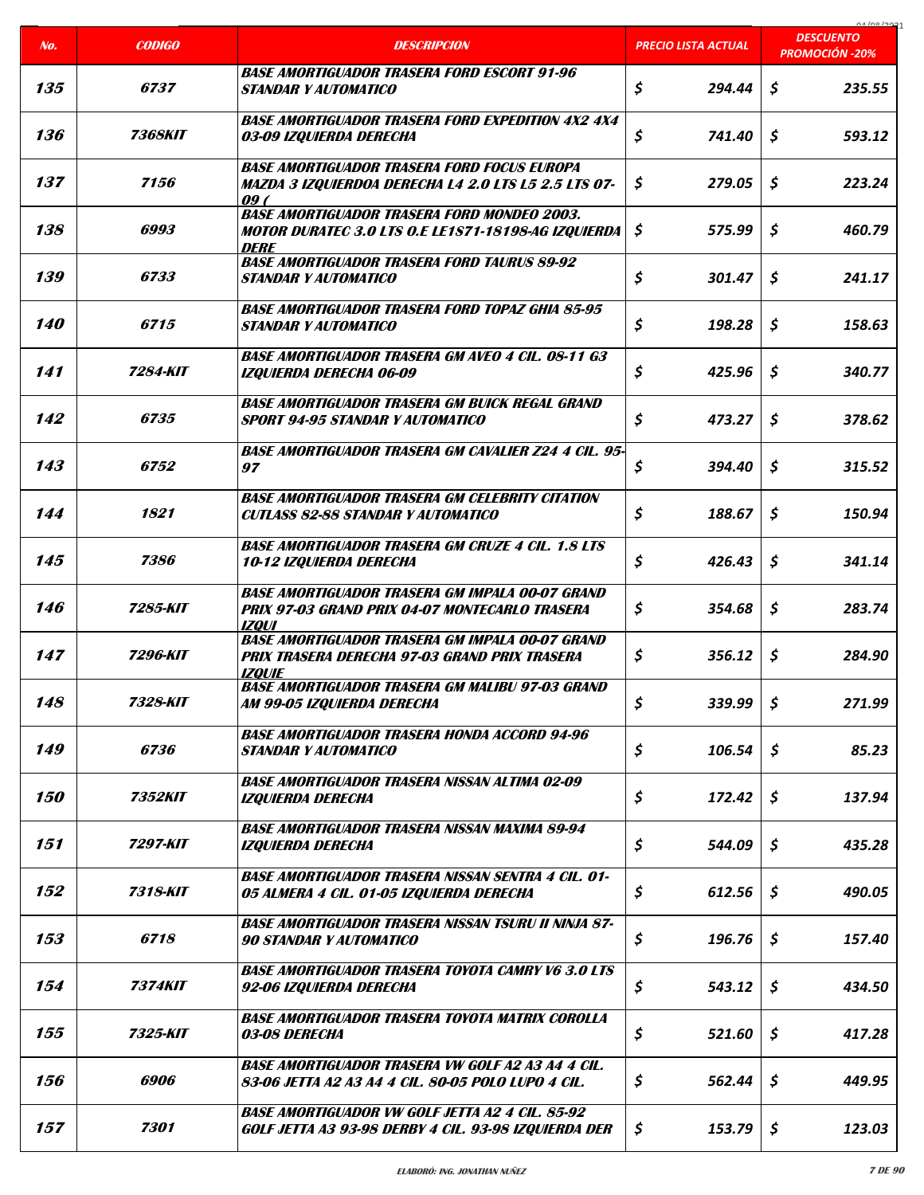| No. | CODIGO | DESCRIPCION | PRECIO LISTA ACTUAL | DESCUENTO PROMOCIÓN -20% |
|---|---|---|---|---|
| 135 | 6737 | BASE AMORTIGUADOR TRASERA FORD ESCORT 91-96 STANDAR Y AUTOMATICO | $ 294.44 | $ 235.55 |
| 136 | 7368KIT | BASE AMORTIGUADOR TRASERA FORD EXPEDITION 4X2 4X4 03-09 IZQUIERDA DERECHA | $ 741.40 | $ 593.12 |
| 137 | 7156 | BASE AMORTIGUADOR TRASERA FORD FOCUS EUROPA MAZDA 3 IZQUIERDOA DERECHA L4 2.0 LTS L5 2.5 LTS 07-09 ( | $ 279.05 | $ 223.24 |
| 138 | 6993 | BASE AMORTIGUADOR TRASERA FORD MONDEO 2003. MOTOR DURATEC 3.0 LTS 0.E LE1S71-18198-AG IZQUIERDA DERE | $ 575.99 | $ 460.79 |
| 139 | 6733 | BASE AMORTIGUADOR TRASERA FORD TAURUS 89-92 STANDAR Y AUTOMATICO | $ 301.47 | $ 241.17 |
| 140 | 6715 | BASE AMORTIGUADOR TRASERA FORD TOPAZ GHIA 85-95 STANDAR Y AUTOMATICO | $ 198.28 | $ 158.63 |
| 141 | 7284-KIT | BASE AMORTIGUADOR TRASERA GM AVEO 4 CIL. 08-11 G3 IZQUIERDA DERECHA 06-09 | $ 425.96 | $ 340.77 |
| 142 | 6735 | BASE AMORTIGUADOR TRASERA GM BUICK REGAL GRAND SPORT 94-95 STANDAR Y AUTOMATICO | $ 473.27 | $ 378.62 |
| 143 | 6752 | BASE AMORTIGUADOR TRASERA GM CAVALIER Z24 4 CIL. 95-97 | $ 394.40 | $ 315.52 |
| 144 | 1821 | BASE AMORTIGUADOR TRASERA GM CELEBRITY CITATION CUTLASS 82-88 STANDAR Y AUTOMATICO | $ 188.67 | $ 150.94 |
| 145 | 7386 | BASE AMORTIGUADOR TRASERA GM CRUZE 4 CIL. 1.8 LTS 10-12 IZQUIERDA DERECHA | $ 426.43 | $ 341.14 |
| 146 | 7285-KIT | BASE AMORTIGUADOR TRASERA GM IMPALA 00-07 GRAND PRIX 97-03 GRAND PRIX 04-07 MONTECARLO TRASERA IZQUI | $ 354.68 | $ 283.74 |
| 147 | 7296-KIT | BASE AMORTIGUADOR TRASERA GM IMPALA 00-07 GRAND PRIX TRASERA DERECHA 97-03 GRAND PRIX TRASERA IZQUIE | $ 356.12 | $ 284.90 |
| 148 | 7328-KIT | BASE AMORTIGUADOR TRASERA GM MALIBU 97-03 GRAND AM 99-05 IZQUIERDA DERECHA | $ 339.99 | $ 271.99 |
| 149 | 6736 | BASE AMORTIGUADOR TRASERA HONDA ACCORD 94-96 STANDAR Y AUTOMATICO | $ 106.54 | $ 85.23 |
| 150 | 7352KIT | BASE AMORTIGUADOR TRASERA NISSAN ALTIMA 02-09 IZQUIERDA DERECHA | $ 172.42 | $ 137.94 |
| 151 | 7297-KIT | BASE AMORTIGUADOR TRASERA NISSAN MAXIMA 89-94 IZQUIERDA DERECHA | $ 544.09 | $ 435.28 |
| 152 | 7318-KIT | BASE AMORTIGUADOR TRASERA NISSAN SENTRA 4 CIL. 01-05 ALMERA 4 CIL. 01-05 IZQUIERDA DERECHA | $ 612.56 | $ 490.05 |
| 153 | 6718 | BASE AMORTIGUADOR TRASERA NISSAN TSURU II NINJA 87-90 STANDAR Y AUTOMATICO | $ 196.76 | $ 157.40 |
| 154 | 7374KIT | BASE AMORTIGUADOR TRASERA TOYOTA CAMRY V6 3.0 LTS 92-06 IZQUIERDA DERECHA | $ 543.12 | $ 434.50 |
| 155 | 7325-KIT | BASE AMORTIGUADOR TRASERA TOYOTA MATRIX COROLLA 03-08 DERECHA | $ 521.60 | $ 417.28 |
| 156 | 6906 | BASE AMORTIGUADOR TRASERA VW GOLF A2 A3 A4 4 CIL. 83-06 JETTA A2 A3 A4 4 CIL. 80-05 POLO LUPO 4 CIL. | $ 562.44 | $ 449.95 |
| 157 | 7301 | BASE AMORTIGUADOR VW GOLF JETTA A2 4 CIL. 85-92 GOLF JETTA A3 93-98 DERBY 4 CIL. 93-98 IZQUIERDA DER | $ 153.79 | $ 123.03 |

ELABORÓ: ING. JONATHAN NUÑEZ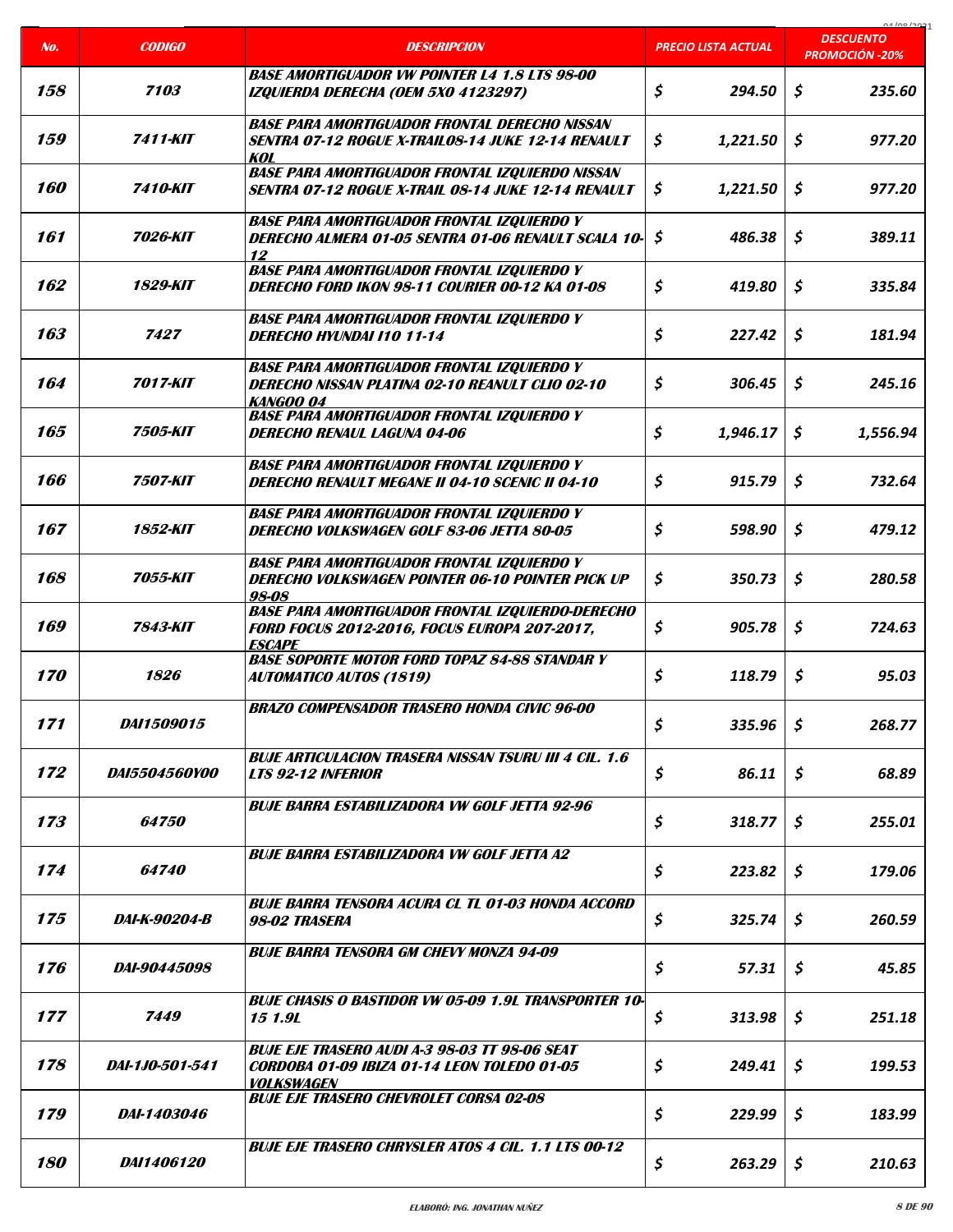| No. | CODIGO | DESCRIPCION | PRECIO LISTA ACTUAL | DESCUENTO PROMOCIÓN -20% |
|---|---|---|---|---|
| 158 | 7103 | BASE AMORTIGUADOR VW POINTER L4 1.8 LTS 98-00 IZQUIERDA DERECHA (OEM 5X0 4123297) | $ 294.50 | $ 235.60 |
| 159 | 7411-KIT | BASE PARA AMORTIGUADOR FRONTAL DERECHO NISSAN SENTRA 07-12 ROGUE X-TRAIL08-14 JUKE 12-14 RENAULT KOL | $ 1,221.50 | $ 977.20 |
| 160 | 7410-KIT | BASE PARA AMORTIGUADOR FRONTAL IZQUIERDO NISSAN SENTRA 07-12 ROGUE X-TRAIL 08-14 JUKE 12-14 RENAULT | $ 1,221.50 | $ 977.20 |
| 161 | 7026-KIT | BASE PARA AMORTIGUADOR FRONTAL IZQUIERDO Y DERECHO ALMERA 01-05 SENTRA 01-06 RENAULT SCALA 10-12 | $ 486.38 | $ 389.11 |
| 162 | 1829-KIT | BASE PARA AMORTIGUADOR FRONTAL IZQUIERDO Y DERECHO FORD IKON 98-11 COURIER 00-12 KA 01-08 | $ 419.80 | $ 335.84 |
| 163 | 7427 | BASE PARA AMORTIGUADOR FRONTAL IZQUIERDO Y DERECHO HYUNDAI I10 11-14 | $ 227.42 | $ 181.94 |
| 164 | 7017-KIT | BASE PARA AMORTIGUADOR FRONTAL IZQUIERDO Y DERECHO NISSAN PLATINA 02-10 REANULT CLIO 02-10 KANGOO 04 | $ 306.45 | $ 245.16 |
| 165 | 7505-KIT | BASE PARA AMORTIGUADOR FRONTAL IZQUIERDO Y DERECHO RENAUL LAGUNA 04-06 | $ 1,946.17 | $ 1,556.94 |
| 166 | 7507-KIT | BASE PARA AMORTIGUADOR FRONTAL IZQUIERDO Y DERECHO RENAULT MEGANE II 04-10 SCENIC II 04-10 | $ 915.79 | $ 732.64 |
| 167 | 1852-KIT | BASE PARA AMORTIGUADOR FRONTAL IZQUIERDO Y DERECHO VOLKSWAGEN GOLF 83-06 JETTA 80-05 | $ 598.90 | $ 479.12 |
| 168 | 7055-KIT | BASE PARA AMORTIGUADOR FRONTAL IZQUIERDO Y DERECHO VOLKSWAGEN POINTER 06-10 POINTER PICK UP 98-08 | $ 350.73 | $ 280.58 |
| 169 | 7843-KIT | BASE PARA AMORTIGUADOR FRONTAL IZQUIERDO-DERECHO FORD FOCUS 2012-2016, FOCUS EUROPA 207-2017, ESCAPE | $ 905.78 | $ 724.63 |
| 170 | 1826 | BASE SOPORTE MOTOR FORD TOPAZ 84-88 STANDAR Y AUTOMATICO AUTOS (1819) | $ 118.79 | $ 95.03 |
| 171 | DAI1509015 | BRAZO COMPENSADOR TRASERO HONDA CIVIC 96-00 | $ 335.96 | $ 268.77 |
| 172 | DAI5504560Y00 | BUJE ARTICULACION TRASERA NISSAN TSURU III 4 CIL. 1.6 LTS 92-12 INFERIOR | $ 86.11 | $ 68.89 |
| 173 | 64750 | BUJE BARRA ESTABILIZADORA VW GOLF JETTA 92-96 | $ 318.77 | $ 255.01 |
| 174 | 64740 | BUJE BARRA ESTABILIZADORA VW GOLF JETTA A2 | $ 223.82 | $ 179.06 |
| 175 | DAI-K-90204-B | BUJE BARRA TENSORA ACURA CL TL 01-03 HONDA ACCORD 98-02 TRASERA | $ 325.74 | $ 260.59 |
| 176 | DAI-90445098 | BUJE BARRA TENSORA GM CHEVY MONZA 94-09 | $ 57.31 | $ 45.85 |
| 177 | 7449 | BUJE CHASIS O BASTIDOR VW 05-09 1.9L TRANSPORTER 10-15 1.9L | $ 313.98 | $ 251.18 |
| 178 | DAI-1J0-501-541 | BUJE EJE TRASERO AUDI A-3 98-03 TT 98-06 SEAT CORDOBA 01-09 IBIZA 01-14 LEON TOLEDO 01-05 VOLKSWAGEN | $ 249.41 | $ 199.53 |
| 179 | DAI-1403046 | BUJE EJE TRASERO CHEVROLET CORSA 02-08 | $ 229.99 | $ 183.99 |
| 180 | DAI1406120 | BUJE EJE TRASERO CHRYSLER ATOS 4 CIL. 1.1 LTS 00-12 | $ 263.29 | $ 210.63 |

ELABORÓ: ING. JONATHAN NUÑEZ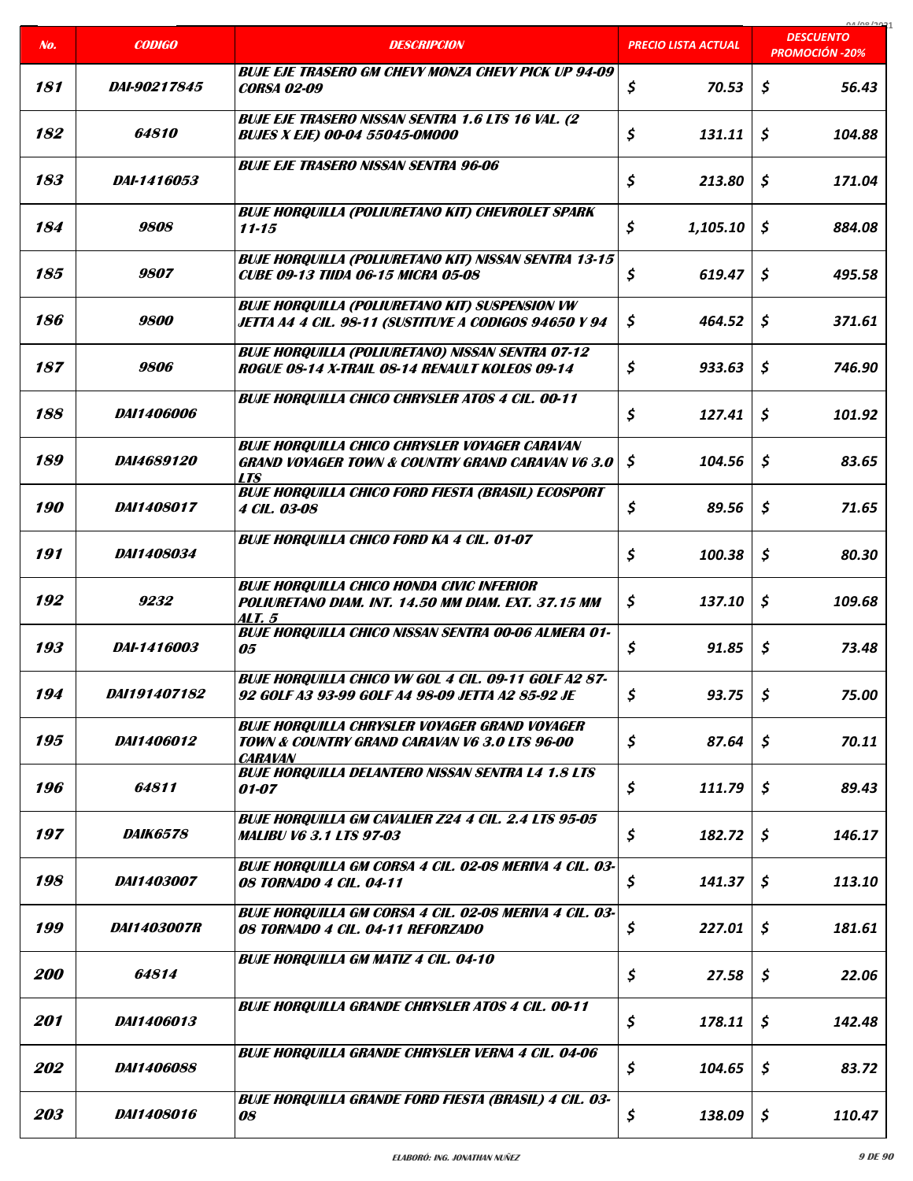| No. | CODIGO | DESCRIPCION | PRECIO LISTA ACTUAL | DESCUENTO PROMOCIÓN -20% |
|---|---|---|---|---|
| 181 | DAI-90217845 | BUJE EJE TRASERO GM CHEVY MONZA CHEVY PICK UP 94-09 CORSA 02-09 | $ 70.53 | $ 56.43 |
| 182 | 64810 | BUJE EJE TRASERO NISSAN SENTRA 1.6 LTS 16 VAL. (2 BUJES X EJE) 00-04 55045-0M000 | $ 131.11 | $ 104.88 |
| 183 | DAI-1416053 | BUJE EJE TRASERO NISSAN SENTRA 96-06 | $ 213.80 | $ 171.04 |
| 184 | 9808 | BUJE HORQUILLA (POLIURETANO KIT) CHEVROLET SPARK 11-15 | $ 1,105.10 | $ 884.08 |
| 185 | 9807 | BUJE HORQUILLA (POLIURETANO KIT) NISSAN SENTRA 13-15 CUBE 09-13 TIIDA 06-15 MICRA 05-08 | $ 619.47 | $ 495.58 |
| 186 | 9800 | BUJE HORQUILLA (POLIURETANO KIT) SUSPENSION VW JETTA A4 4 CIL. 98-11 (SUSTITUYE A CODIGOS 94650 Y 94 | $ 464.52 | $ 371.61 |
| 187 | 9806 | BUJE HORQUILLA (POLIURETANO) NISSAN SENTRA 07-12 ROGUE 08-14 X-TRAIL 08-14 RENAULT KOLEOS 09-14 | $ 933.63 | $ 746.90 |
| 188 | DAI1406006 | BUJE HORQUILLA CHICO CHRYSLER ATOS 4 CIL. 00-11 | $ 127.41 | $ 101.92 |
| 189 | DAI4689120 | BUJE HORQUILLA CHICO CHRYSLER VOYAGER CARAVAN GRAND VOYAGER TOWN & COUNTRY GRAND CARAVAN V6 3.0 LTS | $ 104.56 | $ 83.65 |
| 190 | DAI1408017 | BUJE HORQUILLA CHICO FORD FIESTA (BRASIL) ECOSPORT 4 CIL. 03-08 | $ 89.56 | $ 71.65 |
| 191 | DAI1408034 | BUJE HORQUILLA CHICO FORD KA 4 CIL. 01-07 | $ 100.38 | $ 80.30 |
| 192 | 9232 | BUJE HORQUILLA CHICO HONDA CIVIC INFERIOR POLIURETANO DIAM. INT. 14.50 MM DIAM. EXT. 37.15 MM ALT. 5 | $ 137.10 | $ 109.68 |
| 193 | DAI-1416003 | BUJE HORQUILLA CHICO NISSAN SENTRA 00-06 ALMERA 01-05 | $ 91.85 | $ 73.48 |
| 194 | DAI191407182 | BUJE HORQUILLA CHICO VW GOL 4 CIL. 09-11 GOLF A2 87-92 GOLF A3 93-99 GOLF A4 98-09 JETTA A2 85-92 JE | $ 93.75 | $ 75.00 |
| 195 | DAI1406012 | BUJE HORQUILLA CHRYSLER VOYAGER GRAND VOYAGER TOWN & COUNTRY GRAND CARAVAN V6 3.0 LTS 96-00 CARAVAN | $ 87.64 | $ 70.11 |
| 196 | 64811 | BUJE HORQUILLA DELANTERO NISSAN SENTRA L4 1.8 LTS 01-07 | $ 111.79 | $ 89.43 |
| 197 | DAIK6578 | BUJE HORQUILLA GM CAVALIER Z24 4 CIL. 2.4 LTS 95-05 MALIBU V6 3.1 LTS 97-03 | $ 182.72 | $ 146.17 |
| 198 | DAI1403007 | BUJE HORQUILLA GM CORSA 4 CIL. 02-08 MERIVA 4 CIL. 03-08 TORNADO 4 CIL. 04-11 | $ 141.37 | $ 113.10 |
| 199 | DAI1403007R | BUJE HORQUILLA GM CORSA 4 CIL. 02-08 MERIVA 4 CIL. 03-08 TORNADO 4 CIL. 04-11 REFORZADO | $ 227.01 | $ 181.61 |
| 200 | 64814 | BUJE HORQUILLA GM MATIZ 4 CIL. 04-10 | $ 27.58 | $ 22.06 |
| 201 | DAI1406013 | BUJE HORQUILLA GRANDE CHRYSLER ATOS 4 CIL. 00-11 | $ 178.11 | $ 142.48 |
| 202 | DAI1406088 | BUJE HORQUILLA GRANDE CHRYSLER VERNA 4 CIL. 04-06 | $ 104.65 | $ 83.72 |
| 203 | DAI1408016 | BUJE HORQUILLA GRANDE FORD FIESTA (BRASIL) 4 CIL. 03-08 | $ 138.09 | $ 110.47 |

ELABORÓ: ING. JONATHAN NUÑEZ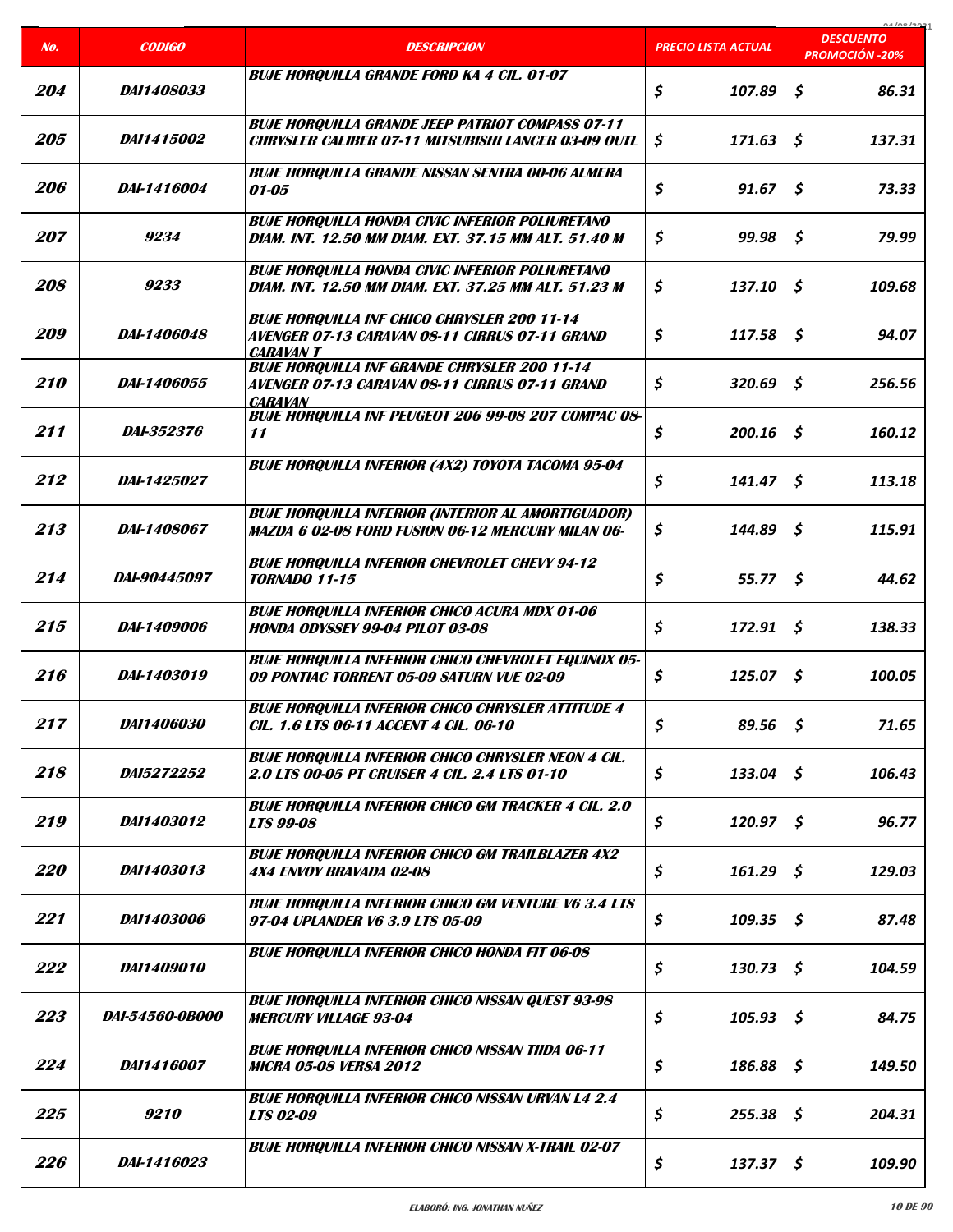| No. | CODIGO | DESCRIPCION | PRECIO LISTA ACTUAL | DESCUENTO PROMOCIÓN -20% |
|---|---|---|---|---|
| 204 | DAI1408033 | BUJE HORQUILLA GRANDE FORD KA 4 CIL. 01-07 | $ 107.89 | $ 86.31 |
| 205 | DAI1415002 | BUJE HORQUILLA GRANDE JEEP PATRIOT COMPASS 07-11 CHRYSLER CALIBER 07-11 MITSUBISHI LANCER 03-09 OUTL | $ 171.63 | $ 137.31 |
| 206 | DAI-1416004 | BUJE HORQUILLA GRANDE NISSAN SENTRA 00-06 ALMERA 01-05 | $ 91.67 | $ 73.33 |
| 207 | 9234 | BUJE HORQUILLA HONDA CIVIC INFERIOR POLIURETANO DIAM. INT. 12.50 MM DIAM. EXT. 37.15 MM ALT. 51.40 M | $ 99.98 | $ 79.99 |
| 208 | 9233 | BUJE HORQUILLA HONDA CIVIC INFERIOR POLIURETANO DIAM. INT. 12.50 MM DIAM. EXT. 37.25 MM ALT. 51.23 M | $ 137.10 | $ 109.68 |
| 209 | DAI-1406048 | BUJE HORQUILLA INF CHICO CHRYSLER 200 11-14 AVENGER 07-13 CARAVAN 08-11 CIRRUS 07-11 GRAND CARAVAN T | $ 117.58 | $ 94.07 |
| 210 | DAI-1406055 | BUJE HORQUILLA INF GRANDE CHRYSLER 200 11-14 AVENGER 07-13 CARAVAN 08-11 CIRRUS 07-11 GRAND CARAVAN | $ 320.69 | $ 256.56 |
| 211 | DAI-352376 | BUJE HORQUILLA INF PEUGEOT 206 99-08 207 COMPAC 08-11 | $ 200.16 | $ 160.12 |
| 212 | DAI-1425027 | BUJE HORQUILLA INFERIOR (4X2) TOYOTA TACOMA 95-04 | $ 141.47 | $ 113.18 |
| 213 | DAI-1408067 | BUJE HORQUILLA INFERIOR (INTERIOR AL AMORTIGUADOR) MAZDA 6 02-08 FORD FUSION 06-12 MERCURY MILAN 06- | $ 144.89 | $ 115.91 |
| 214 | DAI-90445097 | BUJE HORQUILLA INFERIOR CHEVROLET CHEVY 94-12 TORNADO 11-15 | $ 55.77 | $ 44.62 |
| 215 | DAI-1409006 | BUJE HORQUILLA INFERIOR CHICO ACURA MDX 01-06 HONDA ODYSSEY 99-04 PILOT 03-08 | $ 172.91 | $ 138.33 |
| 216 | DAI-1403019 | BUJE HORQUILLA INFERIOR CHICO CHEVROLET EQUINOX 05-09 PONTIAC TORRENT 05-09 SATURN VUE 02-09 | $ 125.07 | $ 100.05 |
| 217 | DAI1406030 | BUJE HORQUILLA INFERIOR CHICO CHRYSLER ATTITUDE 4 CIL. 1.6 LTS 06-11 ACCENT 4 CIL. 06-10 | $ 89.56 | $ 71.65 |
| 218 | DAI5272252 | BUJE HORQUILLA INFERIOR CHICO CHRYSLER NEON 4 CIL. 2.0 LTS 00-05 PT CRUISER 4 CIL. 2.4 LTS 01-10 | $ 133.04 | $ 106.43 |
| 219 | DAI1403012 | BUJE HORQUILLA INFERIOR CHICO GM TRACKER 4 CIL. 2.0 LTS 99-08 | $ 120.97 | $ 96.77 |
| 220 | DAI1403013 | BUJE HORQUILLA INFERIOR CHICO GM TRAILBLAZER 4X2 4X4 ENVOY BRAVADA 02-08 | $ 161.29 | $ 129.03 |
| 221 | DAI1403006 | BUJE HORQUILLA INFERIOR CHICO GM VENTURE V6 3.4 LTS 97-04 UPLANDER V6 3.9 LTS 05-09 | $ 109.35 | $ 87.48 |
| 222 | DAI1409010 | BUJE HORQUILLA INFERIOR CHICO HONDA FIT 06-08 | $ 130.73 | $ 104.59 |
| 223 | DAI-54560-0B000 | BUJE HORQUILLA INFERIOR CHICO NISSAN QUEST 93-98 MERCURY VILLAGE 93-04 | $ 105.93 | $ 84.75 |
| 224 | DAI1416007 | BUJE HORQUILLA INFERIOR CHICO NISSAN TIIDA 06-11 MICRA 05-08 VERSA 2012 | $ 186.88 | $ 149.50 |
| 225 | 9210 | BUJE HORQUILLA INFERIOR CHICO NISSAN URVAN L4 2.4 LTS 02-09 | $ 255.38 | $ 204.31 |
| 226 | DAI-1416023 | BUJE HORQUILLA INFERIOR CHICO NISSAN X-TRAIL 02-07 | $ 137.37 | $ 109.90 |

ELABORÓ: ING. JONATHAN NUÑEZ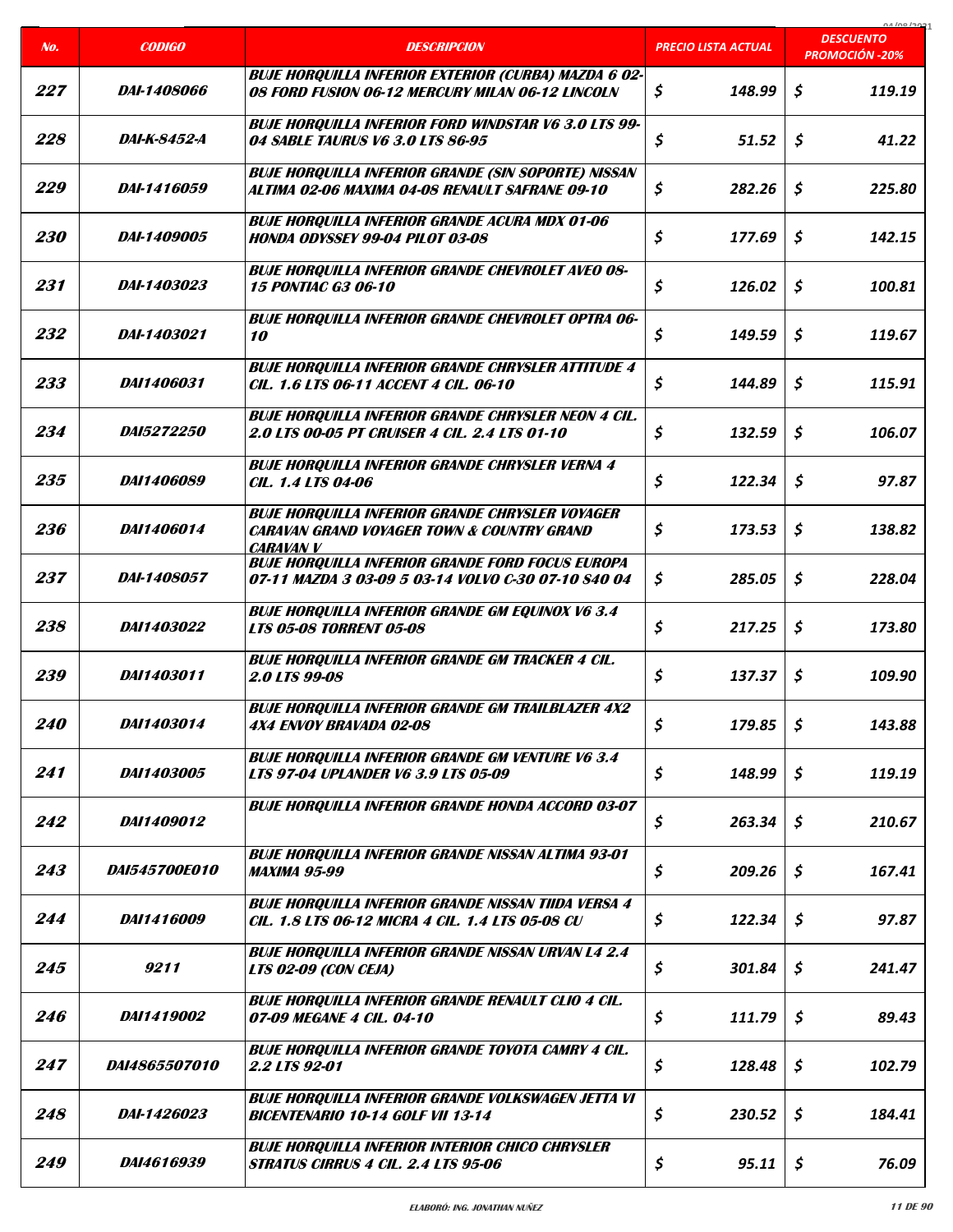| No. | CODIGO | DESCRIPCION | PRECIO LISTA ACTUAL | DESCUENTO PROMOCIÓN -20% |
|---|---|---|---|---|
| 227 | DAI-1408066 | BUJE HORQUILLA INFERIOR EXTERIOR (CURBA) MAZDA 6 02-08 FORD FUSION 06-12 MERCURY MILAN 06-12 LINCOLN | $ 148.99 | $ 119.19 |
| 228 | DAI-K-8452-A | BUJE HORQUILLA INFERIOR FORD WINDSTAR V6 3.0 LTS 99-04 SABLE TAURUS V6 3.0 LTS 86-95 | $ 51.52 | $ 41.22 |
| 229 | DAI-1416059 | BUJE HORQUILLA INFERIOR GRANDE (SIN SOPORTE) NISSAN ALTIMA 02-06 MAXIMA 04-08 RENAULT SAFRANE 09-10 | $ 282.26 | $ 225.80 |
| 230 | DAI-1409005 | BUJE HORQUILLA INFERIOR GRANDE ACURA MDX 01-06 HONDA ODYSSEY 99-04 PILOT 03-08 | $ 177.69 | $ 142.15 |
| 231 | DAI-1403023 | BUJE HORQUILLA INFERIOR GRANDE CHEVROLET AVEO 08-15 PONTIAC G3 06-10 | $ 126.02 | $ 100.81 |
| 232 | DAI-1403021 | BUJE HORQUILLA INFERIOR GRANDE CHEVROLET OPTRA 06-10 | $ 149.59 | $ 119.67 |
| 233 | DAI1406031 | BUJE HORQUILLA INFERIOR GRANDE CHRYSLER ATTITUDE 4 CIL. 1.6 LTS 06-11 ACCENT 4 CIL. 06-10 | $ 144.89 | $ 115.91 |
| 234 | DAI5272250 | BUJE HORQUILLA INFERIOR GRANDE CHRYSLER NEON 4 CIL. 2.0 LTS 00-05 PT CRUISER 4 CIL. 2.4 LTS 01-10 | $ 132.59 | $ 106.07 |
| 235 | DAI1406089 | BUJE HORQUILLA INFERIOR GRANDE CHRYSLER VERNA 4 CIL. 1.4 LTS 04-06 | $ 122.34 | $ 97.87 |
| 236 | DAI1406014 | BUJE HORQUILLA INFERIOR GRANDE CHRYSLER VOYAGER CARAVAN GRAND VOYAGER TOWN & COUNTRY GRAND CARAVAN V | $ 173.53 | $ 138.82 |
| 237 | DAI-1408057 | BUJE HORQUILLA INFERIOR GRANDE FORD FOCUS EUROPA 07-11 MAZDA 3 03-09 5 03-14 VOLVO C-30 07-10 S40 04 | $ 285.05 | $ 228.04 |
| 238 | DAI1403022 | BUJE HORQUILLA INFERIOR GRANDE GM EQUINOX V6 3.4 LTS 05-08 TORRENT 05-08 | $ 217.25 | $ 173.80 |
| 239 | DAI1403011 | BUJE HORQUILLA INFERIOR GRANDE GM TRACKER 4 CIL. 2.0 LTS 99-08 | $ 137.37 | $ 109.90 |
| 240 | DAI1403014 | BUJE HORQUILLA INFERIOR GRANDE GM TRAILBLAZER 4X2 4X4 ENVOY BRAVADA 02-08 | $ 179.85 | $ 143.88 |
| 241 | DAI1403005 | BUJE HORQUILLA INFERIOR GRANDE GM VENTURE V6 3.4 LTS 97-04 UPLANDER V6 3.9 LTS 05-09 | $ 148.99 | $ 119.19 |
| 242 | DAI1409012 | BUJE HORQUILLA INFERIOR GRANDE HONDA ACCORD 03-07 | $ 263.34 | $ 210.67 |
| 243 | DAI545700E010 | BUJE HORQUILLA INFERIOR GRANDE NISSAN ALTIMA 93-01 MAXIMA 95-99 | $ 209.26 | $ 167.41 |
| 244 | DAI1416009 | BUJE HORQUILLA INFERIOR GRANDE NISSAN TIIDA VERSA 4 CIL. 1.8 LTS 06-12 MICRA 4 CIL. 1.4 LTS 05-08 CU | $ 122.34 | $ 97.87 |
| 245 | 9211 | BUJE HORQUILLA INFERIOR GRANDE NISSAN URVAN L4 2.4 LTS 02-09 (CON CEJA) | $ 301.84 | $ 241.47 |
| 246 | DAI1419002 | BUJE HORQUILLA INFERIOR GRANDE RENAULT CLIO 4 CIL. 07-09 MEGANE 4 CIL. 04-10 | $ 111.79 | $ 89.43 |
| 247 | DAI4865507010 | BUJE HORQUILLA INFERIOR GRANDE TOYOTA CAMRY 4 CIL. 2.2 LTS 92-01 | $ 128.48 | $ 102.79 |
| 248 | DAI-1426023 | BUJE HORQUILLA INFERIOR GRANDE VOLKSWAGEN JETTA VI BICENTENARIO 10-14 GOLF VII 13-14 | $ 230.52 | $ 184.41 |
| 249 | DAI4616939 | BUJE HORQUILLA INFERIOR INTERIOR CHICO CHRYSLER STRATUS CIRRUS 4 CIL. 2.4 LTS 95-06 | $ 95.11 | $ 76.09 |

ELABORÓ: ING. JONATHAN NUÑEZ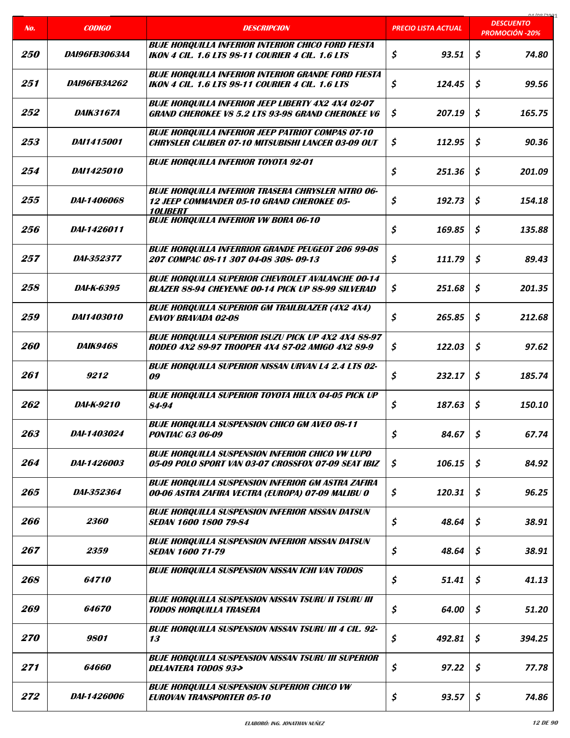| No. | CODIGO | DESCRIPCION | PRECIO LISTA ACTUAL | DESCUENTO PROMOCIÓN -20% |
|---|---|---|---|---|
| 250 | DAI96FB3063AA | BUJE HORQUILLA INFERIOR INTERIOR CHICO FORD FIESTA IKON 4 CIL. 1.6 LTS 98-11 COURIER 4 CIL. 1.6 LTS | $ 93.51 | $ 74.80 |
| 251 | DAI96FB3A262 | BUJE HORQUILLA INFERIOR INTERIOR GRANDE FORD FIESTA IKON 4 CIL. 1.6 LTS 98-11 COURIER 4 CIL. 1.6 LTS | $ 124.45 | $ 99.56 |
| 252 | DAIK3167A | BUJE HORQUILLA INFERIOR JEEP LIBERTY 4X2 4X4 02-07 GRAND CHEROKEE V8 5.2 LTS 93-98 GRAND CHEROKEE V6 | $ 207.19 | $ 165.75 |
| 253 | DAI1415001 | BUJE HORQUILLA INFERIOR JEEP PATRIOT COMPAS 07-10 CHRYSLER CALIBER 07-10 MITSUBISHI LANCER 03-09 OUT | $ 112.95 | $ 90.36 |
| 254 | DAI1425010 | BUJE HORQUILLA INFERIOR TOYOTA 92-01 | $ 251.36 | $ 201.09 |
| 255 | DAI-1406068 | BUJE HORQUILLA INFERIOR TRASERA CHRYSLER NITRO 06-12 JEEP COMMANDER 05-10 GRAND CHEROKEE 05-10LIBERT | $ 192.73 | $ 154.18 |
| 256 | DAI-1426011 | BUJE HORQUILLA INFERIOR VW BORA 06-10 | $ 169.85 | $ 135.88 |
| 257 | DAI-352377 | BUJE HORQUILLA INFERRIOR GRANDE PEUGEOT 206 99-08 207 COMPAC 08-11 307 04-08 308- 09-13 | $ 111.79 | $ 89.43 |
| 258 | DAI-K-6395 | BUJE HORQUILLA SUPERIOR CHEVROLET AVALANCHE 00-14 BLAZER 88-94 CHEYENNE 00-14 PICK UP 88-99 SILVERAD | $ 251.68 | $ 201.35 |
| 259 | DAI1403010 | BUJE HORQUILLA SUPERIOR GM TRAILBLAZER (4X2 4X4) ENVOY BRAVADA 02-08 | $ 265.85 | $ 212.68 |
| 260 | DAIK9468 | BUJE HORQUILLA SUPERIOR ISUZU PICK UP 4X2 4X4 88-97 RODEO 4X2 89-97 TROOPER 4X4 87-02 AMIGO 4X2 89-9 | $ 122.03 | $ 97.62 |
| 261 | 9212 | BUJE HORQUILLA SUPERIOR NISSAN URVAN L4 2.4 LTS 02-09 | $ 232.17 | $ 185.74 |
| 262 | DAI-K-9210 | BUJE HORQUILLA SUPERIOR TOYOTA HILUX 04-05 PICK UP 84-94 | $ 187.63 | $ 150.10 |
| 263 | DAI-1403024 | BUJE HORQUILLA SUSPENSION CHICO GM AVEO 08-11 PONTIAC G3 06-09 | $ 84.67 | $ 67.74 |
| 264 | DAI-1426003 | BUJE HORQUILLA SUSPENSION INFERIOR CHICO VW LUPO 05-09 POLO SPORT VAN 03-07 CROSSFOX 07-09 SEAT IBIZ | $ 106.15 | $ 84.92 |
| 265 | DAI-352364 | BUJE HORQUILLA SUSPENSION INFERIOR GM ASTRA ZAFIRA 00-06 ASTRA ZAFIRA VECTRA (EUROPA) 07-09 MALIBU 0 | $ 120.31 | $ 96.25 |
| 266 | 2360 | BUJE HORQUILLA SUSPENSION INFERIOR NISSAN DATSUN SEDAN 1600 1800 79-84 | $ 48.64 | $ 38.91 |
| 267 | 2359 | BUJE HORQUILLA SUSPENSION INFERIOR NISSAN DATSUN SEDAN 1600 71-79 | $ 48.64 | $ 38.91 |
| 268 | 64710 | BUJE HORQUILLA SUSPENSION NISSAN ICHI VAN TODOS | $ 51.41 | $ 41.13 |
| 269 | 64670 | BUJE HORQUILLA SUSPENSION NISSAN TSURU II TSURU III TODOS HORQUILLA TRASERA | $ 64.00 | $ 51.20 |
| 270 | 9801 | BUJE HORQUILLA SUSPENSION NISSAN TSURU III 4 CIL. 92-13 | $ 492.81 | $ 394.25 |
| 271 | 64660 | BUJE HORQUILLA SUSPENSION NISSAN TSURU III SUPERIOR DELANTERA TODOS 93-> | $ 97.22 | $ 77.78 |
| 272 | DAI-1426006 | BUJE HORQUILLA SUSPENSION SUPERIOR CHICO VW EUROVAN TRANSPORTER 05-10 | $ 93.57 | $ 74.86 |

ELABORÓ: ING. JONATHAN NUÑEZ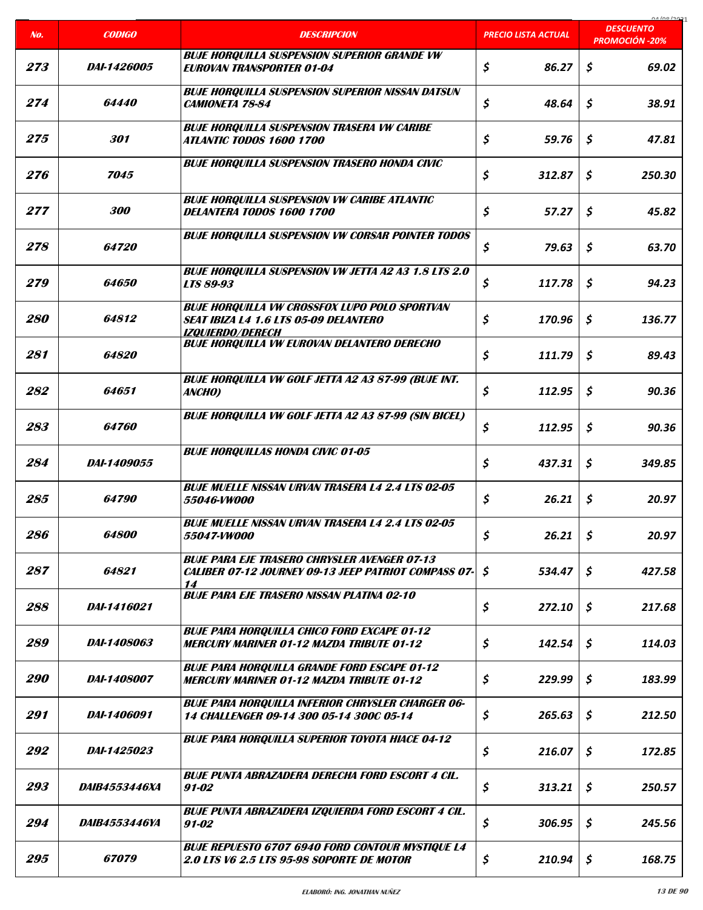| No. | CODIGO | DESCRIPCION | PRECIO LISTA ACTUAL | DESCUENTO PROMOCIÓN -20% |
|---|---|---|---|---|
| 273 | DAI-1426005 | BUJE HORQUILLA SUSPENSION SUPERIOR GRANDE VW EUROVAN TRANSPORTER 01-04 | $ 86.27 | $ 69.02 |
| 274 | 64440 | BUJE HORQUILLA SUSPENSION SUPERIOR NISSAN DATSUN CAMIONETA 78-84 | $ 48.64 | $ 38.91 |
| 275 | 301 | BUJE HORQUILLA SUSPENSION TRASERA VW CARIBE ATLANTIC TODOS 1600 1700 | $ 59.76 | $ 47.81 |
| 276 | 7045 | BUJE HORQUILLA SUSPENSION TRASERO HONDA CIVIC | $ 312.87 | $ 250.30 |
| 277 | 300 | BUJE HORQUILLA SUSPENSION VW CARIBE ATLANTIC DELANTERA TODOS 1600 1700 | $ 57.27 | $ 45.82 |
| 278 | 64720 | BUJE HORQUILLA SUSPENSION VW CORSAR POINTER TODOS | $ 79.63 | $ 63.70 |
| 279 | 64650 | BUJE HORQUILLA SUSPENSION VW JETTA A2 A3 1.8 LTS 2.0 LTS 89-93 | $ 117.78 | $ 94.23 |
| 280 | 64812 | BUJE HORQUILLA VW CROSSFOX LUPO POLO SPORTVAN SEAT IBIZA L4 1.6 LTS 05-09 DELANTERO IZQUIERDO/DERECH | $ 170.96 | $ 136.77 |
| 281 | 64820 | BUJE HORQUILLA VW EUROVAN DELANTERO DERECHO | $ 111.79 | $ 89.43 |
| 282 | 64651 | BUJE HORQUILLA VW GOLF JETTA A2 A3 87-99 (BUJE INT. ANCHO) | $ 112.95 | $ 90.36 |
| 283 | 64760 | BUJE HORQUILLA VW GOLF JETTA A2 A3 87-99 (SIN BICEL) | $ 112.95 | $ 90.36 |
| 284 | DAI-1409055 | BUJE HORQUILLAS HONDA CIVIC 01-05 | $ 437.31 | $ 349.85 |
| 285 | 64790 | BUJE MUELLE NISSAN URVAN TRASERA L4 2.4 LTS 02-05 55046-VW000 | $ 26.21 | $ 20.97 |
| 286 | 64800 | BUJE MUELLE NISSAN URVAN TRASERA L4 2.4 LTS 02-05 55047-VW000 | $ 26.21 | $ 20.97 |
| 287 | 64821 | BUJE PARA EJE TRASERO CHRYSLER AVENGER 07-13 CALIBER 07-12 JOURNEY 09-13 JEEP PATRIOT COMPASS 07-14 | $ 534.47 | $ 427.58 |
| 288 | DAI-1416021 | BUJE PARA EJE TRASERO NISSAN PLATINA 02-10 | $ 272.10 | $ 217.68 |
| 289 | DAI-1408063 | BUJE PARA HORQUILLA CHICO FORD EXCAPE 01-12 MERCURY MARINER 01-12 MAZDA TRIBUTE 01-12 | $ 142.54 | $ 114.03 |
| 290 | DAI-1408007 | BUJE PARA HORQUILLA GRANDE FORD ESCAPE 01-12 MERCURY MARINER 01-12 MAZDA TRIBUTE 01-12 | $ 229.99 | $ 183.99 |
| 291 | DAI-1406091 | BUJE PARA HORQUILLA INFERIOR CHRYSLER CHARGER 06-14 CHALLENGER 09-14 300 05-14 300C 05-14 | $ 265.63 | $ 212.50 |
| 292 | DAI-1425023 | BUJE PARA HORQUILLA SUPERIOR TOYOTA HIACE 04-12 | $ 216.07 | $ 172.85 |
| 293 | DAIB4553446XA | BUJE PUNTA ABRAZADERA DERECHA FORD ESCORT 4 CIL. 91-02 | $ 313.21 | $ 250.57 |
| 294 | DAIB4553446YA | BUJE PUNTA ABRAZADERA IZQUIERDA FORD ESCORT 4 CIL. 91-02 | $ 306.95 | $ 245.56 |
| 295 | 67079 | BUJE REPUESTO 6707 6940 FORD CONTOUR MYSTIQUE L4 2.0 LTS V6 2.5 LTS 95-98 SOPORTE DE MOTOR | $ 210.94 | $ 168.75 |

ELABORÓ: ING. JONATHAN NUÑEZ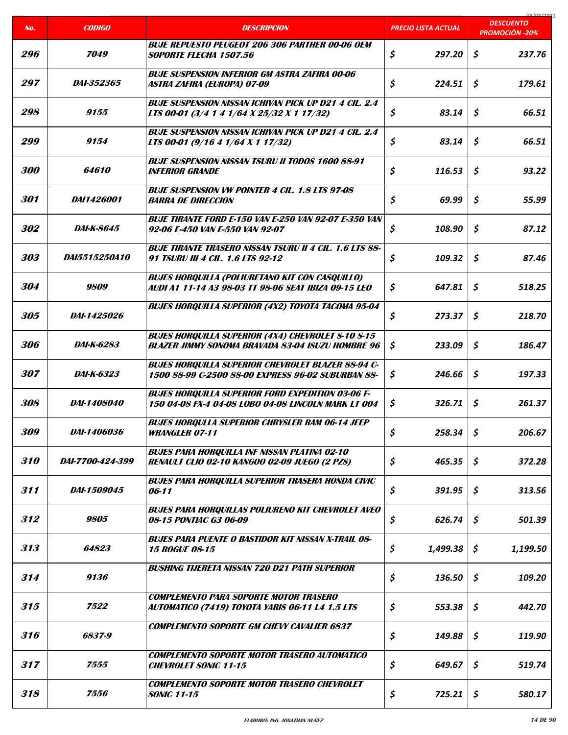| No. | CODIGO | DESCRIPCION | PRECIO LISTA ACTUAL | DESCUENTO PROMOCIÓN -20% |
|---|---|---|---|---|
| 296 | 7049 | BUJE REPUESTO PEUGEOT 206 306 PARTHER 00-06 OEM SOPORTE FLECHA 1507.56 | $ 297.20 | $ 237.76 |
| 297 | DAI-352365 | BUJE SUSPENSION INFERIOR GM ASTRA ZAFIRA 00-06 ASTRA ZAFIRA (EUROPA) 07-09 | $ 224.51 | $ 179.61 |
| 298 | 9155 | BUJE SUSPENSION NISSAN ICHIVAN PICK UP D21 4 CIL. 2.4 LTS 00-01 (3/4 1 4 1/64 X 25/32 X 1 17/32) | $ 83.14 | $ 66.51 |
| 299 | 9154 | BUJE SUSPENSION NISSAN ICHIVAN PICK UP D21 4 CIL. 2.4 LTS 00-01 (9/16 4 1/64 X 1 17/32) | $ 83.14 | $ 66.51 |
| 300 | 64610 | BUJE SUSPENSION NISSAN TSURU II TODOS 1600 88-91 INFERIOR GRANDE | $ 116.53 | $ 93.22 |
| 301 | DAI1426001 | BUJE SUSPENSION VW POINTER 4 CIL. 1.8 LTS 97-08 BARRA DE DIRECCION | $ 69.99 | $ 55.99 |
| 302 | DAI-K-8645 | BUJE TIRANTE FORD E-150 VAN E-250 VAN 92-07 E-350 VAN 92-06 E-450 VAN E-550 VAN 92-07 | $ 108.90 | $ 87.12 |
| 303 | DAI5515250A10 | BUJE TIRANTE TRASERO NISSAN TSURU II 4 CIL. 1.6 LTS 88-91 TSURU III 4 CIL. 1.6 LTS 92-12 | $ 109.32 | $ 87.46 |
| 304 | 9809 | BUJES HORQUILLA (POLIURETANO KIT CON CASQUILLO) AUDI A1 11-14 A3 98-03 TT 98-06 SEAT IBIZA 09-15 LEO | $ 647.81 | $ 518.25 |
| 305 | DAI-1425026 | BUJES HORQUILLA SUPERIOR (4X2) TOYOTA TACOMA 95-04 | $ 273.37 | $ 218.70 |
| 306 | DAI-K-6283 | BUJES HORQUILLA SUPERIOR (4X4) CHEVROLET S-10 S-15 BLAZER JIMMY SONOMA BRAVADA 83-04 ISUZU HOMBRE 96 | $ 233.09 | $ 186.47 |
| 307 | DAI-K-6323 | BUJES HORQUILLA SUPERIOR CHEVROLET BLAZER 88-94 C-1500 88-99 C-2500 88-00 EXPRESS 96-02 SUBURBAN 88- | $ 246.66 | $ 197.33 |
| 308 | DAI-1408040 | BUJES HORQUILLA SUPERIOR FORD EXPEDITION 03-06 F-150 04-08 FX-4 04-08 LOBO 04-08 LINCOLN MARK LT 004 | $ 326.71 | $ 261.37 |
| 309 | DAI-1406036 | BUJES HORQULLA SUPERIOR CHRYSLER RAM 06-14 JEEP WRANGLER 07-11 | $ 258.34 | $ 206.67 |
| 310 | DAI-7700-424-399 | BUJES PARA HORQUILLA INF NISSAN PLATINA 02-10 RENAULT CLIO 02-10 KANGOO 02-09 JUEGO (2 PZS) | $ 465.35 | $ 372.28 |
| 311 | DAI-1509045 | BUJES PARA HORQUILLA SUPERIOR TRASERA HONDA CIVIC 06-11 | $ 391.95 | $ 313.56 |
| 312 | 9805 | BUJES PARA HORQUILLAS POLIURENO KIT CHEVROLET AVEO 08-15 PONTIAC G3 06-09 | $ 626.74 | $ 501.39 |
| 313 | 64823 | BUJES PARA PUENTE O BASTIDOR KIT NISSAN X-TRAIL 08-15 ROGUE 08-15 | $ 1,499.38 | $ 1,199.50 |
| 314 | 9136 | BUSHING TIJERETA NISSAN 720 D21 PATH SUPERIOR | $ 136.50 | $ 109.20 |
| 315 | 7522 | COMPLEMENTO PARA SOPORTE MOTOR TRASERO AUTOMATICO (7419) TOYOTA YARIS 06-11 L4 1.5 LTS | $ 553.38 | $ 442.70 |
| 316 | 6837-9 | COMPLEMENTO SOPORTE GM CHEVY CAVALIER 6837 | $ 149.88 | $ 119.90 |
| 317 | 7555 | COMPLEMENTO SOPORTE MOTOR TRASERO AUTOMATICO CHEVROLET SONIC 11-15 | $ 649.67 | $ 519.74 |
| 318 | 7556 | COMPLEMENTO SOPORTE MOTOR TRASERO CHEVROLET SONIC 11-15 | $ 725.21 | $ 580.17 |

ELABORÓ: ING. JONATHAN NUÑEZ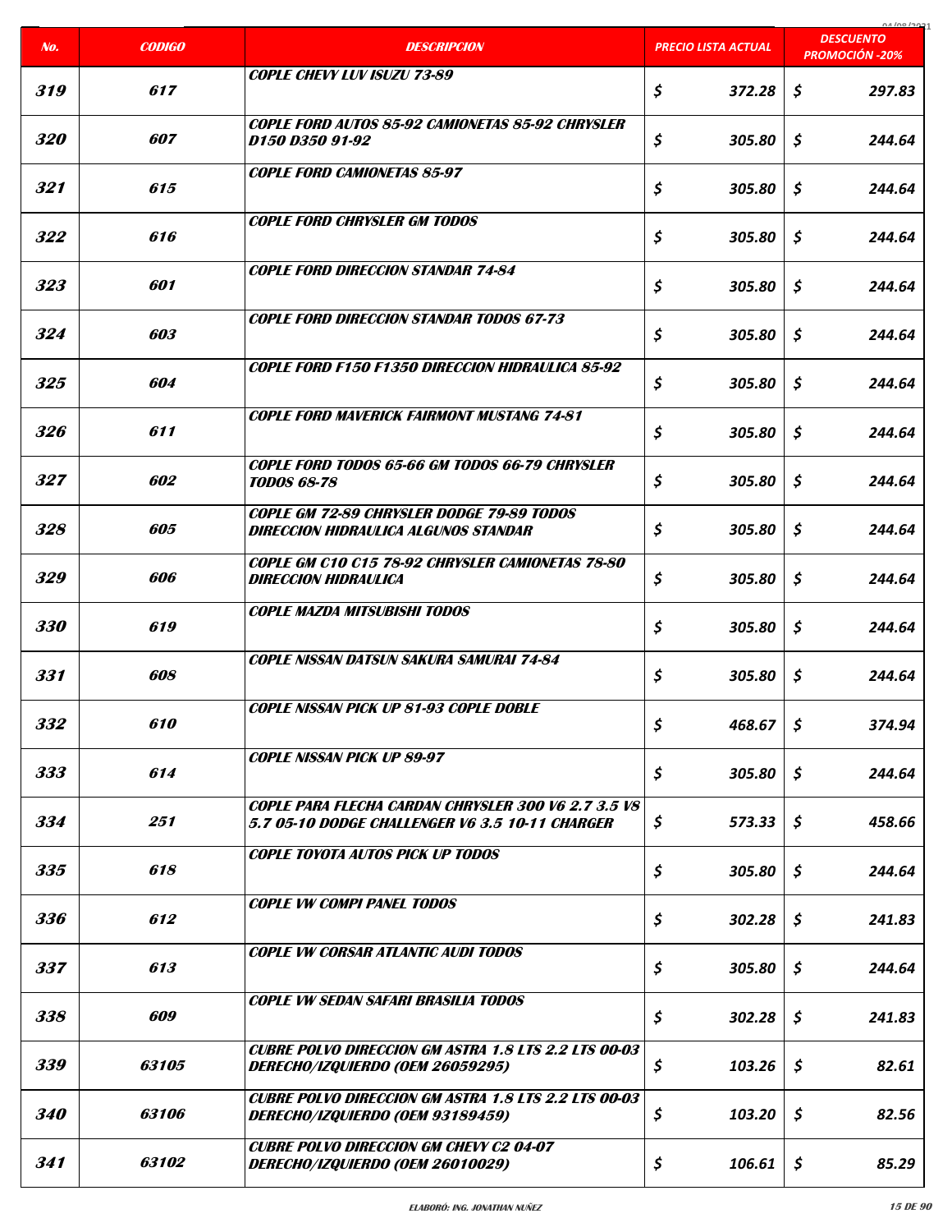| No. | CODIGO | DESCRIPCION | PRECIO LISTA ACTUAL | DESCUENTO PROMOCIÓN -20% |
|---|---|---|---|---|
| 319 | 617 | COPLE CHEVY LUV ISUZU 73-89 | $ 372.28 | $ 297.83 |
| 320 | 607 | COPLE FORD AUTOS 85-92 CAMIONETAS 85-92 CHRYSLER D150 D350 91-92 | $ 305.80 | $ 244.64 |
| 321 | 615 | COPLE FORD CAMIONETAS 85-97 | $ 305.80 | $ 244.64 |
| 322 | 616 | COPLE FORD CHRYSLER GM TODOS | $ 305.80 | $ 244.64 |
| 323 | 601 | COPLE FORD DIRECCION STANDAR 74-84 | $ 305.80 | $ 244.64 |
| 324 | 603 | COPLE FORD DIRECCION STANDAR TODOS 67-73 | $ 305.80 | $ 244.64 |
| 325 | 604 | COPLE FORD F150 F1350 DIRECCION HIDRAULICA 85-92 | $ 305.80 | $ 244.64 |
| 326 | 611 | COPLE FORD MAVERICK FAIRMONT MUSTANG 74-81 | $ 305.80 | $ 244.64 |
| 327 | 602 | COPLE FORD TODOS 65-66 GM TODOS 66-79 CHRYSLER TODOS 68-78 | $ 305.80 | $ 244.64 |
| 328 | 605 | COPLE GM 72-89 CHRYSLER DODGE 79-89 TODOS DIRECCION HIDRAULICA ALGUNOS STANDAR | $ 305.80 | $ 244.64 |
| 329 | 606 | COPLE GM C10 C15 78-92 CHRYSLER CAMIONETAS 78-80 DIRECCION HIDRAULICA | $ 305.80 | $ 244.64 |
| 330 | 619 | COPLE MAZDA MITSUBISHI TODOS | $ 305.80 | $ 244.64 |
| 331 | 608 | COPLE NISSAN DATSUN SAKURA SAMURAI 74-84 | $ 305.80 | $ 244.64 |
| 332 | 610 | COPLE NISSAN PICK UP 81-93 COPLE DOBLE | $ 468.67 | $ 374.94 |
| 333 | 614 | COPLE NISSAN PICK UP 89-97 | $ 305.80 | $ 244.64 |
| 334 | 251 | COPLE PARA FLECHA CARDAN CHRYSLER 300 V6 2.7 3.5 V8 5.7 05-10 DODGE CHALLENGER V6 3.5 10-11 CHARGER | $ 573.33 | $ 458.66 |
| 335 | 618 | COPLE TOYOTA AUTOS PICK UP TODOS | $ 305.80 | $ 244.64 |
| 336 | 612 | COPLE VW COMPI PANEL TODOS | $ 302.28 | $ 241.83 |
| 337 | 613 | COPLE VW CORSAR ATLANTIC AUDI TODOS | $ 305.80 | $ 244.64 |
| 338 | 609 | COPLE VW SEDAN SAFARI BRASILIA TODOS | $ 302.28 | $ 241.83 |
| 339 | 63105 | CUBRE POLVO DIRECCION GM ASTRA 1.8 LTS 2.2 LTS 00-03 DERECHO/IZQUIERDO (OEM 26059295) | $ 103.26 | $ 82.61 |
| 340 | 63106 | CUBRE POLVO DIRECCION GM ASTRA 1.8 LTS 2.2 LTS 00-03 DERECHO/IZQUIERDO (OEM 93189459) | $ 103.20 | $ 82.56 |
| 341 | 63102 | CUBRE POLVO DIRECCION GM CHEVY C2 04-07 DERECHO/IZQUIERDO (OEM 26010029) | $ 106.61 | $ 85.29 |

ELABORÓ: ING. JONATHAN NUÑEZ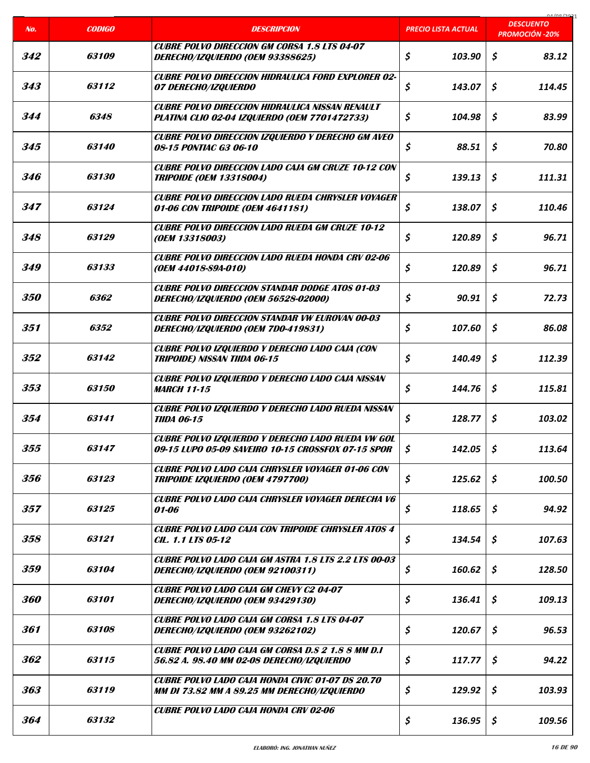| No. | CODIGO | DESCRIPCION | PRECIO LISTA ACTUAL | DESCUENTO PROMOCIÓN -20% |
|---|---|---|---|---|
| 342 | 63109 | CUBRE POLVO DIRECCION GM CORSA 1.8 LTS 04-07 DERECHO/IZQUIERDO (OEM 93388625) | $ 103.90 | $ 83.12 |
| 343 | 63112 | CUBRE POLVO DIRECCION HIDRAULICA FORD EXPLORER 02-07 DERECHO/IZQUIERDO | $ 143.07 | $ 114.45 |
| 344 | 6348 | CUBRE POLVO DIRECCION HIDRAULICA NISSAN RENAULT PLATINA CLIO 02-04 IZQUIERDO (OEM 7701472733) | $ 104.98 | $ 83.99 |
| 345 | 63140 | CUBRE POLVO DIRECCION IZQUIERDO Y DERECHO GM AVEO 08-15 PONTIAC G3 06-10 | $ 88.51 | $ 70.80 |
| 346 | 63130 | CUBRE POLVO DIRECCION LADO CAJA GM CRUZE 10-12 CON TRIPOIDE (OEM 13318004) | $ 139.13 | $ 111.31 |
| 347 | 63124 | CUBRE POLVO DIRECCION LADO RUEDA CHRYSLER VOYAGER 01-06 CON TRIPOIDE (OEM 4641181) | $ 138.07 | $ 110.46 |
| 348 | 63129 | CUBRE POLVO DIRECCION LADO RUEDA GM CRUZE 10-12 (OEM 13318003) | $ 120.89 | $ 96.71 |
| 349 | 63133 | CUBRE POLVO DIRECCION LADO RUEDA HONDA CRV 02-06 (OEM 44018-S9A-010) | $ 120.89 | $ 96.71 |
| 350 | 6362 | CUBRE POLVO DIRECCION STANDAR DODGE ATOS 01-03 DERECHO/IZQUIERDO (OEM 56528-02000) | $ 90.91 | $ 72.73 |
| 351 | 6352 | CUBRE POLVO DIRECCION STANDAR VW EUROVAN 00-03 DERECHO/IZQUIERDO (OEM 7D0-419831) | $ 107.60 | $ 86.08 |
| 352 | 63142 | CUBRE POLVO IZQUIERDO Y DERECHO LADO CAJA (CON TRIPOIDE) NISSAN TIIDA 06-15 | $ 140.49 | $ 112.39 |
| 353 | 63150 | CUBRE POLVO IZQUIERDO Y DERECHO LADO CAJA NISSAN MARCH 11-15 | $ 144.76 | $ 115.81 |
| 354 | 63141 | CUBRE POLVO IZQUIERDO Y DERECHO LADO RUEDA NISSAN TIIDA 06-15 | $ 128.77 | $ 103.02 |
| 355 | 63147 | CUBRE POLVO IZQUIERDO Y DERECHO LADO RUEDA VW GOL 09-15 LUPO 05-09 SAVEIRO 10-15 CROSSFOX 07-15 SPOR | $ 142.05 | $ 113.64 |
| 356 | 63123 | CUBRE POLVO LADO CAJA CHRYSLER VOYAGER 01-06 CON TRIPOIDE IZQUIERDO (OEM 4797700) | $ 125.62 | $ 100.50 |
| 357 | 63125 | CUBRE POLVO LADO CAJA CHRYSLER VOYAGER DERECHA V6 01-06 | $ 118.65 | $ 94.92 |
| 358 | 63121 | CUBRE POLVO LADO CAJA CON TRIPOIDE CHRYSLER ATOS 4 CIL. 1.1 LTS 05-12 | $ 134.54 | $ 107.63 |
| 359 | 63104 | CUBRE POLVO LADO CAJA GM ASTRA 1.8 LTS 2.2 LTS 00-03 DERECHO/IZQUIERDO (OEM 92100311) | $ 160.62 | $ 128.50 |
| 360 | 63101 | CUBRE POLVO LADO CAJA GM CHEVY C2 04-07 DERECHO/IZQUIERDO (OEM 93429130) | $ 136.41 | $ 109.13 |
| 361 | 63108 | CUBRE POLVO LADO CAJA GM CORSA 1.8 LTS 04-07 DERECHO/IZQUIERDO (OEM 93262102) | $ 120.67 | $ 96.53 |
| 362 | 63115 | CUBRE POLVO LADO CAJA GM CORSA D.S 2 1.8 8 MM D.I 56.82 A. 98.40 MM 02-08 DERECHO/IZQUIERDO | $ 117.77 | $ 94.22 |
| 363 | 63119 | CUBRE POLVO LADO CAJA HONDA CIVIC 01-07 DS 20.70 MM DI 73.82 MM A 89.25 MM DERECHO/IZQUIERDO | $ 129.92 | $ 103.93 |
| 364 | 63132 | CUBRE POLVO LADO CAJA HONDA CRV 02-06 | $ 136.95 | $ 109.56 |

ELABORÓ: ING. JONATHAN NUÑEZ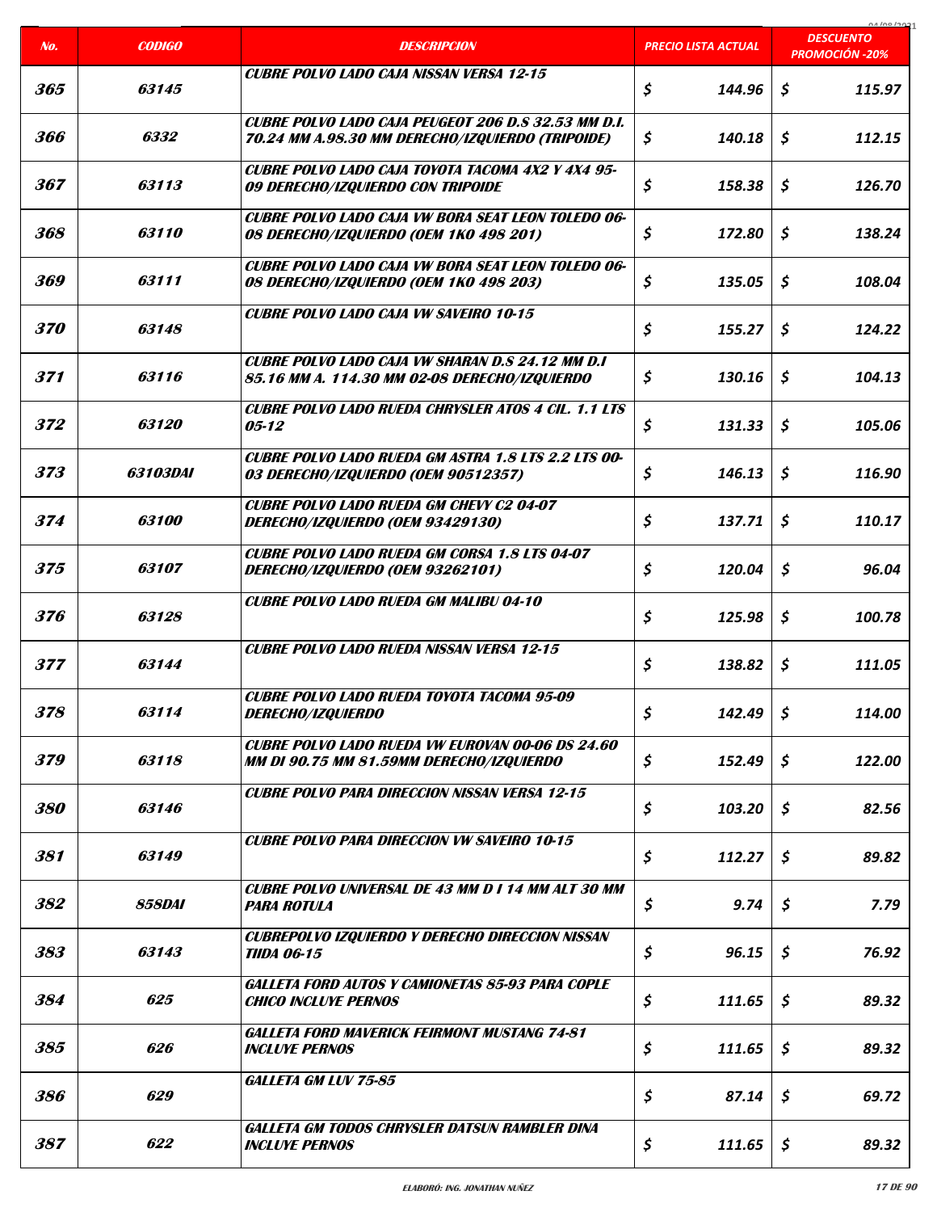| No. | CODIGO | DESCRIPCION | PRECIO LISTA ACTUAL | DESCUENTO PROMOCIÓN -20% |
|---|---|---|---|---|
| 365 | 63145 | CUBRE POLVO LADO CAJA NISSAN VERSA 12-15 | $ 144.96 | $ 115.97 |
| 366 | 6332 | CUBRE POLVO LADO CAJA PEUGEOT 206 D.S 32.53 MM D.I. 70.24 MM A.98.30 MM DERECHO/IZQUIERDO (TRIPOIDE) | $ 140.18 | $ 112.15 |
| 367 | 63113 | CUBRE POLVO LADO CAJA TOYOTA TACOMA 4X2 Y 4X4 95-09 DERECHO/IZQUIERDO CON TRIPOIDE | $ 158.38 | $ 126.70 |
| 368 | 63110 | CUBRE POLVO LADO CAJA VW BORA SEAT LEON TOLEDO 06-08 DERECHO/IZQUIERDO (OEM 1K0 498 201) | $ 172.80 | $ 138.24 |
| 369 | 63111 | CUBRE POLVO LADO CAJA VW BORA SEAT LEON TOLEDO 06-08 DERECHO/IZQUIERDO (OEM 1K0 498 203) | $ 135.05 | $ 108.04 |
| 370 | 63148 | CUBRE POLVO LADO CAJA VW SAVEIRO 10-15 | $ 155.27 | $ 124.22 |
| 371 | 63116 | CUBRE POLVO LADO CAJA VW SHARAN D.S 24.12 MM D.I 85.16 MM A. 114.30 MM 02-08 DERECHO/IZQUIERDO | $ 130.16 | $ 104.13 |
| 372 | 63120 | CUBRE POLVO LADO RUEDA CHRYSLER ATOS 4 CIL. 1.1 LTS 05-12 | $ 131.33 | $ 105.06 |
| 373 | 63103DAI | CUBRE POLVO LADO RUEDA GM ASTRA 1.8 LTS 2.2 LTS 00-03 DERECHO/IZQUIERDO (OEM 90512357) | $ 146.13 | $ 116.90 |
| 374 | 63100 | CUBRE POLVO LADO RUEDA GM CHEVY C2 04-07 DERECHO/IZQUIERDO (OEM 93429130) | $ 137.71 | $ 110.17 |
| 375 | 63107 | CUBRE POLVO LADO RUEDA GM CORSA 1.8 LTS 04-07 DERECHO/IZQUIERDO (OEM 93262101) | $ 120.04 | $ 96.04 |
| 376 | 63128 | CUBRE POLVO LADO RUEDA GM MALIBU 04-10 | $ 125.98 | $ 100.78 |
| 377 | 63144 | CUBRE POLVO LADO RUEDA NISSAN VERSA 12-15 | $ 138.82 | $ 111.05 |
| 378 | 63114 | CUBRE POLVO LADO RUEDA TOYOTA TACOMA 95-09 DERECHO/IZQUIERDO | $ 142.49 | $ 114.00 |
| 379 | 63118 | CUBRE POLVO LADO RUEDA VW EUROVAN 00-06 DS 24.60 MM DI 90.75 MM 81.59MM DERECHO/IZQUIERDO | $ 152.49 | $ 122.00 |
| 380 | 63146 | CUBRE POLVO PARA DIRECCION NISSAN VERSA 12-15 | $ 103.20 | $ 82.56 |
| 381 | 63149 | CUBRE POLVO PARA DIRECCION VW SAVEIRO 10-15 | $ 112.27 | $ 89.82 |
| 382 | 858DAI | CUBRE POLVO UNIVERSAL DE 43 MM D I 14 MM ALT 30 MM PARA ROTULA | $ 9.74 | $ 7.79 |
| 383 | 63143 | CUBREPOLVO IZQUIERDO Y DERECHO DIRECCION NISSAN TIIDA 06-15 | $ 96.15 | $ 76.92 |
| 384 | 625 | GALLETA FORD AUTOS Y CAMIONETAS 85-93 PARA COPLE CHICO INCLUYE PERNOS | $ 111.65 | $ 89.32 |
| 385 | 626 | GALLETA FORD MAVERICK FEIRMONT MUSTANG 74-81 INCLUYE PERNOS | $ 111.65 | $ 89.32 |
| 386 | 629 | GALLETA GM LUV 75-85 | $ 87.14 | $ 69.72 |
| 387 | 622 | GALLETA GM TODOS CHRYSLER DATSUN RAMBLER DINA INCLUYE PERNOS | $ 111.65 | $ 89.32 |

ELABORÓ: ING. JONATHAN NUÑEZ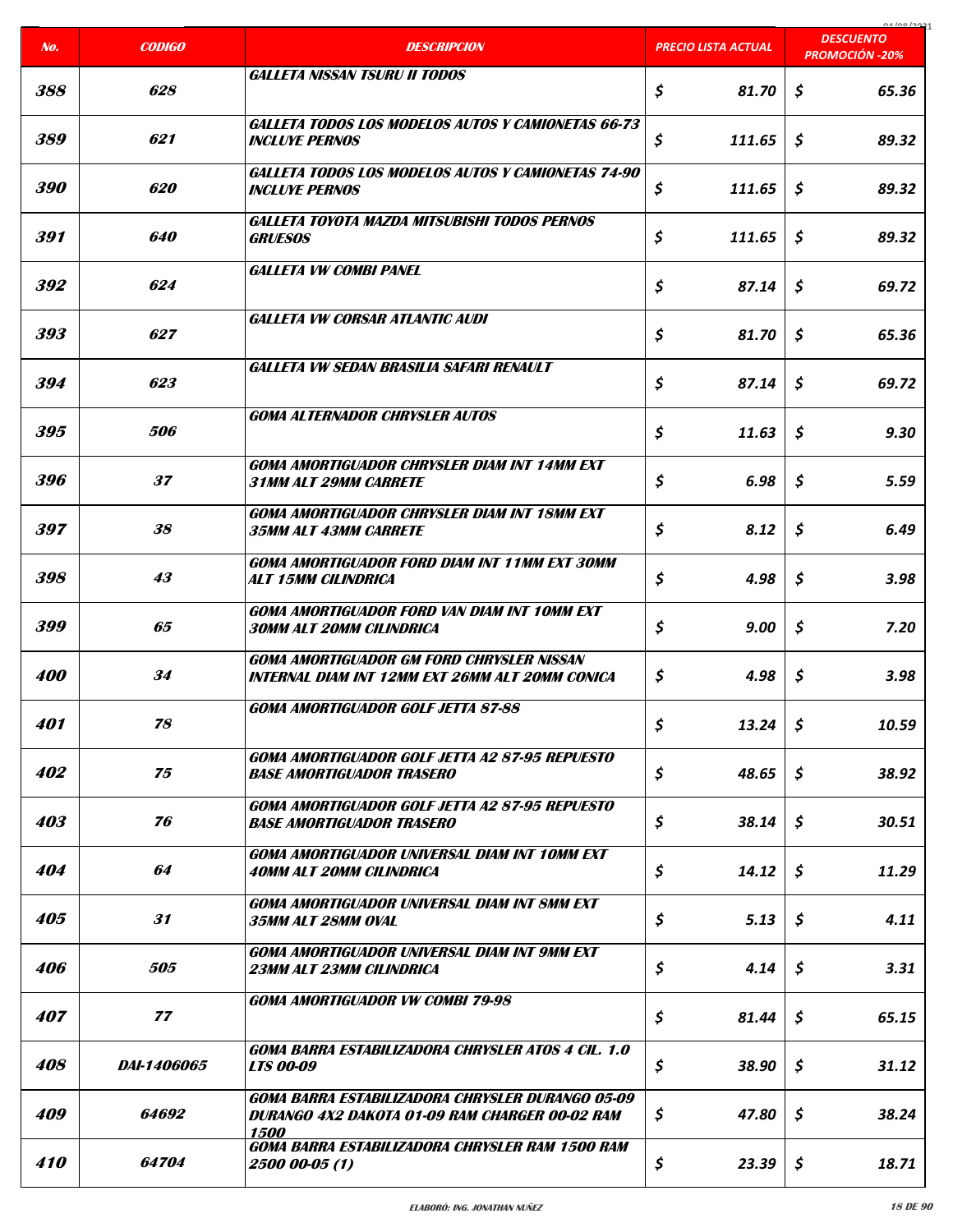| No. | CODIGO | DESCRIPCION | PRECIO LISTA ACTUAL | DESCUENTO PROMOCIÓN -20% |
|---|---|---|---|---|
| 388 | 628 | GALLETA NISSAN TSURU II TODOS | $ 81.70 | $ 65.36 |
| 389 | 621 | GALLETA TODOS LOS MODELOS AUTOS Y CAMIONETAS 66-73 INCLUYE PERNOS | $ 111.65 | $ 89.32 |
| 390 | 620 | GALLETA TODOS LOS MODELOS AUTOS Y CAMIONETAS 74-90 INCLUYE PERNOS | $ 111.65 | $ 89.32 |
| 391 | 640 | GALLETA TOYOTA MAZDA MITSUBISHI TODOS PERNOS GRUESOS | $ 111.65 | $ 89.32 |
| 392 | 624 | GALLETA VW COMBI PANEL | $ 87.14 | $ 69.72 |
| 393 | 627 | GALLETA VW CORSAR ATLANTIC AUDI | $ 81.70 | $ 65.36 |
| 394 | 623 | GALLETA VW SEDAN BRASILIA SAFARI RENAULT | $ 87.14 | $ 69.72 |
| 395 | 506 | GOMA ALTERNADOR CHRYSLER AUTOS | $ 11.63 | $ 9.30 |
| 396 | 37 | GOMA AMORTIGUADOR CHRYSLER DIAM INT 14MM EXT 31MM ALT 29MM CARRETE | $ 6.98 | $ 5.59 |
| 397 | 38 | GOMA AMORTIGUADOR CHRYSLER DIAM INT 18MM EXT 35MM ALT 43MM CARRETE | $ 8.12 | $ 6.49 |
| 398 | 43 | GOMA AMORTIGUADOR FORD DIAM INT 11MM EXT 30MM ALT 15MM CILINDRICA | $ 4.98 | $ 3.98 |
| 399 | 65 | GOMA AMORTIGUADOR FORD VAN DIAM INT 10MM EXT 30MM ALT 20MM CILINDRICA | $ 9.00 | $ 7.20 |
| 400 | 34 | GOMA AMORTIGUADOR GM FORD CHRYSLER NISSAN INTERNAL DIAM INT 12MM EXT 26MM ALT 20MM CONICA | $ 4.98 | $ 3.98 |
| 401 | 78 | GOMA AMORTIGUADOR GOLF JETTA 87-88 | $ 13.24 | $ 10.59 |
| 402 | 75 | GOMA AMORTIGUADOR GOLF JETTA A2 87-95 REPUESTO BASE AMORTIGUADOR TRASERO | $ 48.65 | $ 38.92 |
| 403 | 76 | GOMA AMORTIGUADOR GOLF JETTA A2 87-95 REPUESTO BASE AMORTIGUADOR TRASERO | $ 38.14 | $ 30.51 |
| 404 | 64 | GOMA AMORTIGUADOR UNIVERSAL DIAM INT 10MM EXT 40MM ALT 20MM CILINDRICA | $ 14.12 | $ 11.29 |
| 405 | 31 | GOMA AMORTIGUADOR UNIVERSAL DIAM INT 8MM EXT 35MM ALT 28MM OVAL | $ 5.13 | $ 4.11 |
| 406 | 505 | GOMA AMORTIGUADOR UNIVERSAL DIAM INT 9MM EXT 23MM ALT 23MM CILINDRICA | $ 4.14 | $ 3.31 |
| 407 | 77 | GOMA AMORTIGUADOR VW COMBI 79-98 | $ 81.44 | $ 65.15 |
| 408 | DAI-1406065 | GOMA BARRA ESTABILIZADORA CHRYSLER ATOS 4 CIL. 1.0 LTS 00-09 | $ 38.90 | $ 31.12 |
| 409 | 64692 | GOMA BARRA ESTABILIZADORA CHRYSLER DURANGO 05-09 DURANGO 4X2 DAKOTA 01-09 RAM CHARGER 00-02 RAM 1500 | $ 47.80 | $ 38.24 |
| 410 | 64704 | GOMA BARRA ESTABILIZADORA CHRYSLER RAM 1500 RAM 2500 00-05 (1) | $ 23.39 | $ 18.71 |

ELABORÓ: ING. JONATHAN NUÑEZ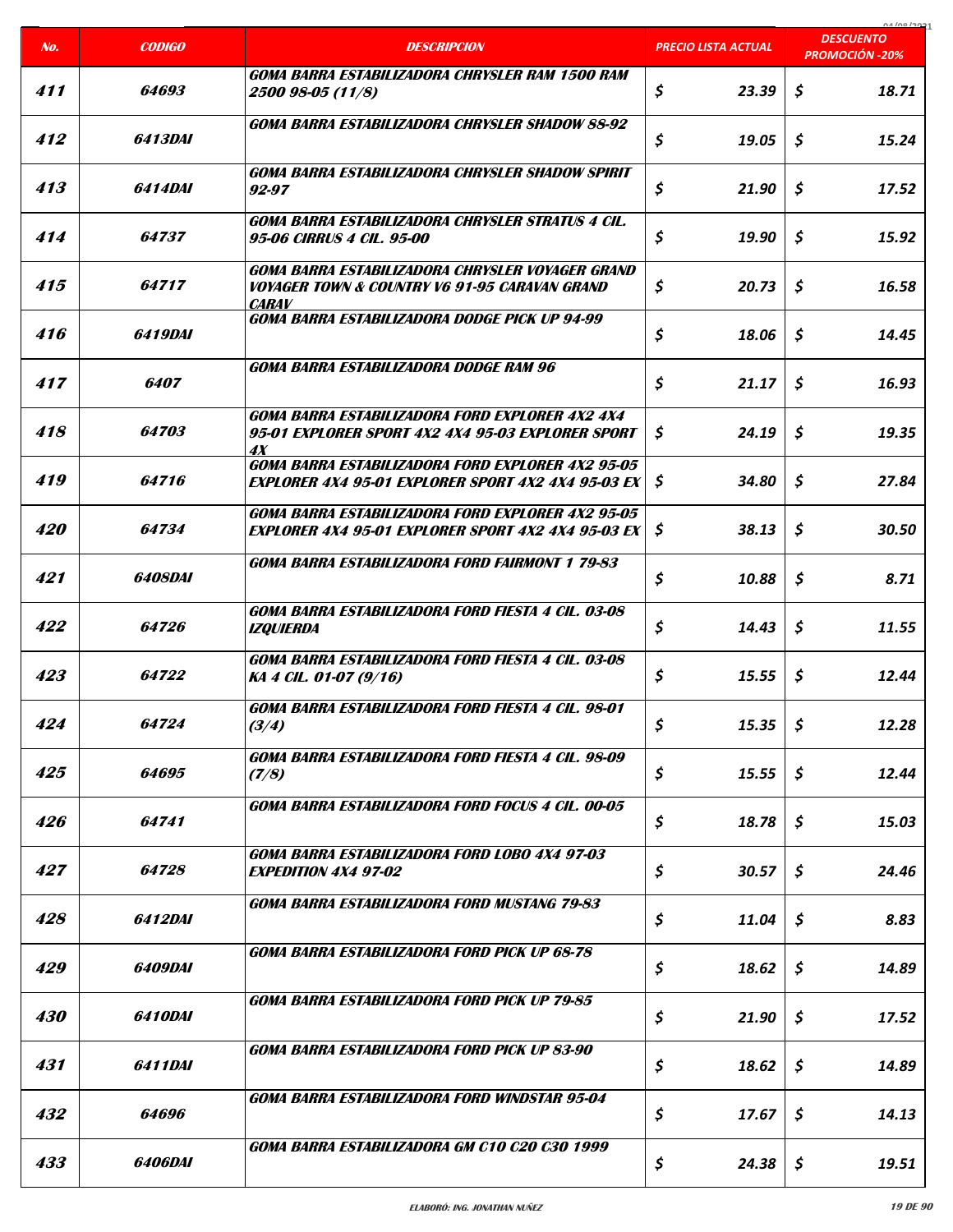| No. | CODIGO | DESCRIPCION | PRECIO LISTA ACTUAL | DESCUENTO PROMOCIÓN -20% |
|---|---|---|---|---|
| 411 | 64693 | GOMA BARRA ESTABILIZADORA CHRYSLER RAM 1500 RAM 2500 98-05 (11/8) | $ 23.39 | $ 18.71 |
| 412 | 6413DAI | GOMA BARRA ESTABILIZADORA CHRYSLER SHADOW 88-92 | $ 19.05 | $ 15.24 |
| 413 | 6414DAI | GOMA BARRA ESTABILIZADORA CHRYSLER SHADOW SPIRIT 92-97 | $ 21.90 | $ 17.52 |
| 414 | 64737 | GOMA BARRA ESTABILIZADORA CHRYSLER STRATUS 4 CIL. 95-06 CIRRUS 4 CIL. 95-00 | $ 19.90 | $ 15.92 |
| 415 | 64717 | GOMA BARRA ESTABILIZADORA CHRYSLER VOYAGER GRAND VOYAGER TOWN & COUNTRY V6 91-95 CARAVAN GRAND CARAV | $ 20.73 | $ 16.58 |
| 416 | 6419DAI | GOMA BARRA ESTABILIZADORA DODGE PICK UP 94-99 | $ 18.06 | $ 14.45 |
| 417 | 6407 | GOMA BARRA ESTABILIZADORA DODGE RAM 96 | $ 21.17 | $ 16.93 |
| 418 | 64703 | GOMA BARRA ESTABILIZADORA FORD EXPLORER 4X2 4X4 95-01 EXPLORER SPORT 4X2 4X4 95-03 EXPLORER SPORT 4X | $ 24.19 | $ 19.35 |
| 419 | 64716 | GOMA BARRA ESTABILIZADORA FORD EXPLORER 4X2 95-05 EXPLORER 4X4 95-01 EXPLORER SPORT 4X2 4X4 95-03 EX | $ 34.80 | $ 27.84 |
| 420 | 64734 | GOMA BARRA ESTABILIZADORA FORD EXPLORER 4X2 95-05 EXPLORER 4X4 95-01 EXPLORER SPORT 4X2 4X4 95-03 EX | $ 38.13 | $ 30.50 |
| 421 | 6408DAI | GOMA BARRA ESTABILIZADORA FORD FAIRMONT 1 79-83 | $ 10.88 | $ 8.71 |
| 422 | 64726 | GOMA BARRA ESTABILIZADORA FORD FIESTA 4 CIL. 03-08 IZQUIERDA | $ 14.43 | $ 11.55 |
| 423 | 64722 | GOMA BARRA ESTABILIZADORA FORD FIESTA 4 CIL. 03-08 KA 4 CIL. 01-07 (9/16) | $ 15.55 | $ 12.44 |
| 424 | 64724 | GOMA BARRA ESTABILIZADORA FORD FIESTA 4 CIL. 98-01 (3/4) | $ 15.35 | $ 12.28 |
| 425 | 64695 | GOMA BARRA ESTABILIZADORA FORD FIESTA 4 CIL. 98-09 (7/8) | $ 15.55 | $ 12.44 |
| 426 | 64741 | GOMA BARRA ESTABILIZADORA FORD FOCUS 4 CIL. 00-05 | $ 18.78 | $ 15.03 |
| 427 | 64728 | GOMA BARRA ESTABILIZADORA FORD LOBO 4X4 97-03 EXPEDITION 4X4 97-02 | $ 30.57 | $ 24.46 |
| 428 | 6412DAI | GOMA BARRA ESTABILIZADORA FORD MUSTANG 79-83 | $ 11.04 | $ 8.83 |
| 429 | 6409DAI | GOMA BARRA ESTABILIZADORA FORD PICK UP 68-78 | $ 18.62 | $ 14.89 |
| 430 | 6410DAI | GOMA BARRA ESTABILIZADORA FORD PICK UP 79-85 | $ 21.90 | $ 17.52 |
| 431 | 6411DAI | GOMA BARRA ESTABILIZADORA FORD PICK UP 83-90 | $ 18.62 | $ 14.89 |
| 432 | 64696 | GOMA BARRA ESTABILIZADORA FORD WINDSTAR 95-04 | $ 17.67 | $ 14.13 |
| 433 | 6406DAI | GOMA BARRA ESTABILIZADORA GM C10 C20 C30 1999 | $ 24.38 | $ 19.51 |

ELABORÓ: ING. JONATHAN NUÑEZ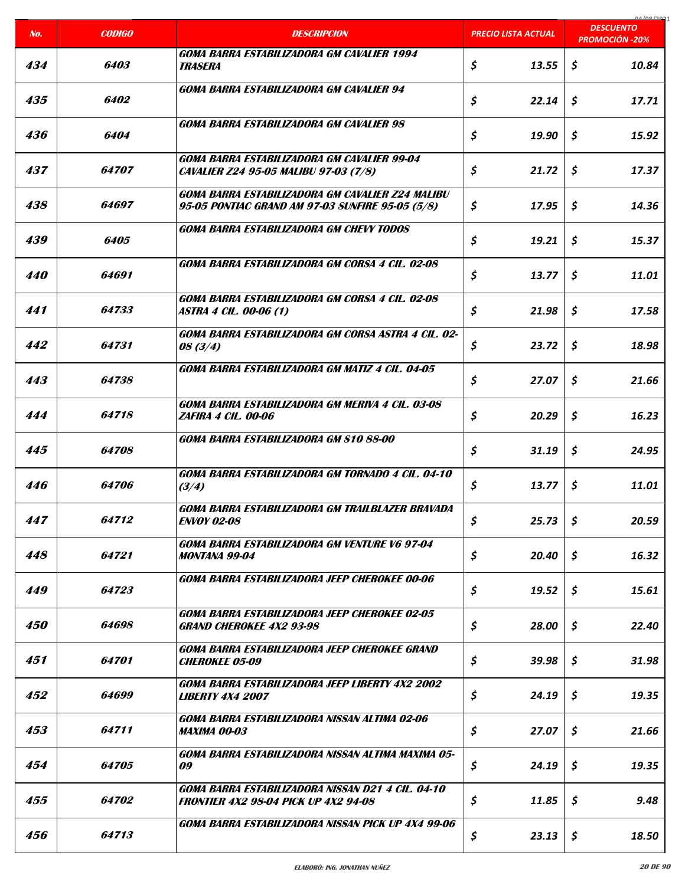| No. | CODIGO | DESCRIPCION | PRECIO LISTA ACTUAL | DESCUENTO PROMOCIÓN -20% |
|---|---|---|---|---|
| 434 | 6403 | GOMA BARRA ESTABILIZADORA GM CAVALIER 1994 TRASERA | $ 13.55 | $ 10.84 |
| 435 | 6402 | GOMA BARRA ESTABILIZADORA GM CAVALIER 94 | $ 22.14 | $ 17.71 |
| 436 | 6404 | GOMA BARRA ESTABILIZADORA GM CAVALIER 98 | $ 19.90 | $ 15.92 |
| 437 | 64707 | GOMA BARRA ESTABILIZADORA GM CAVALIER 99-04 CAVALIER Z24 95-05 MALIBU 97-03 (7/8) | $ 21.72 | $ 17.37 |
| 438 | 64697 | GOMA BARRA ESTABILIZADORA GM CAVALIER Z24 MALIBU 95-05 PONTIAC GRAND AM 97-03 SUNFIRE 95-05 (5/8) | $ 17.95 | $ 14.36 |
| 439 | 6405 | GOMA BARRA ESTABILIZADORA GM CHEVY TODOS | $ 19.21 | $ 15.37 |
| 440 | 64691 | GOMA BARRA ESTABILIZADORA GM CORSA 4 CIL. 02-08 | $ 13.77 | $ 11.01 |
| 441 | 64733 | GOMA BARRA ESTABILIZADORA GM CORSA 4 CIL. 02-08 ASTRA 4 CIL. 00-06 (1) | $ 21.98 | $ 17.58 |
| 442 | 64731 | GOMA BARRA ESTABILIZADORA GM CORSA ASTRA 4 CIL. 02-08 (3/4) | $ 23.72 | $ 18.98 |
| 443 | 64738 | GOMA BARRA ESTABILIZADORA GM MATIZ 4 CIL. 04-05 | $ 27.07 | $ 21.66 |
| 444 | 64718 | GOMA BARRA ESTABILIZADORA GM MERIVA 4 CIL. 03-08 ZAFIRA 4 CIL. 00-06 | $ 20.29 | $ 16.23 |
| 445 | 64708 | GOMA BARRA ESTABILIZADORA GM S10 88-00 | $ 31.19 | $ 24.95 |
| 446 | 64706 | GOMA BARRA ESTABILIZADORA GM TORNADO 4 CIL. 04-10 (3/4) | $ 13.77 | $ 11.01 |
| 447 | 64712 | GOMA BARRA ESTABILIZADORA GM TRAILBLAZER BRAVADA ENVOY 02-08 | $ 25.73 | $ 20.59 |
| 448 | 64721 | GOMA BARRA ESTABILIZADORA GM VENTURE V6 97-04 MONTANA 99-04 | $ 20.40 | $ 16.32 |
| 449 | 64723 | GOMA BARRA ESTABILIZADORA JEEP CHEROKEE 00-06 | $ 19.52 | $ 15.61 |
| 450 | 64698 | GOMA BARRA ESTABILIZADORA JEEP CHEROKEE 02-05 GRAND CHEROKEE 4X2 93-98 | $ 28.00 | $ 22.40 |
| 451 | 64701 | GOMA BARRA ESTABILIZADORA JEEP CHEROKEE GRAND CHEROKEE 05-09 | $ 39.98 | $ 31.98 |
| 452 | 64699 | GOMA BARRA ESTABILIZADORA JEEP LIBERTY 4X2 2002 LIBERTY 4X4 2007 | $ 24.19 | $ 19.35 |
| 453 | 64711 | GOMA BARRA ESTABILIZADORA NISSAN ALTIMA 02-06 MAXIMA 00-03 | $ 27.07 | $ 21.66 |
| 454 | 64705 | GOMA BARRA ESTABILIZADORA NISSAN ALTIMA MAXIMA 05-09 | $ 24.19 | $ 19.35 |
| 455 | 64702 | GOMA BARRA ESTABILIZADORA NISSAN D21 4 CIL. 04-10 FRONTIER 4X2 98-04 PICK UP 4X2 94-08 | $ 11.85 | $ 9.48 |
| 456 | 64713 | GOMA BARRA ESTABILIZADORA NISSAN PICK UP 4X4 99-06 | $ 23.13 | $ 18.50 |

ELABORÓ: ING. JONATHAN NUÑEZ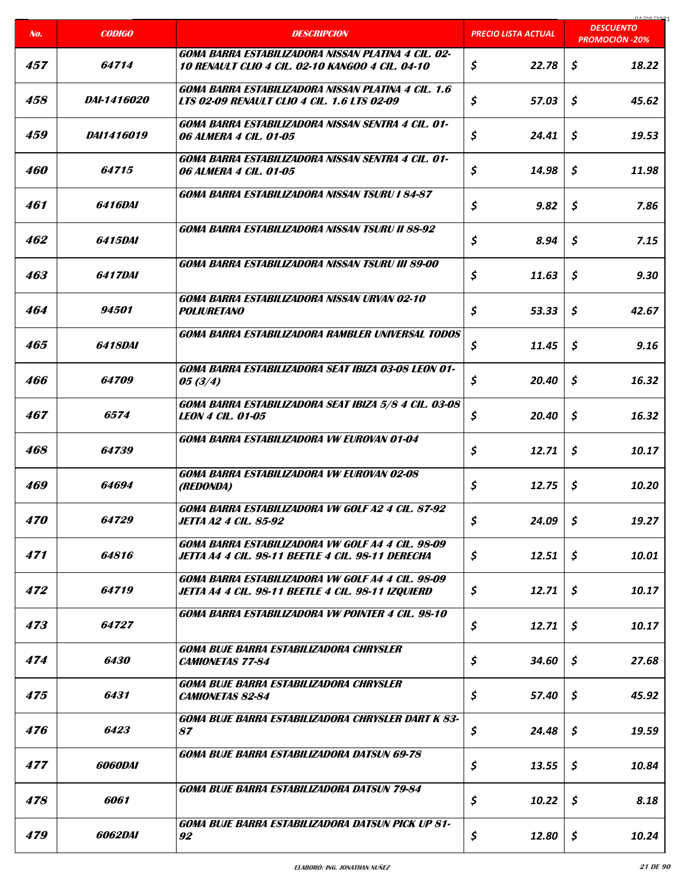| No. | CODIGO | DESCRIPCION | PRECIO LISTA ACTUAL | DESCUENTO PROMOCIÓN -20% |
|---|---|---|---|---|
| 457 | 64714 | GOMA BARRA ESTABILIZADORA NISSAN PLATINA 4 CIL. 02-10 RENAULT CLIO 4 CIL. 02-10 KANGOO 4 CIL. 04-10 | $ 22.78 | $ 18.22 |
| 458 | DAI-1416020 | GOMA BARRA ESTABILIZADORA NISSAN PLATINA 4 CIL. 1.6 LTS 02-09 RENAULT CLIO 4 CIL. 1.6 LTS 02-09 | $ 57.03 | $ 45.62 |
| 459 | DAI1416019 | GOMA BARRA ESTABILIZADORA NISSAN SENTRA 4 CIL. 01-06 ALMERA 4 CIL. 01-05 | $ 24.41 | $ 19.53 |
| 460 | 64715 | GOMA BARRA ESTABILIZADORA NISSAN SENTRA 4 CIL. 01-06 ALMERA 4 CIL. 01-05 | $ 14.98 | $ 11.98 |
| 461 | 6416DAI | GOMA BARRA ESTABILIZADORA NISSAN TSURU I 84-87 | $ 9.82 | $ 7.86 |
| 462 | 6415DAI | GOMA BARRA ESTABILIZADORA NISSAN TSURU II 88-92 | $ 8.94 | $ 7.15 |
| 463 | 6417DAI | GOMA BARRA ESTABILIZADORA NISSAN TSURU III 89-00 | $ 11.63 | $ 9.30 |
| 464 | 94501 | GOMA BARRA ESTABILIZADORA NISSAN URVAN 02-10 POLIURETANO | $ 53.33 | $ 42.67 |
| 465 | 6418DAI | GOMA BARRA ESTABILIZADORA RAMBLER UNIVERSAL TODOS | $ 11.45 | $ 9.16 |
| 466 | 64709 | GOMA BARRA ESTABILIZADORA SEAT IBIZA 03-08 LEON 01-05 (3/4) | $ 20.40 | $ 16.32 |
| 467 | 6574 | GOMA BARRA ESTABILIZADORA SEAT IBIZA 5/8 4 CIL. 03-08 LEON 4 CIL. 01-05 | $ 20.40 | $ 16.32 |
| 468 | 64739 | GOMA BARRA ESTABILIZADORA VW EUROVAN 01-04 | $ 12.71 | $ 10.17 |
| 469 | 64694 | GOMA BARRA ESTABILIZADORA VW EUROVAN 02-08 (REDONDA) | $ 12.75 | $ 10.20 |
| 470 | 64729 | GOMA BARRA ESTABILIZADORA VW GOLF A2 4 CIL. 87-92 JETTA A2 4 CIL. 85-92 | $ 24.09 | $ 19.27 |
| 471 | 64816 | GOMA BARRA ESTABILIZADORA VW GOLF A4 4 CIL. 98-09 JETTA A4 4 CIL. 98-11 BEETLE 4 CIL. 98-11 DERECHA | $ 12.51 | $ 10.01 |
| 472 | 64719 | GOMA BARRA ESTABILIZADORA VW GOLF A4 4 CIL. 98-09 JETTA A4 4 CIL. 98-11 BEETLE 4 CIL. 98-11 IZQUIERD | $ 12.71 | $ 10.17 |
| 473 | 64727 | GOMA BARRA ESTABILIZADORA VW POINTER 4 CIL. 98-10 | $ 12.71 | $ 10.17 |
| 474 | 6430 | GOMA BUJE BARRA ESTABILIZADORA CHRYSLER CAMIONETAS 77-84 | $ 34.60 | $ 27.68 |
| 475 | 6431 | GOMA BUJE BARRA ESTABILIZADORA CHRYSLER CAMIONETAS 82-84 | $ 57.40 | $ 45.92 |
| 476 | 6423 | GOMA BUJE BARRA ESTABILIZADORA CHRYSLER DART K 83-87 | $ 24.48 | $ 19.59 |
| 477 | 6060DAI | GOMA BUJE BARRA ESTABILIZADORA DATSUN 69-78 | $ 13.55 | $ 10.84 |
| 478 | 6061 | GOMA BUJE BARRA ESTABILIZADORA DATSUN 79-84 | $ 10.22 | $ 8.18 |
| 479 | 6062DAI | GOMA BUJE BARRA ESTABILIZADORA DATSUN PICK UP 81-92 | $ 12.80 | $ 10.24 |

ELABORÓ: ING. JONATHAN NUÑEZ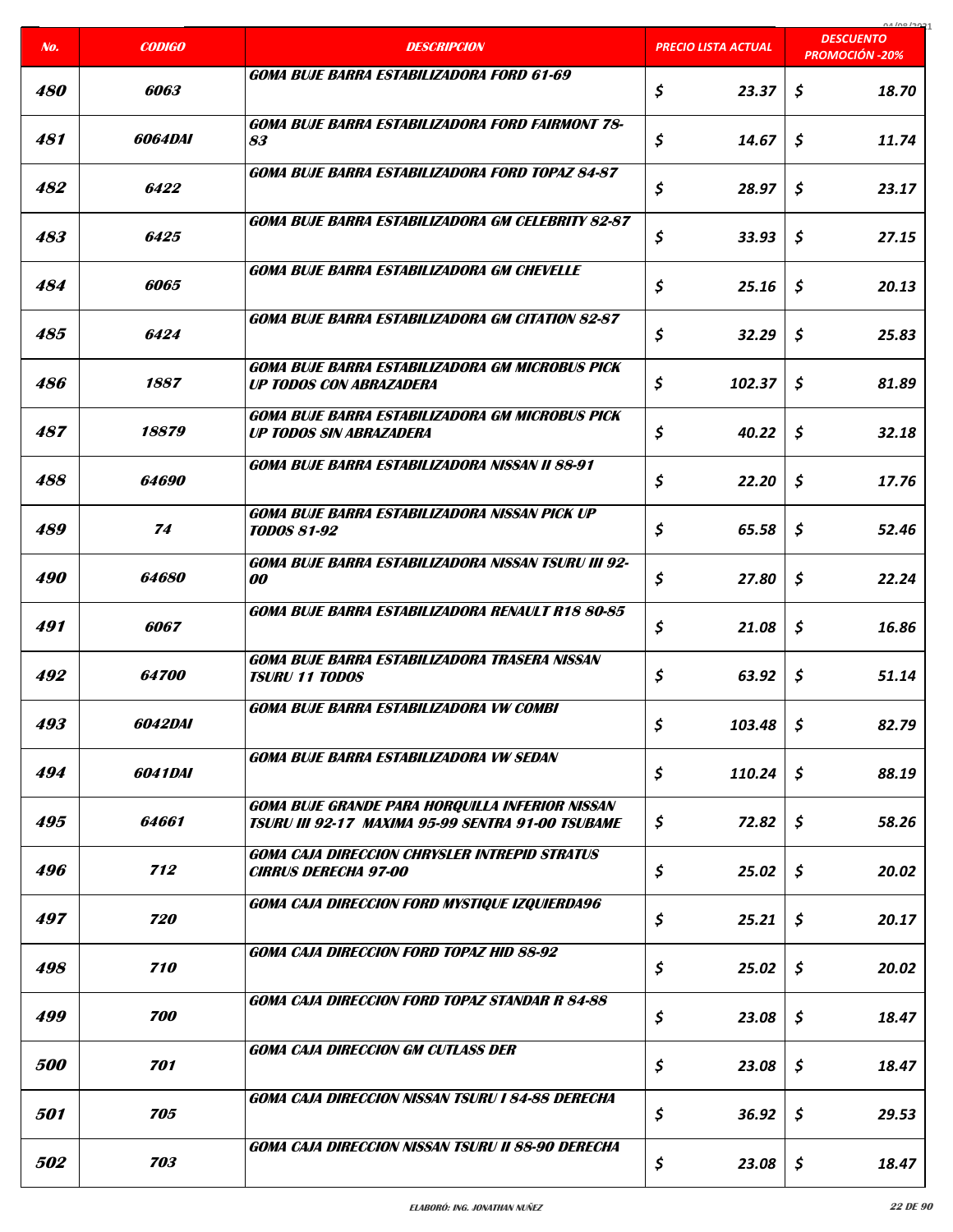| No. | CODIGO | DESCRIPCION | PRECIO LISTA ACTUAL | DESCUENTO PROMOCIÓN -20% |
|---|---|---|---|---|
| 480 | 6063 | GOMA BUJE BARRA ESTABILIZADORA FORD 61-69 | $ 23.37 | $ 18.70 |
| 481 | 6064DAI | GOMA BUJE BARRA ESTABILIZADORA FORD FAIRMONT 78-83 | $ 14.67 | $ 11.74 |
| 482 | 6422 | GOMA BUJE BARRA ESTABILIZADORA FORD TOPAZ 84-87 | $ 28.97 | $ 23.17 |
| 483 | 6425 | GOMA BUJE BARRA ESTABILIZADORA GM CELEBRITY 82-87 | $ 33.93 | $ 27.15 |
| 484 | 6065 | GOMA BUJE BARRA ESTABILIZADORA GM CHEVELLE | $ 25.16 | $ 20.13 |
| 485 | 6424 | GOMA BUJE BARRA ESTABILIZADORA GM CITATION 82-87 | $ 32.29 | $ 25.83 |
| 486 | 1887 | GOMA BUJE BARRA ESTABILIZADORA GM MICROBUS PICK UP TODOS CON ABRAZADERA | $ 102.37 | $ 81.89 |
| 487 | 18879 | GOMA BUJE BARRA ESTABILIZADORA GM MICROBUS PICK UP TODOS SIN ABRAZADERA | $ 40.22 | $ 32.18 |
| 488 | 64690 | GOMA BUJE BARRA ESTABILIZADORA NISSAN II 88-91 | $ 22.20 | $ 17.76 |
| 489 | 74 | GOMA BUJE BARRA ESTABILIZADORA NISSAN PICK UP TODOS 81-92 | $ 65.58 | $ 52.46 |
| 490 | 64680 | GOMA BUJE BARRA ESTABILIZADORA NISSAN TSURU III 92-00 | $ 27.80 | $ 22.24 |
| 491 | 6067 | GOMA BUJE BARRA ESTABILIZADORA RENAULT R18 80-85 | $ 21.08 | $ 16.86 |
| 492 | 64700 | GOMA BUJE BARRA ESTABILIZADORA TRASERA NISSAN TSURU 11 TODOS | $ 63.92 | $ 51.14 |
| 493 | 6042DAI | GOMA BUJE BARRA ESTABILIZADORA VW COMBI | $ 103.48 | $ 82.79 |
| 494 | 6041DAI | GOMA BUJE BARRA ESTABILIZADORA VW SEDAN | $ 110.24 | $ 88.19 |
| 495 | 64661 | GOMA BUJE GRANDE PARA HORQUILLA INFERIOR NISSAN TSURU III 92-17 MAXIMA 95-99 SENTRA 91-00 TSUBAME | $ 72.82 | $ 58.26 |
| 496 | 712 | GOMA CAJA DIRECCION CHRYSLER INTREPID STRATUS CIRRUS DERECHA 97-00 | $ 25.02 | $ 20.02 |
| 497 | 720 | GOMA CAJA DIRECCION FORD MYSTIQUE IZQUIERDA96 | $ 25.21 | $ 20.17 |
| 498 | 710 | GOMA CAJA DIRECCION FORD TOPAZ HID 88-92 | $ 25.02 | $ 20.02 |
| 499 | 700 | GOMA CAJA DIRECCION FORD TOPAZ STANDAR R 84-88 | $ 23.08 | $ 18.47 |
| 500 | 701 | GOMA CAJA DIRECCION GM CUTLASS DER | $ 23.08 | $ 18.47 |
| 501 | 705 | GOMA CAJA DIRECCION NISSAN TSURU I 84-88 DERECHA | $ 36.92 | $ 29.53 |
| 502 | 703 | GOMA CAJA DIRECCION NISSAN TSURU II 88-90 DERECHA | $ 23.08 | $ 18.47 |

ELABORÓ: ING. JONATHAN NUÑEZ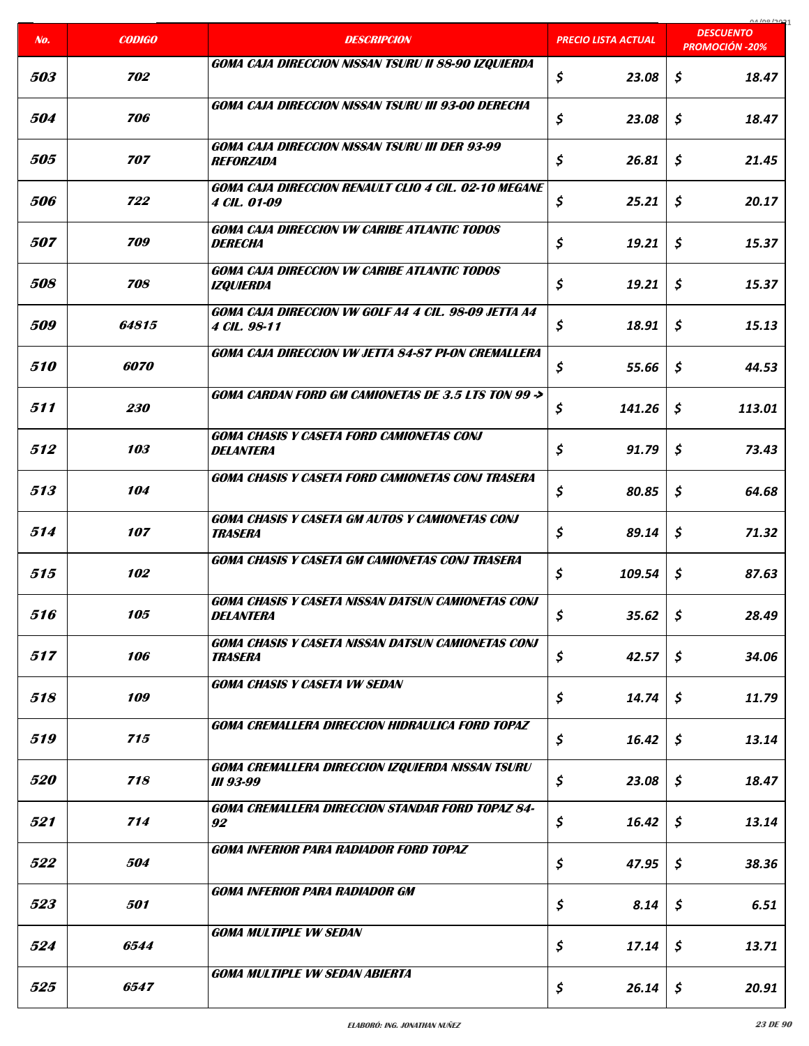| No. | CODIGO | DESCRIPCION | PRECIO LISTA ACTUAL | DESCUENTO PROMOCIÓN -20% |
|---|---|---|---|---|
| 503 | 702 | GOMA CAJA DIRECCION NISSAN TSURU II 88-90 IZQUIERDA | $ 23.08 | $ 18.47 |
| 504 | 706 | GOMA CAJA DIRECCION NISSAN TSURU III 93-00 DERECHA | $ 23.08 | $ 18.47 |
| 505 | 707 | GOMA CAJA DIRECCION NISSAN TSURU III DER 93-99 REFORZADA | $ 26.81 | $ 21.45 |
| 506 | 722 | GOMA CAJA DIRECCION RENAULT CLIO 4 CIL. 02-10 MEGANE 4 CIL. 01-09 | $ 25.21 | $ 20.17 |
| 507 | 709 | GOMA CAJA DIRECCION VW CARIBE ATLANTIC TODOS DERECHA | $ 19.21 | $ 15.37 |
| 508 | 708 | GOMA CAJA DIRECCION VW CARIBE ATLANTIC TODOS IZQUIERDA | $ 19.21 | $ 15.37 |
| 509 | 64815 | GOMA CAJA DIRECCION VW GOLF A4 4 CIL. 98-09 JETTA A4 4 CIL. 98-11 | $ 18.91 | $ 15.13 |
| 510 | 6070 | GOMA CAJA DIRECCION VW JETTA 84-87 PI-ON CREMALLERA | $ 55.66 | $ 44.53 |
| 511 | 230 | GOMA CARDAN FORD GM CAMIONETAS DE 3.5 LTS TON 99 -> | $ 141.26 | $ 113.01 |
| 512 | 103 | GOMA CHASIS Y CASETA FORD CAMIONETAS CONJ DELANTERA | $ 91.79 | $ 73.43 |
| 513 | 104 | GOMA CHASIS Y CASETA FORD CAMIONETAS CONJ TRASERA | $ 80.85 | $ 64.68 |
| 514 | 107 | GOMA CHASIS Y CASETA GM AUTOS Y CAMIONETAS CONJ TRASERA | $ 89.14 | $ 71.32 |
| 515 | 102 | GOMA CHASIS Y CASETA GM CAMIONETAS CONJ TRASERA | $ 109.54 | $ 87.63 |
| 516 | 105 | GOMA CHASIS Y CASETA NISSAN DATSUN CAMIONETAS CONJ DELANTERA | $ 35.62 | $ 28.49 |
| 517 | 106 | GOMA CHASIS Y CASETA NISSAN DATSUN CAMIONETAS CONJ TRASERA | $ 42.57 | $ 34.06 |
| 518 | 109 | GOMA CHASIS Y CASETA VW SEDAN | $ 14.74 | $ 11.79 |
| 519 | 715 | GOMA CREMALLERA DIRECCION HIDRAULICA FORD TOPAZ | $ 16.42 | $ 13.14 |
| 520 | 718 | GOMA CREMALLERA DIRECCION IZQUIERDA NISSAN TSURU III 93-99 | $ 23.08 | $ 18.47 |
| 521 | 714 | GOMA CREMALLERA DIRECCION STANDAR FORD TOPAZ 84-92 | $ 16.42 | $ 13.14 |
| 522 | 504 | GOMA INFERIOR PARA RADIADOR FORD TOPAZ | $ 47.95 | $ 38.36 |
| 523 | 501 | GOMA INFERIOR PARA RADIADOR GM | $ 8.14 | $ 6.51 |
| 524 | 6544 | GOMA MULTIPLE VW SEDAN | $ 17.14 | $ 13.71 |
| 525 | 6547 | GOMA MULTIPLE VW SEDAN ABIERTA | $ 26.14 | $ 20.91 |

ELABORÓ: ING. JONATHAN NUÑEZ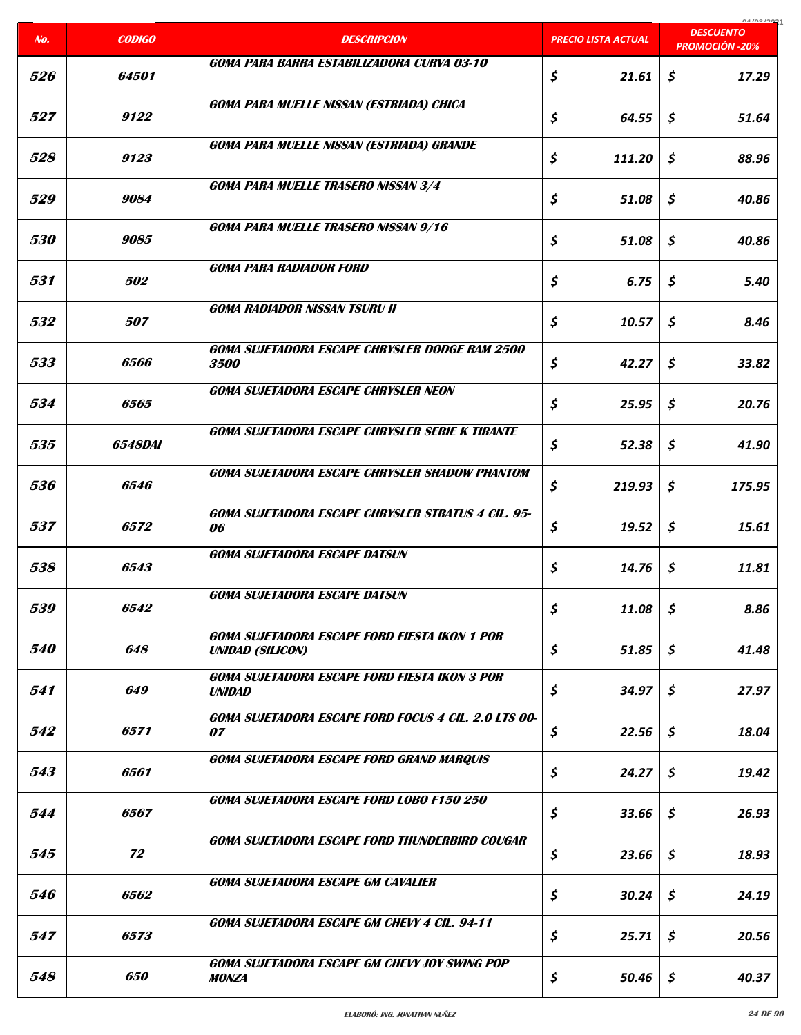| No. | CODIGO | DESCRIPCION | PRECIO LISTA ACTUAL | DESCUENTO PROMOCIÓN -20% |
|---|---|---|---|---|
| 526 | 64501 | GOMA PARA BARRA ESTABILIZADORA CURVA 03-10 | $ 21.61 | $ 17.29 |
| 527 | 9122 | GOMA PARA MUELLE NISSAN (ESTRIADA) CHICA | $ 64.55 | $ 51.64 |
| 528 | 9123 | GOMA PARA MUELLE NISSAN (ESTRIADA) GRANDE | $ 111.20 | $ 88.96 |
| 529 | 9084 | GOMA PARA MUELLE TRASERO NISSAN 3/4 | $ 51.08 | $ 40.86 |
| 530 | 9085 | GOMA PARA MUELLE TRASERO NISSAN 9/16 | $ 51.08 | $ 40.86 |
| 531 | 502 | GOMA PARA RADIADOR FORD | $ 6.75 | $ 5.40 |
| 532 | 507 | GOMA RADIADOR NISSAN TSURU II | $ 10.57 | $ 8.46 |
| 533 | 6566 | GOMA SUJETADORA ESCAPE CHRYSLER DODGE RAM 2500 3500 | $ 42.27 | $ 33.82 |
| 534 | 6565 | GOMA SUJETADORA ESCAPE CHRYSLER NEON | $ 25.95 | $ 20.76 |
| 535 | 6548DAI | GOMA SUJETADORA ESCAPE CHRYSLER SERIE K TIRANTE | $ 52.38 | $ 41.90 |
| 536 | 6546 | GOMA SUJETADORA ESCAPE CHRYSLER SHADOW PHANTOM | $ 219.93 | $ 175.95 |
| 537 | 6572 | GOMA SUJETADORA ESCAPE CHRYSLER STRATUS 4 CIL. 95-06 | $ 19.52 | $ 15.61 |
| 538 | 6543 | GOMA SUJETADORA ESCAPE DATSUN | $ 14.76 | $ 11.81 |
| 539 | 6542 | GOMA SUJETADORA ESCAPE DATSUN | $ 11.08 | $ 8.86 |
| 540 | 648 | GOMA SUJETADORA ESCAPE FORD FIESTA IKON 1 POR UNIDAD (SILICON) | $ 51.85 | $ 41.48 |
| 541 | 649 | GOMA SUJETADORA ESCAPE FORD FIESTA IKON 3 POR UNIDAD | $ 34.97 | $ 27.97 |
| 542 | 6571 | GOMA SUJETADORA ESCAPE FORD FOCUS 4 CIL. 2.0 LTS 00-07 | $ 22.56 | $ 18.04 |
| 543 | 6561 | GOMA SUJETADORA ESCAPE FORD GRAND MARQUIS | $ 24.27 | $ 19.42 |
| 544 | 6567 | GOMA SUJETADORA ESCAPE FORD LOBO F150 250 | $ 33.66 | $ 26.93 |
| 545 | 72 | GOMA SUJETADORA ESCAPE FORD THUNDERBIRD COUGAR | $ 23.66 | $ 18.93 |
| 546 | 6562 | GOMA SUJETADORA ESCAPE GM CAVALIER | $ 30.24 | $ 24.19 |
| 547 | 6573 | GOMA SUJETADORA ESCAPE GM CHEVY 4 CIL. 94-11 | $ 25.71 | $ 20.56 |
| 548 | 650 | GOMA SUJETADORA ESCAPE GM CHEVY JOY SWING POP MONZA | $ 50.46 | $ 40.37 |

ELABORÓ: ING. JONATHAN NUÑEZ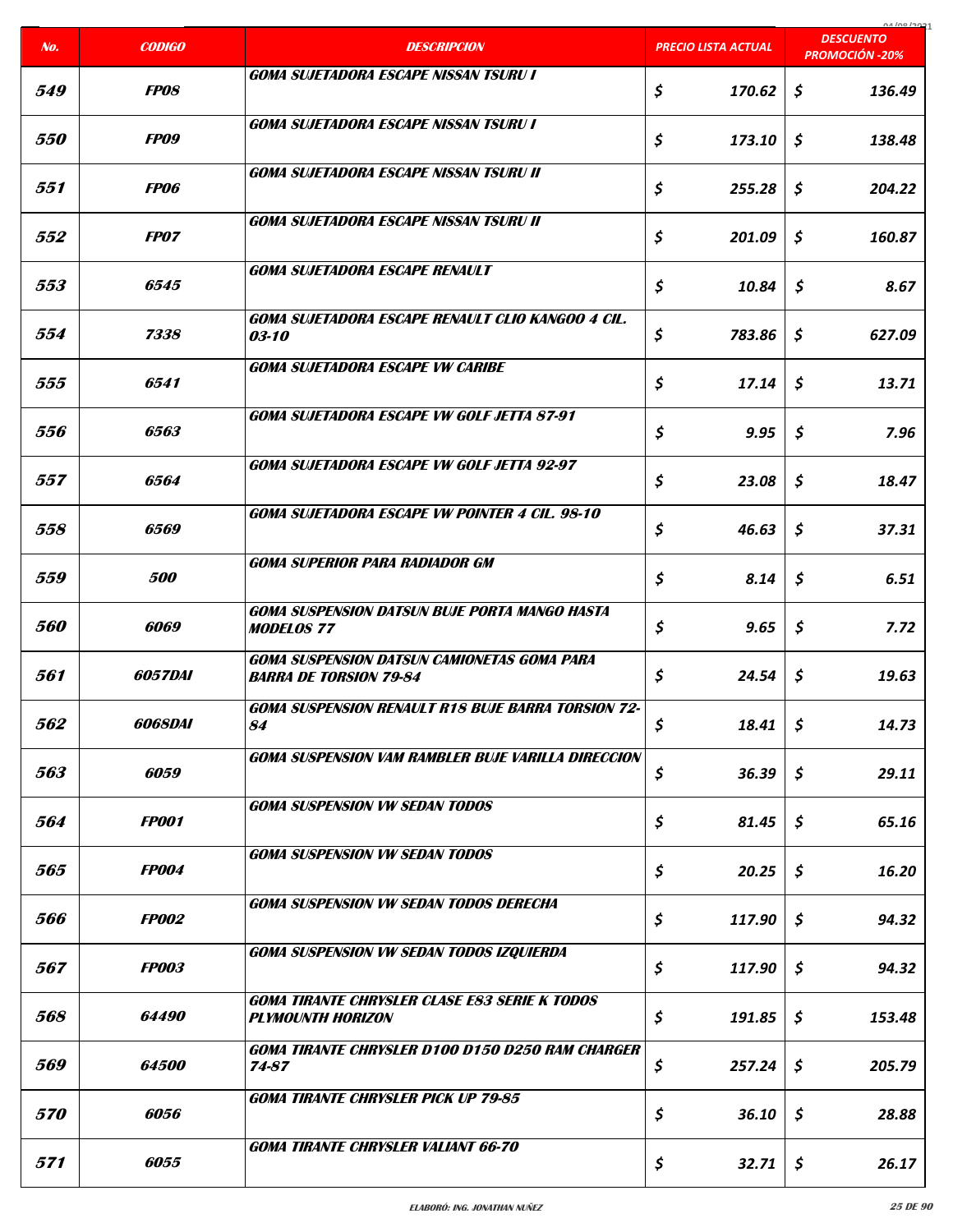| No. | CODIGO | DESCRIPCION | PRECIO LISTA ACTUAL | DESCUENTO PROMOCIÓN -20% |
|---|---|---|---|---|
| 549 | FP08 | GOMA SUJETADORA ESCAPE NISSAN TSURU I | $ 170.62 | $ 136.49 |
| 550 | FP09 | GOMA SUJETADORA ESCAPE NISSAN TSURU I | $ 173.10 | $ 138.48 |
| 551 | FP06 | GOMA SUJETADORA ESCAPE NISSAN TSURU II | $ 255.28 | $ 204.22 |
| 552 | FP07 | GOMA SUJETADORA ESCAPE NISSAN TSURU II | $ 201.09 | $ 160.87 |
| 553 | 6545 | GOMA SUJETADORA ESCAPE RENAULT | $ 10.84 | $ 8.67 |
| 554 | 7338 | GOMA SUJETADORA ESCAPE RENAULT CLIO KANGOO 4 CIL. 03-10 | $ 783.86 | $ 627.09 |
| 555 | 6541 | GOMA SUJETADORA ESCAPE VW CARIBE | $ 17.14 | $ 13.71 |
| 556 | 6563 | GOMA SUJETADORA ESCAPE VW GOLF JETTA 87-91 | $ 9.95 | $ 7.96 |
| 557 | 6564 | GOMA SUJETADORA ESCAPE VW GOLF JETTA 92-97 | $ 23.08 | $ 18.47 |
| 558 | 6569 | GOMA SUJETADORA ESCAPE VW POINTER 4 CIL. 98-10 | $ 46.63 | $ 37.31 |
| 559 | 500 | GOMA SUPERIOR PARA RADIADOR GM | $ 8.14 | $ 6.51 |
| 560 | 6069 | GOMA SUSPENSION DATSUN BUJE PORTA MANGO HASTA MODELOS 77 | $ 9.65 | $ 7.72 |
| 561 | 6057DAI | GOMA SUSPENSION DATSUN CAMIONETAS GOMA PARA BARRA DE TORSION 79-84 | $ 24.54 | $ 19.63 |
| 562 | 6068DAI | GOMA SUSPENSION RENAULT R18 BUJE BARRA TORSION 72-84 | $ 18.41 | $ 14.73 |
| 563 | 6059 | GOMA SUSPENSION VAM RAMBLER BUJE VARILLA DIRECCION | $ 36.39 | $ 29.11 |
| 564 | FP001 | GOMA SUSPENSION VW SEDAN TODOS | $ 81.45 | $ 65.16 |
| 565 | FP004 | GOMA SUSPENSION VW SEDAN TODOS | $ 20.25 | $ 16.20 |
| 566 | FP002 | GOMA SUSPENSION VW SEDAN TODOS DERECHA | $ 117.90 | $ 94.32 |
| 567 | FP003 | GOMA SUSPENSION VW SEDAN TODOS IZQUIERDA | $ 117.90 | $ 94.32 |
| 568 | 64490 | GOMA TIRANTE CHRYSLER CLASE E83 SERIE K TODOS PLYMOUNTH HORIZON | $ 191.85 | $ 153.48 |
| 569 | 64500 | GOMA TIRANTE CHRYSLER D100 D150 D250 RAM CHARGER 74-87 | $ 257.24 | $ 205.79 |
| 570 | 6056 | GOMA TIRANTE CHRYSLER PICK UP 79-85 | $ 36.10 | $ 28.88 |
| 571 | 6055 | GOMA TIRANTE CHRYSLER VALIANT 66-70 | $ 32.71 | $ 26.17 |

ELABORÓ: ING. JONATHAN NUÑEZ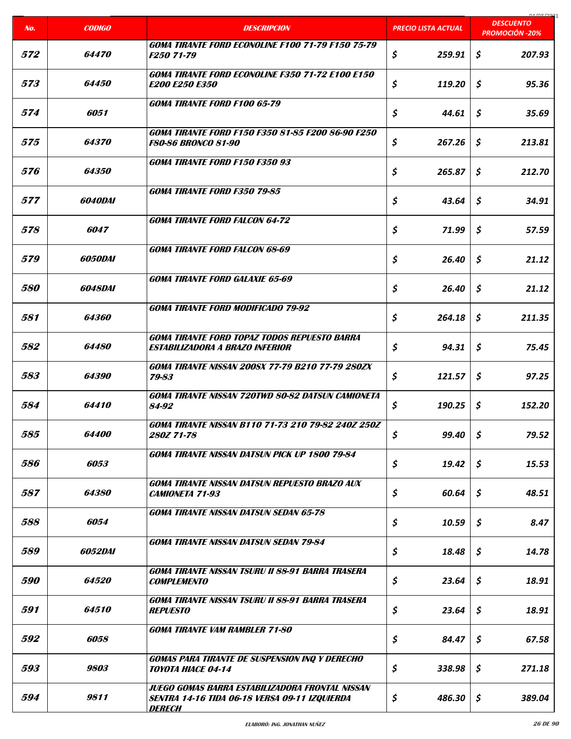| No. | CODIGO | DESCRIPCION | PRECIO LISTA ACTUAL | DESCUENTO PROMOCIÓN -20% |
|---|---|---|---|---|
| 572 | 64470 | GOMA TIRANTE FORD ECONOLINE F100 71-79 F150 75-79 F250 71-79 | $ 259.91 | $ 207.93 |
| 573 | 64450 | GOMA TIRANTE FORD ECONOLINE F350 71-72 E100 E150 E200 E250 E350 | $ 119.20 | $ 95.36 |
| 574 | 6051 | GOMA TIRANTE FORD F100 65-79 | $ 44.61 | $ 35.69 |
| 575 | 64370 | GOMA TIRANTE FORD F150 F350 81-85 F200 86-90 F250 F80-86 BRONCO 81-90 | $ 267.26 | $ 213.81 |
| 576 | 64350 | GOMA TIRANTE FORD F150 F350 93 | $ 265.87 | $ 212.70 |
| 577 | 6040DAI | GOMA TIRANTE FORD F350 79-85 | $ 43.64 | $ 34.91 |
| 578 | 6047 | GOMA TIRANTE FORD FALCON 64-72 | $ 71.99 | $ 57.59 |
| 579 | 6050DAI | GOMA TIRANTE FORD FALCON 68-69 | $ 26.40 | $ 21.12 |
| 580 | 6048DAI | GOMA TIRANTE FORD GALAXIE 65-69 | $ 26.40 | $ 21.12 |
| 581 | 64360 | GOMA TIRANTE FORD MODIFICADO 79-92 | $ 264.18 | $ 211.35 |
| 582 | 64480 | GOMA TIRANTE FORD TOPAZ TODOS REPUESTO BARRA ESTABILIZADORA A BRAZO INFERIOR | $ 94.31 | $ 75.45 |
| 583 | 64390 | GOMA TIRANTE NISSAN 200SX 77-79 B210 77-79 280ZX 79-83 | $ 121.57 | $ 97.25 |
| 584 | 64410 | GOMA TIRANTE NISSAN 720TWD 80-82 DATSUN CAMIONETA 84-92 | $ 190.25 | $ 152.20 |
| 585 | 64400 | GOMA TIRANTE NISSAN B110 71-73 210 79-82 240Z 250Z 280Z 71-78 | $ 99.40 | $ 79.52 |
| 586 | 6053 | GOMA TIRANTE NISSAN DATSUN PICK UP 1800 79-84 | $ 19.42 | $ 15.53 |
| 587 | 64380 | GOMA TIRANTE NISSAN DATSUN REPUESTO BRAZO AUX CAMIONETA 71-93 | $ 60.64 | $ 48.51 |
| 588 | 6054 | GOMA TIRANTE NISSAN DATSUN SEDAN 65-78 | $ 10.59 | $ 8.47 |
| 589 | 6052DAI | GOMA TIRANTE NISSAN DATSUN SEDAN 79-84 | $ 18.48 | $ 14.78 |
| 590 | 64520 | GOMA TIRANTE NISSAN TSURU II 88-91 BARRA TRASERA COMPLEMENTO | $ 23.64 | $ 18.91 |
| 591 | 64510 | GOMA TIRANTE NISSAN TSURU II 88-91 BARRA TRASERA REPUESTO | $ 23.64 | $ 18.91 |
| 592 | 6058 | GOMA TIRANTE VAM RAMBLER 71-80 | $ 84.47 | $ 67.58 |
| 593 | 9803 | GOMAS PARA TIRANTE DE SUSPENSION INQ Y DERECHO TOYOTA HIACE 04-14 | $ 338.98 | $ 271.18 |
| 594 | 9811 | JUEGO GOMAS BARRA ESTABILIZADORA FRONTAL NISSAN SENTRA 14-16 TIDA 06-18 VERSA 09-11 IZQUIERDA DERECH | $ 486.30 | $ 389.04 |

ELABORÓ: ING. JONATHAN NUÑEZ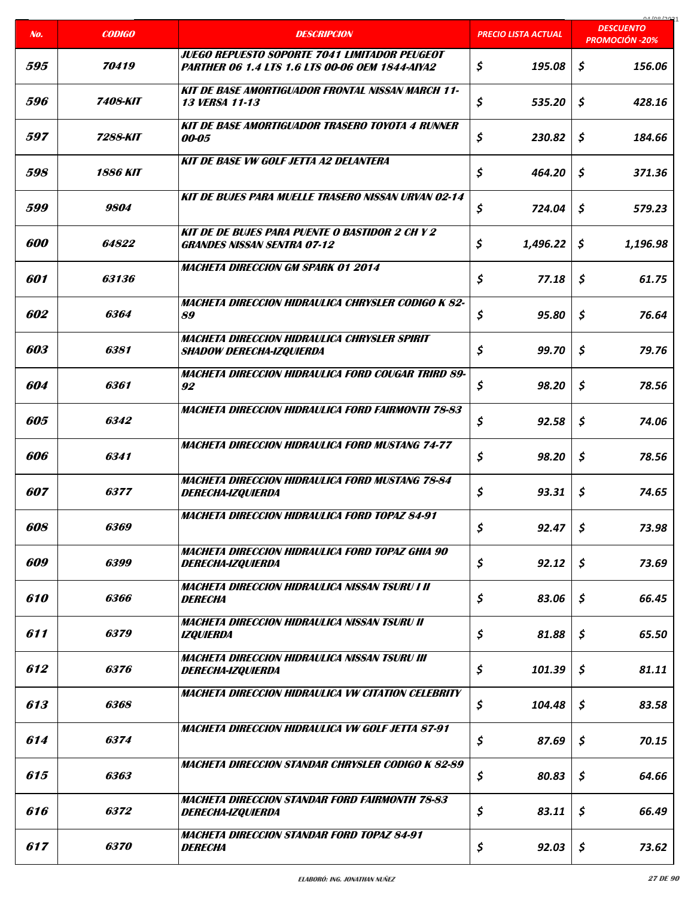| No. | CODIGO | DESCRIPCION | PRECIO LISTA ACTUAL | DESCUENTO PROMOCIÓN -20% |
|---|---|---|---|---|
| 595 | 70419 | JUEGO REPUESTO SOPORTE 7041 LIMITADOR PEUGEOT PARTHER 06 1.4 LTS 1.6 LTS 00-06 OEM 1844-AIYA2 | $ 195.08 | $ 156.06 |
| 596 | 7408-KIT | KIT DE BASE AMORTIGUADOR FRONTAL NISSAN MARCH 11-13 VERSA 11-13 | $ 535.20 | $ 428.16 |
| 597 | 7288-KIT | KIT DE BASE AMORTIGUADOR TRASERO TOYOTA 4 RUNNER 00-05 | $ 230.82 | $ 184.66 |
| 598 | 1886 KIT | KIT DE BASE VW GOLF JETTA A2 DELANTERA | $ 464.20 | $ 371.36 |
| 599 | 9804 | KIT DE BUJES PARA MUELLE TRASERO NISSAN URVAN 02-14 | $ 724.04 | $ 579.23 |
| 600 | 64822 | KIT DE DE BUJES PARA PUENTE O BASTIDOR 2 CH Y 2 GRANDES NISSAN SENTRA 07-12 | $ 1,496.22 | $ 1,196.98 |
| 601 | 63136 | MACHETA DIRECCION GM SPARK 01 2014 | $ 77.18 | $ 61.75 |
| 602 | 6364 | MACHETA DIRECCION HIDRAULICA CHRYSLER CODIGO K 82-89 | $ 95.80 | $ 76.64 |
| 603 | 6381 | MACHETA DIRECCION HIDRAULICA CHRYSLER SPIRIT SHADOW DERECHA-IZQUIERDA | $ 99.70 | $ 79.76 |
| 604 | 6361 | MACHETA DIRECCION HIDRAULICA FORD COUGAR TRIRD 89-92 | $ 98.20 | $ 78.56 |
| 605 | 6342 | MACHETA DIRECCION HIDRAULICA FORD FAIRMONTH 78-83 | $ 92.58 | $ 74.06 |
| 606 | 6341 | MACHETA DIRECCION HIDRAULICA FORD MUSTANG 74-77 | $ 98.20 | $ 78.56 |
| 607 | 6377 | MACHETA DIRECCION HIDRAULICA FORD MUSTANG 78-84 DERECHA-IZQUIERDA | $ 93.31 | $ 74.65 |
| 608 | 6369 | MACHETA DIRECCION HIDRAULICA FORD TOPAZ 84-91 | $ 92.47 | $ 73.98 |
| 609 | 6399 | MACHETA DIRECCION HIDRAULICA FORD TOPAZ GHIA 90 DERECHA-IZQUIERDA | $ 92.12 | $ 73.69 |
| 610 | 6366 | MACHETA DIRECCION HIDRAULICA NISSAN TSURU I II DERECHA | $ 83.06 | $ 66.45 |
| 611 | 6379 | MACHETA DIRECCION HIDRAULICA NISSAN TSURU II IZQUIERDA | $ 81.88 | $ 65.50 |
| 612 | 6376 | MACHETA DIRECCION HIDRAULICA NISSAN TSURU III DERECHA-IZQUIERDA | $ 101.39 | $ 81.11 |
| 613 | 6368 | MACHETA DIRECCION HIDRAULICA VW CITATION CELEBRITY | $ 104.48 | $ 83.58 |
| 614 | 6374 | MACHETA DIRECCION HIDRAULICA VW GOLF JETTA 87-91 | $ 87.69 | $ 70.15 |
| 615 | 6363 | MACHETA DIRECCION STANDAR CHRYSLER CODIGO K 82-89 | $ 80.83 | $ 64.66 |
| 616 | 6372 | MACHETA DIRECCION STANDAR FORD FAIRMONTH 78-83 DERECHA-IZQUIERDA | $ 83.11 | $ 66.49 |
| 617 | 6370 | MACHETA DIRECCION STANDAR FORD TOPAZ 84-91 DERECHA | $ 92.03 | $ 73.62 |

ELABORÓ: ING. JONATHAN NUÑEZ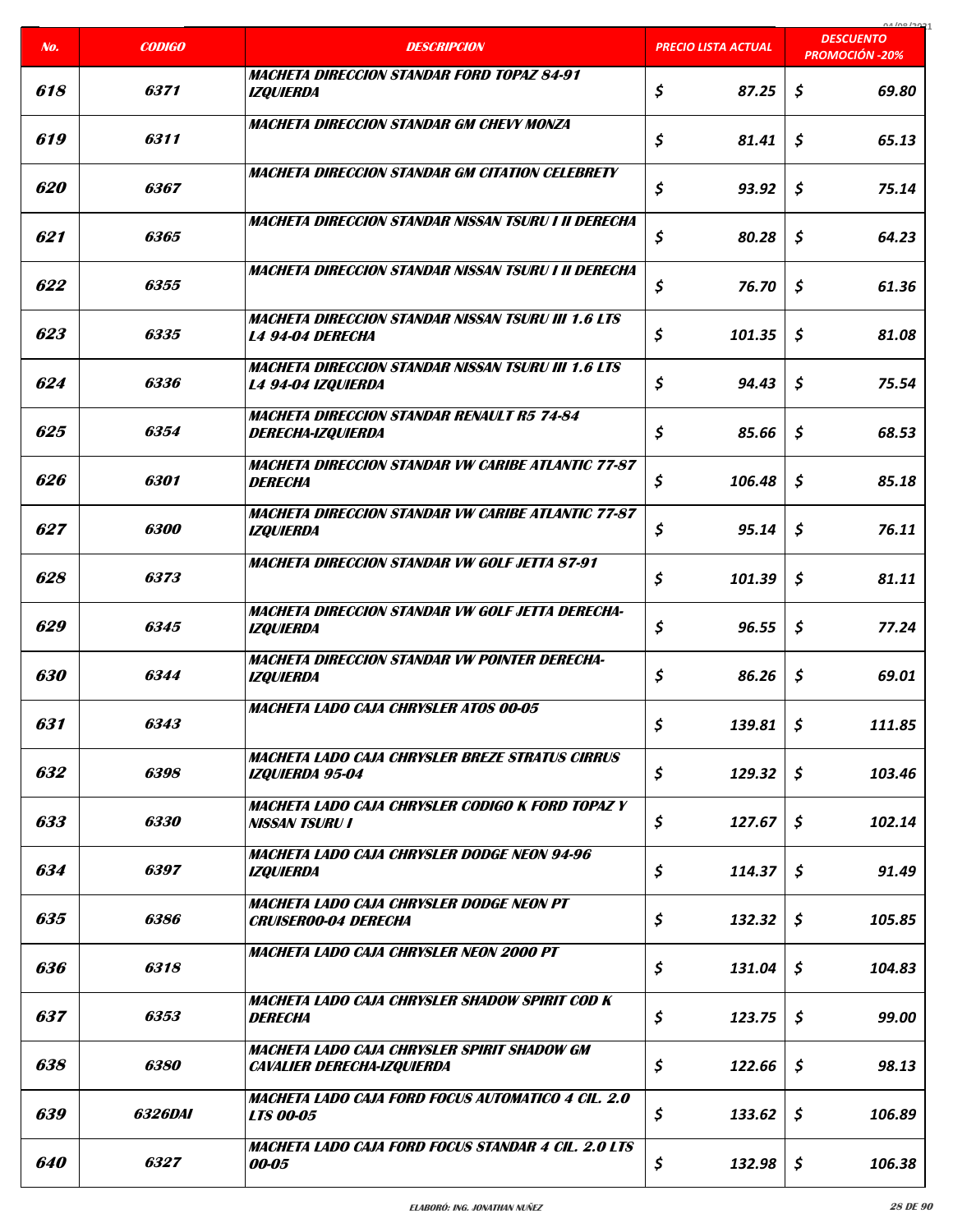| No. | CODIGO | DESCRIPCION | PRECIO LISTA ACTUAL | DESCUENTO PROMOCIÓN -20% |
|---|---|---|---|---|
| 618 | 6371 | MACHETA DIRECCION STANDAR FORD TOPAZ 84-91 IZQUIERDA | $ 87.25 | $ 69.80 |
| 619 | 6311 | MACHETA DIRECCION STANDAR GM CHEVY MONZA | $ 81.41 | $ 65.13 |
| 620 | 6367 | MACHETA DIRECCION STANDAR GM CITATION CELEBRETY | $ 93.92 | $ 75.14 |
| 621 | 6365 | MACHETA DIRECCION STANDAR NISSAN TSURU I II DERECHA | $ 80.28 | $ 64.23 |
| 622 | 6355 | MACHETA DIRECCION STANDAR NISSAN TSURU I II DERECHA | $ 76.70 | $ 61.36 |
| 623 | 6335 | MACHETA DIRECCION STANDAR NISSAN TSURU III 1.6 LTS L4 94-04 DERECHA | $ 101.35 | $ 81.08 |
| 624 | 6336 | MACHETA DIRECCION STANDAR NISSAN TSURU III 1.6 LTS L4 94-04 IZQUIERDA | $ 94.43 | $ 75.54 |
| 625 | 6354 | MACHETA DIRECCION STANDAR RENAULT R5 74-84 DERECHA-IZQUIERDA | $ 85.66 | $ 68.53 |
| 626 | 6301 | MACHETA DIRECCION STANDAR VW CARIBE ATLANTIC 77-87 DERECHA | $ 106.48 | $ 85.18 |
| 627 | 6300 | MACHETA DIRECCION STANDAR VW CARIBE ATLANTIC 77-87 IZQUIERDA | $ 95.14 | $ 76.11 |
| 628 | 6373 | MACHETA DIRECCION STANDAR VW GOLF JETTA 87-91 | $ 101.39 | $ 81.11 |
| 629 | 6345 | MACHETA DIRECCION STANDAR VW GOLF JETTA DERECHA-IZQUIERDA | $ 96.55 | $ 77.24 |
| 630 | 6344 | MACHETA DIRECCION STANDAR VW POINTER DERECHA-IZQUIERDA | $ 86.26 | $ 69.01 |
| 631 | 6343 | MACHETA LADO CAJA CHRYSLER ATOS 00-05 | $ 139.81 | $ 111.85 |
| 632 | 6398 | MACHETA LADO CAJA CHRYSLER BREZE STRATUS CIRRUS IZQUIERDA 95-04 | $ 129.32 | $ 103.46 |
| 633 | 6330 | MACHETA LADO CAJA CHRYSLER CODIGO K FORD TOPAZ Y NISSAN TSURU I | $ 127.67 | $ 102.14 |
| 634 | 6397 | MACHETA LADO CAJA CHRYSLER DODGE NEON 94-96 IZQUIERDA | $ 114.37 | $ 91.49 |
| 635 | 6386 | MACHETA LADO CAJA CHRYSLER DODGE NEON PT CRUISER00-04 DERECHA | $ 132.32 | $ 105.85 |
| 636 | 6318 | MACHETA LADO CAJA CHRYSLER NEON 2000 PT | $ 131.04 | $ 104.83 |
| 637 | 6353 | MACHETA LADO CAJA CHRYSLER SHADOW SPIRIT COD K DERECHA | $ 123.75 | $ 99.00 |
| 638 | 6380 | MACHETA LADO CAJA CHRYSLER SPIRIT SHADOW GM CAVALIER DERECHA-IZQUIERDA | $ 122.66 | $ 98.13 |
| 639 | 6326DAI | MACHETA LADO CAJA FORD FOCUS AUTOMATICO 4 CIL. 2.0 LTS 00-05 | $ 133.62 | $ 106.89 |
| 640 | 6327 | MACHETA LADO CAJA FORD FOCUS STANDAR 4 CIL. 2.0 LTS 00-05 | $ 132.98 | $ 106.38 |

ELABORÓ: ING. JONATHAN NUÑEZ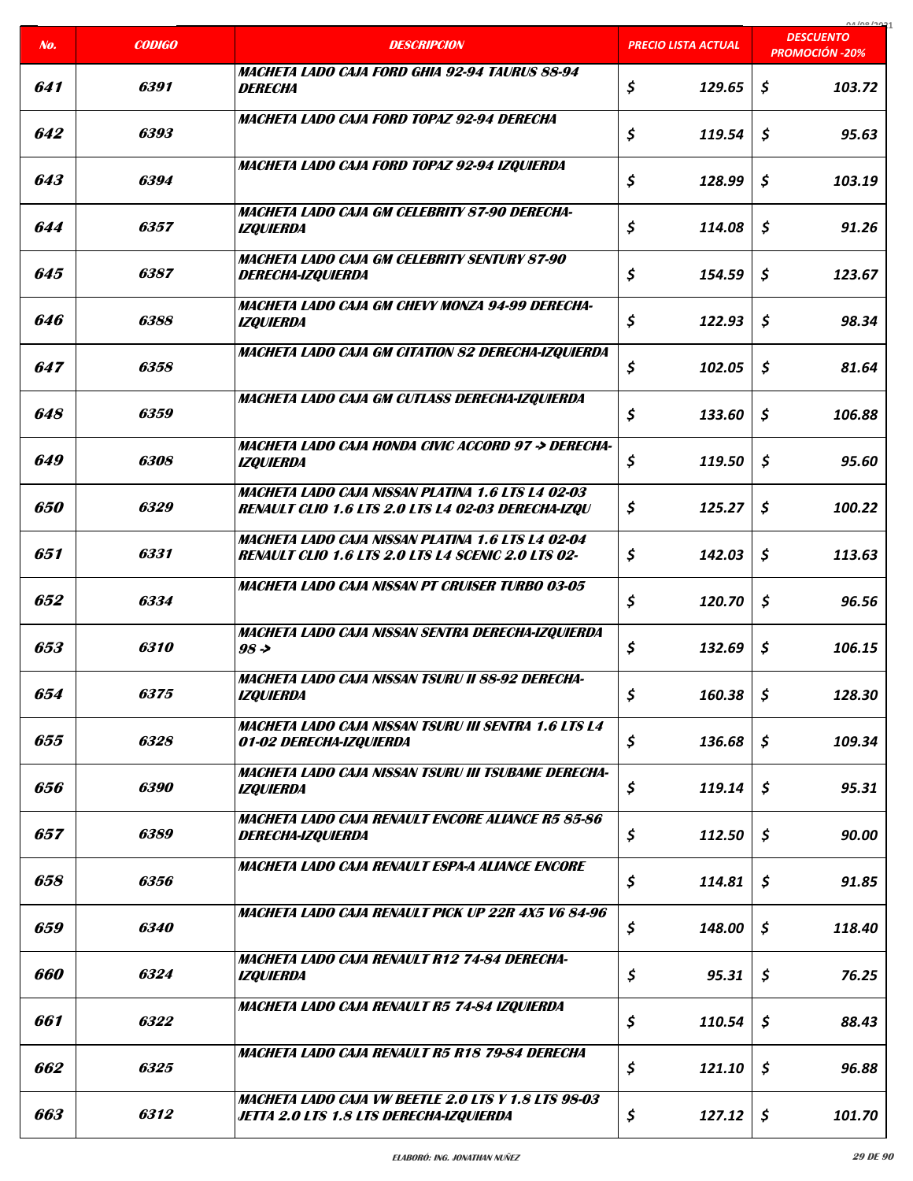| No. | CODIGO | DESCRIPCION | PRECIO LISTA ACTUAL | DESCUENTO PROMOCIÓN -20% |
|---|---|---|---|---|
| 641 | 6391 | MACHETA LADO CAJA FORD GHIA 92-94 TAURUS 88-94 DERECHA | $ 129.65 | $ 103.72 |
| 642 | 6393 | MACHETA LADO CAJA FORD TOPAZ 92-94 DERECHA | $ 119.54 | $ 95.63 |
| 643 | 6394 | MACHETA LADO CAJA FORD TOPAZ 92-94 IZQUIERDA | $ 128.99 | $ 103.19 |
| 644 | 6357 | MACHETA LADO CAJA GM CELEBRITY 87-90 DERECHA-IZQUIERDA | $ 114.08 | $ 91.26 |
| 645 | 6387 | MACHETA LADO CAJA GM CELEBRITY SENTURY 87-90 DERECHA-IZQUIERDA | $ 154.59 | $ 123.67 |
| 646 | 6388 | MACHETA LADO CAJA GM CHEVY MONZA 94-99 DERECHA-IZQUIERDA | $ 122.93 | $ 98.34 |
| 647 | 6358 | MACHETA LADO CAJA GM CITATION 82 DERECHA-IZQUIERDA | $ 102.05 | $ 81.64 |
| 648 | 6359 | MACHETA LADO CAJA GM CUTLASS DERECHA-IZQUIERDA | $ 133.60 | $ 106.88 |
| 649 | 6308 | MACHETA LADO CAJA HONDA CIVIC ACCORD 97 -> DERECHA-IZQUIERDA | $ 119.50 | $ 95.60 |
| 650 | 6329 | MACHETA LADO CAJA NISSAN PLATINA 1.6 LTS L4 02-03 RENAULT CLIO 1.6 LTS 2.0 LTS L4 02-03 DERECHA-IZQU | $ 125.27 | $ 100.22 |
| 651 | 6331 | MACHETA LADO CAJA NISSAN PLATINA 1.6 LTS L4 02-04 RENAULT CLIO 1.6 LTS 2.0 LTS L4 SCENIC 2.0 LTS 02- | $ 142.03 | $ 113.63 |
| 652 | 6334 | MACHETA LADO CAJA NISSAN PT CRUISER TURBO 03-05 | $ 120.70 | $ 96.56 |
| 653 | 6310 | MACHETA LADO CAJA NISSAN SENTRA DERECHA-IZQUIERDA 98 -> | $ 132.69 | $ 106.15 |
| 654 | 6375 | MACHETA LADO CAJA NISSAN TSURU II 88-92 DERECHA-IZQUIERDA | $ 160.38 | $ 128.30 |
| 655 | 6328 | MACHETA LADO CAJA NISSAN TSURU III SENTRA 1.6 LTS L4 01-02 DERECHA-IZQUIERDA | $ 136.68 | $ 109.34 |
| 656 | 6390 | MACHETA LADO CAJA NISSAN TSURU III TSUBAME DERECHA-IZQUIERDA | $ 119.14 | $ 95.31 |
| 657 | 6389 | MACHETA LADO CAJA RENAULT ENCORE ALIANCE R5 85-86 DERECHA-IZQUIERDA | $ 112.50 | $ 90.00 |
| 658 | 6356 | MACHETA LADO CAJA RENAULT ESPA-A ALIANCE ENCORE | $ 114.81 | $ 91.85 |
| 659 | 6340 | MACHETA LADO CAJA RENAULT PICK UP 22R 4X5 V6 84-96 | $ 148.00 | $ 118.40 |
| 660 | 6324 | MACHETA LADO CAJA RENAULT R12 74-84 DERECHA-IZQUIERDA | $ 95.31 | $ 76.25 |
| 661 | 6322 | MACHETA LADO CAJA RENAULT R5 74-84 IZQUIERDA | $ 110.54 | $ 88.43 |
| 662 | 6325 | MACHETA LADO CAJA RENAULT R5 R18 79-84 DERECHA | $ 121.10 | $ 96.88 |
| 663 | 6312 | MACHETA LADO CAJA VW BEETLE 2.0 LTS Y 1.8 LTS 98-03 JETTA 2.0 LTS 1.8 LTS DERECHA-IZQUIERDA | $ 127.12 | $ 101.70 |

ELABORÓ: ING. JONATHAN NUÑEZ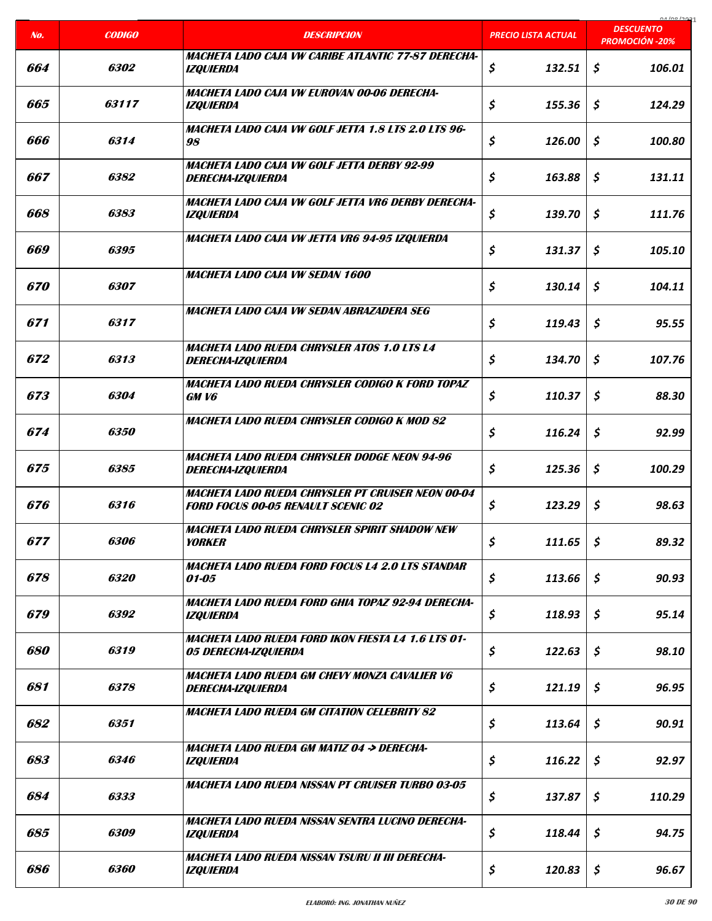| No. | CODIGO | DESCRIPCION | PRECIO LISTA ACTUAL | DESCUENTO PROMOCIÓN -20% |
|---|---|---|---|---|
| 664 | 6302 | MACHETA LADO CAJA VW CARIBE ATLANTIC 77-87 DERECHA-IZQUIERDA | $ 132.51 | $ 106.01 |
| 665 | 63117 | MACHETA LADO CAJA VW EUROVAN 00-06 DERECHA-IZQUIERDA | $ 155.36 | $ 124.29 |
| 666 | 6314 | MACHETA LADO CAJA VW GOLF JETTA 1.8 LTS 2.0 LTS 96-98 | $ 126.00 | $ 100.80 |
| 667 | 6382 | MACHETA LADO CAJA VW GOLF JETTA DERBY 92-99 DERECHA-IZQUIERDA | $ 163.88 | $ 131.11 |
| 668 | 6383 | MACHETA LADO CAJA VW GOLF JETTA VR6 DERBY DERECHA-IZQUIERDA | $ 139.70 | $ 111.76 |
| 669 | 6395 | MACHETA LADO CAJA VW JETTA VR6 94-95 IZQUIERDA | $ 131.37 | $ 105.10 |
| 670 | 6307 | MACHETA LADO CAJA VW SEDAN 1600 | $ 130.14 | $ 104.11 |
| 671 | 6317 | MACHETA LADO CAJA VW SEDAN ABRAZADERA SEG | $ 119.43 | $ 95.55 |
| 672 | 6313 | MACHETA LADO RUEDA CHRYSLER ATOS 1.0 LTS L4 DERECHA-IZQUIERDA | $ 134.70 | $ 107.76 |
| 673 | 6304 | MACHETA LADO RUEDA CHRYSLER CODIGO K FORD TOPAZ GM V6 | $ 110.37 | $ 88.30 |
| 674 | 6350 | MACHETA LADO RUEDA CHRYSLER CODIGO K MOD 82 | $ 116.24 | $ 92.99 |
| 675 | 6385 | MACHETA LADO RUEDA CHRYSLER DODGE NEON 94-96 DERECHA-IZQUIERDA | $ 125.36 | $ 100.29 |
| 676 | 6316 | MACHETA LADO RUEDA CHRYSLER PT CRUISER NEON 00-04 FORD FOCUS 00-05 RENAULT SCENIC 02 | $ 123.29 | $ 98.63 |
| 677 | 6306 | MACHETA LADO RUEDA CHRYSLER SPIRIT SHADOW NEW YORKER | $ 111.65 | $ 89.32 |
| 678 | 6320 | MACHETA LADO RUEDA FORD FOCUS L4 2.0 LTS STANDAR 01-05 | $ 113.66 | $ 90.93 |
| 679 | 6392 | MACHETA LADO RUEDA FORD GHIA TOPAZ 92-94 DERECHA-IZQUIERDA | $ 118.93 | $ 95.14 |
| 680 | 6319 | MACHETA LADO RUEDA FORD IKON FIESTA L4 1.6 LTS 01-05 DERECHA-IZQUIERDA | $ 122.63 | $ 98.10 |
| 681 | 6378 | MACHETA LADO RUEDA GM CHEVY MONZA CAVALIER V6 DERECHA-IZQUIERDA | $ 121.19 | $ 96.95 |
| 682 | 6351 | MACHETA LADO RUEDA GM CITATION CELEBRITY 82 | $ 113.64 | $ 90.91 |
| 683 | 6346 | MACHETA LADO RUEDA GM MATIZ 04 -> DERECHA-IZQUIERDA | $ 116.22 | $ 92.97 |
| 684 | 6333 | MACHETA LADO RUEDA NISSAN PT CRUISER TURBO 03-05 | $ 137.87 | $ 110.29 |
| 685 | 6309 | MACHETA LADO RUEDA NISSAN SENTRA LUCINO DERECHA-IZQUIERDA | $ 118.44 | $ 94.75 |
| 686 | 6360 | MACHETA LADO RUEDA NISSAN TSURU II III DERECHA-IZQUIERDA | $ 120.83 | $ 96.67 |

ELABORÓ: ING. JONATHAN NUÑEZ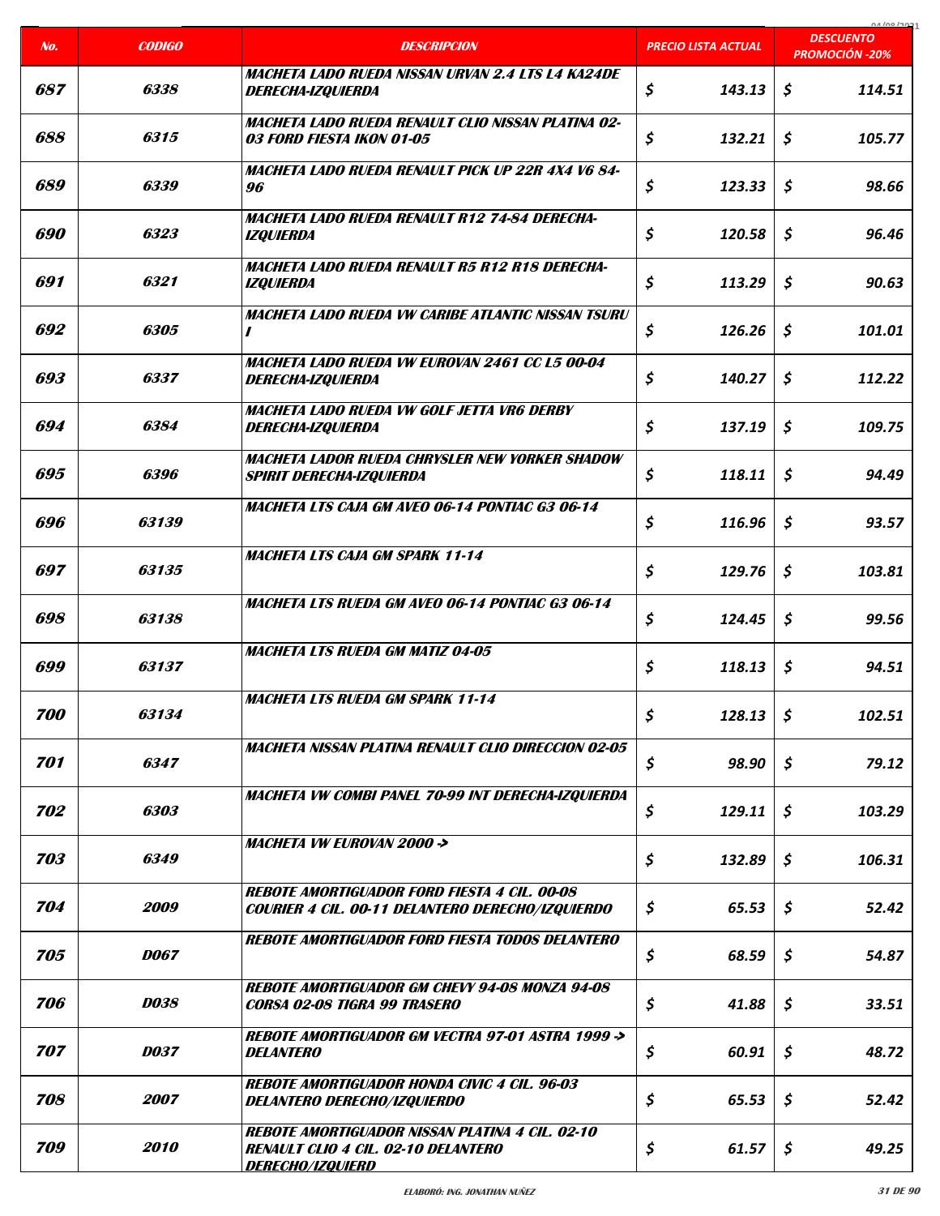| No. | CODIGO | DESCRIPCION | PRECIO LISTA ACTUAL | DESCUENTO PROMOCIÓN -20% |
|---|---|---|---|---|
| 687 | 6338 | MACHETA LADO RUEDA NISSAN URVAN 2.4 LTS L4 KA24DE DERECHA-IZQUIERDA | $ 143.13 | $ 114.51 |
| 688 | 6315 | MACHETA LADO RUEDA RENAULT CLIO NISSAN PLATINA 02-03 FORD FIESTA IKON 01-05 | $ 132.21 | $ 105.77 |
| 689 | 6339 | MACHETA LADO RUEDA RENAULT PICK UP 22R 4X4 V6 84-96 | $ 123.33 | $ 98.66 |
| 690 | 6323 | MACHETA LADO RUEDA RENAULT R12 74-84 DERECHA-IZQUIERDA | $ 120.58 | $ 96.46 |
| 691 | 6321 | MACHETA LADO RUEDA RENAULT R5 R12 R18 DERECHA-IZQUIERDA | $ 113.29 | $ 90.63 |
| 692 | 6305 | MACHETA LADO RUEDA VW CARIBE ATLANTIC NISSAN TSURU I | $ 126.26 | $ 101.01 |
| 693 | 6337 | MACHETA LADO RUEDA VW EUROVAN 2461 CC L5 00-04 DERECHA-IZQUIERDA | $ 140.27 | $ 112.22 |
| 694 | 6384 | MACHETA LADO RUEDA VW GOLF JETTA VR6 DERBY DERECHA-IZQUIERDA | $ 137.19 | $ 109.75 |
| 695 | 6396 | MACHETA LADOR RUEDA CHRYSLER NEW YORKER SHADOW SPIRIT DERECHA-IZQUIERDA | $ 118.11 | $ 94.49 |
| 696 | 63139 | MACHETA LTS CAJA GM AVEO 06-14 PONTIAC G3 06-14 | $ 116.96 | $ 93.57 |
| 697 | 63135 | MACHETA LTS CAJA GM SPARK 11-14 | $ 129.76 | $ 103.81 |
| 698 | 63138 | MACHETA LTS RUEDA GM AVEO 06-14 PONTIAC G3 06-14 | $ 124.45 | $ 99.56 |
| 699 | 63137 | MACHETA LTS RUEDA GM MATIZ 04-05 | $ 118.13 | $ 94.51 |
| 700 | 63134 | MACHETA LTS RUEDA GM SPARK 11-14 | $ 128.13 | $ 102.51 |
| 701 | 6347 | MACHETA NISSAN PLATINA RENAULT CLIO DIRECCION 02-05 | $ 98.90 | $ 79.12 |
| 702 | 6303 | MACHETA VW COMBI PANEL 70-99 INT DERECHA-IZQUIERDA | $ 129.11 | $ 103.29 |
| 703 | 6349 | MACHETA VW EUROVAN 2000 -> | $ 132.89 | $ 106.31 |
| 704 | 2009 | REBOTE AMORTIGUADOR FORD FIESTA 4 CIL. 00-08 COURIER 4 CIL. 00-11 DELANTERO DERECHO/IZQUIERDO | $ 65.53 | $ 52.42 |
| 705 | D067 | REBOTE AMORTIGUADOR FORD FIESTA TODOS DELANTERO | $ 68.59 | $ 54.87 |
| 706 | D038 | REBOTE AMORTIGUADOR GM CHEVY 94-08 MONZA 94-08 CORSA 02-08 TIGRA 99 TRASERO | $ 41.88 | $ 33.51 |
| 707 | D037 | REBOTE AMORTIGUADOR GM VECTRA 97-01 ASTRA 1999 -> DELANTERO | $ 60.91 | $ 48.72 |
| 708 | 2007 | REBOTE AMORTIGUADOR HONDA CIVIC 4 CIL. 96-03 DELANTERO DERECHO/IZQUIERDO | $ 65.53 | $ 52.42 |
| 709 | 2010 | REBOTE AMORTIGUADOR NISSAN PLATINA 4 CIL. 02-10 RENAULT CLIO 4 CIL. 02-10 DELANTERO DERECHO/IZQUIERD | $ 61.57 | $ 49.25 |

ELABORÓ: ING. JONATHAN NUÑEZ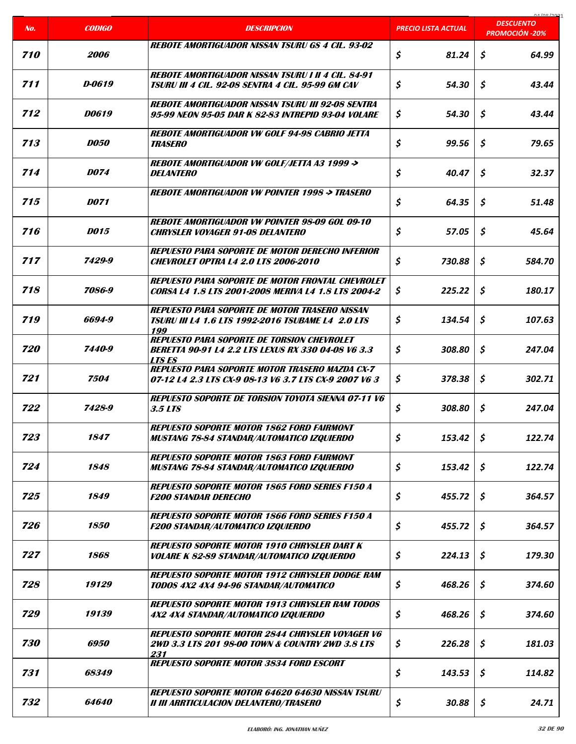| No. | CODIGO | DESCRIPCION | PRECIO LISTA ACTUAL | DESCUENTO PROMOCIÓN -20% |
|---|---|---|---|---|
| 710 | 2006 | REBOTE AMORTIGUADOR NISSAN TSURU GS 4 CIL. 93-02 | $ 81.24 | $ 64.99 |
| 711 | D-0619 | REBOTE AMORTIGUADOR NISSAN TSURU I II 4 CIL. 84-91 TSURU III 4 CIL. 92-08 SENTRA 4 CIL. 95-99 GM CAV | $ 54.30 | $ 43.44 |
| 712 | D0619 | REBOTE AMORTIGUADOR NISSAN TSURU III 92-08 SENTRA 95-99 NEON 95-05 DAR K 82-83 INTREPID 93-04 VOLARE | $ 54.30 | $ 43.44 |
| 713 | D050 | REBOTE AMORTIGUADOR VW GOLF 94-98 CABRIO JETTA TRASERO | $ 99.56 | $ 79.65 |
| 714 | D074 | REBOTE AMORTIGUADOR VW GOLF/JETTA A3 1999 -> DELANTERO | $ 40.47 | $ 32.37 |
| 715 | D071 | REBOTE AMORTIGUADOR VW POINTER 1998 -> TRASERO | $ 64.35 | $ 51.48 |
| 716 | D015 | REBOTE AMORTIGUADOR VW POINTER 98-09 GOL 09-10 CHRYSLER VOYAGER 91-08 DELANTERO | $ 57.05 | $ 45.64 |
| 717 | 7429-9 | REPUESTO PARA SOPORTE DE MOTOR DERECHO INFERIOR CHEVROLET OPTRA L4 2.0 LTS 2006-2010 | $ 730.88 | $ 584.70 |
| 718 | 7086-9 | REPUESTO PARA SOPORTE DE MOTOR FRONTAL CHEVROLET CORSA L4 1.8 LTS 2001-2008 MERIVA L4 1.8 LTS 2004-2 | $ 225.22 | $ 180.17 |
| 719 | 6694-9 | REPUESTO PARA SOPORTE DE MOTOR TRASERO NISSAN TSURU III L4 1.6 LTS 1992-2016 TSUBAME L4 2.0 LTS 199 | $ 134.54 | $ 107.63 |
| 720 | 7440-9 | REPUESTO PARA SOPORTE DE TORSION CHEVROLET BERETTA 90-91 L4 2.2 LTS LEXUS RX 330 04-08 V6 3.3 LTS ES | $ 308.80 | $ 247.04 |
| 721 | 7504 | REPUESTO PARA SOPORTE MOTOR TRASERO MAZDA CX-7 07-12 L4 2.3 LTS CX-9 08-13 V6 3.7 LTS CX-9 2007 V6 3 | $ 378.38 | $ 302.71 |
| 722 | 7428-9 | REPUESTO SOPORTE DE TORSION TOYOTA SIENNA 07-11 V6 3.5 LTS | $ 308.80 | $ 247.04 |
| 723 | 1847 | REPUESTO SOPORTE MOTOR 1862 FORD FAIRMONT MUSTANG 78-84 STANDAR/AUTOMATICO IZQUIERDO | $ 153.42 | $ 122.74 |
| 724 | 1848 | REPUESTO SOPORTE MOTOR 1863 FORD FAIRMONT MUSTANG 78-84 STANDAR/AUTOMATICO IZQUIERDO | $ 153.42 | $ 122.74 |
| 725 | 1849 | REPUESTO SOPORTE MOTOR 1865 FORD SERIES F150 A F200 STANDAR DERECHO | $ 455.72 | $ 364.57 |
| 726 | 1850 | REPUESTO SOPORTE MOTOR 1866 FORD SERIES F150 A F200 STANDAR/AUTOMATICO IZQUIERDO | $ 455.72 | $ 364.57 |
| 727 | 1868 | REPUESTO SOPORTE MOTOR 1910 CHRYSLER DART K VOLARE K 82-89 STANDAR/AUTOMATICO IZQUIERDO | $ 224.13 | $ 179.30 |
| 728 | 19129 | REPUESTO SOPORTE MOTOR 1912 CHRYSLER DODGE RAM TODOS 4X2 4X4 94-96 STANDAR/AUTOMATICO | $ 468.26 | $ 374.60 |
| 729 | 19139 | REPUESTO SOPORTE MOTOR 1913 CHRYSLER RAM TODOS 4X2 4X4 STANDAR/AUTOMATICO IZQUIERDO | $ 468.26 | $ 374.60 |
| 730 | 6950 | REPUESTO SOPORTE MOTOR 2844 CHRYSLER VOYAGER V6 2WD 3.3 LTS 201 98-00 TOWN & COUNTRY 2WD 3.8 LTS 231 | $ 226.28 | $ 181.03 |
| 731 | 68349 | REPUESTO SOPORTE MOTOR 3834 FORD ESCORT | $ 143.53 | $ 114.82 |
| 732 | 64640 | REPUESTO SOPORTE MOTOR 64620 64630 NISSAN TSURU II III ARRTICULACION DELANTERO/TRASERO | $ 30.88 | $ 24.71 |

ELABORÓ: ING. JONATHAN NUÑEZ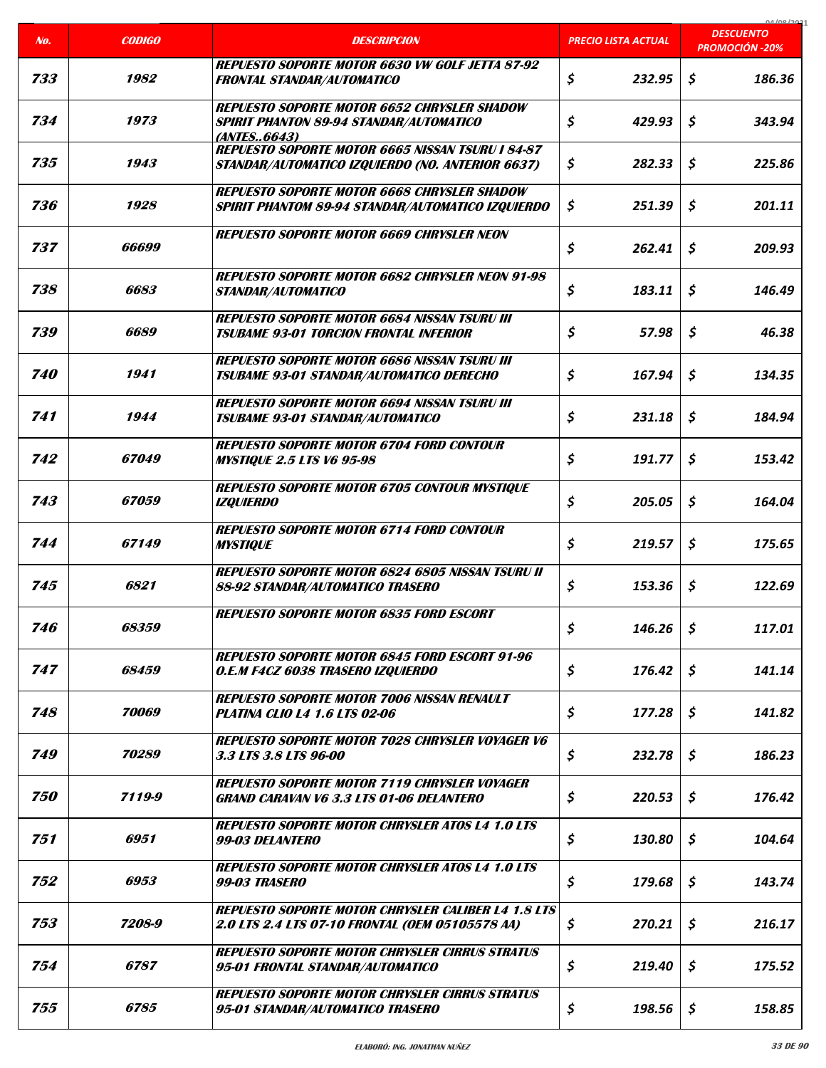| No. | CODIGO | DESCRIPCION | PRECIO LISTA ACTUAL | DESCUENTO PROMOCIÓN -20% |
|---|---|---|---|---|
| 733 | 1982 | REPUESTO SOPORTE MOTOR 6630 VW GOLF JETTA 87-92 FRONTAL STANDAR/AUTOMATICO | $ 232.95 | $ 186.36 |
| 734 | 1973 | REPUESTO SOPORTE MOTOR 6652 CHRYSLER SHADOW SPIRIT PHANTON 89-94 STANDAR/AUTOMATICO (ANTES..6643) | $ 429.93 | $ 343.94 |
| 735 | 1943 | REPUESTO SOPORTE MOTOR 6665 NISSAN TSURU I 84-87 STANDAR/AUTOMATICO IZQUIERDO (NO. ANTERIOR 6637) | $ 282.33 | $ 225.86 |
| 736 | 1928 | REPUESTO SOPORTE MOTOR 6668 CHRYSLER SHADOW SPIRIT PHANTOM 89-94 STANDAR/AUTOMATICO IZQUIERDO | $ 251.39 | $ 201.11 |
| 737 | 66699 | REPUESTO SOPORTE MOTOR 6669 CHRYSLER NEON | $ 262.41 | $ 209.93 |
| 738 | 6683 | REPUESTO SOPORTE MOTOR 6682 CHRYSLER NEON 91-98 STANDAR/AUTOMATICO | $ 183.11 | $ 146.49 |
| 739 | 6689 | REPUESTO SOPORTE MOTOR 6684 NISSAN TSURU III TSUBAME 93-01 TORCION FRONTAL INFERIOR | $ 57.98 | $ 46.38 |
| 740 | 1941 | REPUESTO SOPORTE MOTOR 6686 NISSAN TSURU III TSUBAME 93-01 STANDAR/AUTOMATICO DERECHO | $ 167.94 | $ 134.35 |
| 741 | 1944 | REPUESTO SOPORTE MOTOR 6694 NISSAN TSURU III TSUBAME 93-01 STANDAR/AUTOMATICO | $ 231.18 | $ 184.94 |
| 742 | 67049 | REPUESTO SOPORTE MOTOR 6704 FORD CONTOUR MYSTIQUE 2.5 LTS V6 95-98 | $ 191.77 | $ 153.42 |
| 743 | 67059 | REPUESTO SOPORTE MOTOR 6705 CONTOUR MYSTIQUE IZQUIERDO | $ 205.05 | $ 164.04 |
| 744 | 67149 | REPUESTO SOPORTE MOTOR 6714 FORD CONTOUR MYSTIQUE | $ 219.57 | $ 175.65 |
| 745 | 6821 | REPUESTO SOPORTE MOTOR 6824 6805 NISSAN TSURU II 88-92 STANDAR/AUTOMATICO TRASERO | $ 153.36 | $ 122.69 |
| 746 | 68359 | REPUESTO SOPORTE MOTOR 6835 FORD ESCORT | $ 146.26 | $ 117.01 |
| 747 | 68459 | REPUESTO SOPORTE MOTOR 6845 FORD ESCORT 91-96 O.E.M F4CZ 6038 TRASERO IZQUIERDO | $ 176.42 | $ 141.14 |
| 748 | 70069 | REPUESTO SOPORTE MOTOR 7006 NISSAN RENAULT PLATINA CLIO L4 1.6 LTS 02-06 | $ 177.28 | $ 141.82 |
| 749 | 70289 | REPUESTO SOPORTE MOTOR 7028 CHRYSLER VOYAGER V6 3.3 LTS 3.8 LTS 96-00 | $ 232.78 | $ 186.23 |
| 750 | 7119-9 | REPUESTO SOPORTE MOTOR 7119 CHRYSLER VOYAGER GRAND CARAVAN V6 3.3 LTS 01-06 DELANTERO | $ 220.53 | $ 176.42 |
| 751 | 6951 | REPUESTO SOPORTE MOTOR CHRYSLER ATOS L4 1.0 LTS 99-03 DELANTERO | $ 130.80 | $ 104.64 |
| 752 | 6953 | REPUESTO SOPORTE MOTOR CHRYSLER ATOS L4 1.0 LTS 99-03 TRASERO | $ 179.68 | $ 143.74 |
| 753 | 7208-9 | REPUESTO SOPORTE MOTOR CHRYSLER CALIBER L4 1.8 LTS 2.0 LTS 2.4 LTS 07-10 FRONTAL (OEM 05105578 AA) | $ 270.21 | $ 216.17 |
| 754 | 6787 | REPUESTO SOPORTE MOTOR CHRYSLER CIRRUS STRATUS 95-01 FRONTAL STANDAR/AUTOMATICO | $ 219.40 | $ 175.52 |
| 755 | 6785 | REPUESTO SOPORTE MOTOR CHRYSLER CIRRUS STRATUS 95-01 STANDAR/AUTOMATICO TRASERO | $ 198.56 | $ 158.85 |

ELABORÓ: ING. JONATHAN NUÑEZ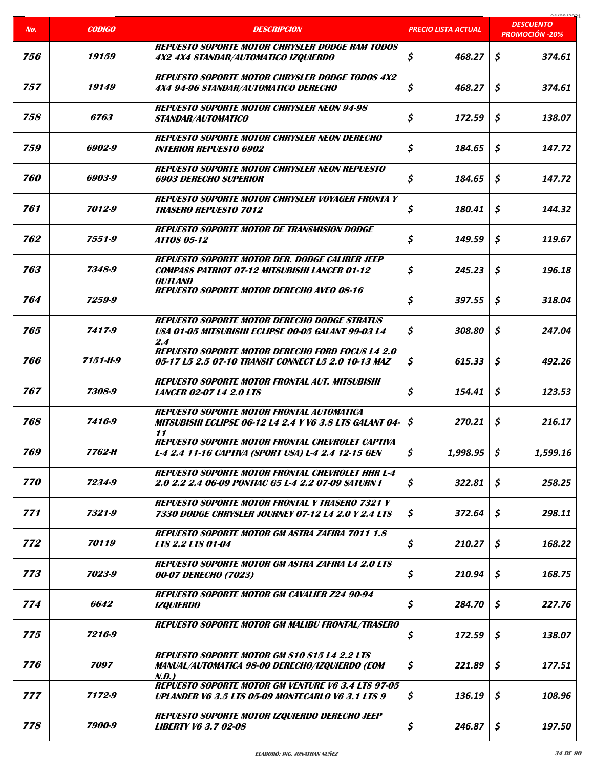| No. | CODIGO | DESCRIPCION | PRECIO LISTA ACTUAL | DESCUENTO PROMOCIÓN -20% |
|---|---|---|---|---|
| 756 | 19159 | REPUESTO SOPORTE MOTOR CHRYSLER DODGE RAM TODOS 4X2 4X4 STANDAR/AUTOMATICO IZQUIERDO | $ 468.27 | $ 374.61 |
| 757 | 19149 | REPUESTO SOPORTE MOTOR CHRYSLER DODGE TODOS 4X2 4X4 94-96 STANDAR/AUTOMATICO DERECHO | $ 468.27 | $ 374.61 |
| 758 | 6763 | REPUESTO SOPORTE MOTOR CHRYSLER NEON 94-98 STANDAR/AUTOMATICO | $ 172.59 | $ 138.07 |
| 759 | 6902-9 | REPUESTO SOPORTE MOTOR CHRYSLER NEON DERECHO INTERIOR REPUESTO 6902 | $ 184.65 | $ 147.72 |
| 760 | 6903-9 | REPUESTO SOPORTE MOTOR CHRYSLER NEON REPUESTO 6903 DERECHO SUPERIOR | $ 184.65 | $ 147.72 |
| 761 | 7012-9 | REPUESTO SOPORTE MOTOR CHRYSLER VOYAGER FRONTA Y TRASERO REPUESTO 7012 | $ 180.41 | $ 144.32 |
| 762 | 7551-9 | REPUESTO SOPORTE MOTOR DE TRANSMISION DODGE ATTOS 05-12 | $ 149.59 | $ 119.67 |
| 763 | 7348-9 | REPUESTO SOPORTE MOTOR DER. DODGE CALIBER JEEP COMPASS PATRIOT 07-12 MITSUBISHI LANCER 01-12 OUTLAND | $ 245.23 | $ 196.18 |
| 764 | 7259-9 | REPUESTO SOPORTE MOTOR DERECHO AVEO 08-16 | $ 397.55 | $ 318.04 |
| 765 | 7417-9 | REPUESTO SOPORTE MOTOR DERECHO DODGE STRATUS USA 01-05 MITSUBISHI ECLIPSE 00-05 GALANT 99-03 L4 2.4 | $ 308.80 | $ 247.04 |
| 766 | 7151-H-9 | REPUESTO SOPORTE MOTOR DERECHO FORD FOCUS L4 2.0 05-17 L5 2.5 07-10 TRANSIT CONNECT L5 2.0 10-13 MAZ | $ 615.33 | $ 492.26 |
| 767 | 7308-9 | REPUESTO SOPORTE MOTOR FRONTAL AUT. MITSUBISHI LANCER 02-07 L4 2.0 LTS | $ 154.41 | $ 123.53 |
| 768 | 7416-9 | REPUESTO SOPORTE MOTOR FRONTAL AUTOMATICA MITSUBISHI ECLIPSE 06-12 L4 2.4 Y V6 3.8 LTS GALANT 04-11 | $ 270.21 | $ 216.17 |
| 769 | 7762-H | REPUESTO SOPORTE MOTOR FRONTAL CHEVROLET CAPTIVA L-4 2.4 11-16 CAPTIVA (SPORT USA) L-4 2.4 12-15 GEN | $ 1,998.95 | $ 1,599.16 |
| 770 | 7234-9 | REPUESTO SOPORTE MOTOR FRONTAL CHEVROLET HHR L-4 2.0 2.2 2.4 06-09 PONTIAC G5 L-4 2.2 07-09 SATURN I | $ 322.81 | $ 258.25 |
| 771 | 7321-9 | REPUESTO SOPORTE MOTOR FRONTAL Y TRASERO 7321 Y 7330 DODGE CHRYSLER JOURNEY 07-12 L4 2.0 Y 2.4 LTS | $ 372.64 | $ 298.11 |
| 772 | 70119 | REPUESTO SOPORTE MOTOR GM ASTRA ZAFIRA 7011 1.8 LTS 2.2 LTS 01-04 | $ 210.27 | $ 168.22 |
| 773 | 7023-9 | REPUESTO SOPORTE MOTOR GM ASTRA ZAFIRA L4 2.0 LTS 00-07 DERECHO (7023) | $ 210.94 | $ 168.75 |
| 774 | 6642 | REPUESTO SOPORTE MOTOR GM CAVALIER Z24 90-94 IZQUIERDO | $ 284.70 | $ 227.76 |
| 775 | 7216-9 | REPUESTO SOPORTE MOTOR GM MALIBU FRONTAL/TRASERO | $ 172.59 | $ 138.07 |
| 776 | 7097 | REPUESTO SOPORTE MOTOR GM S10 S15 L4 2.2 LTS MANUAL/AUTOMATICA 98-00 DERECHO/IZQUIERDO (EOM N.D.) | $ 221.89 | $ 177.51 |
| 777 | 7172-9 | REPUESTO SOPORTE MOTOR GM VENTURE V6 3.4 LTS 97-05 UPLANDER V6 3.5 LTS 05-09 MONTECARLO V6 3.1 LTS 9 | $ 136.19 | $ 108.96 |
| 778 | 7900-9 | REPUESTO SOPORTE MOTOR IZQUIERDO DERECHO JEEP LIBERTY V6 3.7 02-08 | $ 246.87 | $ 197.50 |

ELABORÓ: ING. JONATHAN NUÑEZ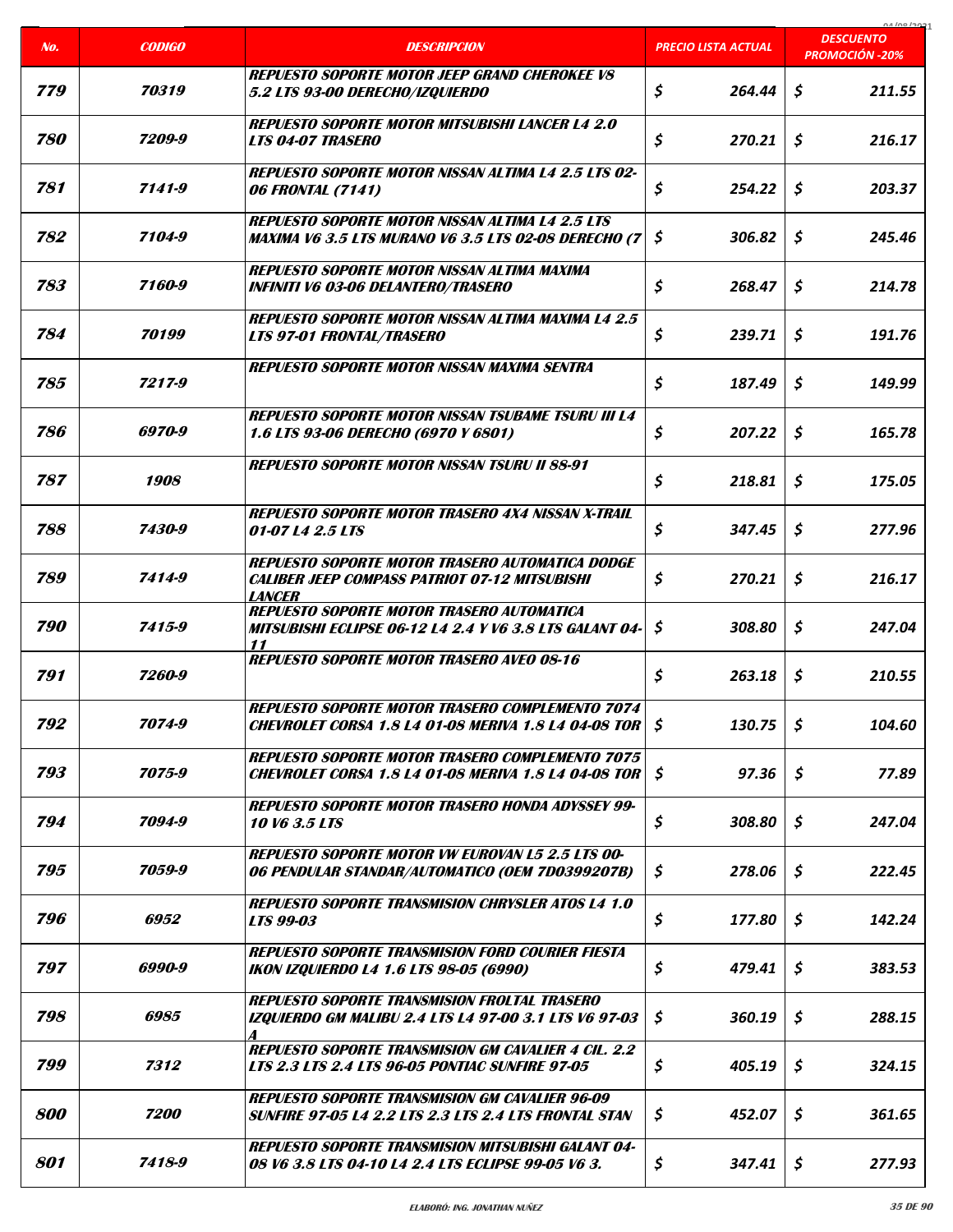| No. | CODIGO | DESCRIPCION | PRECIO LISTA ACTUAL | DESCUENTO PROMOCIÓN -20% |
|---|---|---|---|---|
| 779 | 70319 | REPUESTO SOPORTE MOTOR JEEP GRAND CHEROKEE V8 5.2 LTS 93-00 DERECHO/IZQUIERDO | $ 264.44 | $ 211.55 |
| 780 | 7209-9 | REPUESTO SOPORTE MOTOR MITSUBISHI LANCER L4 2.0 LTS 04-07 TRASERO | $ 270.21 | $ 216.17 |
| 781 | 7141-9 | REPUESTO SOPORTE MOTOR NISSAN ALTIMA L4 2.5 LTS 02-06 FRONTAL (7141) | $ 254.22 | $ 203.37 |
| 782 | 7104-9 | REPUESTO SOPORTE MOTOR NISSAN ALTIMA L4 2.5 LTS MAXIMA V6 3.5 LTS MURANO V6 3.5 LTS 02-08 DERECHO (7 | $ 306.82 | $ 245.46 |
| 783 | 7160-9 | REPUESTO SOPORTE MOTOR NISSAN ALTIMA MAXIMA INFINITI V6 03-06 DELANTERO/TRASERO | $ 268.47 | $ 214.78 |
| 784 | 70199 | REPUESTO SOPORTE MOTOR NISSAN ALTIMA MAXIMA L4 2.5 LTS 97-01 FRONTAL/TRASERO | $ 239.71 | $ 191.76 |
| 785 | 7217-9 | REPUESTO SOPORTE MOTOR NISSAN MAXIMA SENTRA | $ 187.49 | $ 149.99 |
| 786 | 6970-9 | REPUESTO SOPORTE MOTOR NISSAN TSUBAME TSURU III L4 1.6 LTS 93-06 DERECHO (6970 Y 6801) | $ 207.22 | $ 165.78 |
| 787 | 1908 | REPUESTO SOPORTE MOTOR NISSAN TSURU II 88-91 | $ 218.81 | $ 175.05 |
| 788 | 7430-9 | REPUESTO SOPORTE MOTOR TRASERO 4X4 NISSAN X-TRAIL 01-07 L4 2.5 LTS | $ 347.45 | $ 277.96 |
| 789 | 7414-9 | REPUESTO SOPORTE MOTOR TRASERO AUTOMATICA DODGE CALIBER JEEP COMPASS PATRIOT 07-12 MITSUBISHI LANCER | $ 270.21 | $ 216.17 |
| 790 | 7415-9 | REPUESTO SOPORTE MOTOR TRASERO AUTOMATICA MITSUBISHI ECLIPSE 06-12 L4 2.4 Y V6 3.8 LTS GALANT 04-11 | $ 308.80 | $ 247.04 |
| 791 | 7260-9 | REPUESTO SOPORTE MOTOR TRASERO AVEO 08-16 | $ 263.18 | $ 210.55 |
| 792 | 7074-9 | REPUESTO SOPORTE MOTOR TRASERO COMPLEMENTO 7074 CHEVROLET CORSA 1.8 L4 01-08 MERIVA 1.8 L4 04-08 TOR | $ 130.75 | $ 104.60 |
| 793 | 7075-9 | REPUESTO SOPORTE MOTOR TRASERO COMPLEMENTO 7075 CHEVROLET CORSA 1.8 L4 01-08 MERIVA 1.8 L4 04-08 TOR | $ 97.36 | $ 77.89 |
| 794 | 7094-9 | REPUESTO SOPORTE MOTOR TRASERO HONDA ADYSSEY 99-10 V6 3.5 LTS | $ 308.80 | $ 247.04 |
| 795 | 7059-9 | REPUESTO SOPORTE MOTOR VW EUROVAN L5 2.5 LTS 00-06 PENDULAR STANDAR/AUTOMATICO (OEM 7D0399207B) | $ 278.06 | $ 222.45 |
| 796 | 6952 | REPUESTO SOPORTE TRANSMISION CHRYSLER ATOS L4 1.0 LTS 99-03 | $ 177.80 | $ 142.24 |
| 797 | 6990-9 | REPUESTO SOPORTE TRANSMISION FORD COURIER FIESTA IKON IZQUIERDO L4 1.6 LTS 98-05 (6990) | $ 479.41 | $ 383.53 |
| 798 | 6985 | REPUESTO SOPORTE TRANSMISION FROLTAL TRASERO IZQUIERDO GM MALIBU 2.4 LTS L4 97-00 3.1 LTS V6 97-03 A | $ 360.19 | $ 288.15 |
| 799 | 7312 | REPUESTO SOPORTE TRANSMISION GM CAVALIER 4 CIL. 2.2 LTS 2.3 LTS 2.4 LTS 96-05 PONTIAC SUNFIRE 97-05 | $ 405.19 | $ 324.15 |
| 800 | 7200 | REPUESTO SOPORTE TRANSMISION GM CAVALIER 96-09 SUNFIRE 97-05 L4 2.2 LTS 2.3 LTS 2.4 LTS FRONTAL STAN | $ 452.07 | $ 361.65 |
| 801 | 7418-9 | REPUESTO SOPORTE TRANSMISION MITSUBISHI GALANT 04-08 V6 3.8 LTS 04-10 L4 2.4 LTS ECLIPSE 99-05 V6 3. | $ 347.41 | $ 277.93 |

ELABORÓ: ING. JONATHAN NUÑEZ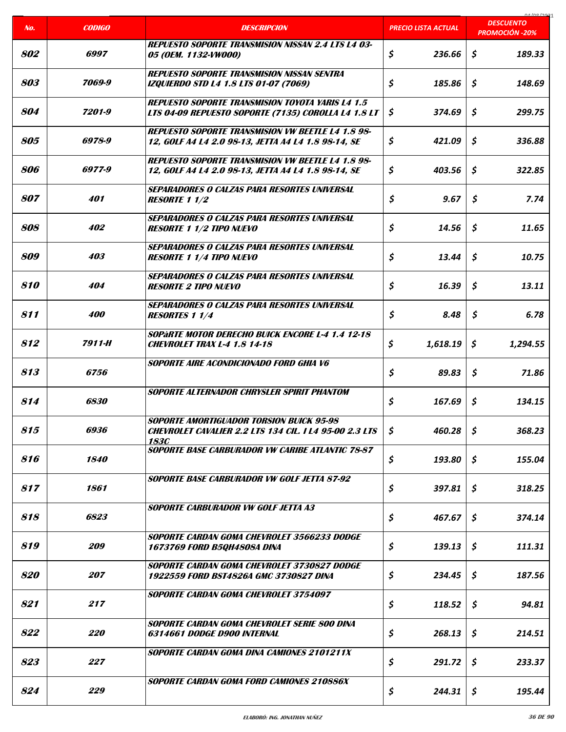| No. | CODIGO | DESCRIPCION | PRECIO LISTA ACTUAL | DESCUENTO PROMOCIÓN -20% |
|---|---|---|---|---|
| 802 | 6997 | REPUESTO SOPORTE TRANSMISION NISSAN 2.4 LTS L4 03-05 (OEM. 1132-VW000) | $ 236.66 | $ 189.33 |
| 803 | 7069-9 | REPUESTO SOPORTE TRANSMISION NISSAN SENTRA IZQUIERDO STD L4 1.8 LTS 01-07 (7069) | $ 185.86 | $ 148.69 |
| 804 | 7201-9 | REPUESTO SOPORTE TRANSMISION TOYOTA YARIS L4 1.5 LTS 04-09 REPUESTO SOPORTE (7135) COROLLA L4 1.8 LT | $ 374.69 | $ 299.75 |
| 805 | 6978-9 | REPUESTO SOPORTE TRANSMISION VW BEETLE L4 1.8 98-12, GOLF A4 L4 2.0 98-13, JETTA A4 L4 1.8 98-14, SE | $ 421.09 | $ 336.88 |
| 806 | 6977-9 | REPUESTO SOPORTE TRANSMISION VW BEETLE L4 1.8 98-12, GOLF A4 L4 2.0 98-13, JETTA A4 L4 1.8 98-14, SE | $ 403.56 | $ 322.85 |
| 807 | 401 | SEPARADORES O CALZAS PARA RESORTES UNIVERSAL RESORTE 1 1/2 | $ 9.67 | $ 7.74 |
| 808 | 402 | SEPARADORES O CALZAS PARA RESORTES UNIVERSAL RESORTE 1 1/2 TIPO NUEVO | $ 14.56 | $ 11.65 |
| 809 | 403 | SEPARADORES O CALZAS PARA RESORTES UNIVERSAL RESORTE 1 1/4 TIPO NUEVO | $ 13.44 | $ 10.75 |
| 810 | 404 | SEPARADORES O CALZAS PARA RESORTES UNIVERSAL RESORTE 2 TIPO NUEVO | $ 16.39 | $ 13.11 |
| 811 | 400 | SEPARADORES O CALZAS PARA RESORTES UNIVERSAL RESORTES 1 1/4 | $ 8.48 | $ 6.78 |
| 812 | 7911-H | SOPàRTE MOTOR DERECHO BUICK ENCORE L-4 1.4 12-18 CHEVROLET TRAX L-4 1.8 14-18 | $ 1,618.19 | $ 1,294.55 |
| 813 | 6756 | SOPORTE AIRE ACONDICIONADO FORD GHIA V6 | $ 89.83 | $ 71.86 |
| 814 | 6830 | SOPORTE ALTERNADOR CHRYSLER SPIRIT PHANTOM | $ 167.69 | $ 134.15 |
| 815 | 6936 | SOPORTE AMORTIGUADOR TORSION BUICK 95-98 CHEVROLET CAVALIER 2.2 LTS 134 CIL. I L4 95-00 2.3 LTS 183C | $ 460.28 | $ 368.23 |
| 816 | 1840 | SOPORTE BASE CARBURADOR VW CARIBE ATLANTIC 78-87 | $ 193.80 | $ 155.04 |
| 817 | 1861 | SOPORTE BASE CARBURADOR VW GOLF JETTA 87-92 | $ 397.81 | $ 318.25 |
| 818 | 6823 | SOPORTE CARBURADOR VW GOLF JETTA A3 | $ 467.67 | $ 374.14 |
| 819 | 209 | SOPORTE CARDAN GOMA CHEVROLET 3566233 DODGE 1673769 FORD B5QH4808A DINA | $ 139.13 | $ 111.31 |
| 820 | 207 | SOPORTE CARDAN GOMA CHEVROLET 3730827 DODGE 1922559 FORD BST4826A GMC 3730827 DINA | $ 234.45 | $ 187.56 |
| 821 | 217 | SOPORTE CARDAN GOMA CHEVROLET 3754097 | $ 118.52 | $ 94.81 |
| 822 | 220 | SOPORTE CARDAN GOMA CHEVROLET SERIE 800 DINA 6314661 DODGE D900 INTERNAL | $ 268.13 | $ 214.51 |
| 823 | 227 | SOPORTE CARDAN GOMA DINA CAMIONES 2101211X | $ 291.72 | $ 233.37 |
| 824 | 229 | SOPORTE CARDAN GOMA FORD CAMIONES 210886X | $ 244.31 | $ 195.44 |

ELABORÓ: ING. JONATHAN NUÑEZ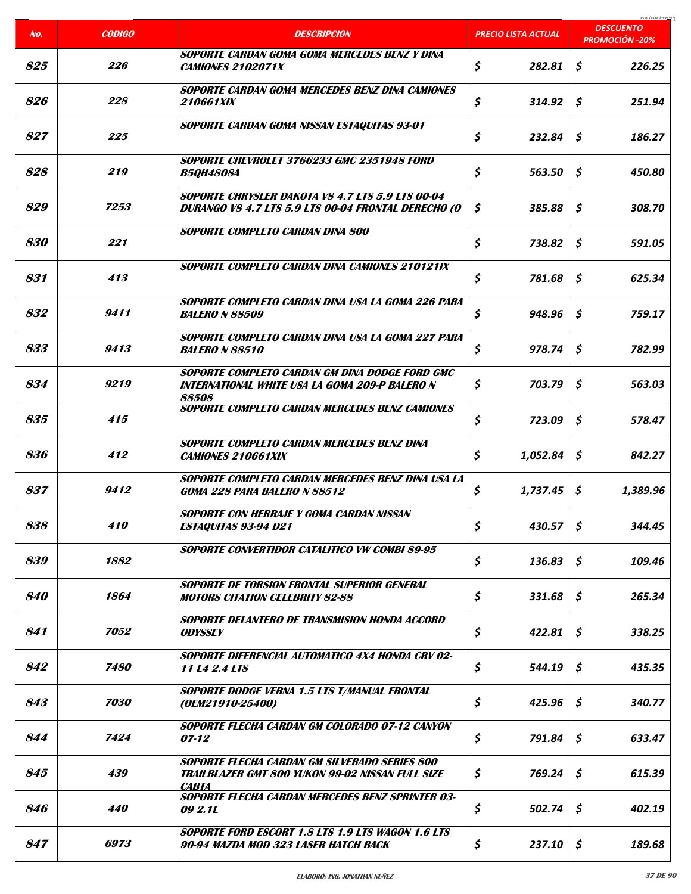| No. | CODIGO | DESCRIPCION | PRECIO LISTA ACTUAL | DESCUENTO PROMOCIÓN -20% |
|---|---|---|---|---|
| 825 | 226 | SOPORTE CARDAN GOMA GOMA MERCEDES BENZ Y DINA CAMIONES 2102071X | $ 282.81 | $ 226.25 |
| 826 | 228 | SOPORTE CARDAN GOMA MERCEDES BENZ DINA CAMIONES 210661XIX | $ 314.92 | $ 251.94 |
| 827 | 225 | SOPORTE CARDAN GOMA NISSAN ESTAQUITAS 93-01 | $ 232.84 | $ 186.27 |
| 828 | 219 | SOPORTE CHEVROLET 3766233 GMC 2351948 FORD B5QH4808A | $ 563.50 | $ 450.80 |
| 829 | 7253 | SOPORTE CHRYSLER DAKOTA V8 4.7 LTS 5.9 LTS 00-04 DURANGO V8 4.7 LTS 5.9 LTS 00-04 FRONTAL DERECHO (O | $ 385.88 | $ 308.70 |
| 830 | 221 | SOPORTE COMPLETO CARDAN DINA 800 | $ 738.82 | $ 591.05 |
| 831 | 413 | SOPORTE COMPLETO CARDAN DINA CAMIONES 210121IX | $ 781.68 | $ 625.34 |
| 832 | 9411 | SOPORTE COMPLETO CARDAN DINA USA LA GOMA 226 PARA BALERO N 88509 | $ 948.96 | $ 759.17 |
| 833 | 9413 | SOPORTE COMPLETO CARDAN DINA USA LA GOMA 227 PARA BALERO N 88510 | $ 978.74 | $ 782.99 |
| 834 | 9219 | SOPORTE COMPLETO CARDAN GM DINA DODGE FORD GMC INTERNATIONAL WHITE USA LA GOMA 209-P BALERO N 88508 | $ 703.79 | $ 563.03 |
| 835 | 415 | SOPORTE COMPLETO CARDAN MERCEDES BENZ CAMIONES | $ 723.09 | $ 578.47 |
| 836 | 412 | SOPORTE COMPLETO CARDAN MERCEDES BENZ DINA CAMIONES 210661XIX | $ 1,052.84 | $ 842.27 |
| 837 | 9412 | SOPORTE COMPLETO CARDAN MERCEDES BENZ DINA USA LA GOMA 228 PARA BALERO N 88512 | $ 1,737.45 | $ 1,389.96 |
| 838 | 410 | SOPORTE CON HERRAJE Y GOMA CARDAN NISSAN ESTAQUITAS 93-94 D21 | $ 430.57 | $ 344.45 |
| 839 | 1882 | SOPORTE CONVERTIDOR CATALITICO VW COMBI 89-95 | $ 136.83 | $ 109.46 |
| 840 | 1864 | SOPORTE DE TORSION FRONTAL SUPERIOR GENERAL MOTORS CITATION CELEBRITY 82-88 | $ 331.68 | $ 265.34 |
| 841 | 7052 | SOPORTE DELANTERO DE TRANSMISION HONDA ACCORD ODYSSEY | $ 422.81 | $ 338.25 |
| 842 | 7480 | SOPORTE DIFERENCIAL AUTOMATICO 4X4 HONDA CRV 02-11 L4 2.4 LTS | $ 544.19 | $ 435.35 |
| 843 | 7030 | SOPORTE DODGE VERNA 1.5 LTS T/MANUAL FRONTAL (OEM21910-25400) | $ 425.96 | $ 340.77 |
| 844 | 7424 | SOPORTE FLECHA CARDAN GM COLORADO 07-12 CANYON 07-12 | $ 791.84 | $ 633.47 |
| 845 | 439 | SOPORTE FLECHA CARDAN GM SILVERADO SERIES 800 TRAILBLAZER GMT 800 YUKON 99-02 NISSAN FULL SIZE CABTA | $ 769.24 | $ 615.39 |
| 846 | 440 | SOPORTE FLECHA CARDAN MERCEDES BENZ SPRINTER 03-09 2.1L | $ 502.74 | $ 402.19 |
| 847 | 6973 | SOPORTE FORD ESCORT 1.8 LTS 1.9 LTS WAGON 1.6 LTS 90-94 MAZDA MOD 323 LASER HATCH BACK | $ 237.10 | $ 189.68 |

ELABORÓ: ING. JONATHAN NUÑEZ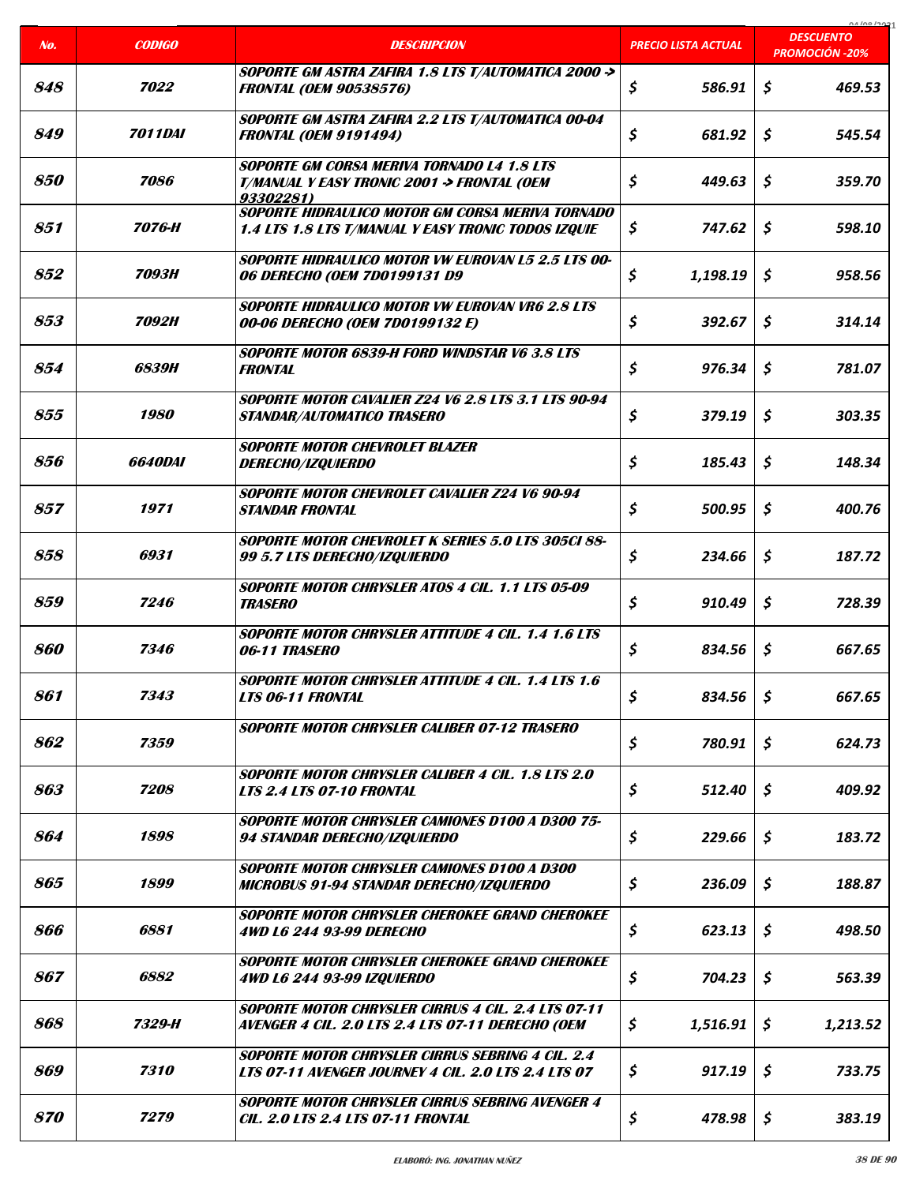| No. | CODIGO | DESCRIPCION | PRECIO LISTA ACTUAL | DESCUENTO PROMOCIÓN -20% |
|---|---|---|---|---|
| 848 | 7022 | SOPORTE GM ASTRA ZAFIRA 1.8 LTS T/AUTOMATICA 2000 -> FRONTAL (OEM 90538576) | $ 586.91 | $ 469.53 |
| 849 | 7011DAI | SOPORTE GM ASTRA ZAFIRA 2.2 LTS T/AUTOMATICA 00-04 FRONTAL (OEM 9191494) | $ 681.92 | $ 545.54 |
| 850 | 7086 | SOPORTE GM CORSA MERIVA TORNADO L4 1.8 LTS T/MANUAL Y EASY TRONIC 2001 -> FRONTAL (OEM 93302281) | $ 449.63 | $ 359.70 |
| 851 | 7076-H | SOPORTE HIDRAULICO MOTOR GM CORSA MERIVA TORNADO 1.4 LTS 1.8 LTS T/MANUAL Y EASY TRONIC TODOS IZQUIE | $ 747.62 | $ 598.10 |
| 852 | 7093H | SOPORTE HIDRAULICO MOTOR VW EUROVAN L5 2.5 LTS 00-06 DERECHO (OEM 7D0199131 D9 | $ 1,198.19 | $ 958.56 |
| 853 | 7092H | SOPORTE HIDRAULICO MOTOR VW EUROVAN VR6 2.8 LTS 00-06 DERECHO (OEM 7D0199132 E) | $ 392.67 | $ 314.14 |
| 854 | 6839H | SOPORTE MOTOR 6839-H FORD WINDSTAR V6 3.8 LTS FRONTAL | $ 976.34 | $ 781.07 |
| 855 | 1980 | SOPORTE MOTOR CAVALIER Z24 V6 2.8 LTS 3.1 LTS 90-94 STANDAR/AUTOMATICO TRASERO | $ 379.19 | $ 303.35 |
| 856 | 6640DAI | SOPORTE MOTOR CHEVROLET BLAZER DERECHO/IZQUIERDO | $ 185.43 | $ 148.34 |
| 857 | 1971 | SOPORTE MOTOR CHEVROLET CAVALIER Z24 V6 90-94 STANDAR FRONTAL | $ 500.95 | $ 400.76 |
| 858 | 6931 | SOPORTE MOTOR CHEVROLET K SERIES 5.0 LTS 305CI 88-99 5.7 LTS DERECHO/IZQUIERDO | $ 234.66 | $ 187.72 |
| 859 | 7246 | SOPORTE MOTOR CHRYSLER ATOS 4 CIL. 1.1 LTS 05-09 TRASERO | $ 910.49 | $ 728.39 |
| 860 | 7346 | SOPORTE MOTOR CHRYSLER ATTITUDE 4 CIL. 1.4 1.6 LTS 06-11 TRASERO | $ 834.56 | $ 667.65 |
| 861 | 7343 | SOPORTE MOTOR CHRYSLER ATTITUDE 4 CIL. 1.4 LTS 1.6 LTS 06-11 FRONTAL | $ 834.56 | $ 667.65 |
| 862 | 7359 | SOPORTE MOTOR CHRYSLER CALIBER 07-12 TRASERO | $ 780.91 | $ 624.73 |
| 863 | 7208 | SOPORTE MOTOR CHRYSLER CALIBER 4 CIL. 1.8 LTS 2.0 LTS 2.4 LTS 07-10 FRONTAL | $ 512.40 | $ 409.92 |
| 864 | 1898 | SOPORTE MOTOR CHRYSLER CAMIONES D100 A D300 75-94 STANDAR DERECHO/IZQUIERDO | $ 229.66 | $ 183.72 |
| 865 | 1899 | SOPORTE MOTOR CHRYSLER CAMIONES D100 A D300 MICROBUS 91-94 STANDAR DERECHO/IZQUIERDO | $ 236.09 | $ 188.87 |
| 866 | 6881 | SOPORTE MOTOR CHRYSLER CHEROKEE GRAND CHEROKEE 4WD L6 244 93-99 DERECHO | $ 623.13 | $ 498.50 |
| 867 | 6882 | SOPORTE MOTOR CHRYSLER CHEROKEE GRAND CHEROKEE 4WD L6 244 93-99 IZQUIERDO | $ 704.23 | $ 563.39 |
| 868 | 7329-H | SOPORTE MOTOR CHRYSLER CIRRUS 4 CIL. 2.4 LTS 07-11 AVENGER 4 CIL. 2.0 LTS 2.4 LTS 07-11 DERECHO (OEM | $ 1,516.91 | $ 1,213.52 |
| 869 | 7310 | SOPORTE MOTOR CHRYSLER CIRRUS SEBRING 4 CIL. 2.4 LTS 07-11 AVENGER JOURNEY 4 CIL. 2.0 LTS 2.4 LTS 07 | $ 917.19 | $ 733.75 |
| 870 | 7279 | SOPORTE MOTOR CHRYSLER CIRRUS SEBRING AVENGER 4 CIL. 2.0 LTS 2.4 LTS 07-11 FRONTAL | $ 478.98 | $ 383.19 |

ELABORÓ: ING. JONATHAN NUÑEZ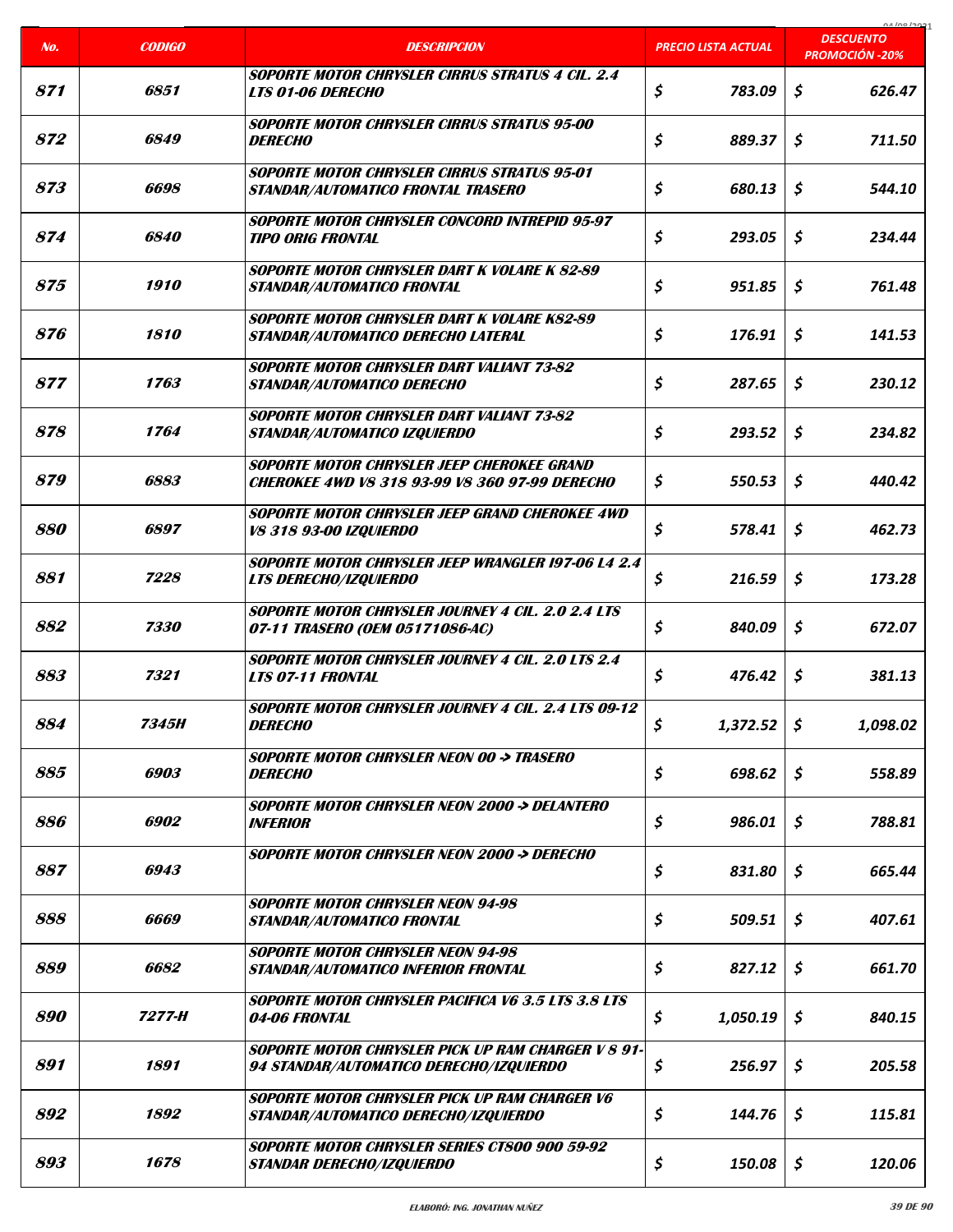| No. | CODIGO | DESCRIPCION | PRECIO LISTA ACTUAL | DESCUENTO PROMOCIÓN -20% |
|---|---|---|---|---|
| 871 | 6851 | SOPORTE MOTOR CHRYSLER CIRRUS STRATUS 4 CIL. 2.4 LTS 01-06 DERECHO | $ 783.09 | $ 626.47 |
| 872 | 6849 | SOPORTE MOTOR CHRYSLER CIRRUS STRATUS 95-00 DERECHO | $ 889.37 | $ 711.50 |
| 873 | 6698 | SOPORTE MOTOR CHRYSLER CIRRUS STRATUS 95-01 STANDAR/AUTOMATICO FRONTAL TRASERO | $ 680.13 | $ 544.10 |
| 874 | 6840 | SOPORTE MOTOR CHRYSLER CONCORD INTREPID 95-97 TIPO ORIG FRONTAL | $ 293.05 | $ 234.44 |
| 875 | 1910 | SOPORTE MOTOR CHRYSLER DART K VOLARE K 82-89 STANDAR/AUTOMATICO FRONTAL | $ 951.85 | $ 761.48 |
| 876 | 1810 | SOPORTE MOTOR CHRYSLER DART K VOLARE K82-89 STANDAR/AUTOMATICO DERECHO LATERAL | $ 176.91 | $ 141.53 |
| 877 | 1763 | SOPORTE MOTOR CHRYSLER DART VALIANT 73-82 STANDAR/AUTOMATICO DERECHO | $ 287.65 | $ 230.12 |
| 878 | 1764 | SOPORTE MOTOR CHRYSLER DART VALIANT 73-82 STANDAR/AUTOMATICO IZQUIERDO | $ 293.52 | $ 234.82 |
| 879 | 6883 | SOPORTE MOTOR CHRYSLER JEEP CHEROKEE GRAND CHEROKEE 4WD V8 318 93-99 V8 360 97-99 DERECHO | $ 550.53 | $ 440.42 |
| 880 | 6897 | SOPORTE MOTOR CHRYSLER JEEP GRAND CHEROKEE 4WD V8 318 93-00 IZQUIERDO | $ 578.41 | $ 462.73 |
| 881 | 7228 | SOPORTE MOTOR CHRYSLER JEEP WRANGLER I97-06 L4 2.4 LTS DERECHO/IZQUIERDO | $ 216.59 | $ 173.28 |
| 882 | 7330 | SOPORTE MOTOR CHRYSLER JOURNEY 4 CIL. 2.0 2.4 LTS 07-11 TRASERO (OEM 05171086-AC) | $ 840.09 | $ 672.07 |
| 883 | 7321 | SOPORTE MOTOR CHRYSLER JOURNEY 4 CIL. 2.0 LTS 2.4 LTS 07-11 FRONTAL | $ 476.42 | $ 381.13 |
| 884 | 7345H | SOPORTE MOTOR CHRYSLER JOURNEY 4 CIL. 2.4 LTS 09-12 DERECHO | $ 1,372.52 | $ 1,098.02 |
| 885 | 6903 | SOPORTE MOTOR CHRYSLER NEON 00 -> TRASERO DERECHO | $ 698.62 | $ 558.89 |
| 886 | 6902 | SOPORTE MOTOR CHRYSLER NEON 2000 -> DELANTERO INFERIOR | $ 986.01 | $ 788.81 |
| 887 | 6943 | SOPORTE MOTOR CHRYSLER NEON 2000 -> DERECHO | $ 831.80 | $ 665.44 |
| 888 | 6669 | SOPORTE MOTOR CHRYSLER NEON 94-98 STANDAR/AUTOMATICO FRONTAL | $ 509.51 | $ 407.61 |
| 889 | 6682 | SOPORTE MOTOR CHRYSLER NEON 94-98 STANDAR/AUTOMATICO INFERIOR FRONTAL | $ 827.12 | $ 661.70 |
| 890 | 7277-H | SOPORTE MOTOR CHRYSLER PACIFICA V6 3.5 LTS 3.8 LTS 04-06 FRONTAL | $ 1,050.19 | $ 840.15 |
| 891 | 1891 | SOPORTE MOTOR CHRYSLER PICK UP RAM CHARGER V 8 91-94 STANDAR/AUTOMATICO DERECHO/IZQUIERDO | $ 256.97 | $ 205.58 |
| 892 | 1892 | SOPORTE MOTOR CHRYSLER PICK UP RAM CHARGER V6 STANDAR/AUTOMATICO DERECHO/IZQUIERDO | $ 144.76 | $ 115.81 |
| 893 | 1678 | SOPORTE MOTOR CHRYSLER SERIES CT800 900 59-92 STANDAR DERECHO/IZQUIERDO | $ 150.08 | $ 120.06 |

ELABORÓ: ING. JONATHAN NUÑEZ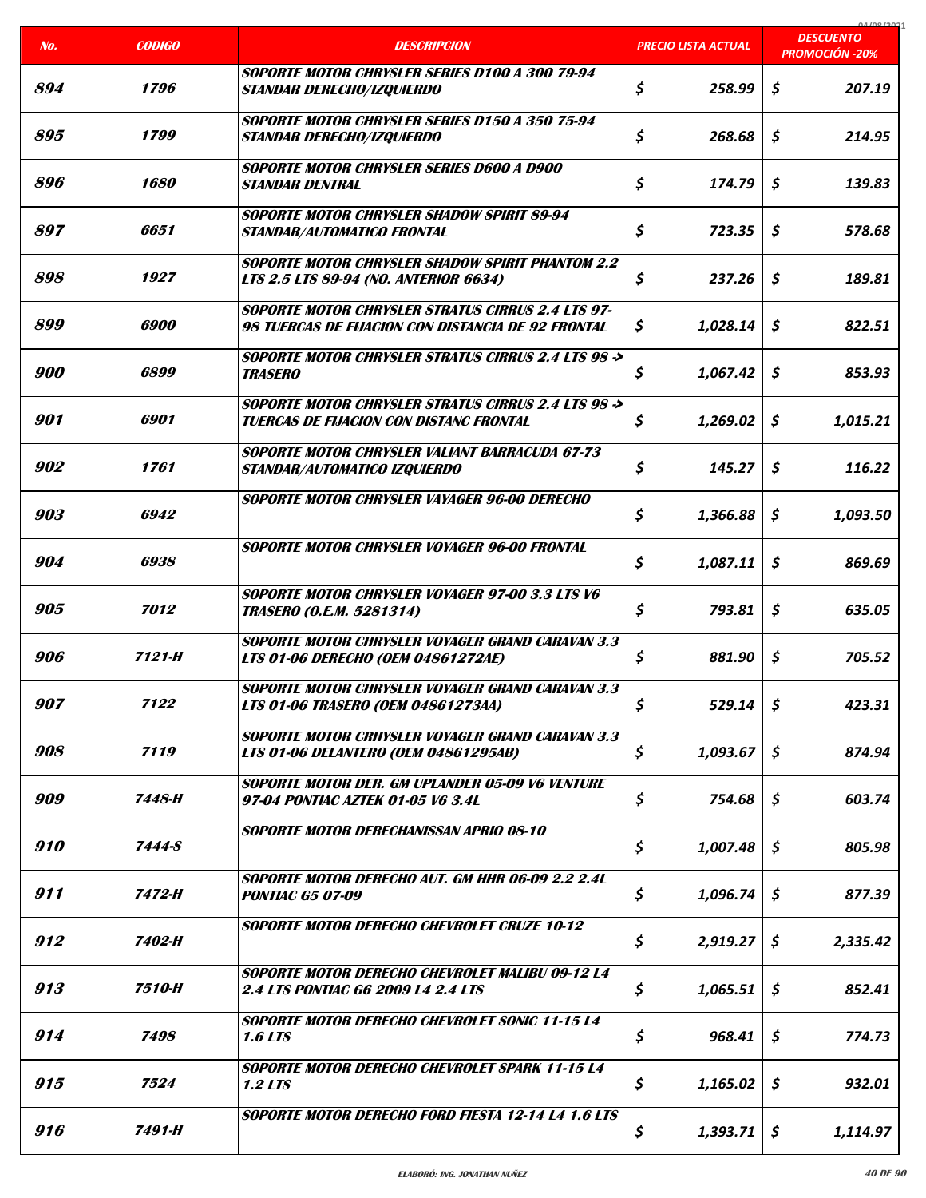| No. | CODIGO | DESCRIPCION | PRECIO LISTA ACTUAL | DESCUENTO PROMOCIÓN -20% |
|---|---|---|---|---|
| 894 | 1796 | SOPORTE MOTOR CHRYSLER SERIES D100 A 300 79-94 STANDAR DERECHO/IZQUIERDO | $ 258.99 | $ 207.19 |
| 895 | 1799 | SOPORTE MOTOR CHRYSLER SERIES D150 A 350 75-94 STANDAR DERECHO/IZQUIERDO | $ 268.68 | $ 214.95 |
| 896 | 1680 | SOPORTE MOTOR CHRYSLER SERIES D600 A D900 STANDAR DENTRAL | $ 174.79 | $ 139.83 |
| 897 | 6651 | SOPORTE MOTOR CHRYSLER SHADOW SPIRIT 89-94 STANDAR/AUTOMATICO FRONTAL | $ 723.35 | $ 578.68 |
| 898 | 1927 | SOPORTE MOTOR CHRYSLER SHADOW SPIRIT PHANTOM 2.2 LTS 2.5 LTS 89-94 (NO. ANTERIOR 6634) | $ 237.26 | $ 189.81 |
| 899 | 6900 | SOPORTE MOTOR CHRYSLER STRATUS CIRRUS 2.4 LTS 97-98 TUERCAS DE FIJACION CON DISTANCIA DE 92 FRONTAL | $ 1,028.14 | $ 822.51 |
| 900 | 6899 | SOPORTE MOTOR CHRYSLER STRATUS CIRRUS 2.4 LTS 98 -> TRASERO | $ 1,067.42 | $ 853.93 |
| 901 | 6901 | SOPORTE MOTOR CHRYSLER STRATUS CIRRUS 2.4 LTS 98 -> TUERCAS DE FIJACION CON DISTANC FRONTAL | $ 1,269.02 | $ 1,015.21 |
| 902 | 1761 | SOPORTE MOTOR CHRYSLER VALIANT BARRACUDA 67-73 STANDAR/AUTOMATICO IZQUIERDO | $ 145.27 | $ 116.22 |
| 903 | 6942 | SOPORTE MOTOR CHRYSLER VAYAGER 96-00 DERECHO | $ 1,366.88 | $ 1,093.50 |
| 904 | 6938 | SOPORTE MOTOR CHRYSLER VOYAGER 96-00 FRONTAL | $ 1,087.11 | $ 869.69 |
| 905 | 7012 | SOPORTE MOTOR CHRYSLER VOYAGER 97-00 3.3 LTS V6 TRASERO (O.E.M. 5281314) | $ 793.81 | $ 635.05 |
| 906 | 7121-H | SOPORTE MOTOR CHRYSLER VOYAGER GRAND CARAVAN 3.3 LTS 01-06 DERECHO (OEM 04861272AE) | $ 881.90 | $ 705.52 |
| 907 | 7122 | SOPORTE MOTOR CHRYSLER VOYAGER GRAND CARAVAN 3.3 LTS 01-06 TRASERO (OEM 04861273AA) | $ 529.14 | $ 423.31 |
| 908 | 7119 | SOPORTE MOTOR CRHYSLER VOYAGER GRAND CARAVAN 3.3 LTS 01-06 DELANTERO (OEM 04861295AB) | $ 1,093.67 | $ 874.94 |
| 909 | 7448-H | SOPORTE MOTOR DER. GM UPLANDER 05-09 V6 VENTURE 97-04 PONTIAC AZTEK 01-05 V6 3.4L | $ 754.68 | $ 603.74 |
| 910 | 7444-S | SOPORTE MOTOR DERECHANISSAN APRIO 08-10 | $ 1,007.48 | $ 805.98 |
| 911 | 7472-H | SOPORTE MOTOR DERECHO AUT. GM HHR 06-09 2.2 2.4L PONTIAC G5 07-09 | $ 1,096.74 | $ 877.39 |
| 912 | 7402-H | SOPORTE MOTOR DERECHO CHEVROLET CRUZE 10-12 | $ 2,919.27 | $ 2,335.42 |
| 913 | 7510-H | SOPORTE MOTOR DERECHO CHEVROLET MALIBU 09-12 L4 2.4 LTS PONTIAC G6 2009 L4 2.4 LTS | $ 1,065.51 | $ 852.41 |
| 914 | 7498 | SOPORTE MOTOR DERECHO CHEVROLET SONIC 11-15 L4 1.6 LTS | $ 968.41 | $ 774.73 |
| 915 | 7524 | SOPORTE MOTOR DERECHO CHEVROLET SPARK 11-15 L4 1.2 LTS | $ 1,165.02 | $ 932.01 |
| 916 | 7491-H | SOPORTE MOTOR DERECHO FORD FIESTA 12-14 L4 1.6 LTS | $ 1,393.71 | $ 1,114.97 |

ELABORÓ: ING. JONATHAN NUÑEZ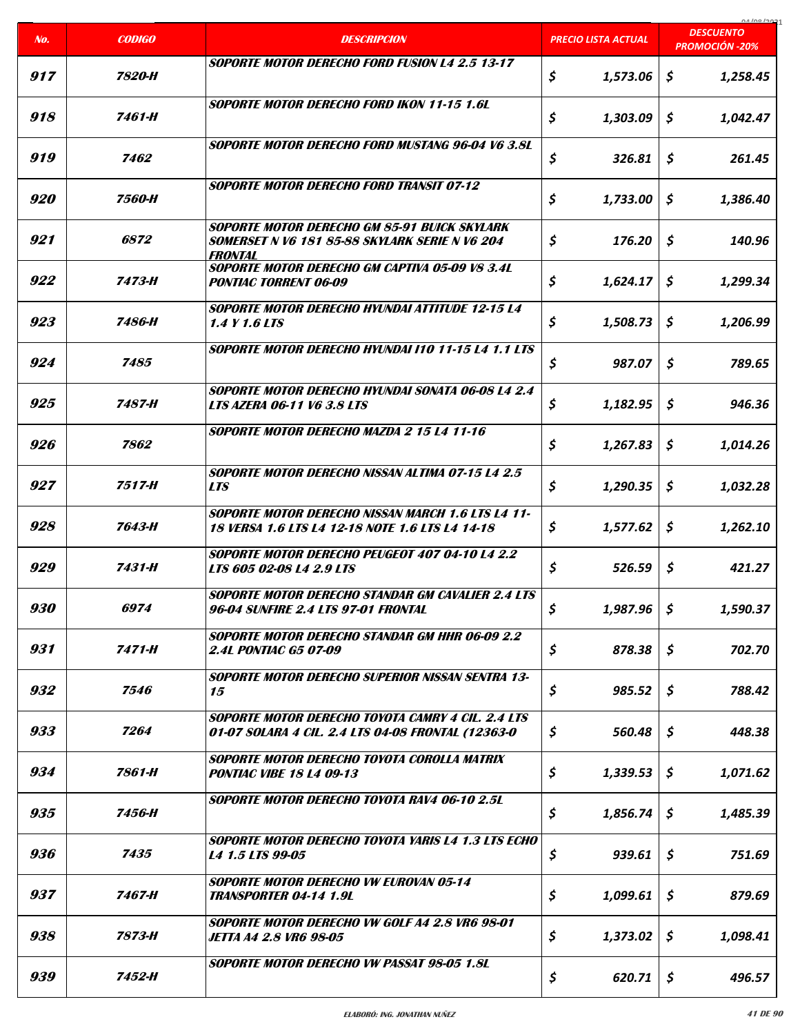| No. | CODIGO | DESCRIPCION | PRECIO LISTA ACTUAL | DESCUENTO PROMOCIÓN -20% |
|---|---|---|---|---|
| 917 | 7820-H | SOPORTE MOTOR DERECHO FORD FUSION L4 2.5 13-17 | $ 1,573.06 | $ 1,258.45 |
| 918 | 7461-H | SOPORTE MOTOR DERECHO FORD IKON 11-15 1.6L | $ 1,303.09 | $ 1,042.47 |
| 919 | 7462 | SOPORTE MOTOR DERECHO FORD MUSTANG 96-04 V6 3.8L | $ 326.81 | $ 261.45 |
| 920 | 7560-H | SOPORTE MOTOR DERECHO FORD TRANSIT 07-12 | $ 1,733.00 | $ 1,386.40 |
| 921 | 6872 | SOPORTE MOTOR DERECHO GM 85-91 BUICK SKYLARK SOMERSET N V6 181 85-88 SKYLARK SERIE N V6 204 FRONTAL | $ 176.20 | $ 140.96 |
| 922 | 7473-H | SOPORTE MOTOR DERECHO GM CAPTIVA 05-09 V8 3.4L PONTIAC TORRENT 06-09 | $ 1,624.17 | $ 1,299.34 |
| 923 | 7486-H | SOPORTE MOTOR DERECHO HYUNDAI ATTITUDE 12-15 L4 1.4 Y 1.6 LTS | $ 1,508.73 | $ 1,206.99 |
| 924 | 7485 | SOPORTE MOTOR DERECHO HYUNDAI I10 11-15 L4 1.1 LTS | $ 987.07 | $ 789.65 |
| 925 | 7487-H | SOPORTE MOTOR DERECHO HYUNDAI SONATA 06-08 L4 2.4 LTS AZERA 06-11 V6 3.8 LTS | $ 1,182.95 | $ 946.36 |
| 926 | 7862 | SOPORTE MOTOR DERECHO MAZDA 2 15 L4 11-16 | $ 1,267.83 | $ 1,014.26 |
| 927 | 7517-H | SOPORTE MOTOR DERECHO NISSAN ALTIMA 07-15 L4 2.5 LTS | $ 1,290.35 | $ 1,032.28 |
| 928 | 7643-H | SOPORTE MOTOR DERECHO NISSAN MARCH 1.6 LTS L4 11-18 VERSA 1.6 LTS L4 12-18 NOTE 1.6 LTS L4 14-18 | $ 1,577.62 | $ 1,262.10 |
| 929 | 7431-H | SOPORTE MOTOR DERECHO PEUGEOT 407 04-10 L4 2.2 LTS 605 02-08 L4 2.9 LTS | $ 526.59 | $ 421.27 |
| 930 | 6974 | SOPORTE MOTOR DERECHO STANDAR GM CAVALIER 2.4 LTS 96-04 SUNFIRE 2.4 LTS 97-01 FRONTAL | $ 1,987.96 | $ 1,590.37 |
| 931 | 7471-H | SOPORTE MOTOR DERECHO STANDAR GM HHR 06-09 2.2 2.4L PONTIAC G5 07-09 | $ 878.38 | $ 702.70 |
| 932 | 7546 | SOPORTE MOTOR DERECHO SUPERIOR NISSAN SENTRA 13-15 | $ 985.52 | $ 788.42 |
| 933 | 7264 | SOPORTE MOTOR DERECHO TOYOTA CAMRY 4 CIL. 2.4 LTS 01-07 SOLARA 4 CIL. 2.4 LTS 04-08 FRONTAL (12363-0 | $ 560.48 | $ 448.38 |
| 934 | 7861-H | SOPORTE MOTOR DERECHO TOYOTA COROLLA MATRIX PONTIAC VIBE 18 L4 09-13 | $ 1,339.53 | $ 1,071.62 |
| 935 | 7456-H | SOPORTE MOTOR DERECHO TOYOTA RAV4 06-10 2.5L | $ 1,856.74 | $ 1,485.39 |
| 936 | 7435 | SOPORTE MOTOR DERECHO TOYOTA YARIS L4 1.3 LTS ECHO L4 1.5 LTS 99-05 | $ 939.61 | $ 751.69 |
| 937 | 7467-H | SOPORTE MOTOR DERECHO VW EUROVAN 05-14 TRANSPORTER 04-14 1.9L | $ 1,099.61 | $ 879.69 |
| 938 | 7873-H | SOPORTE MOTOR DERECHO VW GOLF A4 2.8 VR6 98-01 JETTA A4 2.8 VR6 98-05 | $ 1,373.02 | $ 1,098.41 |
| 939 | 7452-H | SOPORTE MOTOR DERECHO VW PASSAT 98-05 1.8L | $ 620.71 | $ 496.57 |

ELABORÓ: ING. JONATHAN NUÑEZ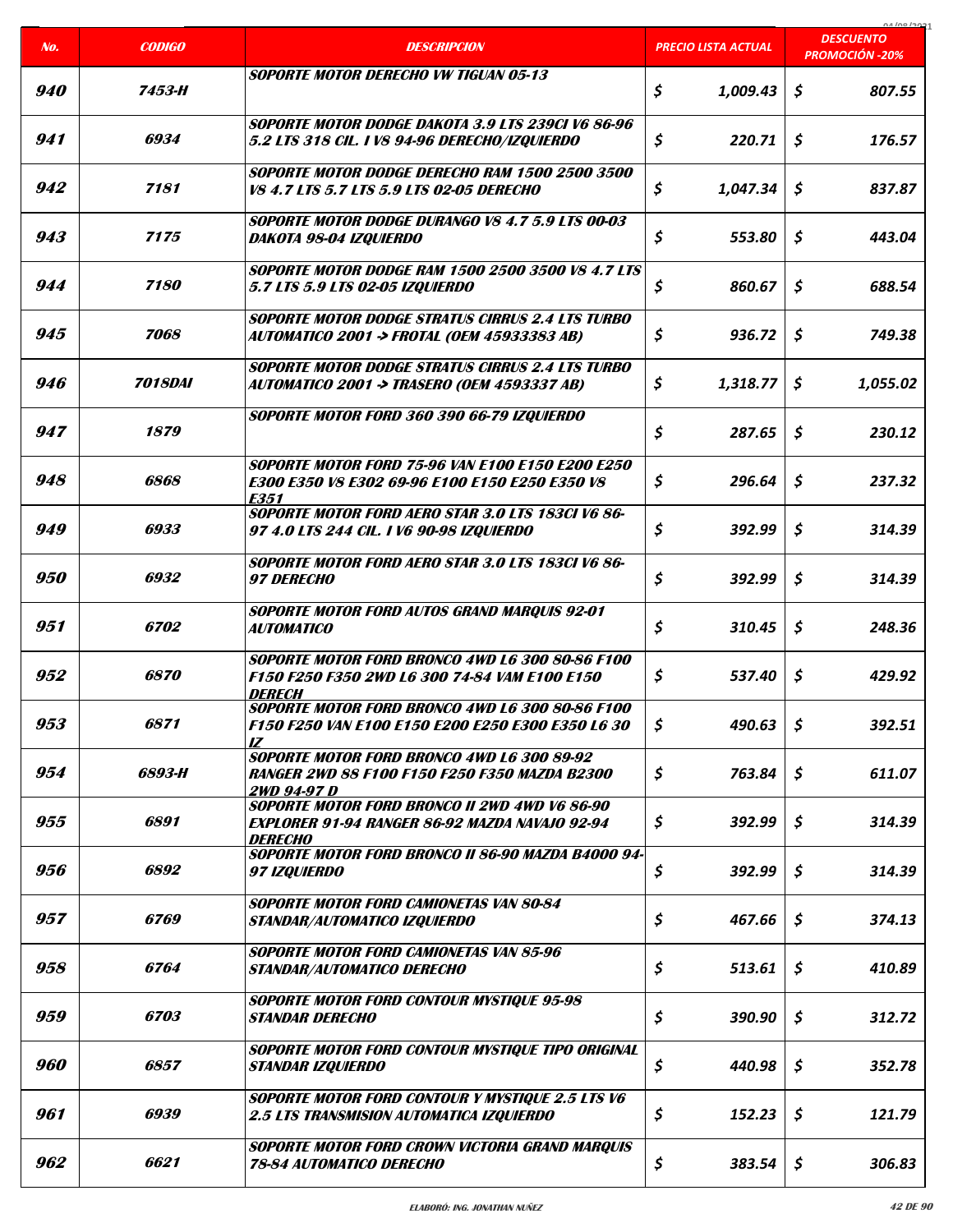| No. | CODIGO | DESCRIPCION | PRECIO LISTA ACTUAL | DESCUENTO PROMOCIÓN -20% |
|---|---|---|---|---|
| 940 | 7453-H | SOPORTE MOTOR DERECHO VW TIGUAN 05-13 | $ 1,009.43 | $ 807.55 |
| 941 | 6934 | SOPORTE MOTOR DODGE DAKOTA 3.9 LTS 239CI V6 86-96 5.2 LTS 318 CIL. I V8 94-96 DERECHO/IZQUIERDO | $ 220.71 | $ 176.57 |
| 942 | 7181 | SOPORTE MOTOR DODGE DERECHO RAM 1500 2500 3500 V8 4.7 LTS 5.7 LTS 5.9 LTS 02-05 DERECHO | $ 1,047.34 | $ 837.87 |
| 943 | 7175 | SOPORTE MOTOR DODGE DURANGO V8 4.7 5.9 LTS 00-03 DAKOTA 98-04 IZQUIERDO | $ 553.80 | $ 443.04 |
| 944 | 7180 | SOPORTE MOTOR DODGE RAM 1500 2500 3500 V8 4.7 LTS 5.7 LTS 5.9 LTS 02-05 IZQUIERDO | $ 860.67 | $ 688.54 |
| 945 | 7068 | SOPORTE MOTOR DODGE STRATUS CIRRUS 2.4 LTS TURBO AUTOMATICO 2001 -> FROTAL (OEM 45933383 AB) | $ 936.72 | $ 749.38 |
| 946 | 7018DAI | SOPORTE MOTOR DODGE STRATUS CIRRUS 2.4 LTS TURBO AUTOMATICO 2001 -> TRASERO (OEM 4593337 AB) | $ 1,318.77 | $ 1,055.02 |
| 947 | 1879 | SOPORTE MOTOR FORD 360 390 66-79 IZQUIERDO | $ 287.65 | $ 230.12 |
| 948 | 6868 | SOPORTE MOTOR FORD 75-96 VAN E100 E150 E200 E250 E300 E350 V8 E302 69-96 E100 E150 E250 E350 V8 E351 | $ 296.64 | $ 237.32 |
| 949 | 6933 | SOPORTE MOTOR FORD AERO STAR 3.0 LTS 183CI V6 86-97 4.0 LTS 244 CIL. I V6 90-98 IZQUIERDO | $ 392.99 | $ 314.39 |
| 950 | 6932 | SOPORTE MOTOR FORD AERO STAR 3.0 LTS 183CI V6 86-97 DERECHO | $ 392.99 | $ 314.39 |
| 951 | 6702 | SOPORTE MOTOR FORD AUTOS GRAND MARQUIS 92-01 AUTOMATICO | $ 310.45 | $ 248.36 |
| 952 | 6870 | SOPORTE MOTOR FORD BRONCO 4WD L6 300 80-86 F100 F150 F250 F350 2WD L6 300 74-84 VAM E100 E150 DERECH | $ 537.40 | $ 429.92 |
| 953 | 6871 | SOPORTE MOTOR FORD BRONCO 4WD L6 300 80-86 F100 F150 F250 VAN E100 E150 E200 E250 E300 E350 L6 30 IZ | $ 490.63 | $ 392.51 |
| 954 | 6893-H | SOPORTE MOTOR FORD BRONCO 4WD L6 300 89-92 RANGER 2WD 88 F100 F150 F250 F350 MAZDA B2300 2WD 94-97 D | $ 763.84 | $ 611.07 |
| 955 | 6891 | SOPORTE MOTOR FORD BRONCO II 2WD 4WD V6 86-90 EXPLORER 91-94 RANGER 86-92 MAZDA NAVAJO 92-94 DERECHO | $ 392.99 | $ 314.39 |
| 956 | 6892 | SOPORTE MOTOR FORD BRONCO II 86-90 MAZDA B4000 94-97 IZQUIERDO | $ 392.99 | $ 314.39 |
| 957 | 6769 | SOPORTE MOTOR FORD CAMIONETAS VAN 80-84 STANDAR/AUTOMATICO IZQUIERDO | $ 467.66 | $ 374.13 |
| 958 | 6764 | SOPORTE MOTOR FORD CAMIONETAS VAN 85-96 STANDAR/AUTOMATICO DERECHO | $ 513.61 | $ 410.89 |
| 959 | 6703 | SOPORTE MOTOR FORD CONTOUR MYSTIQUE 95-98 STANDAR DERECHO | $ 390.90 | $ 312.72 |
| 960 | 6857 | SOPORTE MOTOR FORD CONTOUR MYSTIQUE TIPO ORIGINAL STANDAR IZQUIERDO | $ 440.98 | $ 352.78 |
| 961 | 6939 | SOPORTE MOTOR FORD CONTOUR Y MYSTIQUE 2.5 LTS V6 2.5 LTS TRANSMISION AUTOMATICA IZQUIERDO | $ 152.23 | $ 121.79 |
| 962 | 6621 | SOPORTE MOTOR FORD CROWN VICTORIA GRAND MARQUIS 78-84 AUTOMATICO DERECHO | $ 383.54 | $ 306.83 |

ELABORÓ: ING. JONATHAN NUÑEZ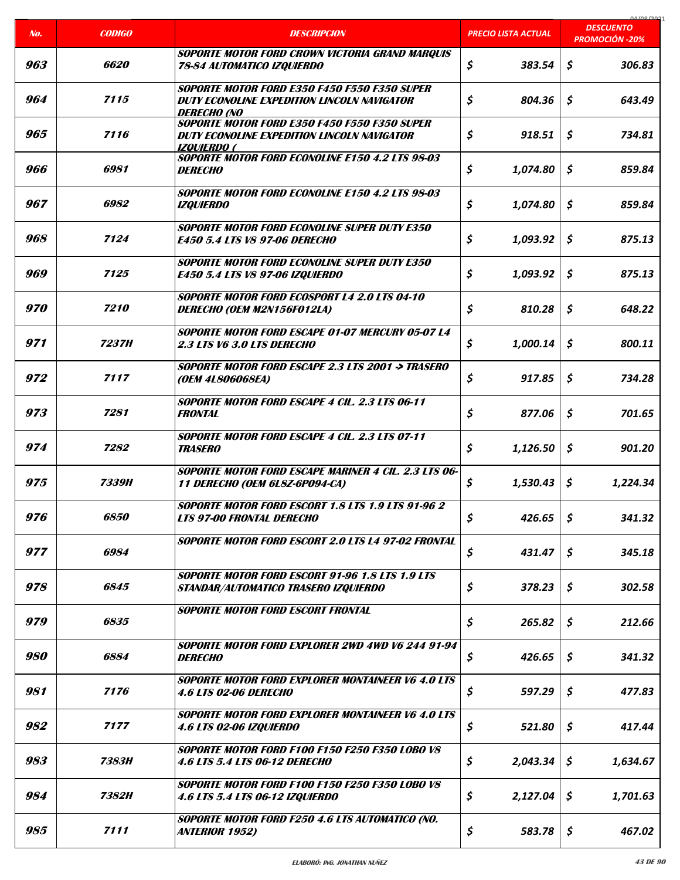| No. | CODIGO | DESCRIPCION | PRECIO LISTA ACTUAL | DESCUENTO PROMOCIÓN -20% |
|---|---|---|---|---|
| 963 | 6620 | SOPORTE MOTOR FORD CROWN VICTORIA GRAND MARQUIS 78-84 AUTOMATICO IZQUIERDO | $ 383.54 | $ 306.83 |
| 964 | 7115 | SOPORTE MOTOR FORD E350 F450 F550 F350 SUPER DUTY ECONOLINE EXPEDITION LINCOLN NAVIGATOR DERECHO (NO | $ 804.36 | $ 643.49 |
| 965 | 7116 | SOPORTE MOTOR FORD E350 F450 F550 F350 SUPER DUTY ECONOLINE EXPEDITION LINCOLN NAVIGATOR IZQUIERDO ( | $ 918.51 | $ 734.81 |
| 966 | 6981 | SOPORTE MOTOR FORD ECONOLINE E150 4.2 LTS 98-03 DERECHO | $ 1,074.80 | $ 859.84 |
| 967 | 6982 | SOPORTE MOTOR FORD ECONOLINE E150 4.2 LTS 98-03 IZQUIERDO | $ 1,074.80 | $ 859.84 |
| 968 | 7124 | SOPORTE MOTOR FORD ECONOLINE SUPER DUTY E350 E450 5.4 LTS V8 97-06 DERECHO | $ 1,093.92 | $ 875.13 |
| 969 | 7125 | SOPORTE MOTOR FORD ECONOLINE SUPER DUTY E350 E450 5.4 LTS V8 97-06 IZQUIERDO | $ 1,093.92 | $ 875.13 |
| 970 | 7210 | SOPORTE MOTOR FORD ECOSPORT L4 2.0 LTS 04-10 DERECHO (OEM M2N156F012LA) | $ 810.28 | $ 648.22 |
| 971 | 7237H | SOPORTE MOTOR FORD ESCAPE 01-07 MERCURY 05-07 L4 2.3 LTS V6 3.0 LTS DERECHO | $ 1,000.14 | $ 800.11 |
| 972 | 7117 | SOPORTE MOTOR FORD ESCAPE 2.3 LTS 2001 -> TRASERO (OEM 4L8Z6068EA) | $ 917.85 | $ 734.28 |
| 973 | 7281 | SOPORTE MOTOR FORD ESCAPE 4 CIL. 2.3 LTS 06-11 FRONTAL | $ 877.06 | $ 701.65 |
| 974 | 7282 | SOPORTE MOTOR FORD ESCAPE 4 CIL. 2.3 LTS 07-11 TRASERO | $ 1,126.50 | $ 901.20 |
| 975 | 7339H | SOPORTE MOTOR FORD ESCAPE MARINER 4 CIL. 2.3 LTS 06-11 DERECHO (OEM 6L8Z-6P094-CA) | $ 1,530.43 | $ 1,224.34 |
| 976 | 6850 | SOPORTE MOTOR FORD ESCORT 1.8 LTS 1.9 LTS 91-96 2 LTS 97-00 FRONTAL DERECHO | $ 426.65 | $ 341.32 |
| 977 | 6984 | SOPORTE MOTOR FORD ESCORT 2.0 LTS L4 97-02 FRONTAL | $ 431.47 | $ 345.18 |
| 978 | 6845 | SOPORTE MOTOR FORD ESCORT 91-96 1.8 LTS 1.9 LTS STANDAR/AUTOMATICO TRASERO IZQUIERDO | $ 378.23 | $ 302.58 |
| 979 | 6835 | SOPORTE MOTOR FORD ESCORT FRONTAL | $ 265.82 | $ 212.66 |
| 980 | 6884 | SOPORTE MOTOR FORD EXPLORER 2WD 4WD V6 244 91-94 DERECHO | $ 426.65 | $ 341.32 |
| 981 | 7176 | SOPORTE MOTOR FORD EXPLORER MONTAINEER V6 4.0 LTS 4.6 LTS 02-06 DERECHO | $ 597.29 | $ 477.83 |
| 982 | 7177 | SOPORTE MOTOR FORD EXPLORER MONTAINEER V6 4.0 LTS 4.6 LTS 02-06 IZQUIERDO | $ 521.80 | $ 417.44 |
| 983 | 7383H | SOPORTE MOTOR FORD F100 F150 F250 F350 LOBO V8 4.6 LTS 5.4 LTS 06-12 DERECHO | $ 2,043.34 | $ 1,634.67 |
| 984 | 7382H | SOPORTE MOTOR FORD F100 F150 F250 F350 LOBO V8 4.6 LTS 5.4 LTS 06-12 IZQUIERDO | $ 2,127.04 | $ 1,701.63 |
| 985 | 7111 | SOPORTE MOTOR F250 4.6 LTS AUTOMATICO (NO. ANTERIOR 1952) | $ 583.78 | $ 467.02 |

ELABORÓ: ING. JONATHAN NUÑEZ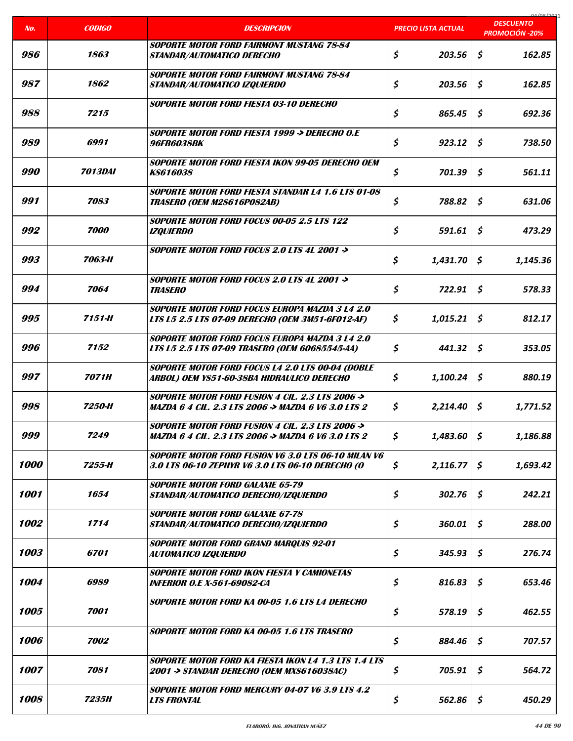| No. | CODIGO | DESCRIPCION | PRECIO LISTA ACTUAL | DESCUENTO PROMOCIÓN -20% |
|---|---|---|---|---|
| 986 | 1863 | SOPORTE MOTOR FORD FAIRMONT MUSTANG 78-84 STANDAR/AUTOMATICO DERECHO | $ 203.56 | $ 162.85 |
| 987 | 1862 | SOPORTE MOTOR FORD FAIRMONT MUSTANG 78-84 STANDAR/AUTOMATICO IZQUIERDO | $ 203.56 | $ 162.85 |
| 988 | 7215 | SOPORTE MOTOR FORD FIESTA 03-10 DERECHO | $ 865.45 | $ 692.36 |
| 989 | 6991 | SOPORTE MOTOR FORD FIESTA 1999 -> DERECHO O.E 96FB6038BK | $ 923.12 | $ 738.50 |
| 990 | 7013DAI | SOPORTE MOTOR FORD FIESTA IKON 99-05 DERECHO OEM KS616038 | $ 701.39 | $ 561.11 |
| 991 | 7083 | SOPORTE MOTOR FORD FIESTA STANDAR L4 1.6 LTS 01-08 TRASERO (OEM M2S616P082AB) | $ 788.82 | $ 631.06 |
| 992 | 7000 | SOPORTE MOTOR FORD FOCUS 00-05 2.5 LTS 122 IZQUIERDO | $ 591.61 | $ 473.29 |
| 993 | 7063-H | SOPORTE MOTOR FORD FOCUS 2.0 LTS 4L 2001 -> | $ 1,431.70 | $ 1,145.36 |
| 994 | 7064 | SOPORTE MOTOR FORD FOCUS 2.0 LTS 4L 2001 -> TRASERO | $ 722.91 | $ 578.33 |
| 995 | 7151-H | SOPORTE MOTOR FORD FOCUS EUROPA MAZDA 3 L4 2.0 LTS L5 2.5 LTS 07-09 DERECHO (OEM 3M51-6F012-AF) | $ 1,015.21 | $ 812.17 |
| 996 | 7152 | SOPORTE MOTOR FORD FOCUS EUROPA MAZDA 3 L4 2.0 LTS L5 2.5 LTS 07-09 TRASERO (OEM 60685545-AA) | $ 441.32 | $ 353.05 |
| 997 | 7071H | SOPORTE MOTOR FORD FOCUS L4 2.0 LTS 00-04 (DOBLE ARBOL) OEM YS51-60-38BA HIDRAULICO DERECHO | $ 1,100.24 | $ 880.19 |
| 998 | 7250-H | SOPORTE MOTOR FORD FUSION 4 CIL. 2.3 LTS 2006 -> MAZDA 6 4 CIL. 2.3 LTS 2006 -> MAZDA 6 V6 3.0 LTS 2 | $ 2,214.40 | $ 1,771.52 |
| 999 | 7249 | SOPORTE MOTOR FORD FUSION 4 CIL. 2.3 LTS 2006 -> MAZDA 6 4 CIL. 2.3 LTS 2006 -> MAZDA 6 V6 3.0 LTS 2 | $ 1,483.60 | $ 1,186.88 |
| 1000 | 7255-H | SOPORTE MOTOR FORD FUSION V6 3.0 LTS 06-10 MILAN V6 3.0 LTS 06-10 ZEPHYR V6 3.0 LTS 06-10 DERECHO (O | $ 2,116.77 | $ 1,693.42 |
| 1001 | 1654 | SOPORTE MOTOR FORD GALAXIE 65-79 STANDAR/AUTOMATICO DERECHO/IZQUIERDO | $ 302.76 | $ 242.21 |
| 1002 | 1714 | SOPORTE MOTOR FORD GALAXIE 67-78 STANDAR/AUTOMATICO DERECHO/IZQUIERDO | $ 360.01 | $ 288.00 |
| 1003 | 6701 | SOPORTE MOTOR FORD GRAND MARQUIS 92-01 AUTOMATICO IZQUIERDO | $ 345.93 | $ 276.74 |
| 1004 | 6989 | SOPORTE MOTOR FORD IKON FIESTA Y CAMIONETAS INFERIOR O.E X-561-69082-CA | $ 816.83 | $ 653.46 |
| 1005 | 7001 | SOPORTE MOTOR FORD KA 00-05 1.6 LTS L4 DERECHO | $ 578.19 | $ 462.55 |
| 1006 | 7002 | SOPORTE MOTOR FORD KA 00-05 1.6 LTS TRASERO | $ 884.46 | $ 707.57 |
| 1007 | 7081 | SOPORTE MOTOR FORD KA FIESTA IKON L4 1.3 LTS 1.4 LTS 2001 -> STANDAR DERECHO (OEM MXS616038AC) | $ 705.91 | $ 564.72 |
| 1008 | 7235H | SOPORTE MOTOR FORD MERCURY 04-07 V6 3.9 LTS 4.2 LTS FRONTAL | $ 562.86 | $ 450.29 |

ELABORÓ: ING. JONATHAN NUÑEZ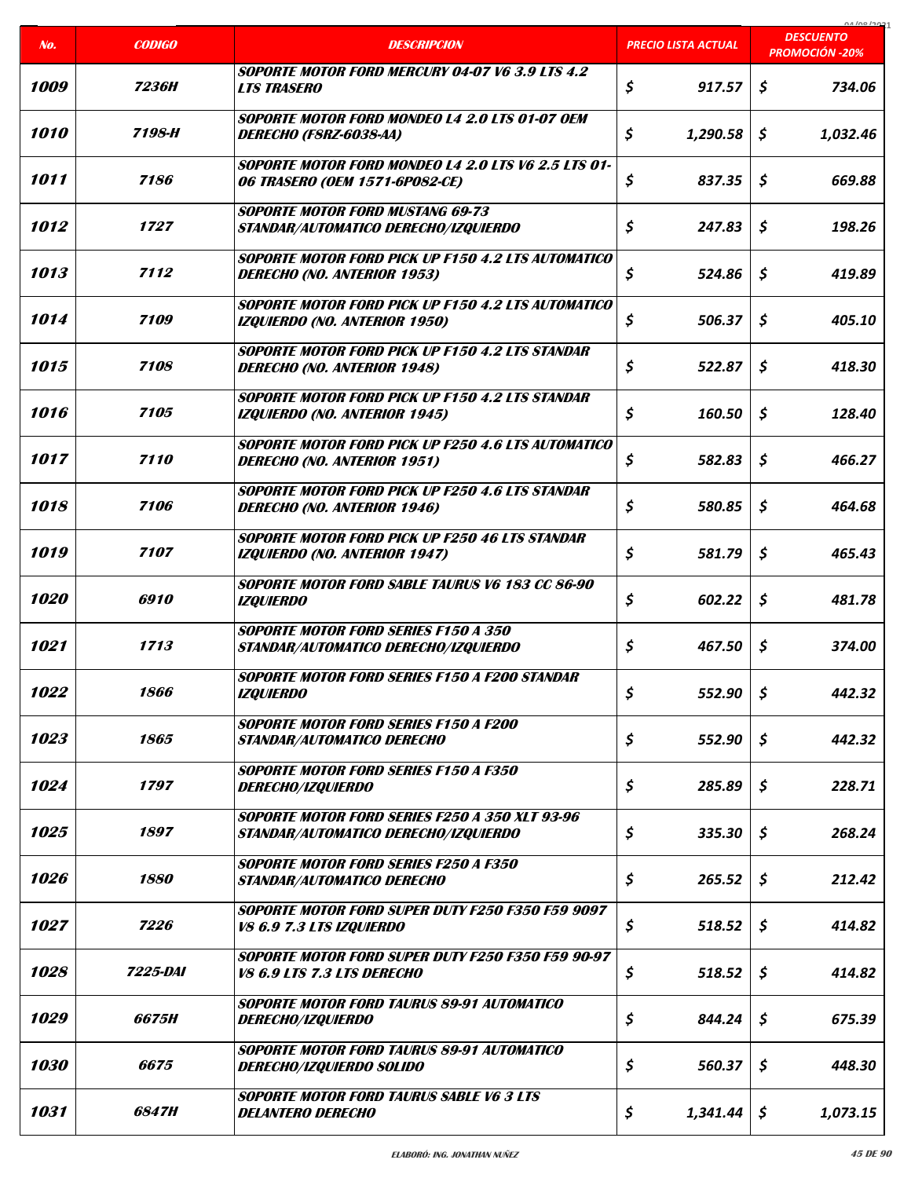| No. | CODIGO | DESCRIPCION | PRECIO LISTA ACTUAL | DESCUENTO PROMOCIÓN -20% |
|---|---|---|---|---|
| 1009 | 7236H | SOPORTE MOTOR FORD MERCURY 04-07 V6 3.9 LTS 4.2 LTS TRASERO | $ 917.57 | $ 734.06 |
| 1010 | 7198-H | SOPORTE MOTOR FORD MONDEO L4 2.0 LTS 01-07 OEM DERECHO (F8RZ-6038-AA) | $ 1,290.58 | $ 1,032.46 |
| 1011 | 7186 | SOPORTE MOTOR FORD MONDEO L4 2.0 LTS V6 2.5 LTS 01-06 TRASERO (OEM 1571-6P082-CE) | $ 837.35 | $ 669.88 |
| 1012 | 1727 | SOPORTE MOTOR FORD MUSTANG 69-73 STANDAR/AUTOMATICO DERECHO/IZQUIERDO | $ 247.83 | $ 198.26 |
| 1013 | 7112 | SOPORTE MOTOR FORD PICK UP F150 4.2 LTS AUTOMATICO DERECHO (NO. ANTERIOR 1953) | $ 524.86 | $ 419.89 |
| 1014 | 7109 | SOPORTE MOTOR FORD PICK UP F150 4.2 LTS AUTOMATICO IZQUIERDO (NO. ANTERIOR 1950) | $ 506.37 | $ 405.10 |
| 1015 | 7108 | SOPORTE MOTOR FORD PICK UP F150 4.2 LTS STANDAR DERECHO (NO. ANTERIOR 1948) | $ 522.87 | $ 418.30 |
| 1016 | 7105 | SOPORTE MOTOR FORD PICK UP F150 4.2 LTS STANDAR IZQUIERDO (NO. ANTERIOR 1945) | $ 160.50 | $ 128.40 |
| 1017 | 7110 | SOPORTE MOTOR FORD PICK UP F250 4.6 LTS AUTOMATICO DERECHO (NO. ANTERIOR 1951) | $ 582.83 | $ 466.27 |
| 1018 | 7106 | SOPORTE MOTOR FORD PICK UP F250 4.6 LTS STANDAR DERECHO (NO. ANTERIOR 1946) | $ 580.85 | $ 464.68 |
| 1019 | 7107 | SOPORTE MOTOR FORD PICK UP F250 46 LTS STANDAR IZQUIERDO (NO. ANTERIOR 1947) | $ 581.79 | $ 465.43 |
| 1020 | 6910 | SOPORTE MOTOR FORD SABLE TAURUS V6 183 CC 86-90 IZQUIERDO | $ 602.22 | $ 481.78 |
| 1021 | 1713 | SOPORTE MOTOR FORD SERIES F150 A 350 STANDAR/AUTOMATICO DERECHO/IZQUIERDO | $ 467.50 | $ 374.00 |
| 1022 | 1866 | SOPORTE MOTOR FORD SERIES F150 A F200 STANDAR IZQUIERDO | $ 552.90 | $ 442.32 |
| 1023 | 1865 | SOPORTE MOTOR FORD SERIES F150 A F200 STANDAR/AUTOMATICO DERECHO | $ 552.90 | $ 442.32 |
| 1024 | 1797 | SOPORTE MOTOR FORD SERIES F150 A F350 DERECHO/IZQUIERDO | $ 285.89 | $ 228.71 |
| 1025 | 1897 | SOPORTE MOTOR FORD SERIES F250 A 350 XLT 93-96 STANDAR/AUTOMATICO DERECHO/IZQUIERDO | $ 335.30 | $ 268.24 |
| 1026 | 1880 | SOPORTE MOTOR FORD SERIES F250 A F350 STANDAR/AUTOMATICO DERECHO | $ 265.52 | $ 212.42 |
| 1027 | 7226 | SOPORTE MOTOR FORD SUPER DUTY F250 F350 F59 9097 V8 6.9 7.3 LTS IZQUIERDO | $ 518.52 | $ 414.82 |
| 1028 | 7225-DAI | SOPORTE MOTOR FORD SUPER DUTY F250 F350 F59 90-97 V8 6.9 LTS 7.3 LTS DERECHO | $ 518.52 | $ 414.82 |
| 1029 | 6675H | SOPORTE MOTOR FORD TAURUS 89-91 AUTOMATICO DERECHO/IZQUIERDO | $ 844.24 | $ 675.39 |
| 1030 | 6675 | SOPORTE MOTOR FORD TAURUS 89-91 AUTOMATICO DERECHO/IZQUIERDO SOLIDO | $ 560.37 | $ 448.30 |
| 1031 | 6847H | SOPORTE MOTOR FORD TAURUS SABLE V6 3 LTS DELANTERO DERECHO | $ 1,341.44 | $ 1,073.15 |

ELABORÓ: ING. JONATHAN NUÑEZ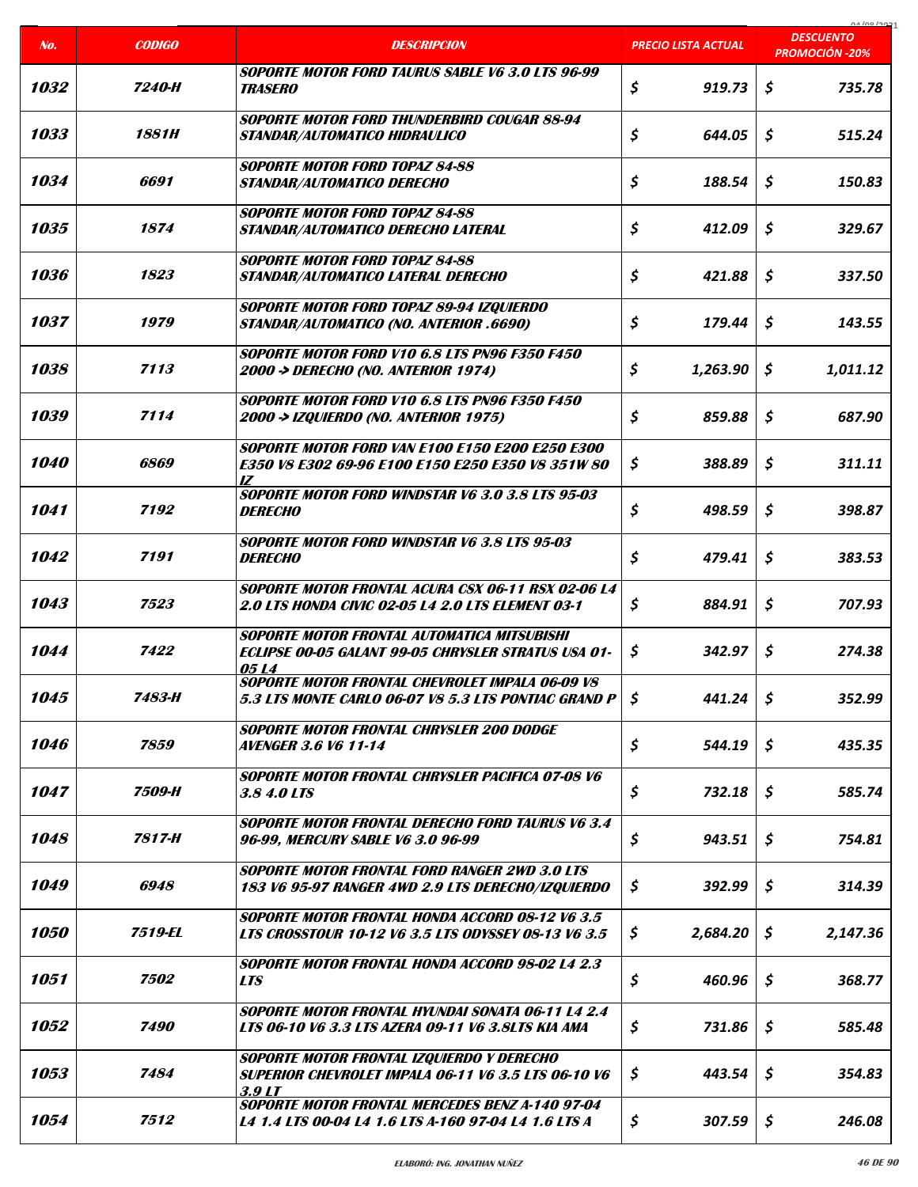| No. | CODIGO | DESCRIPCION | PRECIO LISTA ACTUAL | DESCUENTO PROMOCIÓN -20% |
|---|---|---|---|---|
| 1032 | 7240-H | SOPORTE MOTOR FORD TAURUS SABLE V6 3.0 LTS 96-99 TRASERO | $ 919.73 | $ 735.78 |
| 1033 | 1881H | SOPORTE MOTOR FORD THUNDERBIRD COUGAR 88-94 STANDAR/AUTOMATICO HIDRAULICO | $ 644.05 | $ 515.24 |
| 1034 | 6691 | SOPORTE MOTOR FORD TOPAZ 84-88 STANDAR/AUTOMATICO DERECHO | $ 188.54 | $ 150.83 |
| 1035 | 1874 | SOPORTE MOTOR FORD TOPAZ 84-88 STANDAR/AUTOMATICO DERECHO LATERAL | $ 412.09 | $ 329.67 |
| 1036 | 1823 | SOPORTE MOTOR FORD TOPAZ 84-88 STANDAR/AUTOMATICO LATERAL DERECHO | $ 421.88 | $ 337.50 |
| 1037 | 1979 | SOPORTE MOTOR FORD TOPAZ 89-94 IZQUIERDO STANDAR/AUTOMATICO (NO. ANTERIOR .6690) | $ 179.44 | $ 143.55 |
| 1038 | 7113 | SOPORTE MOTOR FORD V10 6.8 LTS PN96 F350 F450 2000 -> DERECHO (NO. ANTERIOR 1974) | $ 1,263.90 | $ 1,011.12 |
| 1039 | 7114 | SOPORTE MOTOR FORD V10 6.8 LTS PN96 F350 F450 2000 -> IZQUIERDO (NO. ANTERIOR 1975) | $ 859.88 | $ 687.90 |
| 1040 | 6869 | SOPORTE MOTOR FORD VAN E100 E150 E200 E250 E300 E350 V8 E302 69-96 E100 E150 E250 E350 V8 351W 80 IZ | $ 388.89 | $ 311.11 |
| 1041 | 7192 | SOPORTE MOTOR FORD WINDSTAR V6 3.0 3.8 LTS 95-03 DERECHO | $ 498.59 | $ 398.87 |
| 1042 | 7191 | SOPORTE MOTOR FORD WINDSTAR V6 3.8 LTS 95-03 DERECHO | $ 479.41 | $ 383.53 |
| 1043 | 7523 | SOPORTE MOTOR FRONTAL ACURA CSX 06-11 RSX 02-06 L4 2.0 LTS HONDA CIVIC 02-05 L4 2.0 LTS ELEMENT 03-1 | $ 884.91 | $ 707.93 |
| 1044 | 7422 | SOPORTE MOTOR FRONTAL AUTOMATICA MITSUBISHI ECLIPSE 00-05 GALANT 99-05 CHRYSLER STRATUS USA 01-05 L4 | $ 342.97 | $ 274.38 |
| 1045 | 7483-H | SOPORTE MOTOR FRONTAL CHEVROLET IMPALA 06-09 V8 5.3 LTS MONTE CARLO 06-07 V8 5.3 LTS PONTIAC GRAND P | $ 441.24 | $ 352.99 |
| 1046 | 7859 | SOPORTE MOTOR FRONTAL CHRYSLER 200 DODGE AVENGER 3.6 V6 11-14 | $ 544.19 | $ 435.35 |
| 1047 | 7509-H | SOPORTE MOTOR FRONTAL CHRYSLER PACIFICA 07-08 V6 3.8 4.0 LTS | $ 732.18 | $ 585.74 |
| 1048 | 7817-H | SOPORTE MOTOR FRONTAL DERECHO FORD TAURUS V6 3.4 96-99, MERCURY SABLE V6 3.0 96-99 | $ 943.51 | $ 754.81 |
| 1049 | 6948 | SOPORTE MOTOR FRONTAL FORD RANGER 2WD 3.0 LTS 183 V6 95-97 RANGER 4WD 2.9 LTS DERECHO/IZQUIERDO | $ 392.99 | $ 314.39 |
| 1050 | 7519-EL | SOPORTE MOTOR FRONTAL HONDA ACCORD 08-12 V6 3.5 LTS CROSSTOUR 10-12 V6 3.5 LTS ODYSSEY 08-13 V6 3.5 | $ 2,684.20 | $ 2,147.36 |
| 1051 | 7502 | SOPORTE MOTOR FRONTAL HONDA ACCORD 98-02 L4 2.3 LTS | $ 460.96 | $ 368.77 |
| 1052 | 7490 | SOPORTE MOTOR FRONTAL HYUNDAI SONATA 06-11 L4 2.4 LTS 06-10 V6 3.3 LTS AZERA 09-11 V6 3.8LTS KIA AMA | $ 731.86 | $ 585.48 |
| 1053 | 7484 | SOPORTE MOTOR FRONTAL IZQUIERDO Y DERECHO SUPERIOR CHEVROLET IMPALA 06-11 V6 3.5 LTS 06-10 V6 3.9 LT | $ 443.54 | $ 354.83 |
| 1054 | 7512 | SOPORTE MOTOR FRONTAL MERCEDES BENZ A-140 97-04 L4 1.4 LTS 00-04 L4 1.6 LTS A-160 97-04 L4 1.6 LTS A | $ 307.59 | $ 246.08 |

ELABORÓ: ING. JONATHAN NUÑEZ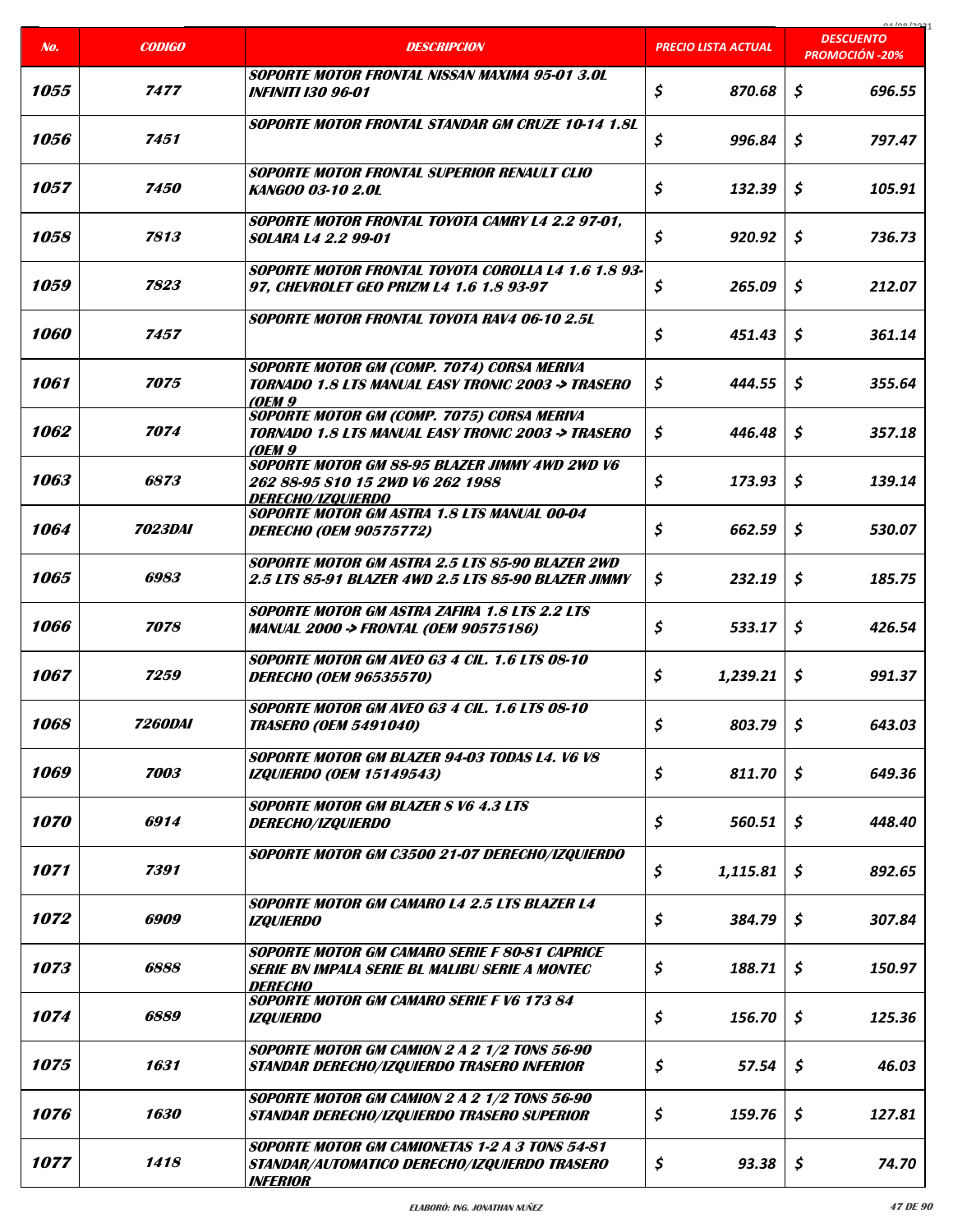| No. | CODIGO | DESCRIPCION | PRECIO LISTA ACTUAL | DESCUENTO PROMOCIÓN -20% |
|---|---|---|---|---|
| 1055 | 7477 | SOPORTE MOTOR FRONTAL NISSAN MAXIMA 95-01 3.0L INFINITI I30 96-01 | $ 870.68 | $ 696.55 |
| 1056 | 7451 | SOPORTE MOTOR FRONTAL STANDAR GM CRUZE 10-14 1.8L | $ 996.84 | $ 797.47 |
| 1057 | 7450 | SOPORTE MOTOR FRONTAL SUPERIOR RENAULT CLIO KANGOO 03-10 2.0L | $ 132.39 | $ 105.91 |
| 1058 | 7813 | SOPORTE MOTOR FRONTAL TOYOTA CAMRY L4 2.2 97-01, SOLARA L4 2.2 99-01 | $ 920.92 | $ 736.73 |
| 1059 | 7823 | SOPORTE MOTOR FRONTAL TOYOTA COROLLA L4 1.6 1.8 93-97, CHEVROLET GEO PRIZM L4 1.6 1.8 93-97 | $ 265.09 | $ 212.07 |
| 1060 | 7457 | SOPORTE MOTOR FRONTAL TOYOTA RAV4 06-10 2.5L | $ 451.43 | $ 361.14 |
| 1061 | 7075 | SOPORTE MOTOR GM (COMP. 7074) CORSA MERIVA TORNADO 1.8 LTS MANUAL EASY TRONIC 2003 -> TRASERO (OEM 9 | $ 444.55 | $ 355.64 |
| 1062 | 7074 | SOPORTE MOTOR GM (COMP. 7075) CORSA MERIVA TORNADO 1.8 LTS MANUAL EASY TRONIC 2003 -> TRASERO (OEM 9 | $ 446.48 | $ 357.18 |
| 1063 | 6873 | SOPORTE MOTOR GM 88-95 BLAZER JIMMY 4WD 2WD V6 262 88-95 S10 15 2WD V6 262 1988 DERECHO/IZQUIERDO | $ 173.93 | $ 139.14 |
| 1064 | 7023DAI | SOPORTE MOTOR GM ASTRA 1.8 LTS MANUAL 00-04 DERECHO (OEM 90575772) | $ 662.59 | $ 530.07 |
| 1065 | 6983 | SOPORTE MOTOR GM ASTRA 2.5 LTS 85-90 BLAZER 2WD 2.5 LTS 85-91 BLAZER 4WD 2.5 LTS 85-90 BLAZER JIMMY | $ 232.19 | $ 185.75 |
| 1066 | 7078 | SOPORTE MOTOR GM ASTRA ZAFIRA 1.8 LTS 2.2 LTS MANUAL 2000 -> FRONTAL (OEM 90575186) | $ 533.17 | $ 426.54 |
| 1067 | 7259 | SOPORTE MOTOR GM AVEO G3 4 CIL. 1.6 LTS 08-10 DERECHO (OEM 96535570) | $ 1,239.21 | $ 991.37 |
| 1068 | 7260DAI | SOPORTE MOTOR GM AVEO G3 4 CIL. 1.6 LTS 08-10 TRASERO (OEM 5491040) | $ 803.79 | $ 643.03 |
| 1069 | 7003 | SOPORTE MOTOR GM BLAZER 94-03 TODAS L4. V6 V8 IZQUIERDO (OEM 15149543) | $ 811.70 | $ 649.36 |
| 1070 | 6914 | SOPORTE MOTOR GM BLAZER S V6 4.3 LTS DERECHO/IZQUIERDO | $ 560.51 | $ 448.40 |
| 1071 | 7391 | SOPORTE MOTOR GM C3500 21-07 DERECHO/IZQUIERDO | $ 1,115.81 | $ 892.65 |
| 1072 | 6909 | SOPORTE MOTOR GM CAMARO L4 2.5 LTS BLAZER L4 IZQUIERDO | $ 384.79 | $ 307.84 |
| 1073 | 6888 | SOPORTE MOTOR GM CAMARO SERIE F 80-81 CAPRICE SERIE BN IMPALA SERIE BL MALIBU SERIE A MONTEC DERECHO | $ 188.71 | $ 150.97 |
| 1074 | 6889 | SOPORTE MOTOR GM CAMARO SERIE F V6 173 84 IZQUIERDO | $ 156.70 | $ 125.36 |
| 1075 | 1631 | SOPORTE MOTOR GM CAMION 2 A 2 1/2 TONS 56-90 STANDAR DERECHO/IZQUIERDO TRASERO INFERIOR | $ 57.54 | $ 46.03 |
| 1076 | 1630 | SOPORTE MOTOR GM CAMION 2 A 2 1/2 TONS 56-90 STANDAR DERECHO/IZQUIERDO TRASERO SUPERIOR | $ 159.76 | $ 127.81 |
| 1077 | 1418 | SOPORTE MOTOR GM CAMIONETAS 1-2 A 3 TONS 54-81 STANDAR/AUTOMATICO DERECHO/IZQUIERDO TRASERO INFERIOR | $ 93.38 | $ 74.70 |

ELABORÓ: ING. JONATHAN NUÑEZ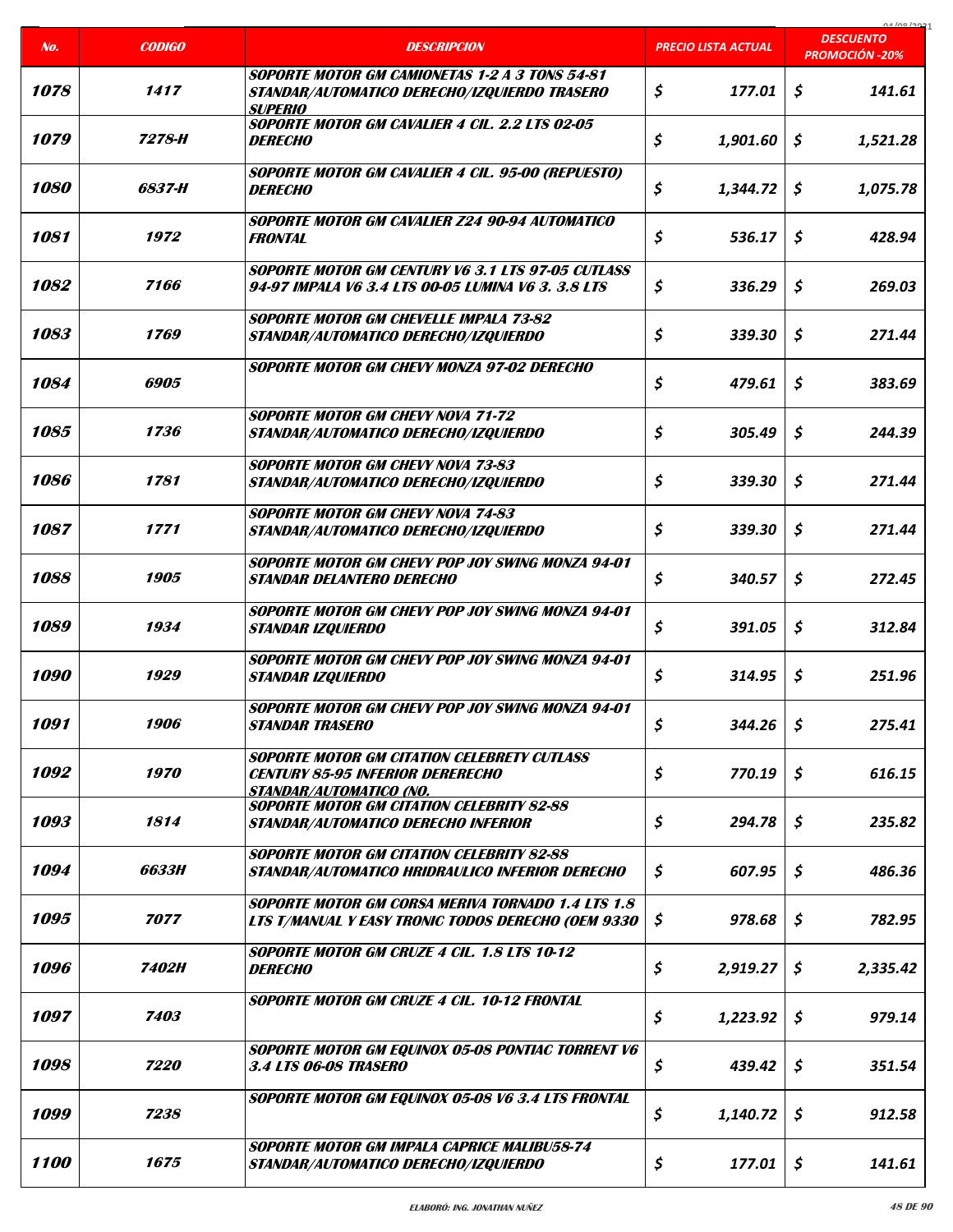| No. | CODIGO | DESCRIPCION | PRECIO LISTA ACTUAL | DESCUENTO PROMOCIÓN -20% |
|---|---|---|---|---|
| 1078 | 1417 | SOPORTE MOTOR GM CAMIONETAS 1-2 A 3 TONS 54-81 STANDAR/AUTOMATICO DERECHO/IZQUIERDO TRASERO SUPERIO | $ 177.01 | $ 141.61 |
| 1079 | 7278-H | SOPORTE MOTOR GM CAVALIER 4 CIL. 2.2 LTS 02-05 DERECHO | $ 1,901.60 | $ 1,521.28 |
| 1080 | 6837-H | SOPORTE MOTOR GM CAVALIER 4 CIL. 95-00 (REPUESTO) DERECHO | $ 1,344.72 | $ 1,075.78 |
| 1081 | 1972 | SOPORTE MOTOR GM CAVALIER Z24 90-94 AUTOMATICO FRONTAL | $ 536.17 | $ 428.94 |
| 1082 | 7166 | SOPORTE MOTOR GM CENTURY V6 3.1 LTS 97-05 CUTLASS 94-97 IMPALA V6 3.4 LTS 00-05 LUMINA V6 3. 3.8 LTS | $ 336.29 | $ 269.03 |
| 1083 | 1769 | SOPORTE MOTOR GM CHEVELLE IMPALA 73-82 STANDAR/AUTOMATICO DERECHO/IZQUIERDO | $ 339.30 | $ 271.44 |
| 1084 | 6905 | SOPORTE MOTOR GM CHEVY MONZA 97-02 DERECHO | $ 479.61 | $ 383.69 |
| 1085 | 1736 | SOPORTE MOTOR GM CHEVY NOVA 71-72 STANDAR/AUTOMATICO DERECHO/IZQUIERDO | $ 305.49 | $ 244.39 |
| 1086 | 1781 | SOPORTE MOTOR GM CHEVY NOVA 73-83 STANDAR/AUTOMATICO DERECHO/IZQUIERDO | $ 339.30 | $ 271.44 |
| 1087 | 1771 | SOPORTE MOTOR GM CHEVY NOVA 74-83 STANDAR/AUTOMATICO DERECHO/IZQUIERDO | $ 339.30 | $ 271.44 |
| 1088 | 1905 | SOPORTE MOTOR GM CHEVY POP JOY SWING MONZA 94-01 STANDAR DELANTERO DERECHO | $ 340.57 | $ 272.45 |
| 1089 | 1934 | SOPORTE MOTOR GM CHEVY POP JOY SWING MONZA 94-01 STANDAR IZQUIERDO | $ 391.05 | $ 312.84 |
| 1090 | 1929 | SOPORTE MOTOR GM CHEVY POP JOY SWING MONZA 94-01 STANDAR IZQUIERDO | $ 314.95 | $ 251.96 |
| 1091 | 1906 | SOPORTE MOTOR GM CHEVY POP JOY SWING MONZA 94-01 STANDAR TRASERO | $ 344.26 | $ 275.41 |
| 1092 | 1970 | SOPORTE MOTOR GM CITATION CELEBRETY CUTLASS CENTURY 85-95 INFERIOR DERERECHO STANDAR/AUTOMATICO (NO. | $ 770.19 | $ 616.15 |
| 1093 | 1814 | SOPORTE MOTOR GM CITATION CELEBRITY 82-88 STANDAR/AUTOMATICO DERECHO INFERIOR | $ 294.78 | $ 235.82 |
| 1094 | 6633H | SOPORTE MOTOR GM CITATION CELEBRITY 82-88 STANDAR/AUTOMATICO HRIDRAULICO INFERIOR DERECHO | $ 607.95 | $ 486.36 |
| 1095 | 7077 | SOPORTE MOTOR GM CORSA MERIVA TORNADO 1.4 LTS 1.8 LTS T/MANUAL Y EASY TRONIC TODOS DERECHO (OEM 9330 | $ 978.68 | $ 782.95 |
| 1096 | 7402H | SOPORTE MOTOR GM CRUZE 4 CIL. 1.8 LTS 10-12 DERECHO | $ 2,919.27 | $ 2,335.42 |
| 1097 | 7403 | SOPORTE MOTOR GM CRUZE 4 CIL. 10-12 FRONTAL | $ 1,223.92 | $ 979.14 |
| 1098 | 7220 | SOPORTE MOTOR GM EQUINOX 05-08 PONTIAC TORRENT V6 3.4 LTS 06-08 TRASERO | $ 439.42 | $ 351.54 |
| 1099 | 7238 | SOPORTE MOTOR GM EQUINOX 05-08 V6 3.4 LTS FRONTAL | $ 1,140.72 | $ 912.58 |
| 1100 | 1675 | SOPORTE MOTOR GM IMPALA CAPRICE MALIBU58-74 STANDAR/AUTOMATICO DERECHO/IZQUIERDO | $ 177.01 | $ 141.61 |

ELABORÓ: ING. JONATHAN NUÑEZ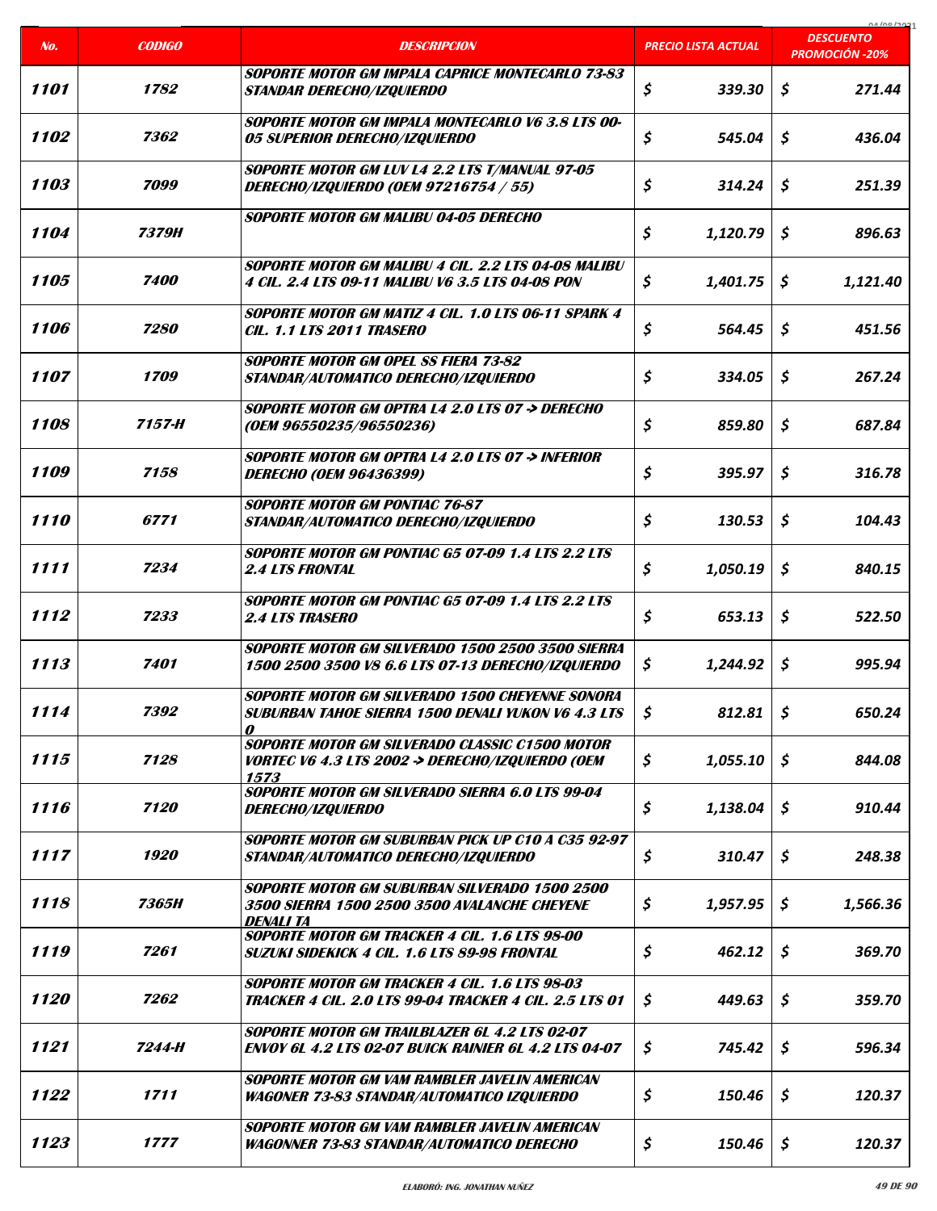| No. | CODIGO | DESCRIPCION | PRECIO LISTA ACTUAL | DESCUENTO PROMOCIÓN -20% |
|---|---|---|---|---|
| 1101 | 1782 | SOPORTE MOTOR GM IMPALA CAPRICE MONTECARLO 73-83 STANDAR DERECHO/IZQUIERDO | $ 339.30 | $ 271.44 |
| 1102 | 7362 | SOPORTE MOTOR GM IMPALA MONTECARLO V6 3.8 LTS 00-05 SUPERIOR DERECHO/IZQUIERDO | $ 545.04 | $ 436.04 |
| 1103 | 7099 | SOPORTE MOTOR GM LUV L4 2.2 LTS T/MANUAL 97-05 DERECHO/IZQUIERDO (OEM 97216754 / 55) | $ 314.24 | $ 251.39 |
| 1104 | 7379H | SOPORTE MOTOR GM MALIBU 04-05 DERECHO | $ 1,120.79 | $ 896.63 |
| 1105 | 7400 | SOPORTE MOTOR GM MALIBU 4 CIL. 2.2 LTS 04-08 MALIBU 4 CIL. 2.4 LTS 09-11 MALIBU V6 3.5 LTS 04-08 PON | $ 1,401.75 | $ 1,121.40 |
| 1106 | 7280 | SOPORTE MOTOR GM MATIZ 4 CIL. 1.0 LTS 06-11 SPARK 4 CIL. 1.1 LTS 2011 TRASERO | $ 564.45 | $ 451.56 |
| 1107 | 1709 | SOPORTE MOTOR GM OPEL SS FIERA 73-82 STANDAR/AUTOMATICO DERECHO/IZQUIERDO | $ 334.05 | $ 267.24 |
| 1108 | 7157-H | SOPORTE MOTOR GM OPTRA L4 2.0 LTS 07 -> DERECHO (OEM 96550235/96550236) | $ 859.80 | $ 687.84 |
| 1109 | 7158 | SOPORTE MOTOR GM OPTRA L4 2.0 LTS 07 -> INFERIOR DERECHO (OEM 96436399) | $ 395.97 | $ 316.78 |
| 1110 | 6771 | SOPORTE MOTOR GM PONTIAC 76-87 STANDAR/AUTOMATICO DERECHO/IZQUIERDO | $ 130.53 | $ 104.43 |
| 1111 | 7234 | SOPORTE MOTOR GM PONTIAC G5 07-09 1.4 LTS 2.2 LTS 2.4 LTS FRONTAL | $ 1,050.19 | $ 840.15 |
| 1112 | 7233 | SOPORTE MOTOR GM PONTIAC G5 07-09 1.4 LTS 2.2 LTS 2.4 LTS TRASERO | $ 653.13 | $ 522.50 |
| 1113 | 7401 | SOPORTE MOTOR GM SILVERADO 1500 2500 3500 SIERRA 1500 2500 3500 V8 6.6 LTS 07-13 DERECHO/IZQUIERDO | $ 1,244.92 | $ 995.94 |
| 1114 | 7392 | SOPORTE MOTOR GM SILVERADO 1500 CHEYENNE SONORA SUBURBAN TAHOE SIERRA 1500 DENALI YUKON V6 4.3 LTS 0 | $ 812.81 | $ 650.24 |
| 1115 | 7128 | SOPORTE MOTOR GM SILVERADO CLASSIC C1500 MOTOR VORTEC V6 4.3 LTS 2002 -> DERECHO/IZQUIERDO (OEM 1573 | $ 1,055.10 | $ 844.08 |
| 1116 | 7120 | SOPORTE MOTOR GM SILVERADO SIERRA 6.0 LTS 99-04 DERECHO/IZQUIERDO | $ 1,138.04 | $ 910.44 |
| 1117 | 1920 | SOPORTE MOTOR GM SUBURBAN PICK UP C10 A C35 92-97 STANDAR/AUTOMATICO DERECHO/IZQUIERDO | $ 310.47 | $ 248.38 |
| 1118 | 7365H | SOPORTE MOTOR GM SUBURBAN SILVERADO 1500 2500 3500 SIERRA 1500 2500 3500 AVALANCHE CHEYENE DENALI TA | $ 1,957.95 | $ 1,566.36 |
| 1119 | 7261 | SOPORTE MOTOR GM TRACKER 4 CIL. 1.6 LTS 98-00 SUZUKI SIDEKICK 4 CIL. 1.6 LTS 89-98 FRONTAL | $ 462.12 | $ 369.70 |
| 1120 | 7262 | SOPORTE MOTOR GM TRACKER 4 CIL. 1.6 LTS 98-03 TRACKER 4 CIL. 2.0 LTS 99-04 TRACKER 4 CIL. 2.5 LTS 01 | $ 449.63 | $ 359.70 |
| 1121 | 7244-H | SOPORTE MOTOR GM TRAILBLAZER 6L 4.2 LTS 02-07 ENVOY 6L 4.2 LTS 02-07 BUICK RAINIER 6L 4.2 LTS 04-07 | $ 745.42 | $ 596.34 |
| 1122 | 1711 | SOPORTE MOTOR GM VAM RAMBLER JAVELIN AMERICAN WAGONER 73-83 STANDAR/AUTOMATICO IZQUIERDO | $ 150.46 | $ 120.37 |
| 1123 | 1777 | SOPORTE MOTOR GM VAM RAMBLER JAVELIN AMERICAN WAGONNER 73-83 STANDAR/AUTOMATICO DERECHO | $ 150.46 | $ 120.37 |

ELABORÓ: ING. JONATHAN NUÑEZ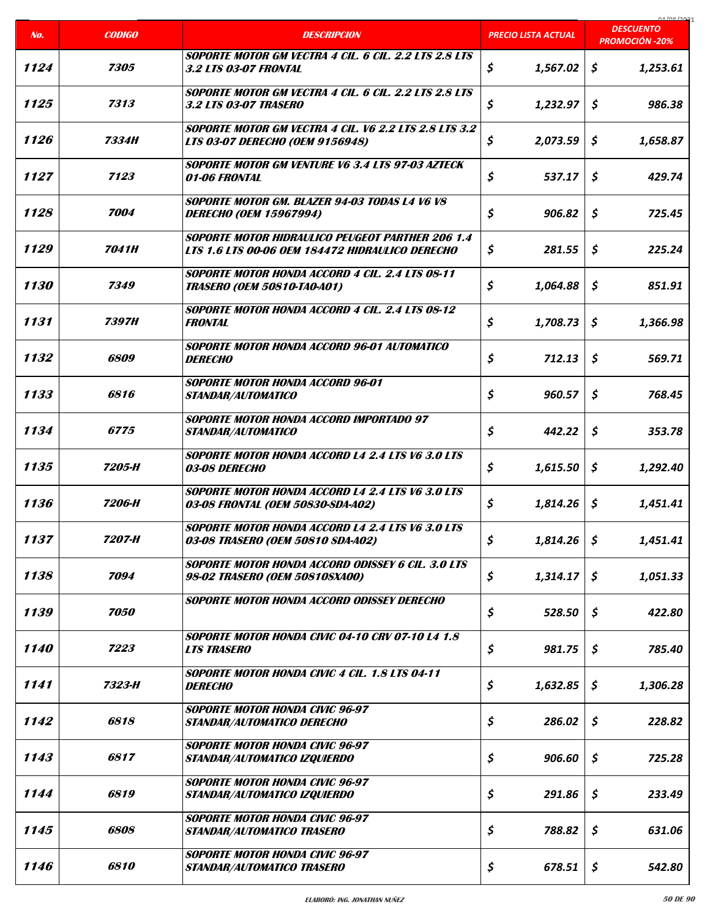| No. | CODIGO | DESCRIPCION | PRECIO LISTA ACTUAL | DESCUENTO PROMOCIÓN -20% |
|---|---|---|---|---|
| 1124 | 7305 | SOPORTE MOTOR GM VECTRA 4 CIL. 6 CIL. 2.2 LTS 2.8 LTS 3.2 LTS 03-07 FRONTAL | $ 1,567.02 | $ 1,253.61 |
| 1125 | 7313 | SOPORTE MOTOR GM VECTRA 4 CIL. 6 CIL. 2.2 LTS 2.8 LTS 3.2 LTS 03-07 TRASERO | $ 1,232.97 | $ 986.38 |
| 1126 | 7334H | SOPORTE MOTOR GM VECTRA 4 CIL. V6 2.2 LTS 2.8 LTS 3.2 LTS 03-07 DERECHO (OEM 9156948) | $ 2,073.59 | $ 1,658.87 |
| 1127 | 7123 | SOPORTE MOTOR GM VENTURE V6 3.4 LTS 97-03 AZTECK 01-06 FRONTAL | $ 537.17 | $ 429.74 |
| 1128 | 7004 | SOPORTE MOTOR GM. BLAZER 94-03 TODAS L4 V6 V8 DERECHO (OEM 15967994) | $ 906.82 | $ 725.45 |
| 1129 | 7041H | SOPORTE MOTOR HIDRAULICO PEUGEOT PARTHER 206 1.4 LTS 1.6 LTS 00-06 OEM 184472 HIDRAULICO DERECHO | $ 281.55 | $ 225.24 |
| 1130 | 7349 | SOPORTE MOTOR HONDA ACCORD 4 CIL. 2.4 LTS 08-11 TRASERO (OEM 50810-TA0-A01) | $ 1,064.88 | $ 851.91 |
| 1131 | 7397H | SOPORTE MOTOR HONDA ACCORD 4 CIL. 2.4 LTS 08-12 FRONTAL | $ 1,708.73 | $ 1,366.98 |
| 1132 | 6809 | SOPORTE MOTOR HONDA ACCORD 96-01 AUTOMATICO DERECHO | $ 712.13 | $ 569.71 |
| 1133 | 6816 | SOPORTE MOTOR HONDA ACCORD 96-01 STANDAR/AUTOMATICO | $ 960.57 | $ 768.45 |
| 1134 | 6775 | SOPORTE MOTOR HONDA ACCORD IMPORTADO 97 STANDAR/AUTOMATICO | $ 442.22 | $ 353.78 |
| 1135 | 7205-H | SOPORTE MOTOR HONDA ACCORD L4 2.4 LTS V6 3.0 LTS 03-08 DERECHO | $ 1,615.50 | $ 1,292.40 |
| 1136 | 7206-H | SOPORTE MOTOR HONDA ACCORD L4 2.4 LTS V6 3.0 LTS 03-08 FRONTAL (OEM 50830-SDA-A02) | $ 1,814.26 | $ 1,451.41 |
| 1137 | 7207-H | SOPORTE MOTOR HONDA ACCORD L4 2.4 LTS V6 3.0 LTS 03-08 TRASERO (OEM 50810 SDA-A02) | $ 1,814.26 | $ 1,451.41 |
| 1138 | 7094 | SOPORTE MOTOR HONDA ACCORD ODISSEY 6 CIL. 3.0 LTS 98-02 TRASERO (OEM 50810SXA00) | $ 1,314.17 | $ 1,051.33 |
| 1139 | 7050 | SOPORTE MOTOR HONDA ACCORD ODISSEY DERECHO | $ 528.50 | $ 422.80 |
| 1140 | 7223 | SOPORTE MOTOR HONDA CIVIC 04-10 CRV 07-10 L4 1.8 LTS TRASERO | $ 981.75 | $ 785.40 |
| 1141 | 7323-H | SOPORTE MOTOR HONDA CIVIC 4 CIL. 1.8 LTS 04-11 DERECHO | $ 1,632.85 | $ 1,306.28 |
| 1142 | 6818 | SOPORTE MOTOR HONDA CIVIC 96-97 STANDAR/AUTOMATICO DERECHO | $ 286.02 | $ 228.82 |
| 1143 | 6817 | SOPORTE MOTOR HONDA CIVIC 96-97 STANDAR/AUTOMATICO IZQUIERDO | $ 906.60 | $ 725.28 |
| 1144 | 6819 | SOPORTE MOTOR HONDA CIVIC 96-97 STANDAR/AUTOMATICO IZQUIERDO | $ 291.86 | $ 233.49 |
| 1145 | 6808 | SOPORTE MOTOR HONDA CIVIC 96-97 STANDAR/AUTOMATICO TRASERO | $ 788.82 | $ 631.06 |
| 1146 | 6810 | SOPORTE MOTOR HONDA CIVIC 96-97 STANDAR/AUTOMATICO TRASERO | $ 678.51 | $ 542.80 |

ELABORÓ: ING. JONATHAN NUÑEZ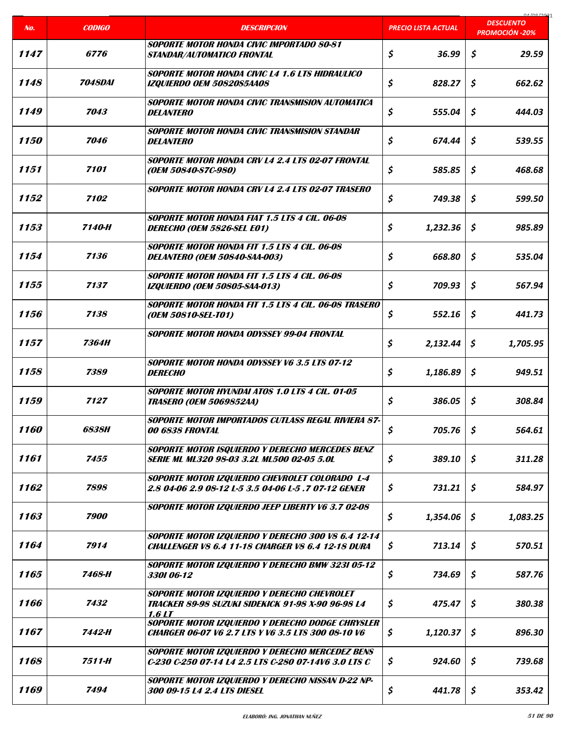| No. | CODIGO | DESCRIPCION | PRECIO LISTA ACTUAL | DESCUENTO PROMOCIÓN -20% |
|---|---|---|---|---|
| 1147 | 6776 | SOPORTE MOTOR HONDA CIVIC IMPORTADO 80-81 STANDAR/AUTOMATICO FRONTAL | $ 36.99 | $ 29.59 |
| 1148 | 7048DAI | SOPORTE MOTOR HONDA CIVIC L4 1.6 LTS HIDRAULICO IZQUIERDO OEM 50820S5AA08 | $ 828.27 | $ 662.62 |
| 1149 | 7043 | SOPORTE MOTOR HONDA CIVIC TRANSMISION AUTOMATICA DELANTERO | $ 555.04 | $ 444.03 |
| 1150 | 7046 | SOPORTE MOTOR HONDA CIVIC TRANSMISION STANDAR DELANTERO | $ 674.44 | $ 539.55 |
| 1151 | 7101 | SOPORTE MOTOR HONDA CRV L4 2.4 LTS 02-07 FRONTAL (OEM 50840-S7C-980) | $ 585.85 | $ 468.68 |
| 1152 | 7102 | SOPORTE MOTOR HONDA CRV L4 2.4 LTS 02-07 TRASERO | $ 749.38 | $ 599.50 |
| 1153 | 7140-H | SOPORTE MOTOR HONDA FIAT 1.5 LTS 4 CIL. 06-08 DERECHO (OEM 5826-SEL E01) | $ 1,232.36 | $ 985.89 |
| 1154 | 7136 | SOPORTE MOTOR HONDA FIT 1.5 LTS 4 CIL. 06-08 DELANTERO (OEM 50840-SAA-003) | $ 668.80 | $ 535.04 |
| 1155 | 7137 | SOPORTE MOTOR HONDA FIT 1.5 LTS 4 CIL. 06-08 IZQUIERDO (OEM 50805-SAA-013) | $ 709.93 | $ 567.94 |
| 1156 | 7138 | SOPORTE MOTOR HONDA FIT 1.5 LTS 4 CIL. 06-08 TRASERO (OEM 50810-SEL-T01) | $ 552.16 | $ 441.73 |
| 1157 | 7364H | SOPORTE MOTOR HONDA ODYSSEY 99-04 FRONTAL | $ 2,132.44 | $ 1,705.95 |
| 1158 | 7389 | SOPORTE MOTOR HONDA ODYSSEY V6 3.5 LTS 07-12 DERECHO | $ 1,186.89 | $ 949.51 |
| 1159 | 7127 | SOPORTE MOTOR HYUNDAI ATOS 1.0 LTS 4 CIL. 01-05 TRASERO (OEM 5069852AA) | $ 386.05 | $ 308.84 |
| 1160 | 6838H | SOPORTE MOTOR IMPORTADOS CUTLASS REGAL RIVIERA 87-00 6838 FRONTAL | $ 705.76 | $ 564.61 |
| 1161 | 7455 | SOPORTE MOTOR ISQUIERDO Y DERECHO MERCEDES BENZ SERIE ML ML320 98-03 3.2L ML500 02-05 5.0L | $ 389.10 | $ 311.28 |
| 1162 | 7898 | SOPORTE MOTOR IZQUIERDO CHEVROLET COLORADO L-4 2.8 04-06 2.9 08-12 L-5 3.5 04-06 L-5 .7 07-12 GENER | $ 731.21 | $ 584.97 |
| 1163 | 7900 | SOPORTE MOTOR IZQUIERDO JEEP LIBERTY V6 3.7 02-08 | $ 1,354.06 | $ 1,083.25 |
| 1164 | 7914 | SOPORTE MOTOR IZQUIERDO Y DERECHO 300 V8 6.4 12-14 CHALLENGER V8 6.4 11-18 CHARGER V8 6.4 12-18 DURA | $ 713.14 | $ 570.51 |
| 1165 | 7468-H | SOPORTE MOTOR IZQUIERDO Y DERECHO BMW 323I 05-12 330I 06-12 | $ 734.69 | $ 587.76 |
| 1166 | 7432 | SOPORTE MOTOR IZQUIERDO Y DERECHO CHEVROLET TRACKER 89-98 SUZUKI SIDEKICK 91-98 X-90 96-98 L4 1.6 LT | $ 475.47 | $ 380.38 |
| 1167 | 7442-H | SOPORTE MOTOR IZQUIERDO Y DERECHO DODGE CHRYSLER CHARGER 06-07 V6 2.7 LTS Y V6 3.5 LTS 300 08-10 V6 | $ 1,120.37 | $ 896.30 |
| 1168 | 7511-H | SOPORTE MOTOR IZQUIERDO Y DERECHO MERCEDEZ BENS C-230 C-250 07-14 L4 2.5 LTS C-280 07-14V6 3.0 LTS C | $ 924.60 | $ 739.68 |
| 1169 | 7494 | SOPORTE MOTOR IZQUIERDO Y DERECHO NISSAN D-22 NP-300 09-15 L4 2.4 LTS DIESEL | $ 441.78 | $ 353.42 |

ELABORÓ: ING. JONATHAN NUÑEZ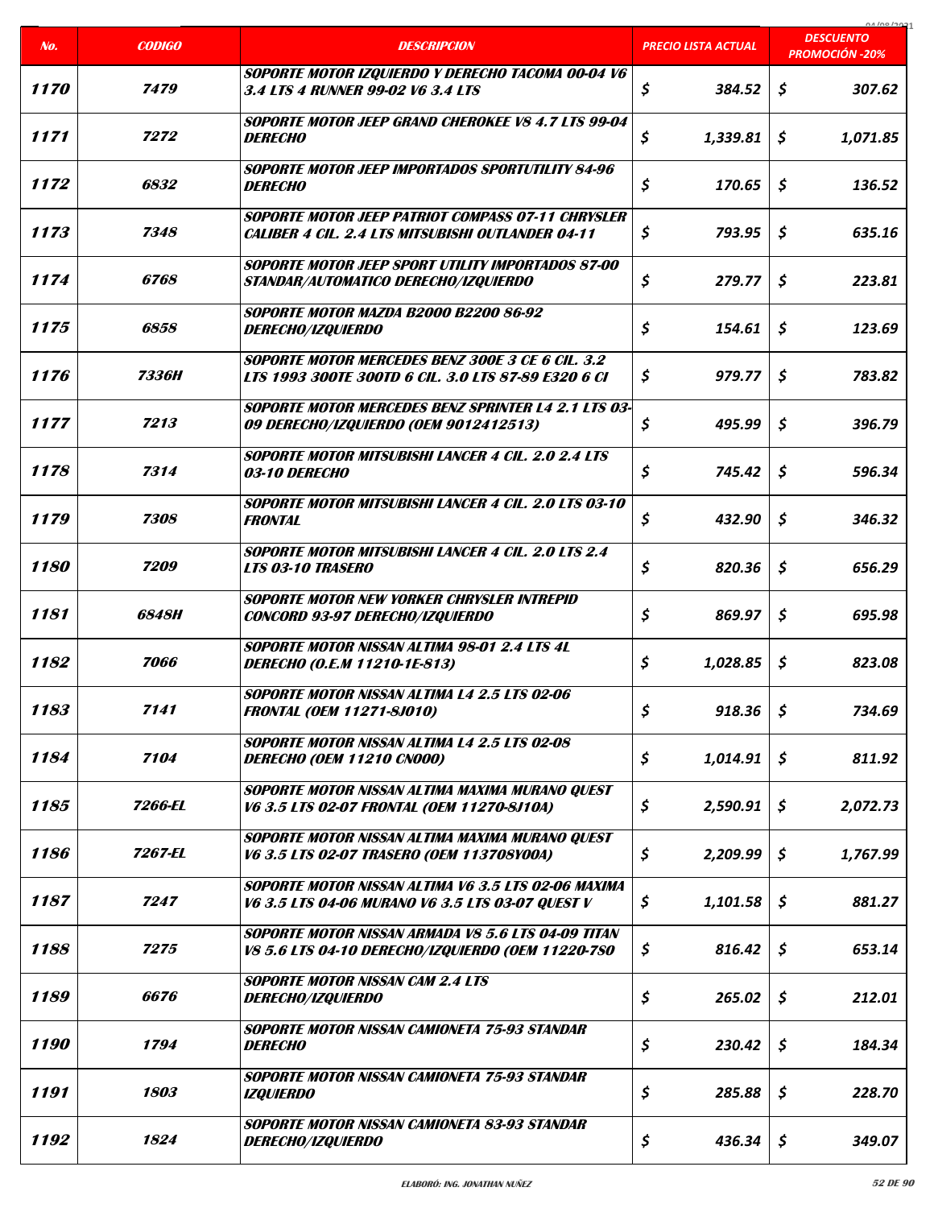| No. | CODIGO | DESCRIPCION | PRECIO LISTA ACTUAL | DESCUENTO PROMOCIÓN -20% |
|---|---|---|---|---|
| 1170 | 7479 | SOPORTE MOTOR IZQUIERDO Y DERECHO TACOMA 00-04 V6 3.4 LTS 4 RUNNER 99-02 V6 3.4 LTS | $ 384.52 | $ 307.62 |
| 1171 | 7272 | SOPORTE MOTOR JEEP GRAND CHEROKEE V8 4.7 LTS 99-04 DERECHO | $ 1,339.81 | $ 1,071.85 |
| 1172 | 6832 | SOPORTE MOTOR JEEP IMPORTADOS SPORTUTILITY 84-96 DERECHO | $ 170.65 | $ 136.52 |
| 1173 | 7348 | SOPORTE MOTOR JEEP PATRIOT COMPASS 07-11 CHRYSLER CALIBER 4 CIL. 2.4 LTS MITSUBISHI OUTLANDER 04-11 | $ 793.95 | $ 635.16 |
| 1174 | 6768 | SOPORTE MOTOR JEEP SPORT UTILITY IMPORTADOS 87-00 STANDAR/AUTOMATICO DERECHO/IZQUIERDO | $ 279.77 | $ 223.81 |
| 1175 | 6858 | SOPORTE MOTOR MAZDA B2000 B2200 86-92 DERECHO/IZQUIERDO | $ 154.61 | $ 123.69 |
| 1176 | 7336H | SOPORTE MOTOR MERCEDES BENZ 300E 3 CE 6 CIL. 3.2 LTS 1993 300TE 300TD 6 CIL. 3.0 LTS 87-89 E320 6 CI | $ 979.77 | $ 783.82 |
| 1177 | 7213 | SOPORTE MOTOR MERCEDES BENZ SPRINTER L4 2.1 LTS 03-09 DERECHO/IZQUIERDO (OEM 9012412513) | $ 495.99 | $ 396.79 |
| 1178 | 7314 | SOPORTE MOTOR MITSUBISHI LANCER 4 CIL. 2.0 2.4 LTS 03-10 DERECHO | $ 745.42 | $ 596.34 |
| 1179 | 7308 | SOPORTE MOTOR MITSUBISHI LANCER 4 CIL. 2.0 LTS 03-10 FRONTAL | $ 432.90 | $ 346.32 |
| 1180 | 7209 | SOPORTE MOTOR MITSUBISHI LANCER 4 CIL. 2.0 LTS 2.4 LTS 03-10 TRASERO | $ 820.36 | $ 656.29 |
| 1181 | 6848H | SOPORTE MOTOR NEW YORKER CHRYSLER INTREPID CONCORD 93-97 DERECHO/IZQUIERDO | $ 869.97 | $ 695.98 |
| 1182 | 7066 | SOPORTE MOTOR NISSAN ALTIMA 98-01 2.4 LTS 4L DERECHO (O.E.M 11210-1E-813) | $ 1,028.85 | $ 823.08 |
| 1183 | 7141 | SOPORTE MOTOR NISSAN ALTIMA L4 2.5 LTS 02-06 FRONTAL (OEM 11271-8J010) | $ 918.36 | $ 734.69 |
| 1184 | 7104 | SOPORTE MOTOR NISSAN ALTIMA L4 2.5 LTS 02-08 DERECHO (OEM 11210 CN000) | $ 1,014.91 | $ 811.92 |
| 1185 | 7266-EL | SOPORTE MOTOR NISSAN ALTIMA MAXIMA MURANO QUEST V6 3.5 LTS 02-07 FRONTAL (OEM 11270-8J10A) | $ 2,590.91 | $ 2,072.73 |
| 1186 | 7267-EL | SOPORTE MOTOR NISSAN ALTIMA MAXIMA MURANO QUEST V6 3.5 LTS 02-07 TRASERO (OEM 113708Y00A) | $ 2,209.99 | $ 1,767.99 |
| 1187 | 7247 | SOPORTE MOTOR NISSAN ALTIMA V6 3.5 LTS 02-06 MAXIMA V6 3.5 LTS 04-06 MURANO V6 3.5 LTS 03-07 QUEST V | $ 1,101.58 | $ 881.27 |
| 1188 | 7275 | SOPORTE MOTOR NISSAN ARMADA V8 5.6 LTS 04-09 TITAN V8 5.6 LTS 04-10 DERECHO/IZQUIERDO (OEM 11220-7S0 | $ 816.42 | $ 653.14 |
| 1189 | 6676 | SOPORTE MOTOR NISSAN CAM 2.4 LTS DERECHO/IZQUIERDO | $ 265.02 | $ 212.01 |
| 1190 | 1794 | SOPORTE MOTOR NISSAN CAMIONETA 75-93 STANDAR DERECHO | $ 230.42 | $ 184.34 |
| 1191 | 1803 | SOPORTE MOTOR NISSAN CAMIONETA 75-93 STANDAR IZQUIERDO | $ 285.88 | $ 228.70 |
| 1192 | 1824 | SOPORTE MOTOR NISSAN CAMIONETA 83-93 STANDAR DERECHO/IZQUIERDO | $ 436.34 | $ 349.07 |

ELABORÓ: ING. JONATHAN NUÑEZ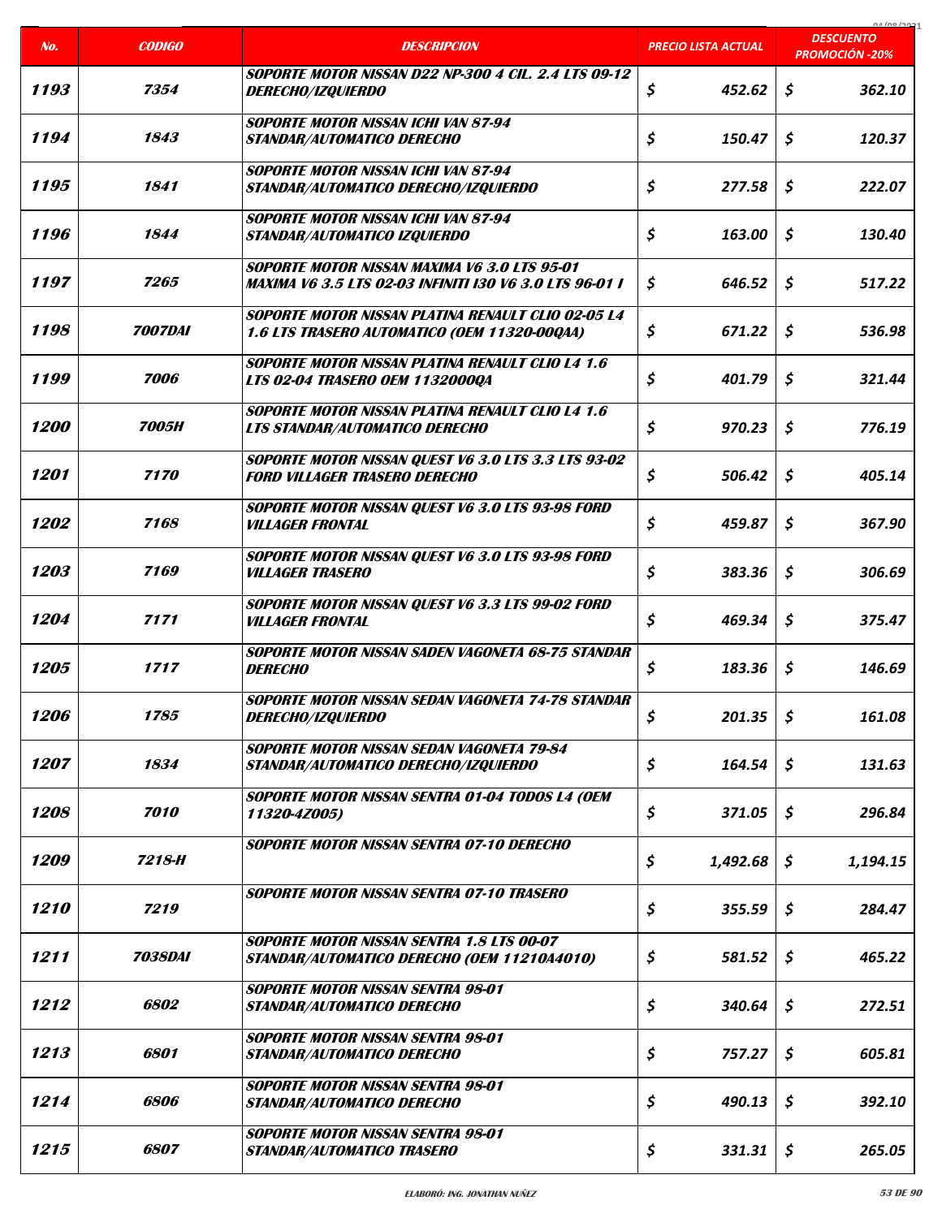| No. | CODIGO | DESCRIPCION | PRECIO LISTA ACTUAL | DESCUENTO PROMOCIÓN -20% |
|---|---|---|---|---|
| 1193 | 7354 | SOPORTE MOTOR NISSAN D22 NP-300 4 CIL. 2.4 LTS 09-12 DERECHO/IZQUIERDO | $ 452.62 | $ 362.10 |
| 1194 | 1843 | SOPORTE MOTOR NISSAN ICHI VAN 87-94 STANDAR/AUTOMATICO DERECHO | $ 150.47 | $ 120.37 |
| 1195 | 1841 | SOPORTE MOTOR NISSAN ICHI VAN 87-94 STANDAR/AUTOMATICO DERECHO/IZQUIERDO | $ 277.58 | $ 222.07 |
| 1196 | 1844 | SOPORTE MOTOR NISSAN ICHI VAN 87-94 STANDAR/AUTOMATICO IZQUIERDO | $ 163.00 | $ 130.40 |
| 1197 | 7265 | SOPORTE MOTOR NISSAN MAXIMA V6 3.0 LTS 95-01 MAXIMA V6 3.5 LTS 02-03 INFINITI I30 V6 3.0 LTS 96-01 I | $ 646.52 | $ 517.22 |
| 1198 | 7007DAI | SOPORTE MOTOR NISSAN PLATINA RENAULT CLIO 02-05 L4 1.6 LTS TRASERO AUTOMATICO (OEM 11320-00QAA) | $ 671.22 | $ 536.98 |
| 1199 | 7006 | SOPORTE MOTOR NISSAN PLATINA RENAULT CLIO L4 1.6 LTS 02-04 TRASERO OEM 1132000QA | $ 401.79 | $ 321.44 |
| 1200 | 7005H | SOPORTE MOTOR NISSAN PLATINA RENAULT CLIO L4 1.6 LTS STANDAR/AUTOMATICO DERECHO | $ 970.23 | $ 776.19 |
| 1201 | 7170 | SOPORTE MOTOR NISSAN QUEST V6 3.0 LTS 3.3 LTS 93-02 FORD VILLAGER TRASERO DERECHO | $ 506.42 | $ 405.14 |
| 1202 | 7168 | SOPORTE MOTOR NISSAN QUEST V6 3.0 LTS 93-98 FORD VILLAGER FRONTAL | $ 459.87 | $ 367.90 |
| 1203 | 7169 | SOPORTE MOTOR NISSAN QUEST V6 3.0 LTS 93-98 FORD VILLAGER TRASERO | $ 383.36 | $ 306.69 |
| 1204 | 7171 | SOPORTE MOTOR NISSAN QUEST V6 3.3 LTS 99-02 FORD VILLAGER FRONTAL | $ 469.34 | $ 375.47 |
| 1205 | 1717 | SOPORTE MOTOR NISSAN SADEN VAGONETA 68-75 STANDAR DERECHO | $ 183.36 | $ 146.69 |
| 1206 | 1785 | SOPORTE MOTOR NISSAN SEDAN VAGONETA 74-78 STANDAR DERECHO/IZQUIERDO | $ 201.35 | $ 161.08 |
| 1207 | 1834 | SOPORTE MOTOR NISSAN SEDAN VAGONETA 79-84 STANDAR/AUTOMATICO DERECHO/IZQUIERDO | $ 164.54 | $ 131.63 |
| 1208 | 7010 | SOPORTE MOTOR NISSAN SENTRA 01-04 TODOS L4 (OEM 11320-4Z005) | $ 371.05 | $ 296.84 |
| 1209 | 7218-H | SOPORTE MOTOR NISSAN SENTRA 07-10 DERECHO | $ 1,492.68 | $ 1,194.15 |
| 1210 | 7219 | SOPORTE MOTOR NISSAN SENTRA 07-10 TRASERO | $ 355.59 | $ 284.47 |
| 1211 | 7038DAI | SOPORTE MOTOR NISSAN SENTRA 1.8 LTS 00-07 STANDAR/AUTOMATICO DERECHO (OEM 11210A4010) | $ 581.52 | $ 465.22 |
| 1212 | 6802 | SOPORTE MOTOR NISSAN SENTRA 98-01 STANDAR/AUTOMATICO DERECHO | $ 340.64 | $ 272.51 |
| 1213 | 6801 | SOPORTE MOTOR NISSAN SENTRA 98-01 STANDAR/AUTOMATICO DERECHO | $ 757.27 | $ 605.81 |
| 1214 | 6806 | SOPORTE MOTOR NISSAN SENTRA 98-01 STANDAR/AUTOMATICO DERECHO | $ 490.13 | $ 392.10 |
| 1215 | 6807 | SOPORTE MOTOR NISSAN SENTRA 98-01 STANDAR/AUTOMATICO TRASERO | $ 331.31 | $ 265.05 |

ELABORÓ: ING. JONATHAN NUÑEZ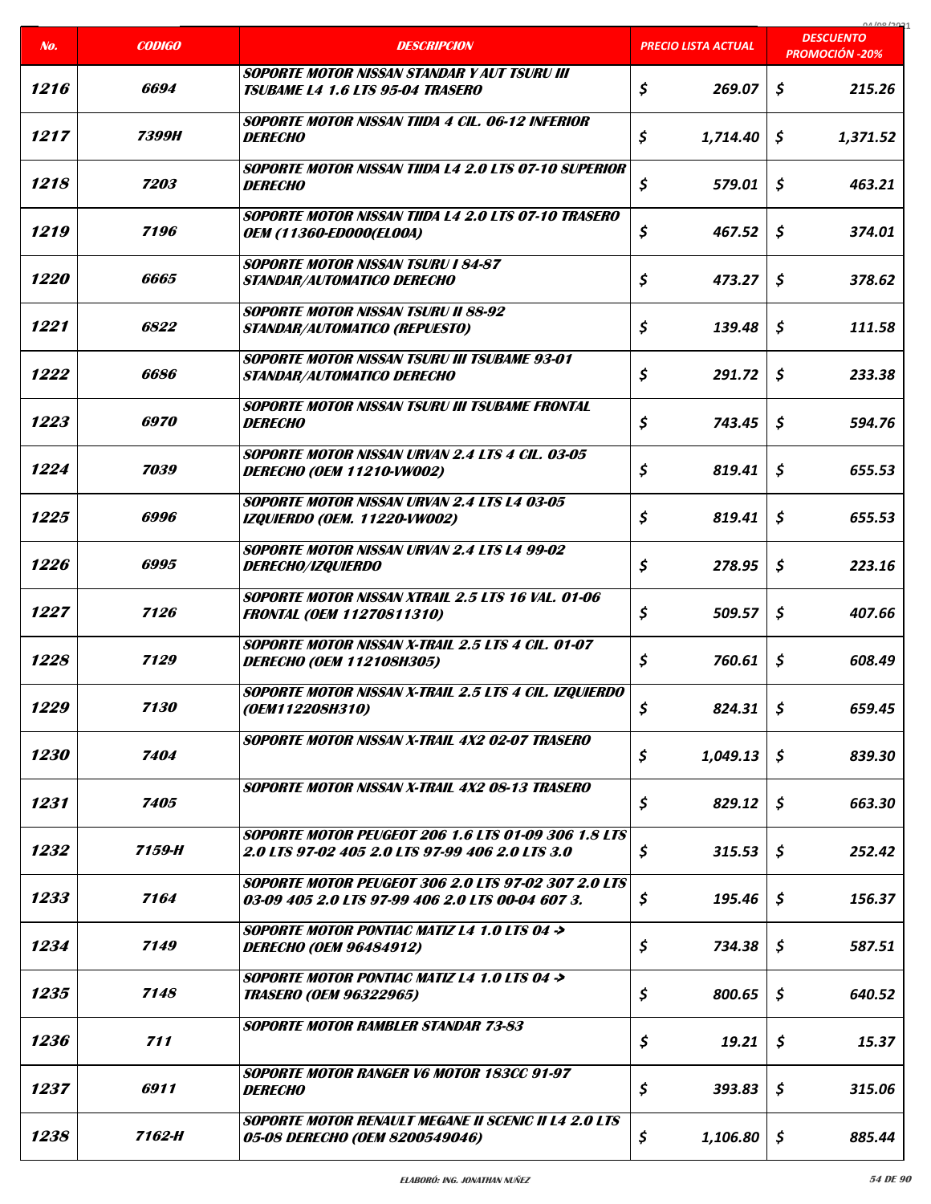| No. | CODIGO | DESCRIPCION | PRECIO LISTA ACTUAL | DESCUENTO PROMOCIÓN -20% |
|---|---|---|---|---|
| 1216 | 6694 | SOPORTE MOTOR NISSAN STANDAR Y AUT TSURU III TSUBAME L4 1.6 LTS 95-04 TRASERO | $ 269.07 | $ 215.26 |
| 1217 | 7399H | SOPORTE MOTOR NISSAN TIIDA 4 CIL. 06-12 INFERIOR DERECHO | $ 1,714.40 | $ 1,371.52 |
| 1218 | 7203 | SOPORTE MOTOR NISSAN TIIDA L4 2.0 LTS 07-10 SUPERIOR DERECHO | $ 579.01 | $ 463.21 |
| 1219 | 7196 | SOPORTE MOTOR NISSAN TIIDA L4 2.0 LTS 07-10 TRASERO OEM (11360-ED000(EL00A) | $ 467.52 | $ 374.01 |
| 1220 | 6665 | SOPORTE MOTOR NISSAN TSURU I 84-87 STANDAR/AUTOMATICO DERECHO | $ 473.27 | $ 378.62 |
| 1221 | 6822 | SOPORTE MOTOR NISSAN TSURU II 88-92 STANDAR/AUTOMATICO (REPUESTO) | $ 139.48 | $ 111.58 |
| 1222 | 6686 | SOPORTE MOTOR NISSAN TSURU III TSUBAME 93-01 STANDAR/AUTOMATICO DERECHO | $ 291.72 | $ 233.38 |
| 1223 | 6970 | SOPORTE MOTOR NISSAN TSURU III TSUBAME FRONTAL DERECHO | $ 743.45 | $ 594.76 |
| 1224 | 7039 | SOPORTE MOTOR NISSAN URVAN 2.4 LTS 4 CIL. 03-05 DERECHO (OEM 11210-VW002) | $ 819.41 | $ 655.53 |
| 1225 | 6996 | SOPORTE MOTOR NISSAN URVAN 2.4 LTS L4 03-05 IZQUIERDO (OEM. 11220-VW002) | $ 819.41 | $ 655.53 |
| 1226 | 6995 | SOPORTE MOTOR NISSAN URVAN 2.4 LTS L4 99-02 DERECHO/IZQUIERDO | $ 278.95 | $ 223.16 |
| 1227 | 7126 | SOPORTE MOTOR NISSAN XTRAIL 2.5 LTS 16 VAL. 01-06 FRONTAL (OEM 11270811310) | $ 509.57 | $ 407.66 |
| 1228 | 7129 | SOPORTE MOTOR NISSAN X-TRAIL 2.5 LTS 4 CIL. 01-07 DERECHO (OEM 112108H305) | $ 760.61 | $ 608.49 |
| 1229 | 7130 | SOPORTE MOTOR NISSAN X-TRAIL 2.5 LTS 4 CIL. IZQUIERDO (OEM112208H310) | $ 824.31 | $ 659.45 |
| 1230 | 7404 | SOPORTE MOTOR NISSAN X-TRAIL 4X2 02-07 TRASERO | $ 1,049.13 | $ 839.30 |
| 1231 | 7405 | SOPORTE MOTOR NISSAN X-TRAIL 4X2 08-13 TRASERO | $ 829.12 | $ 663.30 |
| 1232 | 7159-H | SOPORTE MOTOR PEUGEOT 206 1.6 LTS 01-09 306 1.8 LTS 2.0 LTS 97-02 405 2.0 LTS 97-99 406 2.0 LTS 3.0 | $ 315.53 | $ 252.42 |
| 1233 | 7164 | SOPORTE MOTOR PEUGEOT 306 2.0 LTS 97-02 307 2.0 LTS 03-09 405 2.0 LTS 97-99 406 2.0 LTS 00-04 607 3. | $ 195.46 | $ 156.37 |
| 1234 | 7149 | SOPORTE MOTOR PONTIAC MATIZ L4 1.0 LTS 04 -> DERECHO (OEM 96484912) | $ 734.38 | $ 587.51 |
| 1235 | 7148 | SOPORTE MOTOR PONTIAC MATIZ L4 1.0 LTS 04 -> TRASERO (OEM 96322965) | $ 800.65 | $ 640.52 |
| 1236 | 711 | SOPORTE MOTOR RAMBLER STANDAR 73-83 | $ 19.21 | $ 15.37 |
| 1237 | 6911 | SOPORTE MOTOR RANGER V6 MOTOR 183CC 91-97 DERECHO | $ 393.83 | $ 315.06 |
| 1238 | 7162-H | SOPORTE MOTOR RENAULT MEGANE II SCENIC II L4 2.0 LTS 05-08 DERECHO (OEM 8200549046) | $ 1,106.80 | $ 885.44 |

ELABORÓ: ING. JONATHAN NUÑEZ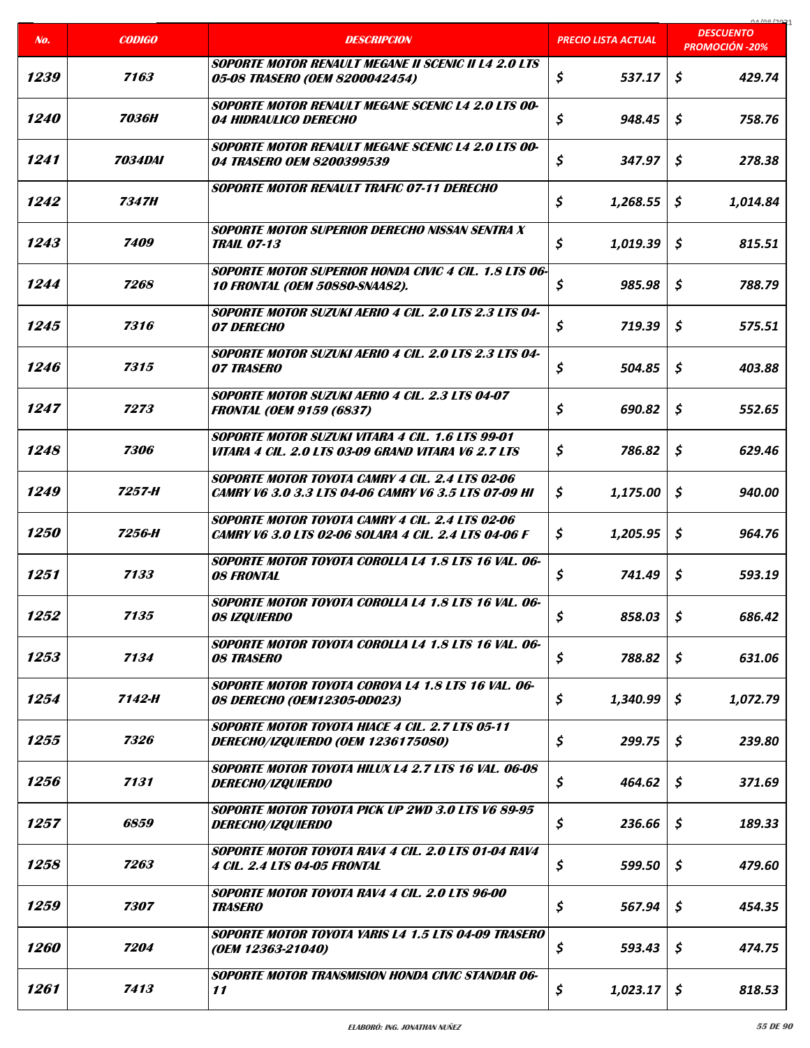| No. | CODIGO | DESCRIPCION | PRECIO LISTA ACTUAL | DESCUENTO PROMOCIÓN -20% |
|---|---|---|---|---|
| 1239 | 7163 | SOPORTE MOTOR RENAULT MEGANE II SCENIC II L4 2.0 LTS 05-08 TRASERO (OEM 8200042454) | $ 537.17 | $ 429.74 |
| 1240 | 7036H | SOPORTE MOTOR RENAULT MEGANE SCENIC L4 2.0 LTS 00-04 HIDRAULICO DERECHO | $ 948.45 | $ 758.76 |
| 1241 | 7034DAI | SOPORTE MOTOR RENAULT MEGANE SCENIC L4 2.0 LTS 00-04 TRASERO OEM 8200399539 | $ 347.97 | $ 278.38 |
| 1242 | 7347H | SOPORTE MOTOR RENAULT TRAFIC 07-11 DERECHO | $ 1,268.55 | $ 1,014.84 |
| 1243 | 7409 | SOPORTE MOTOR SUPERIOR DERECHO NISSAN SENTRA X TRAIL 07-13 | $ 1,019.39 | $ 815.51 |
| 1244 | 7268 | SOPORTE MOTOR SUPERIOR HONDA CIVIC 4 CIL. 1.8 LTS 06-10 FRONTAL (OEM 50880-SNAA82). | $ 985.98 | $ 788.79 |
| 1245 | 7316 | SOPORTE MOTOR SUZUKI AERIO 4 CIL. 2.0 LTS 2.3 LTS 04-07 DERECHO | $ 719.39 | $ 575.51 |
| 1246 | 7315 | SOPORTE MOTOR SUZUKI AERIO 4 CIL. 2.0 LTS 2.3 LTS 04-07 TRASERO | $ 504.85 | $ 403.88 |
| 1247 | 7273 | SOPORTE MOTOR SUZUKI AERIO 4 CIL. 2.3 LTS 04-07 FRONTAL (OEM 9159 (6837) | $ 690.82 | $ 552.65 |
| 1248 | 7306 | SOPORTE MOTOR SUZUKI VITARA 4 CIL. 1.6 LTS 99-01 VITARA 4 CIL. 2.0 LTS 03-09 GRAND VITARA V6 2.7 LTS | $ 786.82 | $ 629.46 |
| 1249 | 7257-H | SOPORTE MOTOR TOYOTA CAMRY 4 CIL. 2.4 LTS 02-06 CAMRY V6 3.0 3.3 LTS 04-06 CAMRY V6 3.5 LTS 07-09 HI | $ 1,175.00 | $ 940.00 |
| 1250 | 7256-H | SOPORTE MOTOR TOYOTA CAMRY 4 CIL. 2.4 LTS 02-06 CAMRY V6 3.0 LTS 02-06 SOLARA 4 CIL. 2.4 LTS 04-06 F | $ 1,205.95 | $ 964.76 |
| 1251 | 7133 | SOPORTE MOTOR TOYOTA COROLLA L4 1.8 LTS 16 VAL. 06-08 FRONTAL | $ 741.49 | $ 593.19 |
| 1252 | 7135 | SOPORTE MOTOR TOYOTA COROLLA L4 1.8 LTS 16 VAL. 06-08 IZQUIERDO | $ 858.03 | $ 686.42 |
| 1253 | 7134 | SOPORTE MOTOR TOYOTA COROLLA L4 1.8 LTS 16 VAL. 06-08 TRASERO | $ 788.82 | $ 631.06 |
| 1254 | 7142-H | SOPORTE MOTOR TOYOTA COROYA L4 1.8 LTS 16 VAL. 06-08 DERECHO (OEM12305-0D023) | $ 1,340.99 | $ 1,072.79 |
| 1255 | 7326 | SOPORTE MOTOR TOYOTA HIACE 4 CIL. 2.7 LTS 05-11 DERECHO/IZQUIERDO (OEM 1236175080) | $ 299.75 | $ 239.80 |
| 1256 | 7131 | SOPORTE MOTOR TOYOTA HILUX L4 2.7 LTS 16 VAL. 06-08 DERECHO/IZQUIERDO | $ 464.62 | $ 371.69 |
| 1257 | 6859 | SOPORTE MOTOR TOYOTA PICK UP 2WD 3.0 LTS V6 89-95 DERECHO/IZQUIERDO | $ 236.66 | $ 189.33 |
| 1258 | 7263 | SOPORTE MOTOR TOYOTA RAV4 4 CIL. 2.0 LTS 01-04 RAV4 4 CIL. 2.4 LTS 04-05 FRONTAL | $ 599.50 | $ 479.60 |
| 1259 | 7307 | SOPORTE MOTOR TOYOTA RAV4 4 CIL. 2.0 LTS 96-00 TRASERO | $ 567.94 | $ 454.35 |
| 1260 | 7204 | SOPORTE MOTOR TOYOTA YARIS L4 1.5 LTS 04-09 TRASERO (OEM 12363-21040) | $ 593.43 | $ 474.75 |
| 1261 | 7413 | SOPORTE MOTOR TRANSMISION HONDA CIVIC STANDAR 06-11 | $ 1,023.17 | $ 818.53 |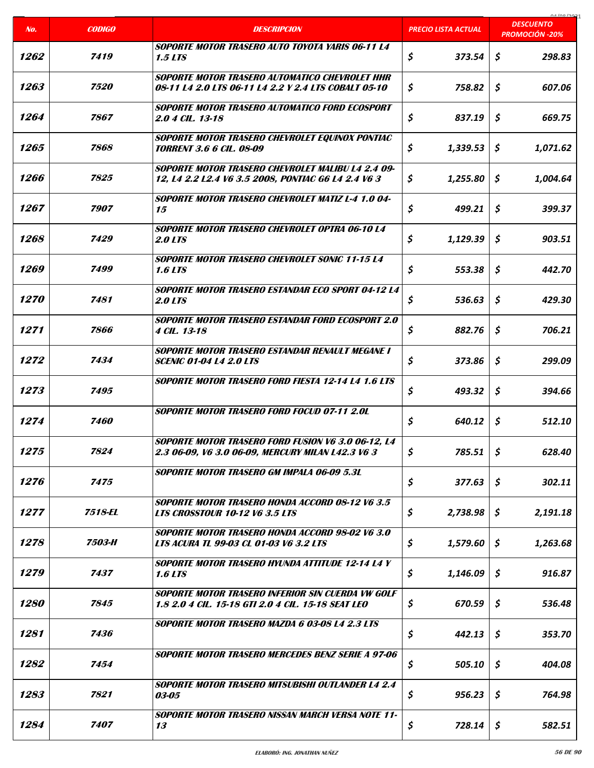| No. | CODIGO | DESCRIPCION | PRECIO LISTA ACTUAL | DESCUENTO PROMOCIÓN -20% |
|---|---|---|---|---|
| 1262 | 7419 | SOPORTE MOTOR TRASERO AUTO TOYOTA YARIS 06-11 L4 1.5 LTS | $ 373.54 | $ 298.83 |
| 1263 | 7520 | SOPORTE MOTOR TRASERO AUTOMATICO CHEVROLET HHR 08-11 L4 2.0 LTS 06-11 L4 2.2 Y 2.4 LTS COBALT 05-10 | $ 758.82 | $ 607.06 |
| 1264 | 7867 | SOPORTE MOTOR TRASERO AUTOMATICO FORD ECOSPORT 2.0 4 CIL. 13-18 | $ 837.19 | $ 669.75 |
| 1265 | 7868 | SOPORTE MOTOR TRASERO CHEVROLET EQUINOX PONTIAC TORRENT 3.6 6 CIL. 08-09 | $ 1,339.53 | $ 1,071.62 |
| 1266 | 7825 | SOPORTE MOTOR TRASERO CHEVROLET MALIBU L4 2.4 09-12, L4 2.2 L2.4 V6 3.5 2008, PONTIAC G6 L4 2.4 V6 3 | $ 1,255.80 | $ 1,004.64 |
| 1267 | 7907 | SOPORTE MOTOR TRASERO CHEVROLET MATIZ L-4 1.0 04-15 | $ 499.21 | $ 399.37 |
| 1268 | 7429 | SOPORTE MOTOR TRASERO CHEVROLET OPTRA 06-10 L4 2.0 LTS | $ 1,129.39 | $ 903.51 |
| 1269 | 7499 | SOPORTE MOTOR TRASERO CHEVROLET SONIC 11-15 L4 1.6 LTS | $ 553.38 | $ 442.70 |
| 1270 | 7481 | SOPORTE MOTOR TRASERO ESTANDAR ECO SPORT 04-12 L4 2.0 LTS | $ 536.63 | $ 429.30 |
| 1271 | 7866 | SOPORTE MOTOR TRASERO ESTANDAR FORD ECOSPORT 2.0 4 CIL. 13-18 | $ 882.76 | $ 706.21 |
| 1272 | 7434 | SOPORTE MOTOR TRASERO ESTANDAR RENAULT MEGANE I SCENIC 01-04 L4 2.0 LTS | $ 373.86 | $ 299.09 |
| 1273 | 7495 | SOPORTE MOTOR TRASERO FORD FIESTA 12-14 L4 1.6 LTS | $ 493.32 | $ 394.66 |
| 1274 | 7460 | SOPORTE MOTOR TRASERO FORD FOCUD 07-11 2.0L | $ 640.12 | $ 512.10 |
| 1275 | 7824 | SOPORTE MOTOR TRASERO FORD FUSION V6 3.0 06-12, L4 2.3 06-09, V6 3.0 06-09, MERCURY MILAN L42.3 V6 3 | $ 785.51 | $ 628.40 |
| 1276 | 7475 | SOPORTE MOTOR TRASERO GM IMPALA 06-09 5.3L | $ 377.63 | $ 302.11 |
| 1277 | 7518-EL | SOPORTE MOTOR TRASERO HONDA ACCORD 08-12 V6 3.5 LTS CROSSTOUR 10-12 V6 3.5 LTS | $ 2,738.98 | $ 2,191.18 |
| 1278 | 7503-H | SOPORTE MOTOR TRASERO HONDA ACCORD 98-02 V6 3.0 LTS ACURA TL 99-03 CL 01-03 V6 3.2 LTS | $ 1,579.60 | $ 1,263.68 |
| 1279 | 7437 | SOPORTE MOTOR TRASERO HYUNDA ATTITUDE 12-14 L4 Y 1.6 LTS | $ 1,146.09 | $ 916.87 |
| 1280 | 7845 | SOPORTE MOTOR TRASERO INFERIOR SIN CUERDA VW GOLF 1.8 2.0 4 CIL. 15-18 GTI 2.0 4 CIL. 15-18 SEAT LEO | $ 670.59 | $ 536.48 |
| 1281 | 7436 | SOPORTE MOTOR TRASERO MAZDA 6 03-08 L4 2.3 LTS | $ 442.13 | $ 353.70 |
| 1282 | 7454 | SOPORTE MOTOR TRASERO MERCEDES BENZ SERIE A 97-06 | $ 505.10 | $ 404.08 |
| 1283 | 7821 | SOPORTE MOTOR TRASERO MITSUBISHI OUTLANDER L4 2.4 03-05 | $ 956.23 | $ 764.98 |
| 1284 | 7407 | SOPORTE MOTOR TRASERO NISSAN MARCH VERSA NOTE 11-13 | $ 728.14 | $ 582.51 |

ELABORÓ: ING. JONATHAN NUÑEZ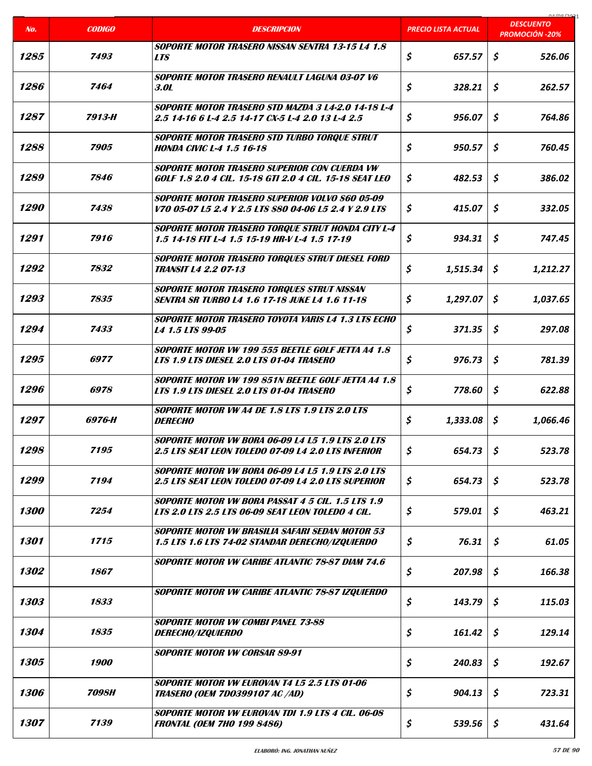| No. | CODIGO | DESCRIPCION | PRECIO LISTA ACTUAL | DESCUENTO PROMOCIÓN -20% |
|---|---|---|---|---|
| 1285 | 7493 | SOPORTE MOTOR TRASERO NISSAN SENTRA 13-15 L4 1.8 LTS | $ 657.57 | $ 526.06 |
| 1286 | 7464 | SOPORTE MOTOR TRASERO RENAULT LAGUNA 03-07 V6 3.0L | $ 328.21 | $ 262.57 |
| 1287 | 7913-H | SOPORTE MOTOR TRASERO STD MAZDA 3 L4-2.0 14-18 L-4 2.5 14-16 6 L-4 2.5 14-17 CX-5 L-4 2.0 13 L-4 2.5 | $ 956.07 | $ 764.86 |
| 1288 | 7905 | SOPORTE MOTOR TRASERO STD TURBO TORQUE STRUT HONDA CIVIC L-4 1.5 16-18 | $ 950.57 | $ 760.45 |
| 1289 | 7846 | SOPORTE MOTOR TRASERO SUPERIOR CON CUERDA VW GOLF 1.8 2.0 4 CIL. 15-18 GTI 2.0 4 CIL. 15-18 SEAT LEO | $ 482.53 | $ 386.02 |
| 1290 | 7438 | SOPORTE MOTOR TRASERO SUPERIOR VOLVO S60 05-09 V70 05-07 L5 2.4 Y 2.5 LTS S80 04-06 L5 2.4 Y 2.9 LTS | $ 415.07 | $ 332.05 |
| 1291 | 7916 | SOPORTE MOTOR TRASERO TORQUE STRUT HONDA CITY L-4 1.5 14-18 FIT L-4 1.5 15-19 HR-V L-4 1.5 17-19 | $ 934.31 | $ 747.45 |
| 1292 | 7832 | SOPORTE MOTOR TRASERO TORQUES STRUT DIESEL FORD TRANSIT L4 2.2 07-13 | $ 1,515.34 | $ 1,212.27 |
| 1293 | 7835 | SOPORTE MOTOR TRASERO TORQUES STRUT NISSAN SENTRA SR TURBO L4 1.6 17-18 JUKE L4 1.6 11-18 | $ 1,297.07 | $ 1,037.65 |
| 1294 | 7433 | SOPORTE MOTOR TRASERO TOYOTA YARIS L4 1.3 LTS ECHO L4 1.5 LTS 99-05 | $ 371.35 | $ 297.08 |
| 1295 | 6977 | SOPORTE MOTOR VW 199 555 BEETLE GOLF JETTA A4 1.8 LTS 1.9 LTS DIESEL 2.0 LTS 01-04 TRASERO | $ 976.73 | $ 781.39 |
| 1296 | 6978 | SOPORTE MOTOR VW 199 851N BEETLE GOLF JETTA A4 1.8 LTS 1.9 LTS DIESEL 2.0 LTS 01-04 TRASERO | $ 778.60 | $ 622.88 |
| 1297 | 6976-H | SOPORTE MOTOR VW A4 DE 1.8 LTS 1.9 LTS 2.0 LTS DERECHO | $ 1,333.08 | $ 1,066.46 |
| 1298 | 7195 | SOPORTE MOTOR VW BORA 06-09 L4 L5 1.9 LTS 2.0 LTS 2.5 LTS SEAT LEON TOLEDO 07-09 L4 2.0 LTS INFERIOR | $ 654.73 | $ 523.78 |
| 1299 | 7194 | SOPORTE MOTOR VW BORA 06-09 L4 L5 1.9 LTS 2.0 LTS 2.5 LTS SEAT LEON TOLEDO 07-09 L4 2.0 LTS SUPERIOR | $ 654.73 | $ 523.78 |
| 1300 | 7254 | SOPORTE MOTOR VW BORA PASSAT 4 5 CIL. 1.5 LTS 1.9 LTS 2.0 LTS 2.5 LTS 06-09 SEAT LEON TOLEDO 4 CIL. | $ 579.01 | $ 463.21 |
| 1301 | 1715 | SOPORTE MOTOR VW BRASILIA SAFARI SEDAN MOTOR 53 1.5 LTS 1.6 LTS 74-02 STANDAR DERECHO/IZQUIERDO | $ 76.31 | $ 61.05 |
| 1302 | 1867 | SOPORTE MOTOR VW CARIBE ATLANTIC 78-87 DIAM 74.6 | $ 207.98 | $ 166.38 |
| 1303 | 1833 | SOPORTE MOTOR VW CARIBE ATLANTIC 78-87 IZQUIERDO | $ 143.79 | $ 115.03 |
| 1304 | 1835 | SOPORTE MOTOR VW COMBI PANEL 73-88 DERECHO/IZQUIERDO | $ 161.42 | $ 129.14 |
| 1305 | 1900 | SOPORTE MOTOR VW CORSAR 89-91 | $ 240.83 | $ 192.67 |
| 1306 | 7098H | SOPORTE MOTOR VW EUROVAN T4 L5 2.5 LTS 01-06 TRASERO (OEM 7D0399107 AC /AD) | $ 904.13 | $ 723.31 |
| 1307 | 7139 | SOPORTE MOTOR VW EUROVAN TDI 1.9 LTS 4 CIL. 06-08 FRONTAL (OEM 7H0 199 8486) | $ 539.56 | $ 431.64 |

ELABORÓ: ING. JONATHAN NUÑEZ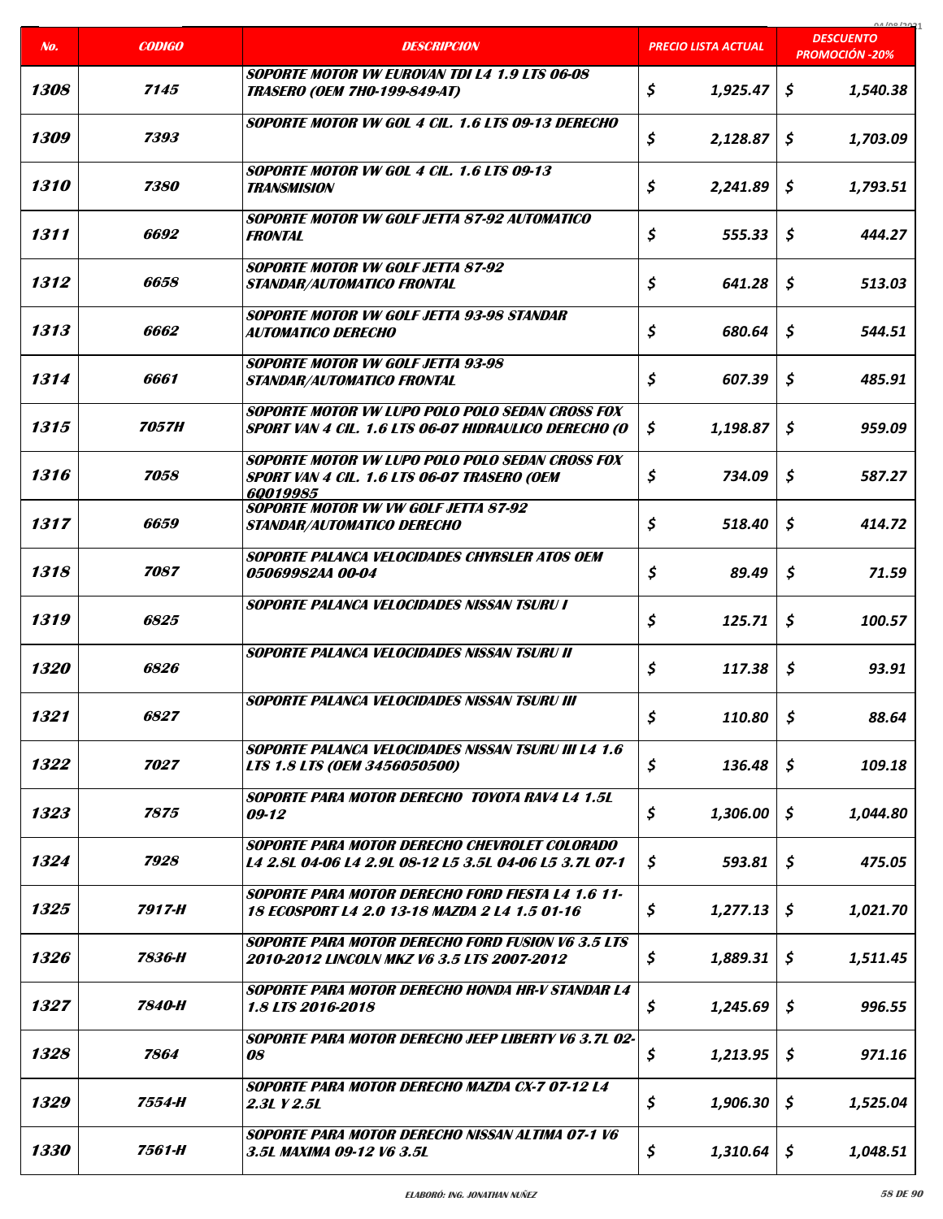| No. | CODIGO | DESCRIPCION | PRECIO LISTA ACTUAL | DESCUENTO PROMOCIÓN -20% |
|---|---|---|---|---|
| 1308 | 7145 | SOPORTE MOTOR VW EUROVAN TDI L4 1.9 LTS 06-08 TRASERO (OEM 7H0-199-849-AT) | $ 1,925.47 | $ 1,540.38 |
| 1309 | 7393 | SOPORTE MOTOR VW GOL 4 CIL. 1.6 LTS 09-13 DERECHO | $ 2,128.87 | $ 1,703.09 |
| 1310 | 7380 | SOPORTE MOTOR VW GOL 4 CIL. 1.6 LTS 09-13 TRANSMISION | $ 2,241.89 | $ 1,793.51 |
| 1311 | 6692 | SOPORTE MOTOR VW GOLF JETTA 87-92 AUTOMATICO FRONTAL | $ 555.33 | $ 444.27 |
| 1312 | 6658 | SOPORTE MOTOR VW GOLF JETTA 87-92 STANDAR/AUTOMATICO FRONTAL | $ 641.28 | $ 513.03 |
| 1313 | 6662 | SOPORTE MOTOR VW GOLF JETTA 93-98 STANDAR AUTOMATICO DERECHO | $ 680.64 | $ 544.51 |
| 1314 | 6661 | SOPORTE MOTOR VW GOLF JETTA 93-98 STANDAR/AUTOMATICO FRONTAL | $ 607.39 | $ 485.91 |
| 1315 | 7057H | SOPORTE MOTOR VW LUPO POLO POLO SEDAN CROSS FOX SPORT VAN 4 CIL. 1.6 LTS 06-07 HIDRAULICO DERECHO (O | $ 1,198.87 | $ 959.09 |
| 1316 | 7058 | SOPORTE MOTOR VW LUPO POLO POLO SEDAN CROSS FOX SPORT VAN 4 CIL. 1.6 LTS 06-07 TRASERO (OEM 6Q019985 | $ 734.09 | $ 587.27 |
| 1317 | 6659 | SOPORTE MOTOR VW VW GOLF JETTA 87-92 STANDAR/AUTOMATICO DERECHO | $ 518.40 | $ 414.72 |
| 1318 | 7087 | SOPORTE PALANCA VELOCIDADES CHYRSLER ATOS OEM 05069982AA 00-04 | $ 89.49 | $ 71.59 |
| 1319 | 6825 | SOPORTE PALANCA VELOCIDADES NISSAN TSURU I | $ 125.71 | $ 100.57 |
| 1320 | 6826 | SOPORTE PALANCA VELOCIDADES NISSAN TSURU II | $ 117.38 | $ 93.91 |
| 1321 | 6827 | SOPORTE PALANCA VELOCIDADES NISSAN TSURU III | $ 110.80 | $ 88.64 |
| 1322 | 7027 | SOPORTE PALANCA VELOCIDADES NISSAN TSURU III L4 1.6 LTS 1.8 LTS (OEM 3456050500) | $ 136.48 | $ 109.18 |
| 1323 | 7875 | SOPORTE PARA MOTOR DERECHO TOYOTA RAV4 L4 1.5L 09-12 | $ 1,306.00 | $ 1,044.80 |
| 1324 | 7928 | SOPORTE PARA MOTOR DERECHO CHEVROLET COLORADO L4 2.8L 04-06 L4 2.9L 08-12 L5 3.5L 04-06 L5 3.7L 07-1 | $ 593.81 | $ 475.05 |
| 1325 | 7917-H | SOPORTE PARA MOTOR DERECHO FORD FIESTA L4 1.6 11-18 ECOSPORT L4 2.0 13-18 MAZDA 2 L4 1.5 01-16 | $ 1,277.13 | $ 1,021.70 |
| 1326 | 7836-H | SOPORTE PARA MOTOR DERECHO FORD FUSION V6 3.5 LTS 2010-2012 LINCOLN MKZ V6 3.5 LTS 2007-2012 | $ 1,889.31 | $ 1,511.45 |
| 1327 | 7840-H | SOPORTE PARA MOTOR DERECHO HONDA HR-V STANDAR L4 1.8 LTS 2016-2018 | $ 1,245.69 | $ 996.55 |
| 1328 | 7864 | SOPORTE PARA MOTOR DERECHO JEEP LIBERTY V6 3.7L 02-08 | $ 1,213.95 | $ 971.16 |
| 1329 | 7554-H | SOPORTE PARA MOTOR DERECHO MAZDA CX-7 07-12 L4 2.3L Y 2.5L | $ 1,906.30 | $ 1,525.04 |
| 1330 | 7561-H | SOPORTE PARA MOTOR DERECHO NISSAN ALTIMA 07-1 V6 3.5L MAXIMA 09-12 V6 3.5L | $ 1,310.64 | $ 1,048.51 |

ELABORÓ: ING. JONATHAN NUÑEZ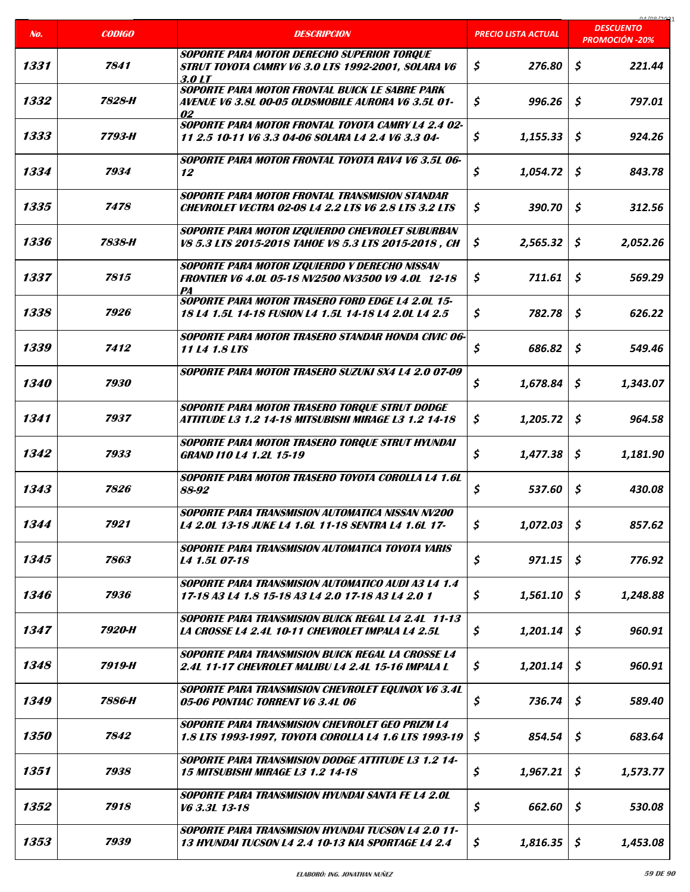| No. | CODIGO | DESCRIPCION | PRECIO LISTA ACTUAL | DESCUENTO PROMOCIÓN -20% |
|---|---|---|---|---|
| 1331 | 7841 | SOPORTE PARA MOTOR DERECHO SUPERIOR TORQUE STRUT TOYOTA CAMRY V6 3.0 LTS 1992-2001, SOLARA V6 3.0 LT | $ 276.80 | $ 221.44 |
| 1332 | 7828-H | SOPORTE PARA MOTOR FRONTAL BUICK LE SABRE PARK AVENUE V6 3.8L 00-05 OLDSMOBILE AURORA V6 3.5L 01-02 | $ 996.26 | $ 797.01 |
| 1333 | 7793-H | SOPORTE PARA MOTOR FRONTAL TOYOTA CAMRY L4 2.4 02-11 2.5 10-11 V6 3.3 04-06 SOLARA L4 2.4 V6 3.3 04- | $ 1,155.33 | $ 924.26 |
| 1334 | 7934 | SOPORTE PARA MOTOR FRONTAL TOYOTA RAV4 V6 3.5L 06-12 | $ 1,054.72 | $ 843.78 |
| 1335 | 7478 | SOPORTE PARA MOTOR FRONTAL TRANSMISION STANDAR CHEVROLET VECTRA 02-08 L4 2.2 LTS V6 2.8 LTS 3.2 LTS | $ 390.70 | $ 312.56 |
| 1336 | 7838-H | SOPORTE PARA MOTOR IZQUIERDO CHEVROLET SUBURBAN V8 5.3 LTS 2015-2018 TAHOE V8 5.3 LTS 2015-2018 , CH | $ 2,565.32 | $ 2,052.26 |
| 1337 | 7815 | SOPORTE PARA MOTOR IZQUIERDO Y DERECHO NISSAN FRONTIER V6 4.0L 05-18 NV2500 NV3500 V9 4.0L 12-18 PA | $ 711.61 | $ 569.29 |
| 1338 | 7926 | SOPORTE PARA MOTOR TRASERO FORD EDGE L4 2.0L 15-18 L4 1.5L 14-18 FUSION L4 1.5L 14-18 L4 2.0L L4 2.5 | $ 782.78 | $ 626.22 |
| 1339 | 7412 | SOPORTE PARA MOTOR TRASERO STANDAR HONDA CIVIC 06-11 L4 1.8 LTS | $ 686.82 | $ 549.46 |
| 1340 | 7930 | SOPORTE PARA MOTOR TRASERO SUZUKI SX4 L4 2.0 07-09 | $ 1,678.84 | $ 1,343.07 |
| 1341 | 7937 | SOPORTE PARA MOTOR TRASERO TORQUE STRUT DODGE ATTITUDE L3 1.2 14-18 MITSUBISHI MIRAGE L3 1.2 14-18 | $ 1,205.72 | $ 964.58 |
| 1342 | 7933 | SOPORTE PARA MOTOR TRASERO TORQUE STRUT HYUNDAI GRAND I10 L4 1.2L 15-19 | $ 1,477.38 | $ 1,181.90 |
| 1343 | 7826 | SOPORTE PARA MOTOR TRASERO TOYOTA COROLLA L4 1.6L 88-92 | $ 537.60 | $ 430.08 |
| 1344 | 7921 | SOPORTE PARA TRANSMISION AUTOMATICA NISSAN NV200 L4 2.0L 13-18 JUKE L4 1.6L 11-18 SENTRA L4 1.6L 17- | $ 1,072.03 | $ 857.62 |
| 1345 | 7863 | SOPORTE PARA TRANSMISION AUTOMATICA TOYOTA YARIS L4 1.5L 07-18 | $ 971.15 | $ 776.92 |
| 1346 | 7936 | SOPORTE PARA TRANSMISION AUTOMATICO AUDI A3 L4 1.4 17-18 A3 L4 1.8 15-18 A3 L4 2.0 17-18 A3 L4 2.0 1 | $ 1,561.10 | $ 1,248.88 |
| 1347 | 7920-H | SOPORTE PARA TRANSMISION BUICK REGAL L4 2.4L 11-13 LA CROSSE L4 2.4L 10-11 CHEVROLET IMPALA L4 2.5L | $ 1,201.14 | $ 960.91 |
| 1348 | 7919-H | SOPORTE PARA TRANSMISION BUICK REGAL LA CROSSE L4 2.4L 11-17 CHEVROLET MALIBU L4 2.4L 15-16 IMPALA L | $ 1,201.14 | $ 960.91 |
| 1349 | 7886-H | SOPORTE PARA TRANSMISION CHEVROLET EQUINOX V6 3.4L 05-06 PONTIAC TORRENT V6 3.4L 06 | $ 736.74 | $ 589.40 |
| 1350 | 7842 | SOPORTE PARA TRANSMISION CHEVROLET GEO PRIZM L4 1.8 LTS 1993-1997, TOYOTA COROLLA L4 1.6 LTS 1993-19 | $ 854.54 | $ 683.64 |
| 1351 | 7938 | SOPORTE PARA TRANSMISION DODGE ATTITUDE L3 1.2 14-15 MITSUBISHI MIRAGE L3 1.2 14-18 | $ 1,967.21 | $ 1,573.77 |
| 1352 | 7918 | SOPORTE PARA TRANSMISION HYUNDAI SANTA FE L4 2.0L V6 3.3L 13-18 | $ 662.60 | $ 530.08 |
| 1353 | 7939 | SOPORTE PARA TRANSMISION HYUNDAI TUCSON L4 2.0 11-13 HYUNDAI TUCSON L4 2.4 10-13 KIA SPORTAGE L4 2.4 | $ 1,816.35 | $ 1,453.08 |

ELABORÓ: ING. JONATHAN NUÑEZ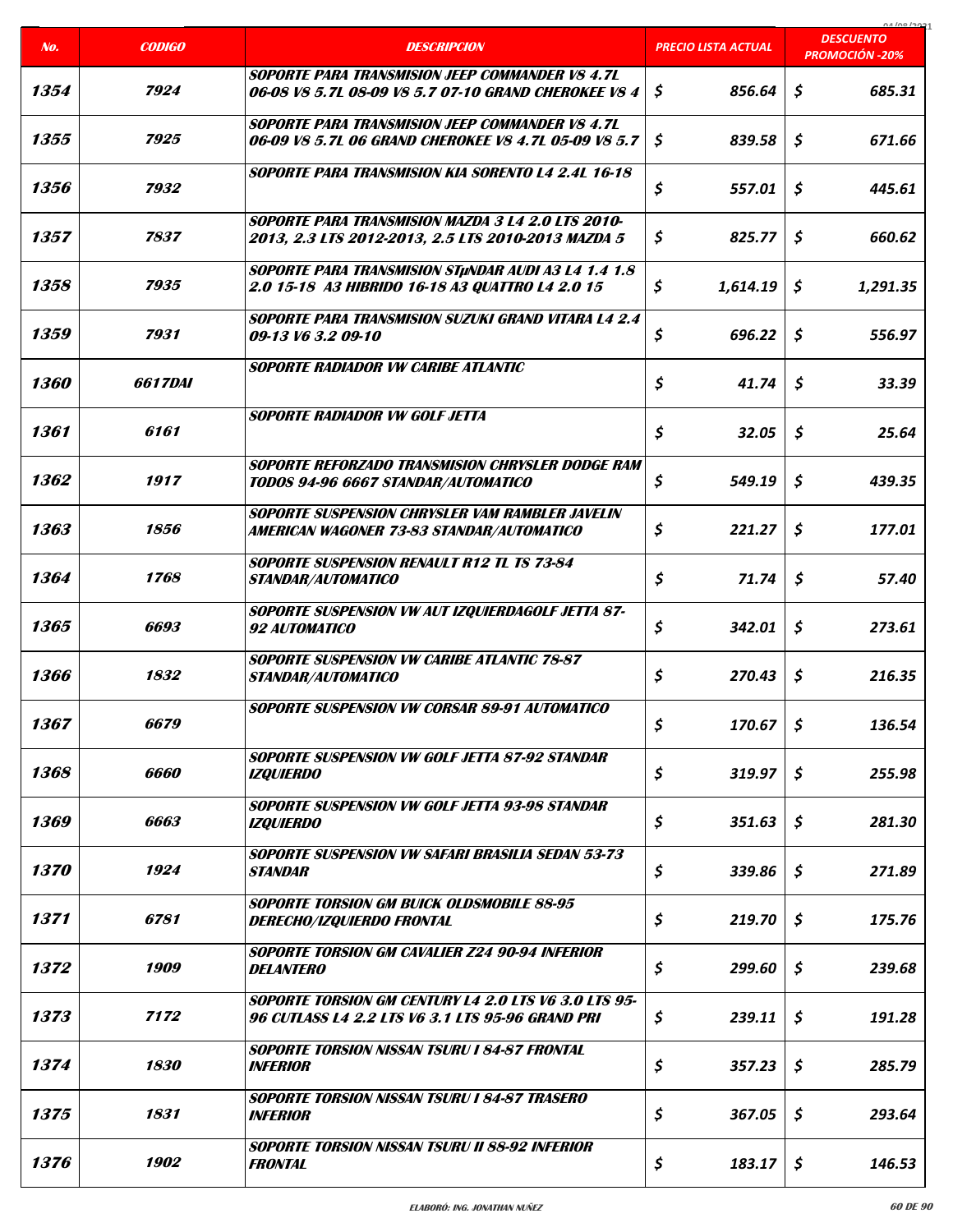| No. | CODIGO | DESCRIPCION | PRECIO LISTA ACTUAL | DESCUENTO PROMOCIÓN -20% |
|---|---|---|---|---|
| 1354 | 7924 | SOPORTE PARA TRANSMISION JEEP COMMANDER V8 4.7L 06-08 V8 5.7L 08-09 V8 5.7 07-10 GRAND CHEROKEE V8 4 | $ 856.64 | $ 685.31 |
| 1355 | 7925 | SOPORTE PARA TRANSMISION JEEP COMMANDER V8 4.7L 06-09 V8 5.7L 06 GRAND CHEROKEE V8 4.7L 05-09 V8 5.7 | $ 839.58 | $ 671.66 |
| 1356 | 7932 | SOPORTE PARA TRANSMISION KIA SORENTO L4 2.4L 16-18 | $ 557.01 | $ 445.61 |
| 1357 | 7837 | SOPORTE PARA TRANSMISION MAZDA 3 L4 2.0 LTS 2010-2013, 2.3 LTS 2012-2013, 2.5 LTS 2010-2013 MAZDA 5 | $ 825.77 | $ 660.62 |
| 1358 | 7935 | SOPORTE PARA TRANSMISION STµNDAR AUDI A3 L4 1.4 1.8 2.0 15-18 A3 HIBRIDO 16-18 A3 QUATTRO L4 2.0 15 | $ 1,614.19 | $ 1,291.35 |
| 1359 | 7931 | SOPORTE PARA TRANSMISION SUZUKI GRAND VITARA L4 2.4 09-13 V6 3.2 09-10 | $ 696.22 | $ 556.97 |
| 1360 | 6617DAI | SOPORTE RADIADOR VW CARIBE ATLANTIC | $ 41.74 | $ 33.39 |
| 1361 | 6161 | SOPORTE RADIADOR VW GOLF JETTA | $ 32.05 | $ 25.64 |
| 1362 | 1917 | SOPORTE REFORZADO TRANSMISION CHRYSLER DODGE RAM TODOS 94-96 6667 STANDAR/AUTOMATICO | $ 549.19 | $ 439.35 |
| 1363 | 1856 | SOPORTE SUSPENSION CHRYSLER VAM RAMBLER JAVELIN AMERICAN WAGONER 73-83 STANDAR/AUTOMATICO | $ 221.27 | $ 177.01 |
| 1364 | 1768 | SOPORTE SUSPENSION RENAULT R12 TL TS 73-84 STANDAR/AUTOMATICO | $ 71.74 | $ 57.40 |
| 1365 | 6693 | SOPORTE SUSPENSION VW AUT IZQUIERDAGOLF JETTA 87-92 AUTOMATICO | $ 342.01 | $ 273.61 |
| 1366 | 1832 | SOPORTE SUSPENSION VW CARIBE ATLANTIC 78-87 STANDAR/AUTOMATICO | $ 270.43 | $ 216.35 |
| 1367 | 6679 | SOPORTE SUSPENSION VW CORSAR 89-91 AUTOMATICO | $ 170.67 | $ 136.54 |
| 1368 | 6660 | SOPORTE SUSPENSION VW GOLF JETTA 87-92 STANDAR IZQUIERDO | $ 319.97 | $ 255.98 |
| 1369 | 6663 | SOPORTE SUSPENSION VW GOLF JETTA 93-98 STANDAR IZQUIERDO | $ 351.63 | $ 281.30 |
| 1370 | 1924 | SOPORTE SUSPENSION VW SAFARI BRASILIA SEDAN 53-73 STANDAR | $ 339.86 | $ 271.89 |
| 1371 | 6781 | SOPORTE TORSION GM BUICK OLDSMOBILE 88-95 DERECHO/IZQUIERDO FRONTAL | $ 219.70 | $ 175.76 |
| 1372 | 1909 | SOPORTE TORSION GM CAVALIER Z24 90-94 INFERIOR DELANTERO | $ 299.60 | $ 239.68 |
| 1373 | 7172 | SOPORTE TORSION GM CENTURY L4 2.0 LTS V6 3.0 LTS 95-96 CUTLASS L4 2.2 LTS V6 3.1 LTS 95-96 GRAND PRI | $ 239.11 | $ 191.28 |
| 1374 | 1830 | SOPORTE TORSION NISSAN TSURU I 84-87 FRONTAL INFERIOR | $ 357.23 | $ 285.79 |
| 1375 | 1831 | SOPORTE TORSION NISSAN TSURU I 84-87 TRASERO INFERIOR | $ 367.05 | $ 293.64 |
| 1376 | 1902 | SOPORTE TORSION NISSAN TSURU II 88-92 INFERIOR FRONTAL | $ 183.17 | $ 146.53 |

ELABORÓ: ING. JONATHAN NUÑEZ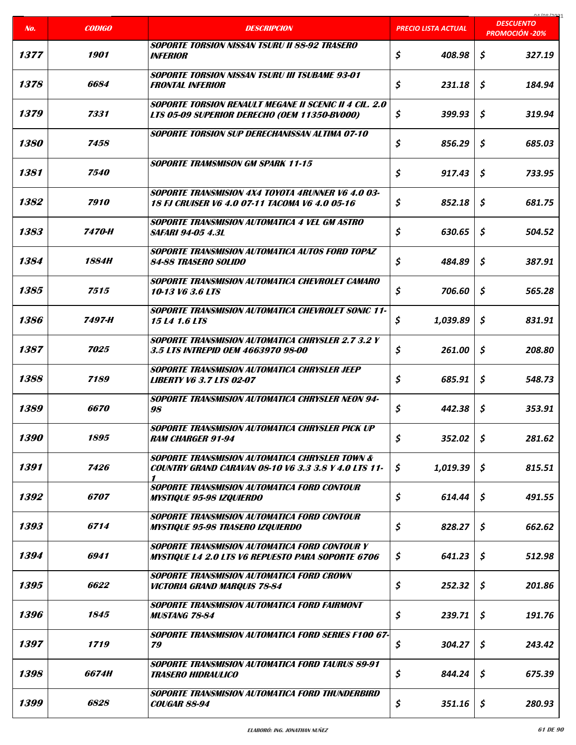| No. | CODIGO | DESCRIPCION | PRECIO LISTA ACTUAL | DESCUENTO PROMOCIÓN -20% |
|---|---|---|---|---|
| 1377 | 1901 | SOPORTE TORSION NISSAN TSURU II 88-92 TRASERO INFERIOR | $ 408.98 | $ 327.19 |
| 1378 | 6684 | SOPORTE TORSION NISSAN TSURU III TSUBAME 93-01 FRONTAL INFERIOR | $ 231.18 | $ 184.94 |
| 1379 | 7331 | SOPORTE TORSION RENAULT MEGANE II SCENIC II 4 CIL. 2.0 LTS 05-09 SUPERIOR DERECHO (OEM 11350-BV000) | $ 399.93 | $ 319.94 |
| 1380 | 7458 | SOPORTE TORSION SUP DERECHANISSAN ALTIMA 07-10 | $ 856.29 | $ 685.03 |
| 1381 | 7540 | SOPORTE TRAMSMISON GM SPARK 11-15 | $ 917.43 | $ 733.95 |
| 1382 | 7910 | SOPORTE TRANSMISION 4X4 TOYOTA 4RUNNER V6 4.0 03-18 FJ CRUISER V6 4.0 07-11 TACOMA V6 4.0 05-16 | $ 852.18 | $ 681.75 |
| 1383 | 7470-H | SOPORTE TRANSMISION AUTOMATICA 4 VEL GM ASTRO SAFARI 94-05 4.3L | $ 630.65 | $ 504.52 |
| 1384 | 1884H | SOPORTE TRANSMISION AUTOMATICA AUTOS FORD TOPAZ 84-88 TRASERO SOLIDO | $ 484.89 | $ 387.91 |
| 1385 | 7515 | SOPORTE TRANSMISION AUTOMATICA CHEVROLET CAMARO 10-13 V6 3.6 LTS | $ 706.60 | $ 565.28 |
| 1386 | 7497-H | SOPORTE TRANSMISION AUTOMATICA CHEVROLET SONIC 11-15 L4 1.6 LTS | $ 1,039.89 | $ 831.91 |
| 1387 | 7025 | SOPORTE TRANSMISION AUTOMATICA CHRYSLER 2.7 3.2 Y 3.5 LTS INTREPID OEM 4663970 98-00 | $ 261.00 | $ 208.80 |
| 1388 | 7189 | SOPORTE TRANSMISION AUTOMATICA CHRYSLER JEEP LIBERTY V6 3.7 LTS 02-07 | $ 685.91 | $ 548.73 |
| 1389 | 6670 | SOPORTE TRANSMISION AUTOMATICA CHRYSLER NEON 94-98 | $ 442.38 | $ 353.91 |
| 1390 | 1895 | SOPORTE TRANSMISION AUTOMATICA CHRYSLER PICK UP RAM CHARGER 91-94 | $ 352.02 | $ 281.62 |
| 1391 | 7426 | SOPORTE TRANSMISION AUTOMATICA CHRYSLER TOWN & COUNTRY GRAND CARAVAN 08-10 V6 3.3 3.8 Y 4.0 LTS 11-1 | $ 1,019.39 | $ 815.51 |
| 1392 | 6707 | SOPORTE TRANSMISION AUTOMATICA FORD CONTOUR MYSTIQUE 95-98 IZQUIERDO | $ 614.44 | $ 491.55 |
| 1393 | 6714 | SOPORTE TRANSMISION AUTOMATICA FORD CONTOUR MYSTIQUE 95-98 TRASERO IZQUIERDO | $ 828.27 | $ 662.62 |
| 1394 | 6941 | SOPORTE TRANSMISION AUTOMATICA FORD CONTOUR Y MYSTIQUE L4 2.0 LTS V6 REPUESTO PARA SOPORTE 6706 | $ 641.23 | $ 512.98 |
| 1395 | 6622 | SOPORTE TRANSMISION AUTOMATICA FORD CROWN VICTORIA GRAND MARQUIS 78-84 | $ 252.32 | $ 201.86 |
| 1396 | 1845 | SOPORTE TRANSMISION AUTOMATICA FORD FAIRMONT MUSTANG 78-84 | $ 239.71 | $ 191.76 |
| 1397 | 1719 | SOPORTE TRANSMISION AUTOMATICA FORD SERIES F100 67-79 | $ 304.27 | $ 243.42 |
| 1398 | 6674H | SOPORTE TRANSMISION AUTOMATICA FORD TAURUS 89-91 TRASERO HIDRAULICO | $ 844.24 | $ 675.39 |
| 1399 | 6828 | SOPORTE TRANSMISION AUTOMATICA FORD THUNDERBIRD COUGAR 88-94 | $ 351.16 | $ 280.93 |

ELABORÓ: ING. JONATHAN NUÑEZ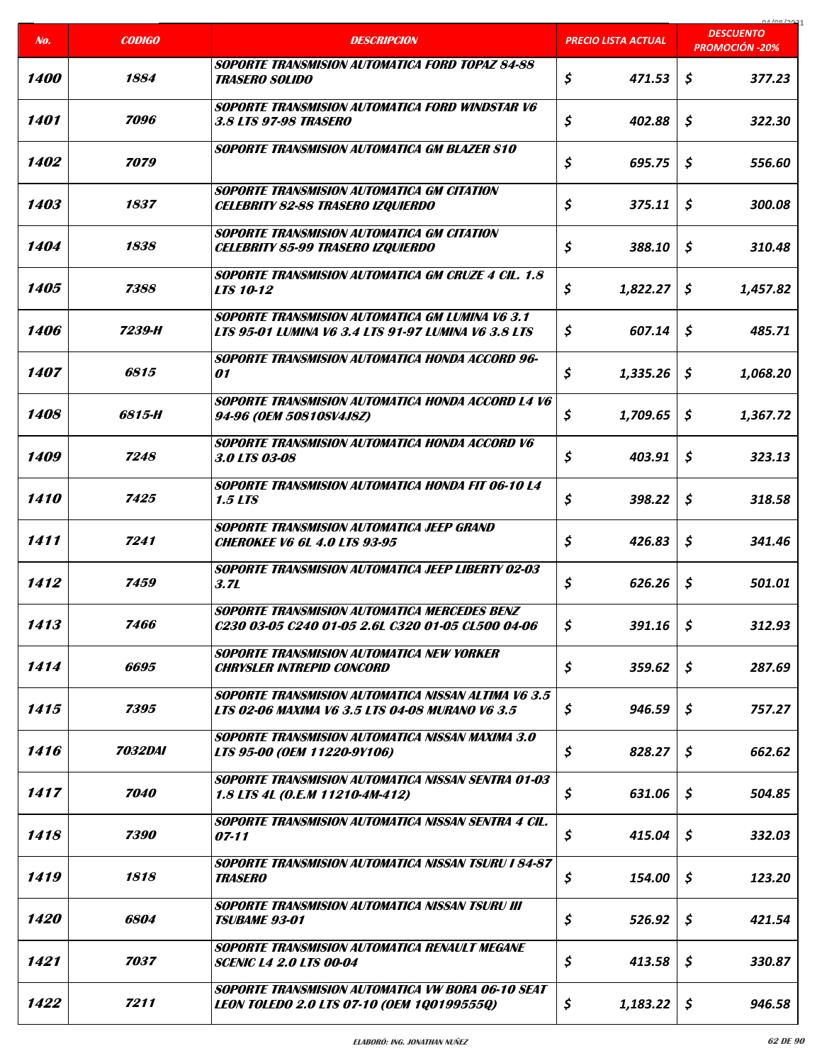| No. | CODIGO | DESCRIPCION | PRECIO LISTA ACTUAL | DESCUENTO PROMOCIÓN -20% |
|---|---|---|---|---|
| 1400 | 1884 | SOPORTE TRANSMISION AUTOMATICA FORD TOPAZ 84-88 TRASERO SOLIDO | $ 471.53 | $ 377.23 |
| 1401 | 7096 | SOPORTE TRANSMISION AUTOMATICA FORD WINDSTAR V6 3.8 LTS 97-98 TRASERO | $ 402.88 | $ 322.30 |
| 1402 | 7079 | SOPORTE TRANSMISION AUTOMATICA GM BLAZER S10 | $ 695.75 | $ 556.60 |
| 1403 | 1837 | SOPORTE TRANSMISION AUTOMATICA GM CITATION CELEBRITY 82-88 TRASERO IZQUIERDO | $ 375.11 | $ 300.08 |
| 1404 | 1838 | SOPORTE TRANSMISION AUTOMATICA GM CITATION CELEBRITY 85-99 TRASERO IZQUIERDO | $ 388.10 | $ 310.48 |
| 1405 | 7388 | SOPORTE TRANSMISION AUTOMATICA GM CRUZE 4 CIL. 1.8 LTS 10-12 | $ 1,822.27 | $ 1,457.82 |
| 1406 | 7239-H | SOPORTE TRANSMISION AUTOMATICA GM LUMINA V6 3.1 LTS 95-01 LUMINA V6 3.4 LTS 91-97 LUMINA V6 3.8 LTS | $ 607.14 | $ 485.71 |
| 1407 | 6815 | SOPORTE TRANSMISION AUTOMATICA HONDA ACCORD 96-01 | $ 1,335.26 | $ 1,068.20 |
| 1408 | 6815-H | SOPORTE TRANSMISION AUTOMATICA HONDA ACCORD L4 V6 94-96 (OEM 50810SV4J8Z) | $ 1,709.65 | $ 1,367.72 |
| 1409 | 7248 | SOPORTE TRANSMISION AUTOMATICA HONDA ACCORD V6 3.0 LTS 03-08 | $ 403.91 | $ 323.13 |
| 1410 | 7425 | SOPORTE TRANSMISION AUTOMATICA HONDA FIT 06-10 L4 1.5 LTS | $ 398.22 | $ 318.58 |
| 1411 | 7241 | SOPORTE TRANSMISION AUTOMATICA JEEP GRAND CHEROKEE V6 6L 4.0 LTS 93-95 | $ 426.83 | $ 341.46 |
| 1412 | 7459 | SOPORTE TRANSMISION AUTOMATICA JEEP LIBERTY 02-03 3.7L | $ 626.26 | $ 501.01 |
| 1413 | 7466 | SOPORTE TRANSMISION AUTOMATICA MERCEDES BENZ C230 03-05 C240 01-05 2.6L C320 01-05 CL500 04-06 | $ 391.16 | $ 312.93 |
| 1414 | 6695 | SOPORTE TRANSMISION AUTOMATICA NEW YORKER CHRYSLER INTREPID CONCORD | $ 359.62 | $ 287.69 |
| 1415 | 7395 | SOPORTE TRANSMISION AUTOMATICA NISSAN ALTIMA V6 3.5 LTS 02-06 MAXIMA V6 3.5 LTS 04-08 MURANO V6 3.5 | $ 946.59 | $ 757.27 |
| 1416 | 7032DAI | SOPORTE TRANSMISION AUTOMATICA NISSAN MAXIMA 3.0 LTS 95-00 (OEM 11220-9Y106) | $ 828.27 | $ 662.62 |
| 1417 | 7040 | SOPORTE TRANSMISION AUTOMATICA NISSAN SENTRA 01-03 1.8 LTS 4L (O.E.M 11210-4M-412) | $ 631.06 | $ 504.85 |
| 1418 | 7390 | SOPORTE TRANSMISION AUTOMATICA NISSAN SENTRA 4 CIL. 07-11 | $ 415.04 | $ 332.03 |
| 1419 | 1818 | SOPORTE TRANSMISION AUTOMATICA NISSAN TSURU I 84-87 TRASERO | $ 154.00 | $ 123.20 |
| 1420 | 6804 | SOPORTE TRANSMISION AUTOMATICA NISSAN TSURU III TSUBAME 93-01 | $ 526.92 | $ 421.54 |
| 1421 | 7037 | SOPORTE TRANSMISION AUTOMATICA RENAULT MEGANE SCENIC L4 2.0 LTS 00-04 | $ 413.58 | $ 330.87 |
| 1422 | 7211 | SOPORTE TRANSMISION AUTOMATICA VW BORA 06-10 SEAT LEON TOLEDO 2.0 LTS 07-10 (OEM 1Q0199555Q) | $ 1,183.22 | $ 946.58 |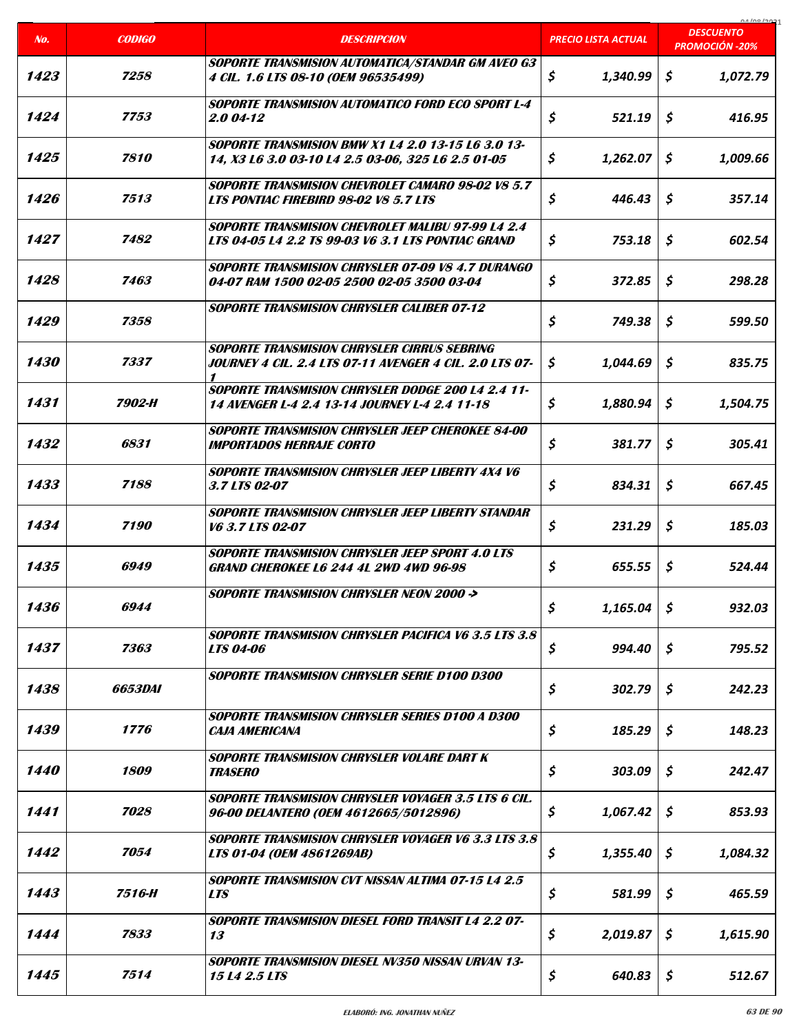| No. | CODIGO | DESCRIPCION | PRECIO LISTA ACTUAL | DESCUENTO PROMOCIÓN -20% |
|---|---|---|---|---|
| 1423 | 7258 | SOPORTE TRANSMISION AUTOMATICA/STANDAR GM AVEO G3 4 CIL. 1.6 LTS 08-10 (OEM 96535499) | $ 1,340.99 | $ 1,072.79 |
| 1424 | 7753 | SOPORTE TRANSMISION AUTOMATICO FORD ECO SPORT L-4 2.0 04-12 | $ 521.19 | $ 416.95 |
| 1425 | 7810 | SOPORTE TRANSMISION BMW X1 L4 2.0 13-15 L6 3.0 13-14, X3 L6 3.0 03-10 L4 2.5 03-06, 325 L6 2.5 01-05 | $ 1,262.07 | $ 1,009.66 |
| 1426 | 7513 | SOPORTE TRANSMISION CHEVROLET CAMARO 98-02 V8 5.7 LTS PONTIAC FIREBIRD 98-02 V8 5.7 LTS | $ 446.43 | $ 357.14 |
| 1427 | 7482 | SOPORTE TRANSMISION CHEVROLET MALIBU 97-99 L4 2.4 LTS 04-05 L4 2.2 TS 99-03 V6 3.1 LTS PONTIAC GRAND | $ 753.18 | $ 602.54 |
| 1428 | 7463 | SOPORTE TRANSMISION CHRYSLER 07-09 V8 4.7 DURANGO 04-07 RAM 1500 02-05 2500 02-05 3500 03-04 | $ 372.85 | $ 298.28 |
| 1429 | 7358 | SOPORTE TRANSMISION CHRYSLER CALIBER 07-12 | $ 749.38 | $ 599.50 |
| 1430 | 7337 | SOPORTE TRANSMISION CHRYSLER CIRRUS SEBRING JOURNEY 4 CIL. 2.4 LTS 07-11 AVENGER 4 CIL. 2.0 LTS 07-1 | $ 1,044.69 | $ 835.75 |
| 1431 | 7902-H | SOPORTE TRANSMISION CHRYSLER DODGE 200 L4 2.4 11-14 AVENGER L-4 2.4 13-14 JOURNEY L-4 2.4 11-18 | $ 1,880.94 | $ 1,504.75 |
| 1432 | 6831 | SOPORTE TRANSMISION CHRYSLER JEEP CHEROKEE 84-00 IMPORTADOS HERRAJE CORTO | $ 381.77 | $ 305.41 |
| 1433 | 7188 | SOPORTE TRANSMISION CHRYSLER JEEP LIBERTY 4X4 V6 3.7 LTS 02-07 | $ 834.31 | $ 667.45 |
| 1434 | 7190 | SOPORTE TRANSMISION CHRYSLER JEEP LIBERTY STANDAR V6 3.7 LTS 02-07 | $ 231.29 | $ 185.03 |
| 1435 | 6949 | SOPORTE TRANSMISION CHRYSLER JEEP SPORT 4.0 LTS GRAND CHEROKEE L6 244 4L 2WD 4WD 96-98 | $ 655.55 | $ 524.44 |
| 1436 | 6944 | SOPORTE TRANSMISION CHRYSLER NEON 2000 -> | $ 1,165.04 | $ 932.03 |
| 1437 | 7363 | SOPORTE TRANSMISION CHRYSLER PACIFICA V6 3.5 LTS 3.8 LTS 04-06 | $ 994.40 | $ 795.52 |
| 1438 | 6653DAI | SOPORTE TRANSMISION CHRYSLER SERIE D100 D300 | $ 302.79 | $ 242.23 |
| 1439 | 1776 | SOPORTE TRANSMISION CHRYSLER SERIES D100 A D300 CAJA AMERICANA | $ 185.29 | $ 148.23 |
| 1440 | 1809 | SOPORTE TRANSMISION CHRYSLER VOLARE DART K TRASERO | $ 303.09 | $ 242.47 |
| 1441 | 7028 | SOPORTE TRANSMISION CHRYSLER VOYAGER 3.5 LTS 6 CIL. 96-00 DELANTERO (OEM 4612665/5012896) | $ 1,067.42 | $ 853.93 |
| 1442 | 7054 | SOPORTE TRANSMISION CHRYSLER VOYAGER V6 3.3 LTS 3.8 LTS 01-04 (OEM 4861269AB) | $ 1,355.40 | $ 1,084.32 |
| 1443 | 7516-H | SOPORTE TRANSMISION CVT NISSAN ALTIMA 07-15 L4 2.5 LTS | $ 581.99 | $ 465.59 |
| 1444 | 7833 | SOPORTE TRANSMISION DIESEL FORD TRANSIT L4 2.2 07-13 | $ 2,019.87 | $ 1,615.90 |
| 1445 | 7514 | SOPORTE TRANSMISION DIESEL NV350 NISSAN URVAN 13-15 L4 2.5 LTS | $ 640.83 | $ 512.67 |

ELABORÓ: ING. JONATHAN NUÑEZ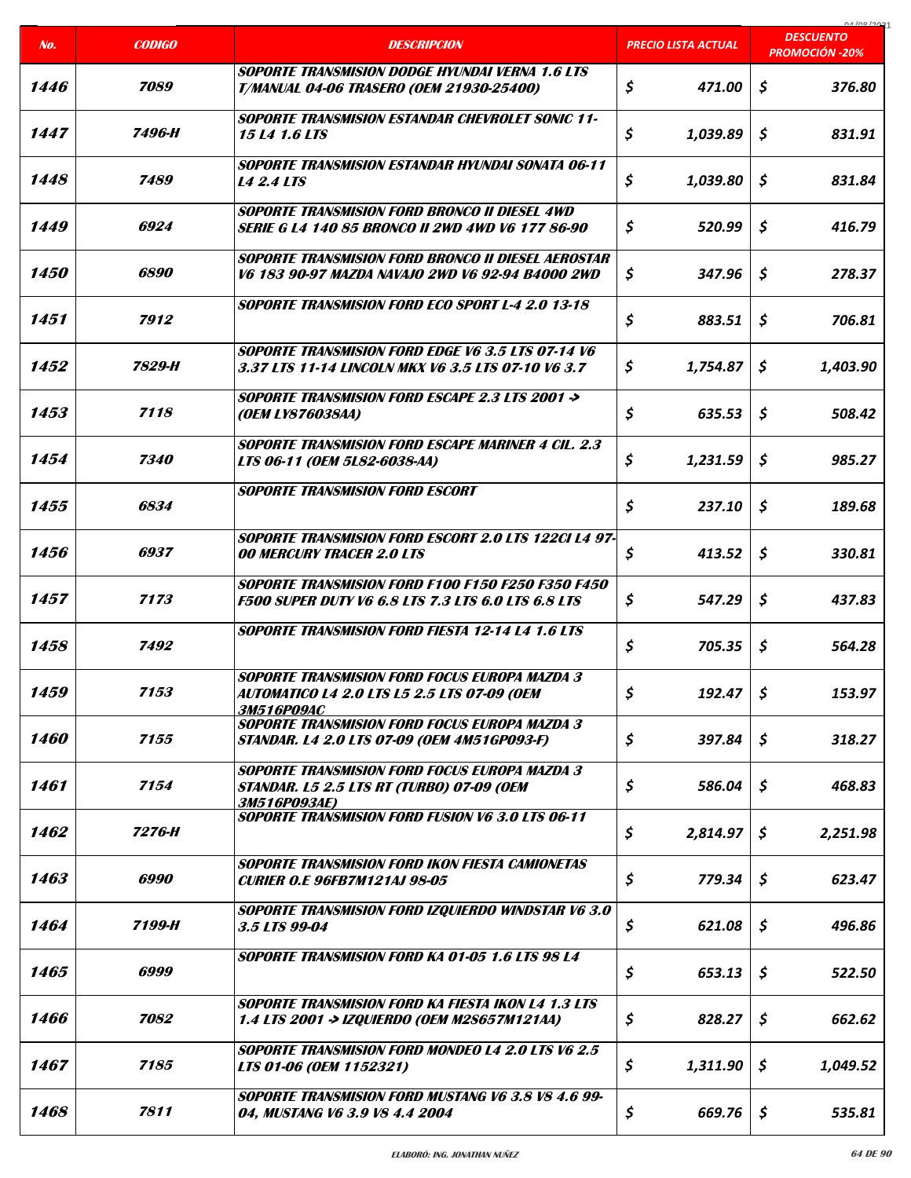| No. | CODIGO | DESCRIPCION | PRECIO LISTA ACTUAL | DESCUENTO PROMOCIÓN -20% |
|---|---|---|---|---|
| 1446 | 7089 | SOPORTE TRANSMISION DODGE HYUNDAI VERNA 1.6 LTS T/MANUAL 04-06 TRASERO (OEM 21930-25400) | $ 471.00 | $ 376.80 |
| 1447 | 7496-H | SOPORTE TRANSMISION ESTANDAR CHEVROLET SONIC 11-15 L4 1.6 LTS | $ 1,039.89 | $ 831.91 |
| 1448 | 7489 | SOPORTE TRANSMISION ESTANDAR HYUNDAI SONATA 06-11 L4 2.4 LTS | $ 1,039.80 | $ 831.84 |
| 1449 | 6924 | SOPORTE TRANSMISION FORD BRONCO II DIESEL 4WD SERIE G L4 140 85 BRONCO II 2WD 4WD V6 177 86-90 | $ 520.99 | $ 416.79 |
| 1450 | 6890 | SOPORTE TRANSMISION FORD BRONCO II DIESEL AEROSTAR V6 183 90-97 MAZDA NAVAJO 2WD V6 92-94 B4000 2WD | $ 347.96 | $ 278.37 |
| 1451 | 7912 | SOPORTE TRANSMISION FORD ECO SPORT L-4 2.0 13-18 | $ 883.51 | $ 706.81 |
| 1452 | 7829-H | SOPORTE TRANSMISION FORD EDGE V6 3.5 LTS 07-14 V6 3.37 LTS 11-14 LINCOLN MKX V6 3.5 LTS 07-10 V6 3.7 | $ 1,754.87 | $ 1,403.90 |
| 1453 | 7118 | SOPORTE TRANSMISION FORD ESCAPE 2.3 LTS 2001 -> (OEM LY876038AA) | $ 635.53 | $ 508.42 |
| 1454 | 7340 | SOPORTE TRANSMISION FORD ESCAPE MARINER 4 CIL. 2.3 LTS 06-11 (OEM 5L82-6038-AA) | $ 1,231.59 | $ 985.27 |
| 1455 | 6834 | SOPORTE TRANSMISION FORD ESCORT | $ 237.10 | $ 189.68 |
| 1456 | 6937 | SOPORTE TRANSMISION FORD ESCORT 2.0 LTS 122CI L4 97-00 MERCURY TRACER 2.0 LTS | $ 413.52 | $ 330.81 |
| 1457 | 7173 | SOPORTE TRANSMISION FORD F100 F150 F250 F350 F450 F500 SUPER DUTY V6 6.8 LTS 7.3 LTS 6.0 LTS 6.8 LTS | $ 547.29 | $ 437.83 |
| 1458 | 7492 | SOPORTE TRANSMISION FORD FIESTA 12-14 L4 1.6 LTS | $ 705.35 | $ 564.28 |
| 1459 | 7153 | SOPORTE TRANSMISION FORD FOCUS EUROPA MAZDA 3 AUTOMATICO L4 2.0 LTS L5 2.5 LTS 07-09 (OEM 3M516P09AC | $ 192.47 | $ 153.97 |
| 1460 | 7155 | SOPORTE TRANSMISION FORD FOCUS EUROPA MAZDA 3 STANDAR. L4 2.0 LTS 07-09 (OEM 4M51GP093-F) | $ 397.84 | $ 318.27 |
| 1461 | 7154 | SOPORTE TRANSMISION FORD FOCUS EUROPA MAZDA 3 STANDAR. L5 2.5 LTS RT (TURBO) 07-09 (OEM 3M516P093AE) | $ 586.04 | $ 468.83 |
| 1462 | 7276-H | SOPORTE TRANSMISION FORD FUSION V6 3.0 LTS 06-11 | $ 2,814.97 | $ 2,251.98 |
| 1463 | 6990 | SOPORTE TRANSMISION FORD IKON FIESTA CAMIONETAS CURIER O.E 96FB7M121AJ 98-05 | $ 779.34 | $ 623.47 |
| 1464 | 7199-H | SOPORTE TRANSMISION FORD IZQUIERDO WINDSTAR V6 3.0 3.5 LTS 99-04 | $ 621.08 | $ 496.86 |
| 1465 | 6999 | SOPORTE TRANSMISION FORD KA 01-05 1.6 LTS 98 L4 | $ 653.13 | $ 522.50 |
| 1466 | 7082 | SOPORTE TRANSMISION FORD KA FIESTA IKON L4 1.3 LTS 1.4 LTS 2001 -> IZQUIERDO (OEM M2S657M121AA) | $ 828.27 | $ 662.62 |
| 1467 | 7185 | SOPORTE TRANSMISION FORD MONDEO L4 2.0 LTS V6 2.5 LTS 01-06 (OEM 1152321) | $ 1,311.90 | $ 1,049.52 |
| 1468 | 7811 | SOPORTE TRANSMISION FORD MUSTANG V6 3.8 V8 4.6 99-04, MUSTANG V6 3.9 V8 4.4 2004 | $ 669.76 | $ 535.81 |

ELABORÓ: ING. JONATHAN NUÑEZ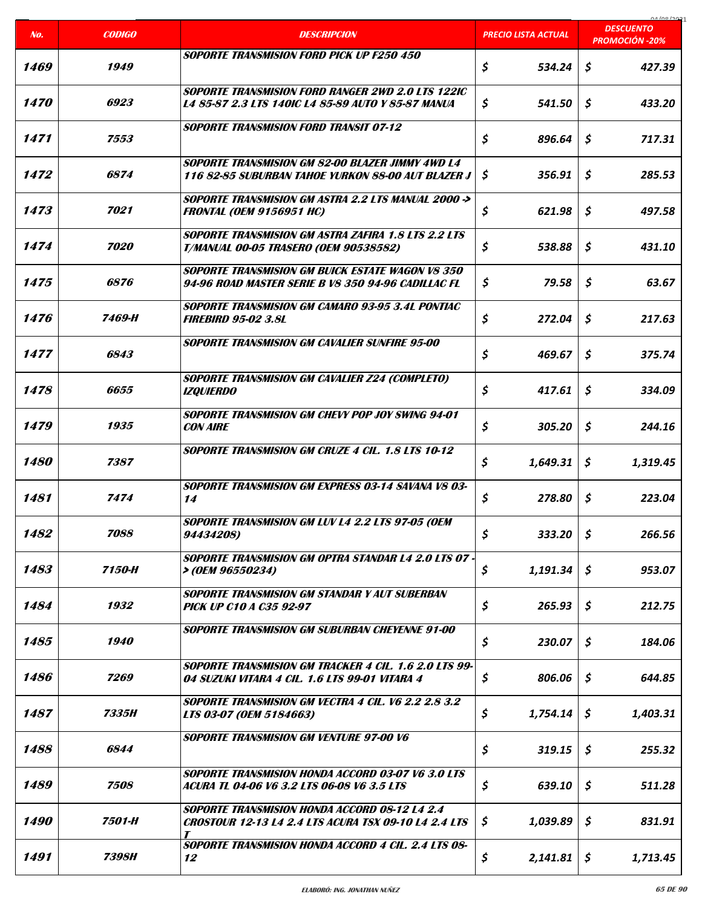| No. | CODIGO | DESCRIPCION | PRECIO LISTA ACTUAL | DESCUENTO PROMOCIÓN -20% |
|---|---|---|---|---|
| 1469 | 1949 | SOPORTE TRANSMISION FORD PICK UP F250 450 | $ 534.24 | $ 427.39 |
| 1470 | 6923 | SOPORTE TRANSMISION FORD RANGER 2WD 2.0 LTS 122IC L4 85-87 2.3 LTS 140IC L4 85-89 AUTO Y 85-87 MANUA | $ 541.50 | $ 433.20 |
| 1471 | 7553 | SOPORTE TRANSMISION FORD TRANSIT 07-12 | $ 896.64 | $ 717.31 |
| 1472 | 6874 | SOPORTE TRANSMISION GM 82-00 BLAZER JIMMY 4WD L4 116 82-85 SUBURBAN TAHOE YURKON 88-00 AUT BLAZER J | $ 356.91 | $ 285.53 |
| 1473 | 7021 | SOPORTE TRANSMISION GM ASTRA 2.2 LTS MANUAL 2000 -> FRONTAL (OEM 9156951 HC) | $ 621.98 | $ 497.58 |
| 1474 | 7020 | SOPORTE TRANSMISION GM ASTRA ZAFIRA 1.8 LTS 2.2 LTS T/MANUAL 00-05 TRASERO (OEM 90538582) | $ 538.88 | $ 431.10 |
| 1475 | 6876 | SOPORTE TRANSMISION GM BUICK ESTATE WAGON V8 350 94-96 ROAD MASTER SERIE B V8 350 94-96 CADILLAC FL | $ 79.58 | $ 63.67 |
| 1476 | 7469-H | SOPORTE TRANSMISION GM CAMARO 93-95 3.4L PONTIAC FIREBIRD 95-02 3.8L | $ 272.04 | $ 217.63 |
| 1477 | 6843 | SOPORTE TRANSMISION GM CAVALIER SUNFIRE 95-00 | $ 469.67 | $ 375.74 |
| 1478 | 6655 | SOPORTE TRANSMISION GM CAVALIER Z24 (COMPLETO) IZQUIERDO | $ 417.61 | $ 334.09 |
| 1479 | 1935 | SOPORTE TRANSMISION GM CHEVY POP JOY SWING 94-01 CON AIRE | $ 305.20 | $ 244.16 |
| 1480 | 7387 | SOPORTE TRANSMISION GM CRUZE 4 CIL. 1.8 LTS 10-12 | $ 1,649.31 | $ 1,319.45 |
| 1481 | 7474 | SOPORTE TRANSMISION GM EXPRESS 03-14 SAVANA V8 03-14 | $ 278.80 | $ 223.04 |
| 1482 | 7088 | SOPORTE TRANSMISION GM LUV L4 2.2 LTS 97-05 (OEM 94434208) | $ 333.20 | $ 266.56 |
| 1483 | 7150-H | SOPORTE TRANSMISION GM OPTRA STANDAR L4 2.0 LTS 07 -> (OEM 96550234) | $ 1,191.34 | $ 953.07 |
| 1484 | 1932 | SOPORTE TRANSMISION GM STANDAR Y AUT SUBERBAN PICK UP C10 A C35 92-97 | $ 265.93 | $ 212.75 |
| 1485 | 1940 | SOPORTE TRANSMISION GM SUBURBAN CHEYENNE 91-00 | $ 230.07 | $ 184.06 |
| 1486 | 7269 | SOPORTE TRANSMISION GM TRACKER 4 CIL. 1.6 2.0 LTS 99-04 SUZUKI VITARA 4 CIL. 1.6 LTS 99-01 VITARA 4 | $ 806.06 | $ 644.85 |
| 1487 | 7335H | SOPORTE TRANSMISION GM VECTRA 4 CIL. V6 2.2 2.8 3.2 LTS 03-07 (OEM 5184663) | $ 1,754.14 | $ 1,403.31 |
| 1488 | 6844 | SOPORTE TRANSMISION GM VENTURE 97-00 V6 | $ 319.15 | $ 255.32 |
| 1489 | 7508 | SOPORTE TRANSMISION HONDA ACCORD 03-07 V6 3.0 LTS ACURA TL 04-06 V6 3.2 LTS 06-08 V6 3.5 LTS | $ 639.10 | $ 511.28 |
| 1490 | 7501-H | SOPORTE TRANSMISION HONDA ACCORD 08-12 L4 2.4 CROSTOUR 12-13 L4 2.4 LTS ACURA TSX 09-10 L4 2.4 LTS T | $ 1,039.89 | $ 831.91 |
| 1491 | 7398H | SOPORTE TRANSMISION HONDA ACCORD 4 CIL. 2.4 LTS 08-12 | $ 2,141.81 | $ 1,713.45 |

ELABORÓ: ING. JONATHAN NUÑEZ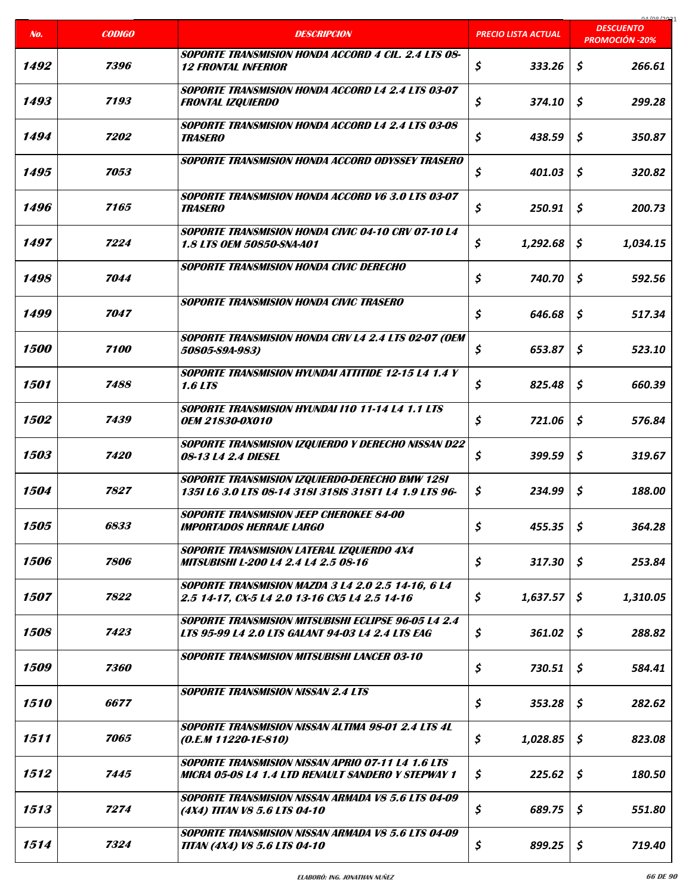| No. | CODIGO | DESCRIPCION | PRECIO LISTA ACTUAL | DESCUENTO PROMOCIÓN -20% |
|---|---|---|---|---|
| 1492 | 7396 | SOPORTE TRANSMISION HONDA ACCORD 4 CIL. 2.4 LTS 08-12 FRONTAL INFERIOR | $ 333.26 | $ 266.61 |
| 1493 | 7193 | SOPORTE TRANSMISION HONDA ACCORD L4 2.4 LTS 03-07 FRONTAL IZQUIERDO | $ 374.10 | $ 299.28 |
| 1494 | 7202 | SOPORTE TRANSMISION HONDA ACCORD L4 2.4 LTS 03-08 TRASERO | $ 438.59 | $ 350.87 |
| 1495 | 7053 | SOPORTE TRANSMISION HONDA ACCORD ODYSSEY TRASERO | $ 401.03 | $ 320.82 |
| 1496 | 7165 | SOPORTE TRANSMISION HONDA ACCORD V6 3.0 LTS 03-07 TRASERO | $ 250.91 | $ 200.73 |
| 1497 | 7224 | SOPORTE TRANSMISION HONDA CIVIC 04-10 CRV 07-10 L4 1.8 LTS OEM 50850-SNA-A01 | $ 1,292.68 | $ 1,034.15 |
| 1498 | 7044 | SOPORTE TRANSMISION HONDA CIVIC DERECHO | $ 740.70 | $ 592.56 |
| 1499 | 7047 | SOPORTE TRANSMISION HONDA CIVIC TRASERO | $ 646.68 | $ 517.34 |
| 1500 | 7100 | SOPORTE TRANSMISION HONDA CRV L4 2.4 LTS 02-07 (OEM 50805-S9A-983) | $ 653.87 | $ 523.10 |
| 1501 | 7488 | SOPORTE TRANSMISION HYUNDAI ATTITIDE 12-15 L4 1.4 Y 1.6 LTS | $ 825.48 | $ 660.39 |
| 1502 | 7439 | SOPORTE TRANSMISION HYUNDAI I10 11-14 L4 1.1 LTS OEM 21830-0X010 | $ 721.06 | $ 576.84 |
| 1503 | 7420 | SOPORTE TRANSMISION IZQUIERDO Y DERECHO NISSAN D22 08-13 L4 2.4 DIESEL | $ 399.59 | $ 319.67 |
| 1504 | 7827 | SOPORTE TRANSMISION IZQUIERDO-DERECHO BMW 128I 135I L6 3.0 LTS 08-14 318I 318IS 318T1 L4 1.9 LTS 96- | $ 234.99 | $ 188.00 |
| 1505 | 6833 | SOPORTE TRANSMISION JEEP CHEROKEE 84-00 IMPORTADOS HERRAJE LARGO | $ 455.35 | $ 364.28 |
| 1506 | 7806 | SOPORTE TRANSMISION LATERAL IZQUIERDO 4X4 MITSUBISHI L-200 L4 2.4 L4 2.5 08-16 | $ 317.30 | $ 253.84 |
| 1507 | 7822 | SOPORTE TRANSMISION MAZDA 3 L4 2.0 2.5 14-16, 6 L4 2.5 14-17, CX-5 L4 2.0 13-16 CX5 L4 2.5 14-16 | $ 1,637.57 | $ 1,310.05 |
| 1508 | 7423 | SOPORTE TRANSMISION MITSUBISHI ECLIPSE 96-05 L4 2.4 LTS 95-99 L4 2.0 LTS GALANT 94-03 L4 2.4 LTS EAG | $ 361.02 | $ 288.82 |
| 1509 | 7360 | SOPORTE TRANSMISION MITSUBISHI LANCER 03-10 | $ 730.51 | $ 584.41 |
| 1510 | 6677 | SOPORTE TRANSMISION NISSAN 2.4 LTS | $ 353.28 | $ 282.62 |
| 1511 | 7065 | SOPORTE TRANSMISION NISSAN ALTIMA 98-01 2.4 LTS 4L (O.E.M 11220-1E-810) | $ 1,028.85 | $ 823.08 |
| 1512 | 7445 | SOPORTE TRANSMISION NISSAN APRIO 07-11 L4 1.6 LTS MICRA 05-08 L4 1.4 LTD RENAULT SANDERO Y STEPWAY 1 | $ 225.62 | $ 180.50 |
| 1513 | 7274 | SOPORTE TRANSMISION NISSAN ARMADA V8 5.6 LTS 04-09 (4X4) TITAN V8 5.6 LTS 04-10 | $ 689.75 | $ 551.80 |
| 1514 | 7324 | SOPORTE TRANSMISION NISSAN ARMADA V8 5.6 LTS 04-09 TITAN (4X4) V8 5.6 LTS 04-10 | $ 899.25 | $ 719.40 |

ELABORÓ: ING. JONATHAN NUÑEZ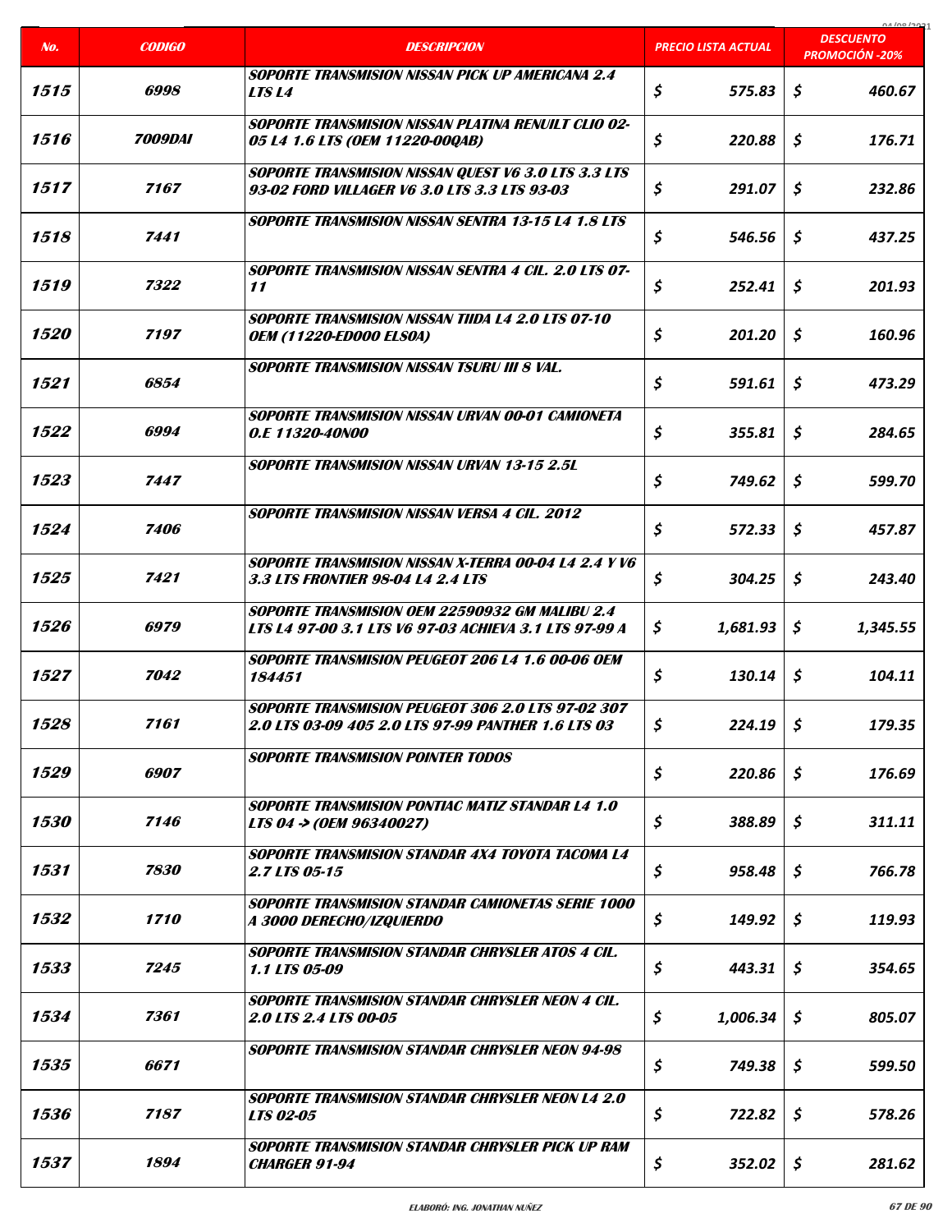| No. | CODIGO | DESCRIPCION | PRECIO LISTA ACTUAL | DESCUENTO PROMOCIÓN -20% |
|---|---|---|---|---|
| 1515 | 6998 | SOPORTE TRANSMISION NISSAN PICK UP AMERICANA 2.4 LTS L4 | $ 575.83 | $ 460.67 |
| 1516 | 7009DAI | SOPORTE TRANSMISION NISSAN PLATINA RENUILT CLIO 02-05 L4 1.6 LTS (OEM 11220-00QAB) | $ 220.88 | $ 176.71 |
| 1517 | 7167 | SOPORTE TRANSMISION NISSAN QUEST V6 3.0 LTS 3.3 LTS 93-02 FORD VILLAGER V6 3.0 LTS 3.3 LTS 93-03 | $ 291.07 | $ 232.86 |
| 1518 | 7441 | SOPORTE TRANSMISION NISSAN SENTRA 13-15 L4 1.8 LTS | $ 546.56 | $ 437.25 |
| 1519 | 7322 | SOPORTE TRANSMISION NISSAN SENTRA 4 CIL. 2.0 LTS 07-11 | $ 252.41 | $ 201.93 |
| 1520 | 7197 | SOPORTE TRANSMISION NISSAN TIIDA L4 2.0 LTS 07-10 OEM (11220-ED000 ELS0A) | $ 201.20 | $ 160.96 |
| 1521 | 6854 | SOPORTE TRANSMISION NISSAN TSURU III 8 VAL. | $ 591.61 | $ 473.29 |
| 1522 | 6994 | SOPORTE TRANSMISION NISSAN URVAN 00-01 CAMIONETA O.E 11320-40N00 | $ 355.81 | $ 284.65 |
| 1523 | 7447 | SOPORTE TRANSMISION NISSAN URVAN 13-15 2.5L | $ 749.62 | $ 599.70 |
| 1524 | 7406 | SOPORTE TRANSMISION NISSAN VERSA 4 CIL. 2012 | $ 572.33 | $ 457.87 |
| 1525 | 7421 | SOPORTE TRANSMISION NISSAN X-TERRA 00-04 L4 2.4 Y V6 3.3 LTS FRONTIER 98-04 L4 2.4 LTS | $ 304.25 | $ 243.40 |
| 1526 | 6979 | SOPORTE TRANSMISION OEM 22590932 GM MALIBU 2.4 LTS L4 97-00 3.1 LTS V6 97-03 ACHIEVA 3.1 LTS 97-99 A | $ 1,681.93 | $ 1,345.55 |
| 1527 | 7042 | SOPORTE TRANSMISION PEUGEOT 206 L4 1.6 00-06 OEM 184451 | $ 130.14 | $ 104.11 |
| 1528 | 7161 | SOPORTE TRANSMISION PEUGEOT 306 2.0 LTS 97-02 307 2.0 LTS 03-09 405 2.0 LTS 97-99 PANTHER 1.6 LTS 03 | $ 224.19 | $ 179.35 |
| 1529 | 6907 | SOPORTE TRANSMISION POINTER TODOS | $ 220.86 | $ 176.69 |
| 1530 | 7146 | SOPORTE TRANSMISION PONTIAC MATIZ STANDAR L4 1.0 LTS 04 -> (OEM 96340027) | $ 388.89 | $ 311.11 |
| 1531 | 7830 | SOPORTE TRANSMISION STANDAR 4X4 TOYOTA TACOMA L4 2.7 LTS 05-15 | $ 958.48 | $ 766.78 |
| 1532 | 1710 | SOPORTE TRANSMISION STANDAR CAMIONETAS SERIE 1000 A 3000 DERECHO/IZQUIERDO | $ 149.92 | $ 119.93 |
| 1533 | 7245 | SOPORTE TRANSMISION STANDAR CHRYSLER ATOS 4 CIL. 1.1 LTS 05-09 | $ 443.31 | $ 354.65 |
| 1534 | 7361 | SOPORTE TRANSMISION STANDAR CHRYSLER NEON 4 CIL. 2.0 LTS 2.4 LTS 00-05 | $ 1,006.34 | $ 805.07 |
| 1535 | 6671 | SOPORTE TRANSMISION STANDAR CHRYSLER NEON 94-98 | $ 749.38 | $ 599.50 |
| 1536 | 7187 | SOPORTE TRANSMISION STANDAR CHRYSLER NEON L4 2.0 LTS 02-05 | $ 722.82 | $ 578.26 |
| 1537 | 1894 | SOPORTE TRANSMISION STANDAR CHRYSLER PICK UP RAM CHARGER 91-94 | $ 352.02 | $ 281.62 |

ELABORÓ: ING. JONATHAN NUÑEZ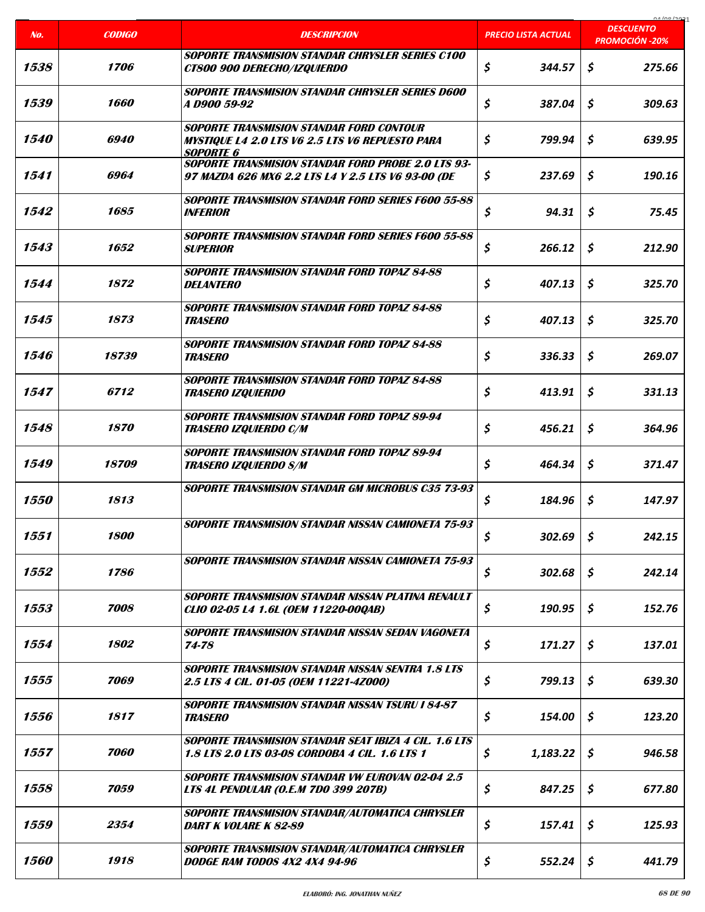| No. | CODIGO | DESCRIPCION | PRECIO LISTA ACTUAL | DESCUENTO PROMOCIÓN -20% |
|---|---|---|---|---|
| 1538 | 1706 | SOPORTE TRANSMISION STANDAR CHRYSLER SERIES C100 CT800 900 DERECHO/IZQUIERDO | $ 344.57 | $ 275.66 |
| 1539 | 1660 | SOPORTE TRANSMISION STANDAR CHRYSLER SERIES D600 A D900 59-92 | $ 387.04 | $ 309.63 |
| 1540 | 6940 | SOPORTE TRANSMISION STANDAR FORD CONTOUR MYSTIQUE L4 2.0 LTS V6 2.5 LTS V6 REPUESTO PARA SOPORTE 6 | $ 799.94 | $ 639.95 |
| 1541 | 6964 | SOPORTE TRANSMISION STANDAR FORD PROBE 2.0 LTS 93-97 MAZDA 626 MX6 2.2 LTS L4 Y 2.5 LTS V6 93-00 (DE | $ 237.69 | $ 190.16 |
| 1542 | 1685 | SOPORTE TRANSMISION STANDAR FORD SERIES F600 55-88 INFERIOR | $ 94.31 | $ 75.45 |
| 1543 | 1652 | SOPORTE TRANSMISION STANDAR FORD SERIES F600 55-88 SUPERIOR | $ 266.12 | $ 212.90 |
| 1544 | 1872 | SOPORTE TRANSMISION STANDAR FORD TOPAZ 84-88 DELANTERO | $ 407.13 | $ 325.70 |
| 1545 | 1873 | SOPORTE TRANSMISION STANDAR FORD TOPAZ 84-88 TRASERO | $ 407.13 | $ 325.70 |
| 1546 | 18739 | SOPORTE TRANSMISION STANDAR FORD TOPAZ 84-88 TRASERO | $ 336.33 | $ 269.07 |
| 1547 | 6712 | SOPORTE TRANSMISION STANDAR FORD TOPAZ 84-88 TRASERO IZQUIERDO | $ 413.91 | $ 331.13 |
| 1548 | 1870 | SOPORTE TRANSMISION STANDAR FORD TOPAZ 89-94 TRASERO IZQUIERDO C/M | $ 456.21 | $ 364.96 |
| 1549 | 18709 | SOPORTE TRANSMISION STANDAR FORD TOPAZ 89-94 TRASERO IZQUIERDO S/M | $ 464.34 | $ 371.47 |
| 1550 | 1813 | SOPORTE TRANSMISION STANDAR GM MICROBUS C35 73-93 | $ 184.96 | $ 147.97 |
| 1551 | 1800 | SOPORTE TRANSMISION STANDAR NISSAN CAMIONETA 75-93 | $ 302.69 | $ 242.15 |
| 1552 | 1786 | SOPORTE TRANSMISION STANDAR NISSAN CAMIONETA 75-93 | $ 302.68 | $ 242.14 |
| 1553 | 7008 | SOPORTE TRANSMISION STANDAR NISSAN PLATINA RENAULT CLIO 02-05 L4 1.6L (OEM 11220-00QAB) | $ 190.95 | $ 152.76 |
| 1554 | 1802 | SOPORTE TRANSMISION STANDAR NISSAN SEDAN VAGONETA 74-78 | $ 171.27 | $ 137.01 |
| 1555 | 7069 | SOPORTE TRANSMISION STANDAR NISSAN SENTRA 1.8 LTS 2.5 LTS 4 CIL. 01-05 (OEM 11221-4Z000) | $ 799.13 | $ 639.30 |
| 1556 | 1817 | SOPORTE TRANSMISION STANDAR NISSAN TSURU I 84-87 TRASERO | $ 154.00 | $ 123.20 |
| 1557 | 7060 | SOPORTE TRANSMISION STANDAR SEAT IBIZA 4 CIL. 1.6 LTS 1.8 LTS 2.0 LTS 03-08 CORDOBA 4 CIL. 1.6 LTS 1 | $ 1,183.22 | $ 946.58 |
| 1558 | 7059 | SOPORTE TRANSMISION STANDAR VW EUROVAN 02-04 2.5 LTS 4L PENDULAR (O.E.M 7D0 399 207B) | $ 847.25 | $ 677.80 |
| 1559 | 2354 | SOPORTE TRANSMISION STANDAR/AUTOMATICA CHRYSLER DART K VOLARE K 82-89 | $ 157.41 | $ 125.93 |
| 1560 | 1918 | SOPORTE TRANSMISION STANDAR/AUTOMATICA CHRYSLER DODGE RAM TODOS 4X2 4X4 94-96 | $ 552.24 | $ 441.79 |

ELABORÓ: ING. JONATHAN NUÑEZ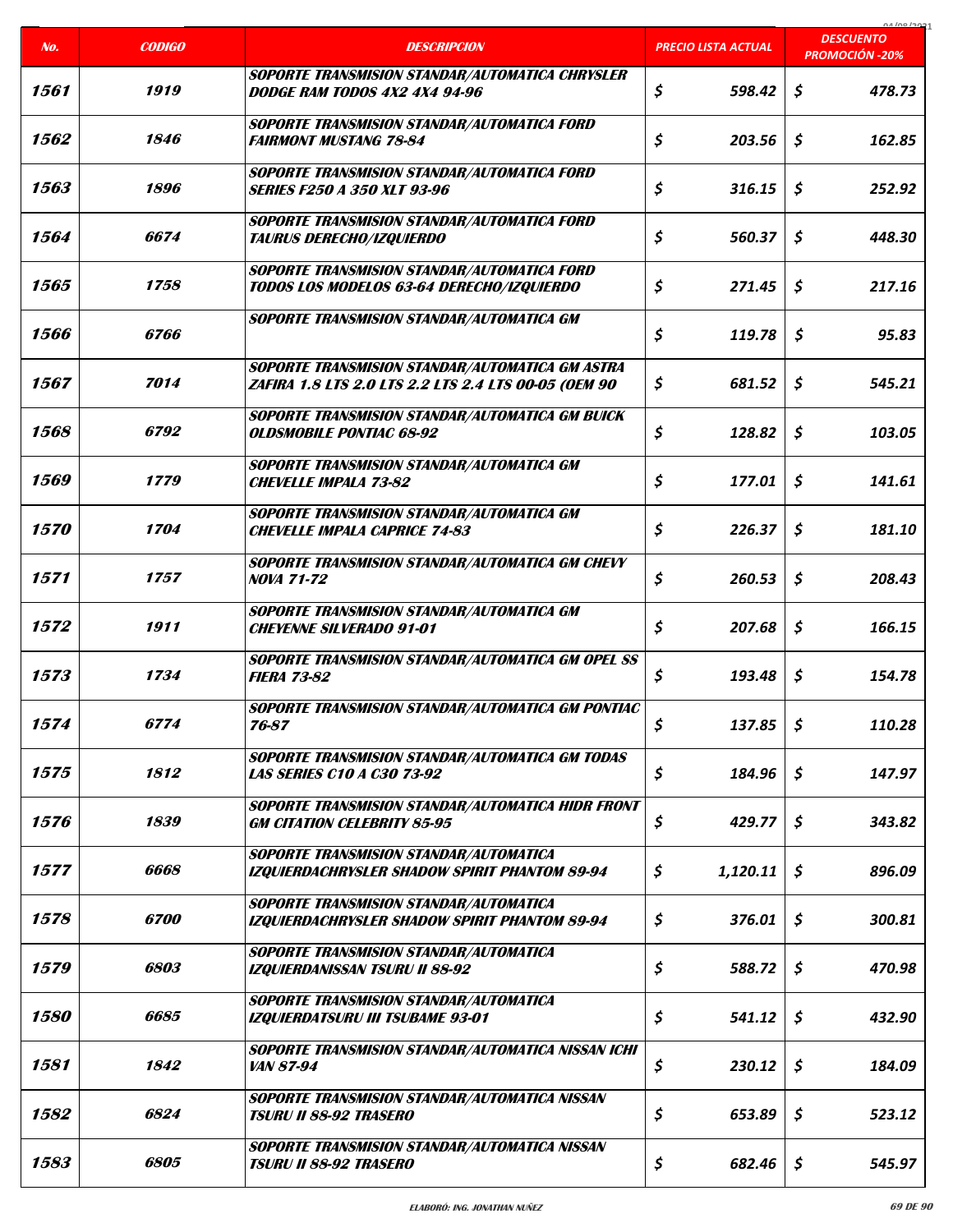| No. | CODIGO | DESCRIPCION | PRECIO LISTA ACTUAL | DESCUENTO PROMOCIÓN -20% |
|---|---|---|---|---|
| 1561 | 1919 | SOPORTE TRANSMISION STANDAR/AUTOMATICA CHRYSLER DODGE RAM TODOS 4X2 4X4 94-96 | $ 598.42 | $ 478.73 |
| 1562 | 1846 | SOPORTE TRANSMISION STANDAR/AUTOMATICA FORD FAIRMONT MUSTANG 78-84 | $ 203.56 | $ 162.85 |
| 1563 | 1896 | SOPORTE TRANSMISION STANDAR/AUTOMATICA FORD SERIES F250 A 350 XLT 93-96 | $ 316.15 | $ 252.92 |
| 1564 | 6674 | SOPORTE TRANSMISION STANDAR/AUTOMATICA FORD TAURUS DERECHO/IZQUIERDO | $ 560.37 | $ 448.30 |
| 1565 | 1758 | SOPORTE TRANSMISION STANDAR/AUTOMATICA FORD TODOS LOS MODELOS 63-64 DERECHO/IZQUIERDO | $ 271.45 | $ 217.16 |
| 1566 | 6766 | SOPORTE TRANSMISION STANDAR/AUTOMATICA GM | $ 119.78 | $ 95.83 |
| 1567 | 7014 | SOPORTE TRANSMISION STANDAR/AUTOMATICA GM ASTRA ZAFIRA 1.8 LTS 2.0 LTS 2.2 LTS 2.4 LTS 00-05 (OEM 90 | $ 681.52 | $ 545.21 |
| 1568 | 6792 | SOPORTE TRANSMISION STANDAR/AUTOMATICA GM BUICK OLDSMOBILE PONTIAC 68-92 | $ 128.82 | $ 103.05 |
| 1569 | 1779 | SOPORTE TRANSMISION STANDAR/AUTOMATICA GM CHEVELLE IMPALA 73-82 | $ 177.01 | $ 141.61 |
| 1570 | 1704 | SOPORTE TRANSMISION STANDAR/AUTOMATICA GM CHEVELLE IMPALA CAPRICE 74-83 | $ 226.37 | $ 181.10 |
| 1571 | 1757 | SOPORTE TRANSMISION STANDAR/AUTOMATICA GM CHEVY NOVA 71-72 | $ 260.53 | $ 208.43 |
| 1572 | 1911 | SOPORTE TRANSMISION STANDAR/AUTOMATICA GM CHEYENNE SILVERADO 91-01 | $ 207.68 | $ 166.15 |
| 1573 | 1734 | SOPORTE TRANSMISION STANDAR/AUTOMATICA GM OPEL SS FIERA 73-82 | $ 193.48 | $ 154.78 |
| 1574 | 6774 | SOPORTE TRANSMISION STANDAR/AUTOMATICA GM PONTIAC 76-87 | $ 137.85 | $ 110.28 |
| 1575 | 1812 | SOPORTE TRANSMISION STANDAR/AUTOMATICA GM TODAS LAS SERIES C10 A C30 73-92 | $ 184.96 | $ 147.97 |
| 1576 | 1839 | SOPORTE TRANSMISION STANDAR/AUTOMATICA HIDR FRONT GM CITATION CELEBRITY 85-95 | $ 429.77 | $ 343.82 |
| 1577 | 6668 | SOPORTE TRANSMISION STANDAR/AUTOMATICA IZQUIERDACHRYSLER SHADOW SPIRIT PHANTOM 89-94 | $ 1,120.11 | $ 896.09 |
| 1578 | 6700 | SOPORTE TRANSMISION STANDAR/AUTOMATICA IZQUIERDACHRYSLER SHADOW SPIRIT PHANTOM 89-94 | $ 376.01 | $ 300.81 |
| 1579 | 6803 | SOPORTE TRANSMISION STANDAR/AUTOMATICA IZQUIERDANISSAN TSURU II 88-92 | $ 588.72 | $ 470.98 |
| 1580 | 6685 | SOPORTE TRANSMISION STANDAR/AUTOMATICA IZQUIERDATSURU III TSUBAME 93-01 | $ 541.12 | $ 432.90 |
| 1581 | 1842 | SOPORTE TRANSMISION STANDAR/AUTOMATICA NISSAN ICHI VAN 87-94 | $ 230.12 | $ 184.09 |
| 1582 | 6824 | SOPORTE TRANSMISION STANDAR/AUTOMATICA NISSAN TSURU II 88-92 TRASERO | $ 653.89 | $ 523.12 |
| 1583 | 6805 | SOPORTE TRANSMISION STANDAR/AUTOMATICA NISSAN TSURU II 88-92 TRASERO | $ 682.46 | $ 545.97 |

ELABORÓ: ING. JONATHAN NUÑEZ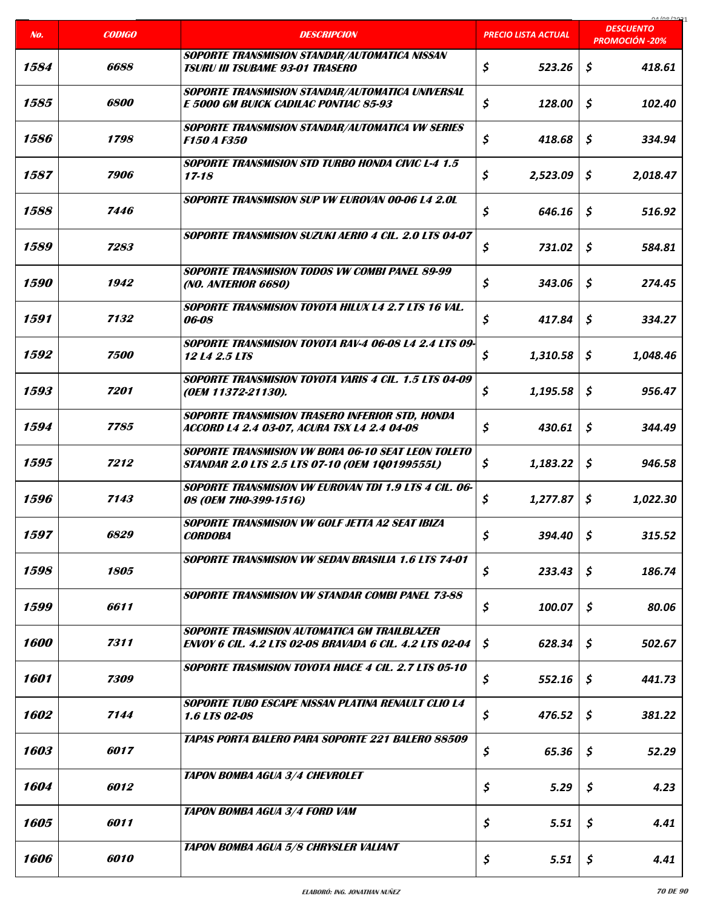| No. | CODIGO | DESCRIPCION | PRECIO LISTA ACTUAL | DESCUENTO PROMOCIÓN -20% |
|---|---|---|---|---|
| 1584 | 6688 | SOPORTE TRANSMISION STANDAR/AUTOMATICA NISSAN TSURU III TSUBAME 93-01 TRASERO | $ 523.26 | $ 418.61 |
| 1585 | 6800 | SOPORTE TRANSMISION STANDAR/AUTOMATICA UNIVERSAL E 5000 GM BUICK CADILAC PONTIAC 85-93 | $ 128.00 | $ 102.40 |
| 1586 | 1798 | SOPORTE TRANSMISION STANDAR/AUTOMATICA VW SERIES F150 A F350 | $ 418.68 | $ 334.94 |
| 1587 | 7906 | SOPORTE TRANSMISION STD TURBO HONDA CIVIC L-4 1.5 17-18 | $ 2,523.09 | $ 2,018.47 |
| 1588 | 7446 | SOPORTE TRANSMISION SUP VW EUROVAN 00-06 L4 2.0L | $ 646.16 | $ 516.92 |
| 1589 | 7283 | SOPORTE TRANSMISION SUZUKI AERIO 4 CIL. 2.0 LTS 04-07 | $ 731.02 | $ 584.81 |
| 1590 | 1942 | SOPORTE TRANSMISION TODOS VW COMBI PANEL 89-99 (NO. ANTERIOR 6680) | $ 343.06 | $ 274.45 |
| 1591 | 7132 | SOPORTE TRANSMISION TOYOTA HILUX L4 2.7 LTS 16 VAL. 06-08 | $ 417.84 | $ 334.27 |
| 1592 | 7500 | SOPORTE TRANSMISION TOYOTA RAV-4 06-08 L4 2.4 LTS 09-12 L4 2.5 LTS | $ 1,310.58 | $ 1,048.46 |
| 1593 | 7201 | SOPORTE TRANSMISION TOYOTA YARIS 4 CIL. 1.5 LTS 04-09 (OEM 11372-21130). | $ 1,195.58 | $ 956.47 |
| 1594 | 7785 | SOPORTE TRANSMISION TRASERO INFERIOR STD, HONDA ACCORD L4 2.4 03-07, ACURA TSX L4 2.4 04-08 | $ 430.61 | $ 344.49 |
| 1595 | 7212 | SOPORTE TRANSMISION VW BORA 06-10 SEAT LEON TOLETO STANDAR 2.0 LTS 2.5 LTS 07-10 (OEM 1Q0199555L) | $ 1,183.22 | $ 946.58 |
| 1596 | 7143 | SOPORTE TRANSMISION VW EUROVAN TDI 1.9 LTS 4 CIL. 06-08 (OEM 7H0-399-151G) | $ 1,277.87 | $ 1,022.30 |
| 1597 | 6829 | SOPORTE TRANSMISION VW GOLF JETTA A2 SEAT IBIZA CORDOBA | $ 394.40 | $ 315.52 |
| 1598 | 1805 | SOPORTE TRANSMISION VW SEDAN BRASILIA 1.6 LTS 74-01 | $ 233.43 | $ 186.74 |
| 1599 | 6611 | SOPORTE TRANSMISION VW STANDAR COMBI PANEL 73-88 | $ 100.07 | $ 80.06 |
| 1600 | 7311 | SOPORTE TRASMISION AUTOMATICA GM TRAILBLAZER ENVOY 6 CIL. 4.2 LTS 02-08 BRAVADA 6 CIL. 4.2 LTS 02-04 | $ 628.34 | $ 502.67 |
| 1601 | 7309 | SOPORTE TRASMISION TOYOTA HIACE 4 CIL. 2.7 LTS 05-10 | $ 552.16 | $ 441.73 |
| 1602 | 7144 | SOPORTE TUBO ESCAPE NISSAN PLATINA RENAULT CLIO L4 1.6 LTS 02-08 | $ 476.52 | $ 381.22 |
| 1603 | 6017 | TAPAS PORTA BALERO PARA SOPORTE 221 BALERO 88509 | $ 65.36 | $ 52.29 |
| 1604 | 6012 | TAPON BOMBA AGUA 3/4 CHEVROLET | $ 5.29 | $ 4.23 |
| 1605 | 6011 | TAPON BOMBA AGUA 3/4 FORD VAM | $ 5.51 | $ 4.41 |
| 1606 | 6010 | TAPON BOMBA AGUA 5/8 CHRYSLER VALIANT | $ 5.51 | $ 4.41 |

ELABORÓ: ING. JONATHAN NUÑEZ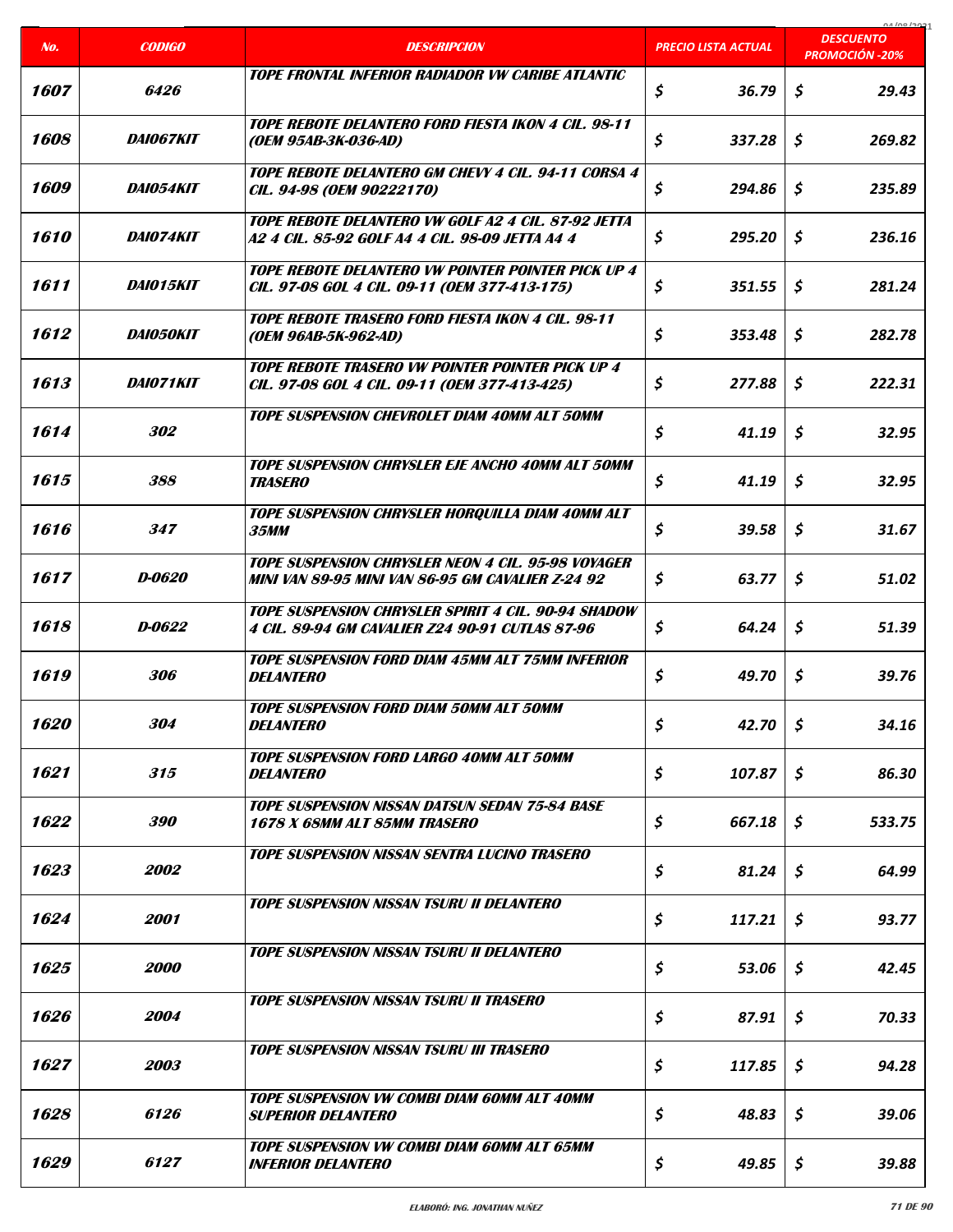| No. | CODIGO | DESCRIPCION | PRECIO LISTA ACTUAL | DESCUENTO PROMOCIÓN -20% |
|---|---|---|---|---|
| 1607 | 6426 | TOPE FRONTAL INFERIOR RADIADOR VW CARIBE ATLANTIC | $ 36.79 | $ 29.43 |
| 1608 | DAI067KIT | TOPE REBOTE DELANTERO FORD FIESTA IKON 4 CIL. 98-11 (OEM 95AB-3K-036-AD) | $ 337.28 | $ 269.82 |
| 1609 | DAI054KIT | TOPE REBOTE DELANTERO GM CHEVY 4 CIL. 94-11 CORSA 4 CIL. 94-98 (OEM 90222170) | $ 294.86 | $ 235.89 |
| 1610 | DAI074KIT | TOPE REBOTE DELANTERO VW GOLF A2 4 CIL. 87-92 JETTA A2 4 CIL. 85-92 GOLF A4 4 CIL. 98-09 JETTA A4 4 | $ 295.20 | $ 236.16 |
| 1611 | DAI015KIT | TOPE REBOTE DELANTERO VW POINTER POINTER PICK UP 4 CIL. 97-08 GOL 4 CIL. 09-11 (OEM 377-413-175) | $ 351.55 | $ 281.24 |
| 1612 | DAI050KIT | TOPE REBOTE TRASERO FORD FIESTA IKON 4 CIL. 98-11 (OEM 96AB-5K-962-AD) | $ 353.48 | $ 282.78 |
| 1613 | DAI071KIT | TOPE REBOTE TRASERO VW POINTER POINTER PICK UP 4 CIL. 97-08 GOL 4 CIL. 09-11 (OEM 377-413-425) | $ 277.88 | $ 222.31 |
| 1614 | 302 | TOPE SUSPENSION CHEVROLET DIAM 40MM ALT 50MM | $ 41.19 | $ 32.95 |
| 1615 | 388 | TOPE SUSPENSION CHRYSLER EJE ANCHO 40MM ALT 50MM TRASERO | $ 41.19 | $ 32.95 |
| 1616 | 347 | TOPE SUSPENSION CHRYSLER HORQUILLA DIAM 40MM ALT 35MM | $ 39.58 | $ 31.67 |
| 1617 | D-0620 | TOPE SUSPENSION CHRYSLER NEON 4 CIL. 95-98 VOYAGER MINI VAN 89-95 MINI VAN 86-95 GM CAVALIER Z-24 92 | $ 63.77 | $ 51.02 |
| 1618 | D-0622 | TOPE SUSPENSION CHRYSLER SPIRIT 4 CIL. 90-94 SHADOW 4 CIL. 89-94 GM CAVALIER Z24 90-91 CUTLAS 87-96 | $ 64.24 | $ 51.39 |
| 1619 | 306 | TOPE SUSPENSION FORD DIAM 45MM ALT 75MM INFERIOR DELANTERO | $ 49.70 | $ 39.76 |
| 1620 | 304 | TOPE SUSPENSION FORD DIAM 50MM ALT 50MM DELANTERO | $ 42.70 | $ 34.16 |
| 1621 | 315 | TOPE SUSPENSION FORD LARGO 40MM ALT 50MM DELANTERO | $ 107.87 | $ 86.30 |
| 1622 | 390 | TOPE SUSPENSION NISSAN DATSUN SEDAN 75-84 BASE 1678 X 68MM ALT 85MM TRASERO | $ 667.18 | $ 533.75 |
| 1623 | 2002 | TOPE SUSPENSION NISSAN SENTRA LUCINO TRASERO | $ 81.24 | $ 64.99 |
| 1624 | 2001 | TOPE SUSPENSION NISSAN TSURU II DELANTERO | $ 117.21 | $ 93.77 |
| 1625 | 2000 | TOPE SUSPENSION NISSAN TSURU II DELANTERO | $ 53.06 | $ 42.45 |
| 1626 | 2004 | TOPE SUSPENSION NISSAN TSURU II TRASERO | $ 87.91 | $ 70.33 |
| 1627 | 2003 | TOPE SUSPENSION NISSAN TSURU III TRASERO | $ 117.85 | $ 94.28 |
| 1628 | 6126 | TOPE SUSPENSION VW COMBI DIAM 60MM ALT 40MM SUPERIOR DELANTERO | $ 48.83 | $ 39.06 |
| 1629 | 6127 | TOPE SUSPENSION VW COMBI DIAM 60MM ALT 65MM INFERIOR DELANTERO | $ 49.85 | $ 39.88 |

ELABORÓ: ING. JONATHAN NUÑEZ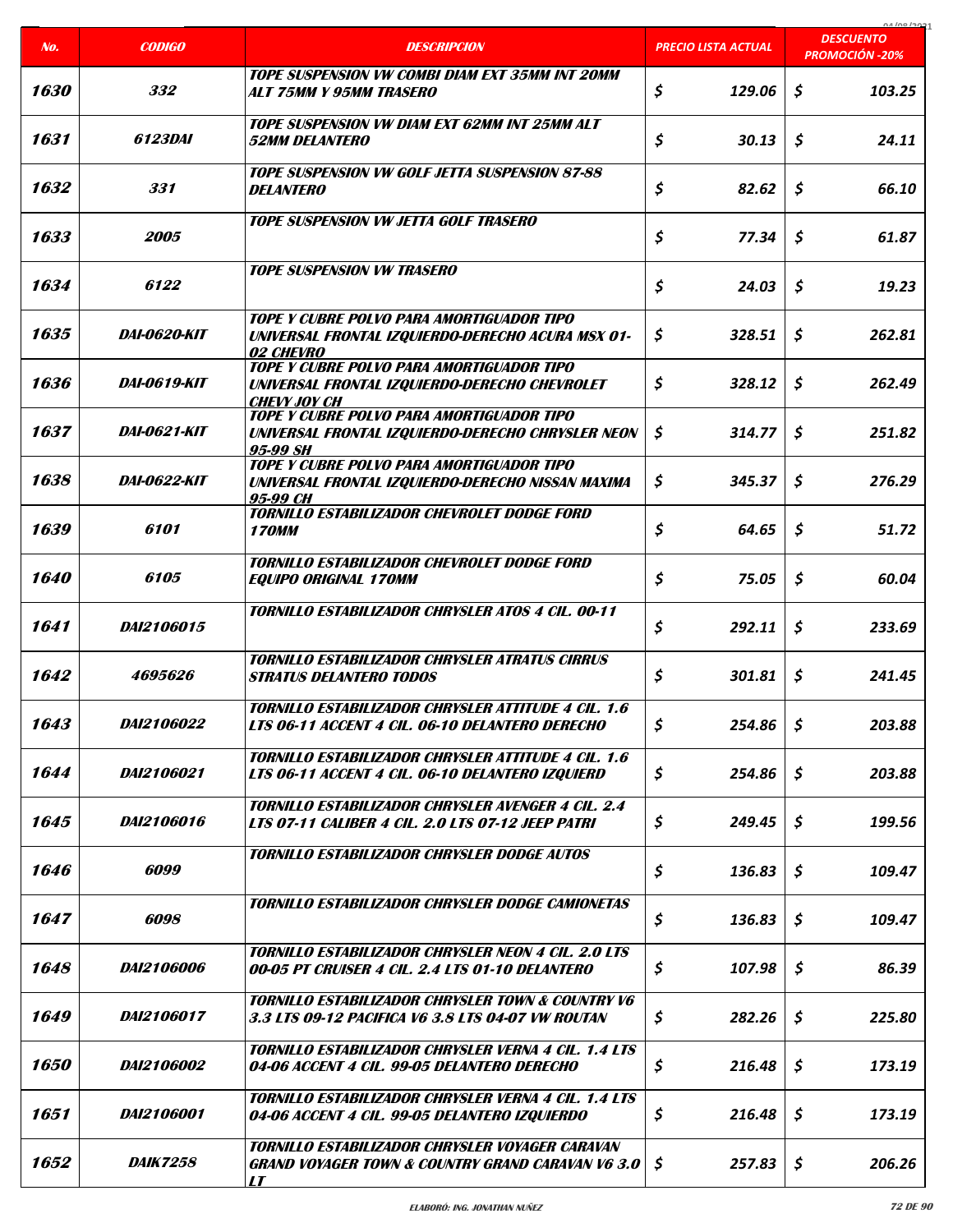| No. | CODIGO | DESCRIPCION | PRECIO LISTA ACTUAL | DESCUENTO PROMOCIÓN -20% |
|---|---|---|---|---|
| 1630 | 332 | TOPE SUSPENSION VW COMBI DIAM EXT 35MM INT 20MM ALT 75MM Y 95MM TRASERO | $ 129.06 | $ 103.25 |
| 1631 | 6123DAI | TOPE SUSPENSION VW DIAM EXT 62MM INT 25MM ALT 52MM DELANTERO | $ 30.13 | $ 24.11 |
| 1632 | 331 | TOPE SUSPENSION VW GOLF JETTA SUSPENSION 87-88 DELANTERO | $ 82.62 | $ 66.10 |
| 1633 | 2005 | TOPE SUSPENSION VW JETTA GOLF TRASERO | $ 77.34 | $ 61.87 |
| 1634 | 6122 | TOPE SUSPENSION VW TRASERO | $ 24.03 | $ 19.23 |
| 1635 | DAI-0620-KIT | TOPE Y CUBRE POLVO PARA AMORTIGUADOR TIPO UNIVERSAL FRONTAL IZQUIERDO-DERECHO ACURA MSX 01-02 CHEVRO | $ 328.51 | $ 262.81 |
| 1636 | DAI-0619-KIT | TOPE Y CUBRE POLVO PARA AMORTIGUADOR TIPO UNIVERSAL FRONTAL IZQUIERDO-DERECHO CHEVROLET CHEVY JOY CH | $ 328.12 | $ 262.49 |
| 1637 | DAI-0621-KIT | TOPE Y CUBRE POLVO PARA AMORTIGUADOR TIPO UNIVERSAL FRONTAL IZQUIERDO-DERECHO CHRYSLER NEON 95-99 SH | $ 314.77 | $ 251.82 |
| 1638 | DAI-0622-KIT | TOPE Y CUBRE POLVO PARA AMORTIGUADOR TIPO UNIVERSAL FRONTAL IZQUIERDO-DERECHO NISSAN MAXIMA 95-99 CH | $ 345.37 | $ 276.29 |
| 1639 | 6101 | TORNILLO ESTABILIZADOR CHEVROLET DODGE FORD 170MM | $ 64.65 | $ 51.72 |
| 1640 | 6105 | TORNILLO ESTABILIZADOR CHEVROLET DODGE FORD EQUIPO ORIGINAL 170MM | $ 75.05 | $ 60.04 |
| 1641 | DAI2106015 | TORNILLO ESTABILIZADOR CHRYSLER ATOS 4 CIL. 00-11 | $ 292.11 | $ 233.69 |
| 1642 | 4695626 | TORNILLO ESTABILIZADOR CHRYSLER ATRATUS CIRRUS STRATUS DELANTERO TODOS | $ 301.81 | $ 241.45 |
| 1643 | DAI2106022 | TORNILLO ESTABILIZADOR CHRYSLER ATTITUDE 4 CIL. 1.6 LTS 06-11 ACCENT 4 CIL. 06-10 DELANTERO DERECHO | $ 254.86 | $ 203.88 |
| 1644 | DAI2106021 | TORNILLO ESTABILIZADOR CHRYSLER ATTITUDE 4 CIL. 1.6 LTS 06-11 ACCENT 4 CIL. 06-10 DELANTERO IZQUIERD | $ 254.86 | $ 203.88 |
| 1645 | DAI2106016 | TORNILLO ESTABILIZADOR CHRYSLER AVENGER 4 CIL. 2.4 LTS 07-11 CALIBER 4 CIL. 2.0 LTS 07-12 JEEP PATRI | $ 249.45 | $ 199.56 |
| 1646 | 6099 | TORNILLO ESTABILIZADOR CHRYSLER DODGE AUTOS | $ 136.83 | $ 109.47 |
| 1647 | 6098 | TORNILLO ESTABILIZADOR CHRYSLER DODGE CAMIONETAS | $ 136.83 | $ 109.47 |
| 1648 | DAI2106006 | TORNILLO ESTABILIZADOR CHRYSLER NEON 4 CIL. 2.0 LTS 00-05 PT CRUISER 4 CIL. 2.4 LTS 01-10 DELANTERO | $ 107.98 | $ 86.39 |
| 1649 | DAI2106017 | TORNILLO ESTABILIZADOR CHRYSLER TOWN & COUNTRY V6 3.3 LTS 09-12 PACIFICA V6 3.8 LTS 04-07 VW ROUTAN | $ 282.26 | $ 225.80 |
| 1650 | DAI2106002 | TORNILLO ESTABILIZADOR CHRYSLER VERNA 4 CIL. 1.4 LTS 04-06 ACCENT 4 CIL. 99-05 DELANTERO DERECHO | $ 216.48 | $ 173.19 |
| 1651 | DAI2106001 | TORNILLO ESTABILIZADOR CHRYSLER VERNA 4 CIL. 1.4 LTS 04-06 ACCENT 4 CIL. 99-05 DELANTERO IZQUIERDO | $ 216.48 | $ 173.19 |
| 1652 | DAIK7258 | TORNILLO ESTABILIZADOR CHRYSLER VOYAGER CARAVAN GRAND VOYAGER TOWN & COUNTRY GRAND CARAVAN V6 3.0 LT | $ 257.83 | $ 206.26 |

ELABORÓ: ING. JONATHAN NUÑEZ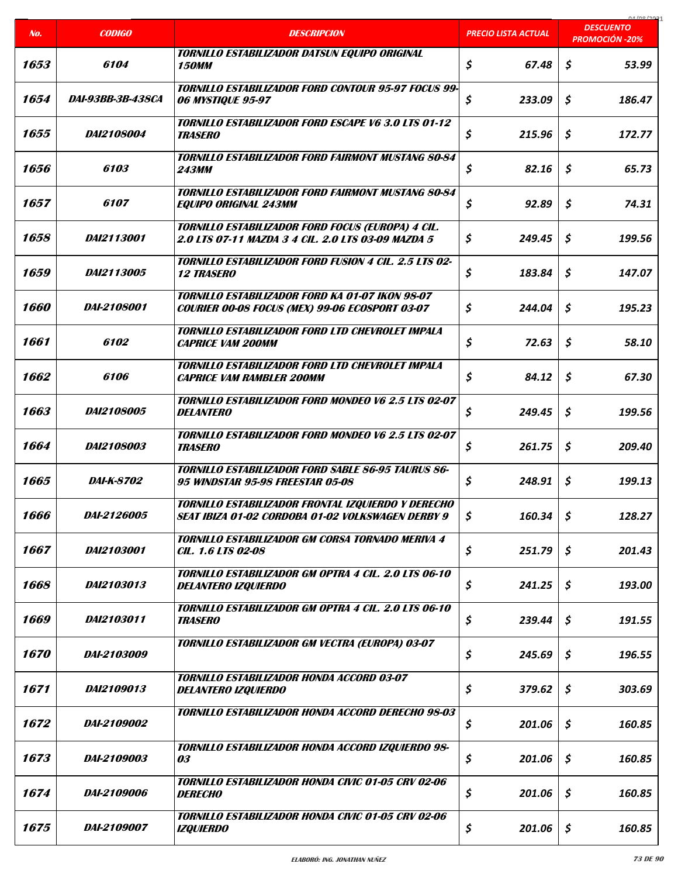| No. | CODIGO | DESCRIPCION | PRECIO LISTA ACTUAL | DESCUENTO PROMOCIÓN -20% |
|---|---|---|---|---|
| 1653 | 6104 | TORNILLO ESTABILIZADOR DATSUN EQUIPO ORIGINAL 150MM | $ 67.48 | $ 53.99 |
| 1654 | DAI-93BB-3B-438CA | TORNILLO ESTABILIZADOR FORD CONTOUR 95-97 FOCUS 99-06 MYSTIQUE 95-97 | $ 233.09 | $ 186.47 |
| 1655 | DAI2108004 | TORNILLO ESTABILIZADOR FORD ESCAPE V6 3.0 LTS 01-12 TRASERO | $ 215.96 | $ 172.77 |
| 1656 | 6103 | TORNILLO ESTABILIZADOR FORD FAIRMONT MUSTANG 80-84 243MM | $ 82.16 | $ 65.73 |
| 1657 | 6107 | TORNILLO ESTABILIZADOR FORD FAIRMONT MUSTANG 80-84 EQUIPO ORIGINAL 243MM | $ 92.89 | $ 74.31 |
| 1658 | DAI2113001 | TORNILLO ESTABILIZADOR FORD FOCUS (EUROPA) 4 CIL. 2.0 LTS 07-11 MAZDA 3 4 CIL. 2.0 LTS 03-09 MAZDA 5 | $ 249.45 | $ 199.56 |
| 1659 | DAI2113005 | TORNILLO ESTABILIZADOR FORD FUSION 4 CIL. 2.5 LTS 02-12 TRASERO | $ 183.84 | $ 147.07 |
| 1660 | DAI-2108001 | TORNILLO ESTABILIZADOR FORD KA 01-07 IKON 98-07 COURIER 00-08 FOCUS (MEX) 99-06 ECOSPORT 03-07 | $ 244.04 | $ 195.23 |
| 1661 | 6102 | TORNILLO ESTABILIZADOR FORD LTD CHEVROLET IMPALA CAPRICE VAM 200MM | $ 72.63 | $ 58.10 |
| 1662 | 6106 | TORNILLO ESTABILIZADOR FORD LTD CHEVROLET IMPALA CAPRICE VAM RAMBLER 200MM | $ 84.12 | $ 67.30 |
| 1663 | DAI2108005 | TORNILLO ESTABILIZADOR FORD MONDEO V6 2.5 LTS 02-07 DELANTERO | $ 249.45 | $ 199.56 |
| 1664 | DAI2108003 | TORNILLO ESTABILIZADOR FORD MONDEO V6 2.5 LTS 02-07 TRASERO | $ 261.75 | $ 209.40 |
| 1665 | DAI-K-8702 | TORNILLO ESTABILIZADOR FORD SABLE 86-95 TAURUS 86-95 WINDSTAR 95-98 FREESTAR 05-08 | $ 248.91 | $ 199.13 |
| 1666 | DAI-2126005 | TORNILLO ESTABILIZADOR FRONTAL IZQUIERDO Y DERECHO SEAT IBIZA 01-02 CORDOBA 01-02 VOLKSWAGEN DERBY 9 | $ 160.34 | $ 128.27 |
| 1667 | DAI2103001 | TORNILLO ESTABILIZADOR GM CORSA TORNADO MERIVA 4 CIL. 1.6 LTS 02-08 | $ 251.79 | $ 201.43 |
| 1668 | DAI2103013 | TORNILLO ESTABILIZADOR GM OPTRA 4 CIL. 2.0 LTS 06-10 DELANTERO IZQUIERDO | $ 241.25 | $ 193.00 |
| 1669 | DAI2103011 | TORNILLO ESTABILIZADOR GM OPTRA 4 CIL. 2.0 LTS 06-10 TRASERO | $ 239.44 | $ 191.55 |
| 1670 | DAI-2103009 | TORNILLO ESTABILIZADOR GM VECTRA (EUROPA) 03-07 | $ 245.69 | $ 196.55 |
| 1671 | DAI2109013 | TORNILLO ESTABILIZADOR HONDA ACCORD 03-07 DELANTERO IZQUIERDO | $ 379.62 | $ 303.69 |
| 1672 | DAI-2109002 | TORNILLO ESTABILIZADOR HONDA ACCORD DERECHO 98-03 | $ 201.06 | $ 160.85 |
| 1673 | DAI-2109003 | TORNILLO ESTABILIZADOR HONDA ACCORD IZQUIERDO 98-03 | $ 201.06 | $ 160.85 |
| 1674 | DAI-2109006 | TORNILLO ESTABILIZADOR HONDA CIVIC 01-05 CRV 02-06 DERECHO | $ 201.06 | $ 160.85 |
| 1675 | DAI-2109007 | TORNILLO ESTABILIZADOR HONDA CIVIC 01-05 CRV 02-06 IZQUIERDO | $ 201.06 | $ 160.85 |

ELABORÓ: ING. JONATHAN NUÑEZ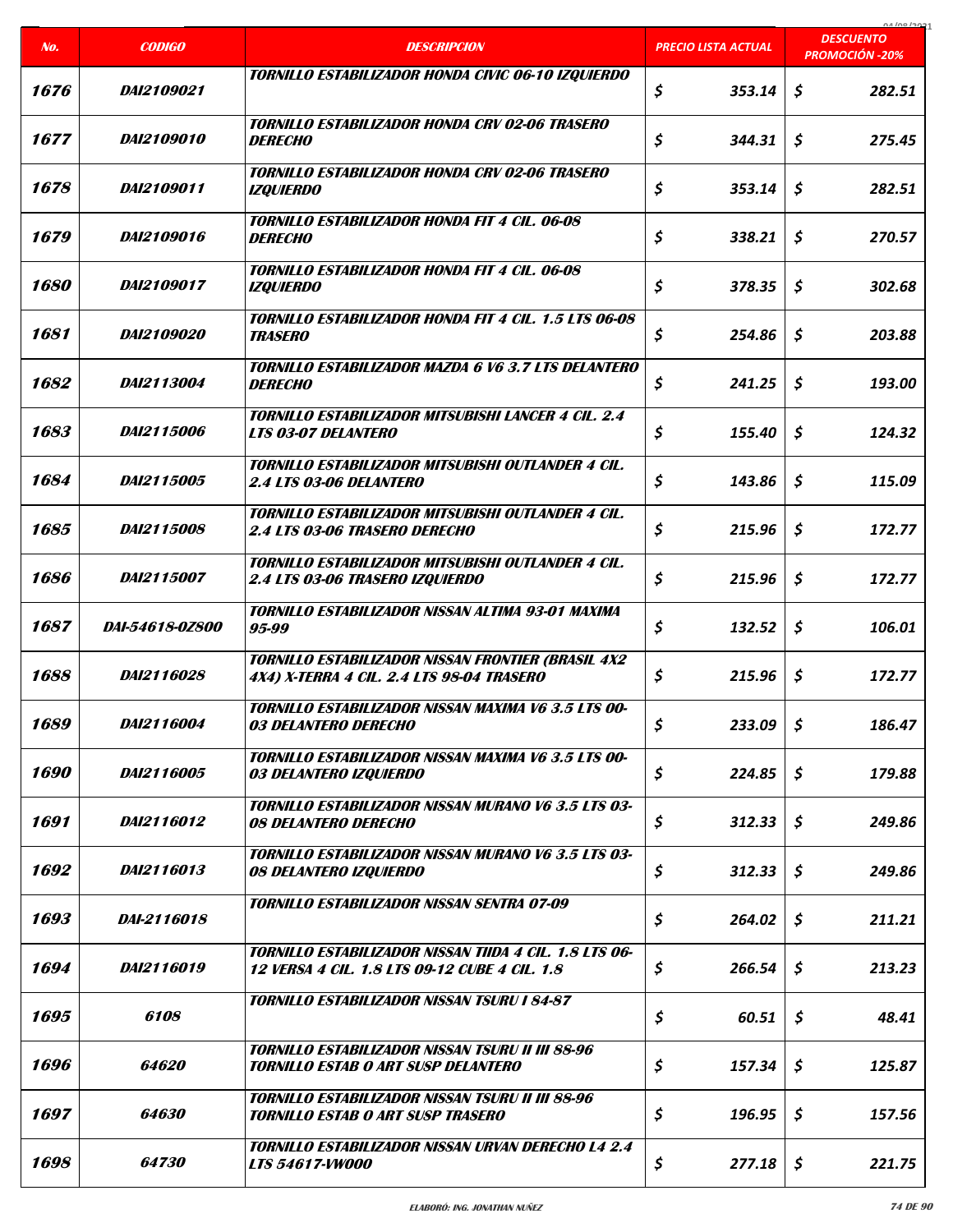| No. | CODIGO | DESCRIPCION | PRECIO LISTA ACTUAL | DESCUENTO PROMOCIÓN -20% |
|---|---|---|---|---|
| 1676 | DAI2109021 | TORNILLO ESTABILIZADOR HONDA CIVIC 06-10 IZQUIERDO | $ 353.14 | $ 282.51 |
| 1677 | DAI2109010 | TORNILLO ESTABILIZADOR HONDA CRV 02-06 TRASERO DERECHO | $ 344.31 | $ 275.45 |
| 1678 | DAI2109011 | TORNILLO ESTABILIZADOR HONDA CRV 02-06 TRASERO IZQUIERDO | $ 353.14 | $ 282.51 |
| 1679 | DAI2109016 | TORNILLO ESTABILIZADOR HONDA FIT 4 CIL. 06-08 DERECHO | $ 338.21 | $ 270.57 |
| 1680 | DAI2109017 | TORNILLO ESTABILIZADOR HONDA FIT 4 CIL. 06-08 IZQUIERDO | $ 378.35 | $ 302.68 |
| 1681 | DAI2109020 | TORNILLO ESTABILIZADOR HONDA FIT 4 CIL. 1.5 LTS 06-08 TRASERO | $ 254.86 | $ 203.88 |
| 1682 | DAI2113004 | TORNILLO ESTABILIZADOR MAZDA 6 V6 3.7 LTS DELANTERO DERECHO | $ 241.25 | $ 193.00 |
| 1683 | DAI2115006 | TORNILLO ESTABILIZADOR MITSUBISHI LANCER 4 CIL. 2.4 LTS 03-07 DELANTERO | $ 155.40 | $ 124.32 |
| 1684 | DAI2115005 | TORNILLO ESTABILIZADOR MITSUBISHI OUTLANDER 4 CIL. 2.4 LTS 03-06 DELANTERO | $ 143.86 | $ 115.09 |
| 1685 | DAI2115008 | TORNILLO ESTABILIZADOR MITSUBISHI OUTLANDER 4 CIL. 2.4 LTS 03-06 TRASERO DERECHO | $ 215.96 | $ 172.77 |
| 1686 | DAI2115007 | TORNILLO ESTABILIZADOR MITSUBISHI OUTLANDER 4 CIL. 2.4 LTS 03-06 TRASERO IZQUIERDO | $ 215.96 | $ 172.77 |
| 1687 | DAI-54618-0Z800 | TORNILLO ESTABILIZADOR NISSAN ALTIMA 93-01 MAXIMA 95-99 | $ 132.52 | $ 106.01 |
| 1688 | DAI2116028 | TORNILLO ESTABILIZADOR NISSAN FRONTIER (BRASIL 4X2 4X4) X-TERRA 4 CIL. 2.4 LTS 98-04 TRASERO | $ 215.96 | $ 172.77 |
| 1689 | DAI2116004 | TORNILLO ESTABILIZADOR NISSAN MAXIMA V6 3.5 LTS 00-03 DELANTERO DERECHO | $ 233.09 | $ 186.47 |
| 1690 | DAI2116005 | TORNILLO ESTABILIZADOR NISSAN MAXIMA V6 3.5 LTS 00-03 DELANTERO IZQUIERDO | $ 224.85 | $ 179.88 |
| 1691 | DAI2116012 | TORNILLO ESTABILIZADOR NISSAN MURANO V6 3.5 LTS 03-08 DELANTERO DERECHO | $ 312.33 | $ 249.86 |
| 1692 | DAI2116013 | TORNILLO ESTABILIZADOR NISSAN MURANO V6 3.5 LTS 03-08 DELANTERO IZQUIERDO | $ 312.33 | $ 249.86 |
| 1693 | DAI-2116018 | TORNILLO ESTABILIZADOR NISSAN SENTRA 07-09 | $ 264.02 | $ 211.21 |
| 1694 | DAI2116019 | TORNILLO ESTABILIZADOR NISSAN TIIDA 4 CIL. 1.8 LTS 06-12 VERSA 4 CIL. 1.8 LTS 09-12 CUBE 4 CIL. 1.8 | $ 266.54 | $ 213.23 |
| 1695 | 6108 | TORNILLO ESTABILIZADOR NISSAN TSURU I 84-87 | $ 60.51 | $ 48.41 |
| 1696 | 64620 | TORNILLO ESTABILIZADOR NISSAN TSURU II III 88-96 TORNILLO ESTAB O ART SUSP DELANTERO | $ 157.34 | $ 125.87 |
| 1697 | 64630 | TORNILLO ESTABILIZADOR NISSAN TSURU II III 88-96 TORNILLO ESTAB O ART SUSP TRASERO | $ 196.95 | $ 157.56 |
| 1698 | 64730 | TORNILLO ESTABILIZADOR NISSAN URVAN DERECHO L4 2.4 LTS 54617-VW000 | $ 277.18 | $ 221.75 |

ELABORÓ: ING. JONATHAN NUÑEZ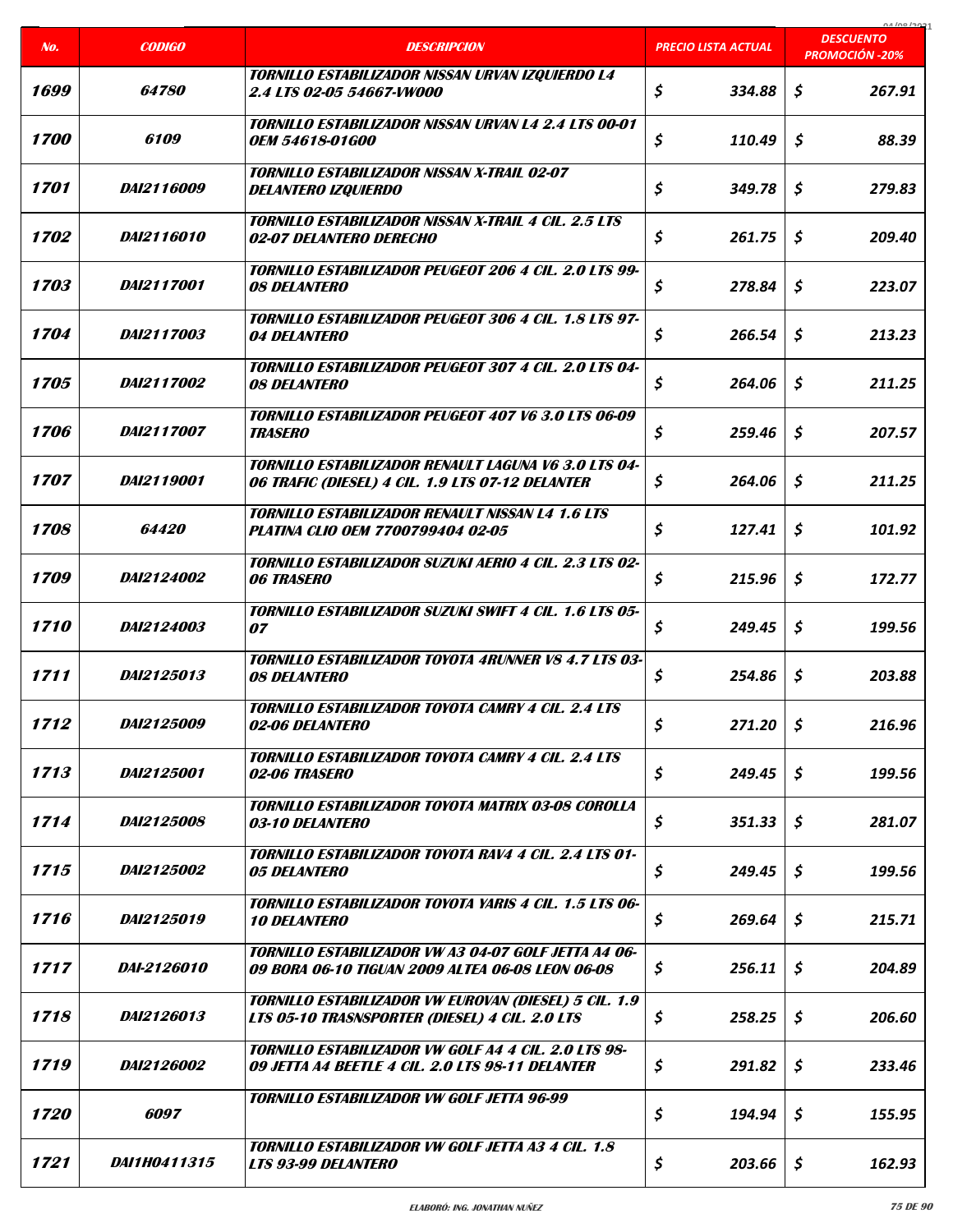| No. | CODIGO | DESCRIPCION | PRECIO LISTA ACTUAL | DESCUENTO PROMOCIÓN -20% |
|---|---|---|---|---|
| 1699 | 64780 | TORNILLO ESTABILIZADOR NISSAN URVAN IZQUIERDO L4 2.4 LTS 02-05 54667-VW000 | $ 334.88 | $ 267.91 |
| 1700 | 6109 | TORNILLO ESTABILIZADOR NISSAN URVAN L4 2.4 LTS 00-01 OEM 54618-01G00 | $ 110.49 | $ 88.39 |
| 1701 | DAI2116009 | TORNILLO ESTABILIZADOR NISSAN X-TRAIL 02-07 DELANTERO IZQUIERDO | $ 349.78 | $ 279.83 |
| 1702 | DAI2116010 | TORNILLO ESTABILIZADOR NISSAN X-TRAIL 4 CIL. 2.5 LTS 02-07 DELANTERO DERECHO | $ 261.75 | $ 209.40 |
| 1703 | DAI2117001 | TORNILLO ESTABILIZADOR PEUGEOT 206 4 CIL. 2.0 LTS 99-08 DELANTERO | $ 278.84 | $ 223.07 |
| 1704 | DAI2117003 | TORNILLO ESTABILIZADOR PEUGEOT 306 4 CIL. 1.8 LTS 97-04 DELANTERO | $ 266.54 | $ 213.23 |
| 1705 | DAI2117002 | TORNILLO ESTABILIZADOR PEUGEOT 307 4 CIL. 2.0 LTS 04-08 DELANTERO | $ 264.06 | $ 211.25 |
| 1706 | DAI2117007 | TORNILLO ESTABILIZADOR PEUGEOT 407 V6 3.0 LTS 06-09 TRASERO | $ 259.46 | $ 207.57 |
| 1707 | DAI2119001 | TORNILLO ESTABILIZADOR RENAULT LAGUNA V6 3.0 LTS 04-06 TRAFIC (DIESEL) 4 CIL. 1.9 LTS 07-12 DELANTER | $ 264.06 | $ 211.25 |
| 1708 | 64420 | TORNILLO ESTABILIZADOR RENAULT NISSAN L4 1.6 LTS PLATINA CLIO OEM 7700799404 02-05 | $ 127.41 | $ 101.92 |
| 1709 | DAI2124002 | TORNILLO ESTABILIZADOR SUZUKI AERIO 4 CIL. 2.3 LTS 02-06 TRASERO | $ 215.96 | $ 172.77 |
| 1710 | DAI2124003 | TORNILLO ESTABILIZADOR SUZUKI SWIFT 4 CIL. 1.6 LTS 05-07 | $ 249.45 | $ 199.56 |
| 1711 | DAI2125013 | TORNILLO ESTABILIZADOR TOYOTA 4RUNNER V8 4.7 LTS 03-08 DELANTERO | $ 254.86 | $ 203.88 |
| 1712 | DAI2125009 | TORNILLO ESTABILIZADOR TOYOTA CAMRY 4 CIL. 2.4 LTS 02-06 DELANTERO | $ 271.20 | $ 216.96 |
| 1713 | DAI2125001 | TORNILLO ESTABILIZADOR TOYOTA CAMRY 4 CIL. 2.4 LTS 02-06 TRASERO | $ 249.45 | $ 199.56 |
| 1714 | DAI2125008 | TORNILLO ESTABILIZADOR TOYOTA MATRIX 03-08 COROLLA 03-10 DELANTERO | $ 351.33 | $ 281.07 |
| 1715 | DAI2125002 | TORNILLO ESTABILIZADOR TOYOTA RAV4 4 CIL. 2.4 LTS 01-05 DELANTERO | $ 249.45 | $ 199.56 |
| 1716 | DAI2125019 | TORNILLO ESTABILIZADOR TOYOTA YARIS 4 CIL. 1.5 LTS 06-10 DELANTERO | $ 269.64 | $ 215.71 |
| 1717 | DAI-2126010 | TORNILLO ESTABILIZADOR VW A3 04-07 GOLF JETTA A4 06-09 BORA 06-10 TIGUAN 2009 ALTEA 06-08 LEON 06-08 | $ 256.11 | $ 204.89 |
| 1718 | DAI2126013 | TORNILLO ESTABILIZADOR VW EUROVAN (DIESEL) 5 CIL. 1.9 LTS 05-10 TRASNSPORTER (DIESEL) 4 CIL. 2.0 LTS | $ 258.25 | $ 206.60 |
| 1719 | DAI2126002 | TORNILLO ESTABILIZADOR VW GOLF A4 4 CIL. 2.0 LTS 98-09 JETTA A4 BEETLE 4 CIL. 2.0 LTS 98-11 DELANTER | $ 291.82 | $ 233.46 |
| 1720 | 6097 | TORNILLO ESTABILIZADOR VW GOLF JETTA 96-99 | $ 194.94 | $ 155.95 |
| 1721 | DAI1H0411315 | TORNILLO ESTABILIZADOR VW GOLF JETTA A3 4 CIL. 1.8 LTS 93-99 DELANTERO | $ 203.66 | $ 162.93 |

ELABORÓ: ING. JONATHAN NUÑEZ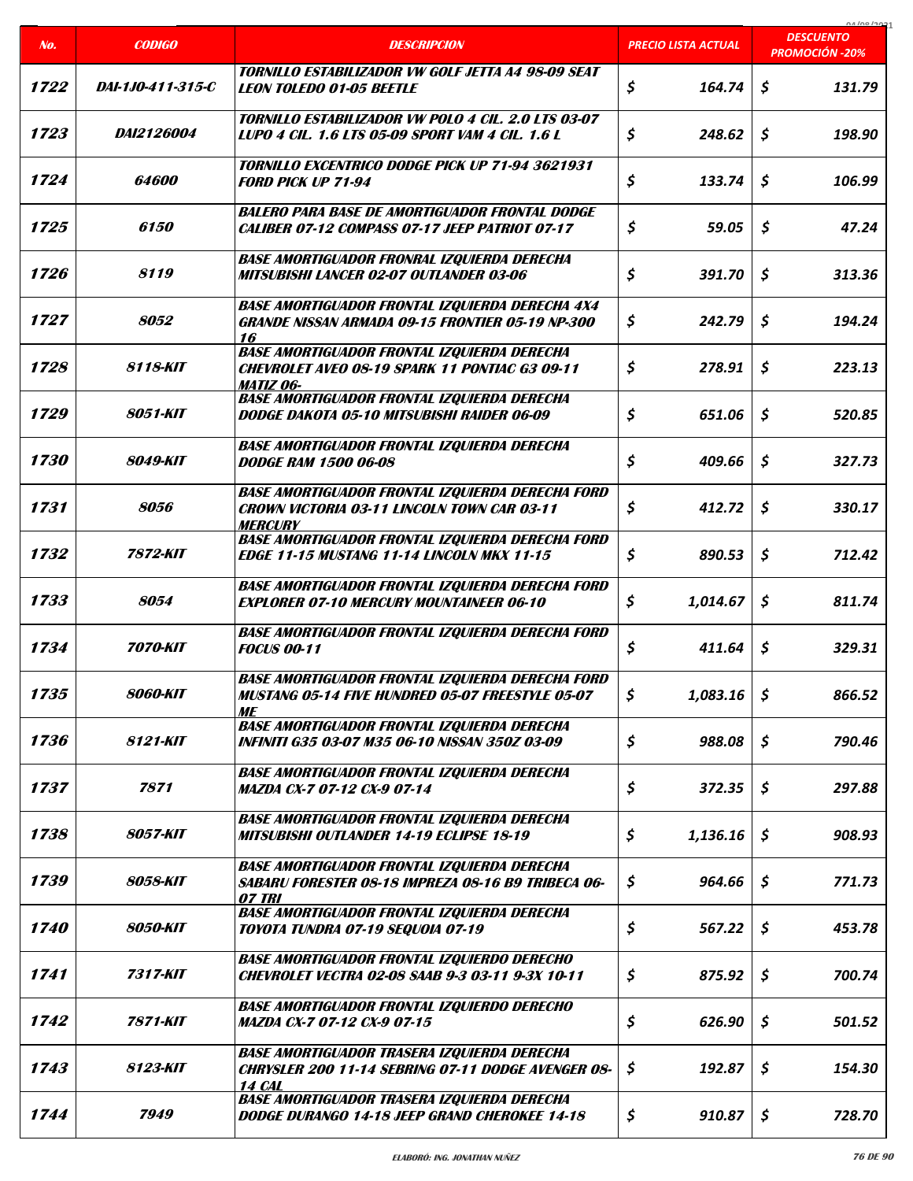| No. | CODIGO | DESCRIPCION | PRECIO LISTA ACTUAL | DESCUENTO PROMOCIÓN -20% |
|---|---|---|---|---|
| 1722 | DAI-1J0-411-315-C | TORNILLO ESTABILIZADOR VW GOLF JETTA A4 98-09 SEAT LEON TOLEDO 01-05 BEETLE | $ 164.74 | $ 131.79 |
| 1723 | DAI2126004 | TORNILLO ESTABILIZADOR VW POLO 4 CIL. 2.0 LTS 03-07 LUPO 4 CIL. 1.6 LTS 05-09 SPORT VAM 4 CIL. 1.6 L | $ 248.62 | $ 198.90 |
| 1724 | 64600 | TORNILLO EXCENTRICO DODGE PICK UP 71-94 3621931 FORD PICK UP 71-94 | $ 133.74 | $ 106.99 |
| 1725 | 6150 | BALERO PARA BASE DE AMORTIGUADOR FRONTAL DODGE CALIBER 07-12 COMPASS 07-17 JEEP PATRIOT 07-17 | $ 59.05 | $ 47.24 |
| 1726 | 8119 | BASE AMORTIGUADOR FRONRAL IZQUIERDA DERECHA MITSUBISHI LANCER 02-07 OUTLANDER 03-06 | $ 391.70 | $ 313.36 |
| 1727 | 8052 | BASE AMORTIGUADOR FRONTAL IZQUIERDA DERECHA 4X4 GRANDE NISSAN ARMADA 09-15 FRONTIER 05-19 NP-300 16 | $ 242.79 | $ 194.24 |
| 1728 | 8118-KIT | BASE AMORTIGUADOR FRONTAL IZQUIERDA DERECHA CHEVROLET AVEO 08-19 SPARK 11 PONTIAC G3 09-11 MATIZ 06- | $ 278.91 | $ 223.13 |
| 1729 | 8051-KIT | BASE AMORTIGUADOR FRONTAL IZQUIERDA DERECHA DODGE DAKOTA 05-10 MITSUBISHI RAIDER 06-09 | $ 651.06 | $ 520.85 |
| 1730 | 8049-KIT | BASE AMORTIGUADOR FRONTAL IZQUIERDA DERECHA DODGE RAM 1500 06-08 | $ 409.66 | $ 327.73 |
| 1731 | 8056 | BASE AMORTIGUADOR FRONTAL IZQUIERDA DERECHA FORD CROWN VICTORIA 03-11 LINCOLN TOWN CAR 03-11 MERCURY | $ 412.72 | $ 330.17 |
| 1732 | 7872-KIT | BASE AMORTIGUADOR FRONTAL IZQUIERDA DERECHA FORD EDGE 11-15 MUSTANG 11-14 LINCOLN MKX 11-15 | $ 890.53 | $ 712.42 |
| 1733 | 8054 | BASE AMORTIGUADOR FRONTAL IZQUIERDA DERECHA FORD EXPLORER 07-10 MERCURY MOUNTAINEER 06-10 | $ 1,014.67 | $ 811.74 |
| 1734 | 7070-KIT | BASE AMORTIGUADOR FRONTAL IZQUIERDA DERECHA FORD FOCUS 00-11 | $ 411.64 | $ 329.31 |
| 1735 | 8060-KIT | BASE AMORTIGUADOR FRONTAL IZQUIERDA DERECHA FORD MUSTANG 05-14 FIVE HUNDRED 05-07 FREESTYLE 05-07 ME | $ 1,083.16 | $ 866.52 |
| 1736 | 8121-KIT | BASE AMORTIGUADOR FRONTAL IZQUIERDA DERECHA INFINITI G35 03-07 M35 06-10 NISSAN 350Z 03-09 | $ 988.08 | $ 790.46 |
| 1737 | 7871 | BASE AMORTIGUADOR FRONTAL IZQUIERDA DERECHA MAZDA CX-7 07-12 CX-9 07-14 | $ 372.35 | $ 297.88 |
| 1738 | 8057-KIT | BASE AMORTIGUADOR FRONTAL IZQUIERDA DERECHA MITSUBISHI OUTLANDER 14-19 ECLIPSE 18-19 | $ 1,136.16 | $ 908.93 |
| 1739 | 8058-KIT | BASE AMORTIGUADOR FRONTAL IZQUIERDA DERECHA SABARU FORESTER 08-18 IMPREZA 08-16 B9 TRIBECA 06-07 TRI | $ 964.66 | $ 771.73 |
| 1740 | 8050-KIT | BASE AMORTIGUADOR FRONTAL IZQUIERDA DERECHA TOYOTA TUNDRA 07-19 SEQUOIA 07-19 | $ 567.22 | $ 453.78 |
| 1741 | 7317-KIT | BASE AMORTIGUADOR FRONTAL IZQUIERDO DERECHO CHEVROLET VECTRA 02-08 SAAB 9-3 03-11 9-3X 10-11 | $ 875.92 | $ 700.74 |
| 1742 | 7871-KIT | BASE AMORTIGUADOR FRONTAL IZQUIERDO DERECHO MAZDA CX-7 07-12 CX-9 07-15 | $ 626.90 | $ 501.52 |
| 1743 | 8123-KIT | BASE AMORTIGUADOR TRASERA IZQUIERDA DERECHA CHRYSLER 200 11-14 SEBRING 07-11 DODGE AVENGER 08-14 CAL | $ 192.87 | $ 154.30 |
| 1744 | 7949 | BASE AMORTIGUADOR TRASERA IZQUIERDA DERECHA DODGE DURANGO 14-18 JEEP GRAND CHEROKEE 14-18 | $ 910.87 | $ 728.70 |

ELABORÓ: ING. JONATHAN NUÑEZ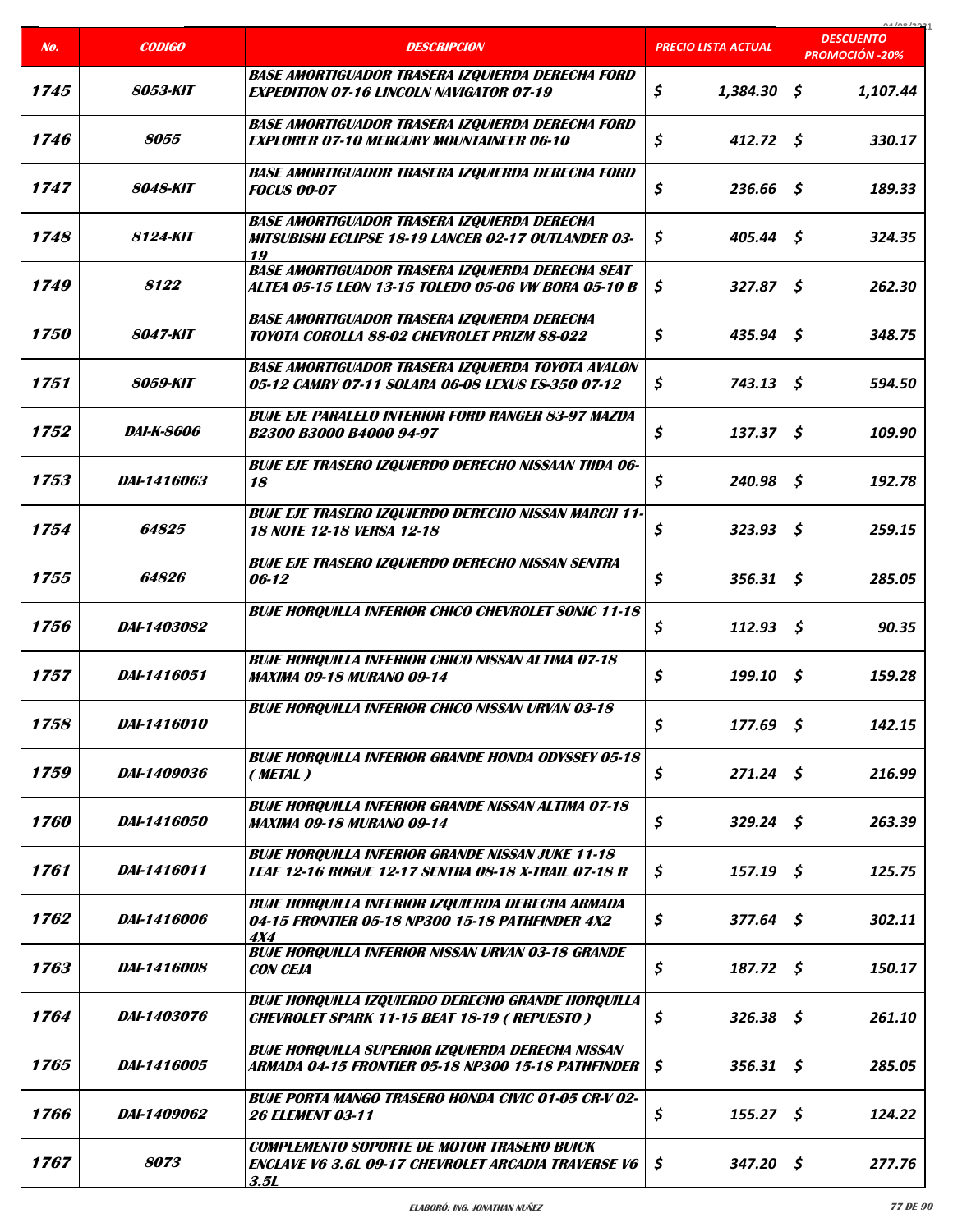| No. | CODIGO | DESCRIPCION | PRECIO LISTA ACTUAL | DESCUENTO PROMOCIÓN -20% |
|---|---|---|---|---|
| 1745 | 8053-KIT | BASE AMORTIGUADOR TRASERA IZQUIERDA DERECHA FORD EXPEDITION 07-16 LINCOLN NAVIGATOR 07-19 | $ 1,384.30 | $ 1,107.44 |
| 1746 | 8055 | BASE AMORTIGUADOR TRASERA IZQUIERDA DERECHA FORD EXPLORER 07-10 MERCURY MOUNTAINEER 06-10 | $ 412.72 | $ 330.17 |
| 1747 | 8048-KIT | BASE AMORTIGUADOR TRASERA IZQUIERDA DERECHA FORD FOCUS 00-07 | $ 236.66 | $ 189.33 |
| 1748 | 8124-KIT | BASE AMORTIGUADOR TRASERA IZQUIERDA DERECHA MITSUBISHI ECLIPSE 18-19 LANCER 02-17 OUTLANDER 03-19 | $ 405.44 | $ 324.35 |
| 1749 | 8122 | BASE AMORTIGUADOR TRASERA IZQUIERDA DERECHA SEAT ALTEA 05-15 LEON 13-15 TOLEDO 05-06 VW BORA 05-10 B | $ 327.87 | $ 262.30 |
| 1750 | 8047-KIT | BASE AMORTIGUADOR TRASERA IZQUIERDA DERECHA TOYOTA COROLLA 88-02 CHEVROLET PRIZM 88-022 | $ 435.94 | $ 348.75 |
| 1751 | 8059-KIT | BASE AMORTIGUADOR TRASERA IZQUIERDA TOYOTA AVALON 05-12 CAMRY 07-11 SOLARA 06-08 LEXUS ES-350 07-12 | $ 743.13 | $ 594.50 |
| 1752 | DAI-K-8606 | BUJE EJE PARALELO INTERIOR FORD RANGER 83-97 MAZDA B2300 B3000 B4000 94-97 | $ 137.37 | $ 109.90 |
| 1753 | DAI-1416063 | BUJE EJE TRASERO IZQUIERDO DERECHO NISSAAN TIIDA 06-18 | $ 240.98 | $ 192.78 |
| 1754 | 64825 | BUJE EJE TRASERO IZQUIERDO DERECHO NISSAN MARCH 11-18 NOTE 12-18 VERSA 12-18 | $ 323.93 | $ 259.15 |
| 1755 | 64826 | BUJE EJE TRASERO IZQUIERDO DERECHO NISSAN SENTRA 06-12 | $ 356.31 | $ 285.05 |
| 1756 | DAI-1403082 | BUJE HORQUILLA INFERIOR CHICO CHEVROLET SONIC 11-18 | $ 112.93 | $ 90.35 |
| 1757 | DAI-1416051 | BUJE HORQUILLA INFERIOR CHICO NISSAN ALTIMA 07-18 MAXIMA 09-18 MURANO 09-14 | $ 199.10 | $ 159.28 |
| 1758 | DAI-1416010 | BUJE HORQUILLA INFERIOR CHICO NISSAN URVAN 03-18 | $ 177.69 | $ 142.15 |
| 1759 | DAI-1409036 | BUJE HORQUILLA INFERIOR GRANDE HONDA ODYSSEY 05-18 ( METAL ) | $ 271.24 | $ 216.99 |
| 1760 | DAI-1416050 | BUJE HORQUILLA INFERIOR GRANDE NISSAN ALTIMA 07-18 MAXIMA 09-18 MURANO 09-14 | $ 329.24 | $ 263.39 |
| 1761 | DAI-1416011 | BUJE HORQUILLA INFERIOR GRANDE NISSAN JUKE 11-18 LEAF 12-16 ROGUE 12-17 SENTRA 08-18 X-TRAIL 07-18 R | $ 157.19 | $ 125.75 |
| 1762 | DAI-1416006 | BUJE HORQUILLA INFERIOR IZQUIERDA DERECHA ARMADA 04-15 FRONTIER 05-18 NP300 15-18 PATHFINDER 4X2 4X4 | $ 377.64 | $ 302.11 |
| 1763 | DAI-1416008 | BUJE HORQUILLA INFERIOR NISSAN URVAN 03-18 GRANDE CON CEJA | $ 187.72 | $ 150.17 |
| 1764 | DAI-1403076 | BUJE HORQUILLA IZQUIERDO DERECHO GRANDE HORQUILLA CHEVROLET SPARK 11-15 BEAT 18-19 ( REPUESTO ) | $ 326.38 | $ 261.10 |
| 1765 | DAI-1416005 | BUJE HORQUILLA SUPERIOR IZQUIERDA DERECHA NISSAN ARMADA 04-15 FRONTIER 05-18 NP300 15-18 PATHFINDER | $ 356.31 | $ 285.05 |
| 1766 | DAI-1409062 | BUJE PORTA MANGO TRASERO HONDA CIVIC 01-05 CR-V 02-26 ELEMENT 03-11 | $ 155.27 | $ 124.22 |
| 1767 | 8073 | COMPLEMENTO SOPORTE DE MOTOR TRASERO BUICK ENCLAVE V6 3.6L 09-17 CHEVROLET ARCADIA TRAVERSE V6 3.5L | $ 347.20 | $ 277.76 |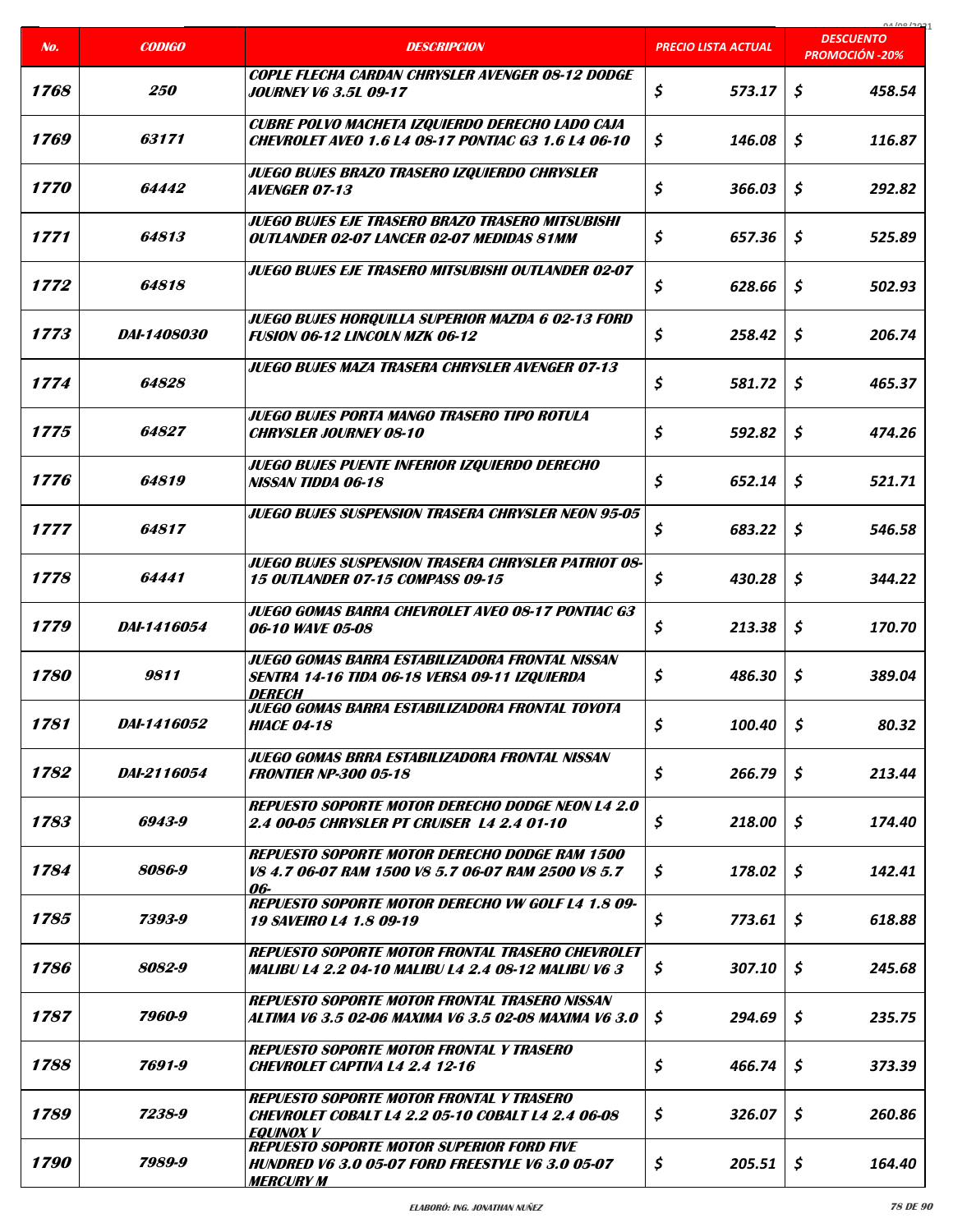| No. | CODIGO | DESCRIPCION | PRECIO LISTA ACTUAL | DESCUENTO PROMOCIÓN -20% |
|---|---|---|---|---|
| 1768 | 250 | COPLE FLECHA CARDAN CHRYSLER AVENGER 08-12 DODGE JOURNEY V6 3.5L 09-17 | $ 573.17 | $ 458.54 |
| 1769 | 63171 | CUBRE POLVO MACHETA IZQUIERDO DERECHO LADO CAJA CHEVROLET AVEO 1.6 L4 08-17 PONTIAC G3 1.6 L4 06-10 | $ 146.08 | $ 116.87 |
| 1770 | 64442 | JUEGO BUJES BRAZO TRASERO IZQUIERDO CHRYSLER AVENGER 07-13 | $ 366.03 | $ 292.82 |
| 1771 | 64813 | JUEGO BUJES EJE TRASERO BRAZO TRASERO MITSUBISHI OUTLANDER 02-07 LANCER 02-07 MEDIDAS 81MM | $ 657.36 | $ 525.89 |
| 1772 | 64818 | JUEGO BUJES EJE TRASERO MITSUBISHI OUTLANDER 02-07 | $ 628.66 | $ 502.93 |
| 1773 | DAI-1408030 | JUEGO BUJES HORQUILLA SUPERIOR MAZDA 6 02-13 FORD FUSION 06-12 LINCOLN MZK 06-12 | $ 258.42 | $ 206.74 |
| 1774 | 64828 | JUEGO BUJES MAZA TRASERA CHRYSLER AVENGER 07-13 | $ 581.72 | $ 465.37 |
| 1775 | 64827 | JUEGO BUJES PORTA MANGO TRASERO TIPO ROTULA CHRYSLER JOURNEY 08-10 | $ 592.82 | $ 474.26 |
| 1776 | 64819 | JUEGO BUJES PUENTE INFERIOR IZQUIERDO DERECHO NISSAN TIDDA 06-18 | $ 652.14 | $ 521.71 |
| 1777 | 64817 | JUEGO BUJES SUSPENSION TRASERA CHRYSLER NEON 95-05 | $ 683.22 | $ 546.58 |
| 1778 | 64441 | JUEGO BUJES SUSPENSION TRASERA CHRYSLER PATRIOT 08-15 OUTLANDER 07-15 COMPASS 09-15 | $ 430.28 | $ 344.22 |
| 1779 | DAI-1416054 | JUEGO GOMAS BARRA CHEVROLET AVEO 08-17 PONTIAC G3 06-10 WAVE 05-08 | $ 213.38 | $ 170.70 |
| 1780 | 9811 | JUEGO GOMAS BARRA ESTABILIZADORA FRONTAL NISSAN SENTRA 14-16 TIDA 06-18 VERSA 09-11 IZQUIERDA DERECH | $ 486.30 | $ 389.04 |
| 1781 | DAI-1416052 | JUEGO GOMAS BARRA ESTABILIZADORA FRONTAL TOYOTA HIACE 04-18 | $ 100.40 | $ 80.32 |
| 1782 | DAI-2116054 | JUEGO GOMAS BRRA ESTABILIZADORA FRONTAL NISSAN FRONTIER NP-300 05-18 | $ 266.79 | $ 213.44 |
| 1783 | 6943-9 | REPUESTO SOPORTE MOTOR DERECHO DODGE NEON L4 2.0 2.4 00-05 CHRYSLER PT CRUISER L4 2.4 01-10 | $ 218.00 | $ 174.40 |
| 1784 | 8086-9 | REPUESTO SOPORTE MOTOR DERECHO DODGE RAM 1500 V8 4.7 06-07 RAM 1500 V8 5.7 06-07 RAM 2500 V8 5.7 06- | $ 178.02 | $ 142.41 |
| 1785 | 7393-9 | REPUESTO SOPORTE MOTOR DERECHO VW GOLF L4 1.8 09-19 SAVEIRO L4 1.8 09-19 | $ 773.61 | $ 618.88 |
| 1786 | 8082-9 | REPUESTO SOPORTE MOTOR FRONTAL TRASERO CHEVROLET MALIBU L4 2.2 04-10 MALIBU L4 2.4 08-12 MALIBU V6 3 | $ 307.10 | $ 245.68 |
| 1787 | 7960-9 | REPUESTO SOPORTE MOTOR FRONTAL TRASERO NISSAN ALTIMA V6 3.5 02-06 MAXIMA V6 3.5 02-08 MAXIMA V6 3.0 | $ 294.69 | $ 235.75 |
| 1788 | 7691-9 | REPUESTO SOPORTE MOTOR FRONTAL Y TRASERO CHEVROLET CAPTIVA L4 2.4 12-16 | $ 466.74 | $ 373.39 |
| 1789 | 7238-9 | REPUESTO SOPORTE MOTOR FRONTAL Y TRASERO CHEVROLET COBALT L4 2.2 05-10 COBALT L4 2.4 06-08 EQUINOX V | $ 326.07 | $ 260.86 |
| 1790 | 7989-9 | REPUESTO SOPORTE MOTOR SUPERIOR FORD FIVE HUNDRED V6 3.0 05-07 FORD FREESTYLE V6 3.0 05-07 MERCURY M | $ 205.51 | $ 164.40 |

ELABORÓ: ING. JONATHAN NUÑEZ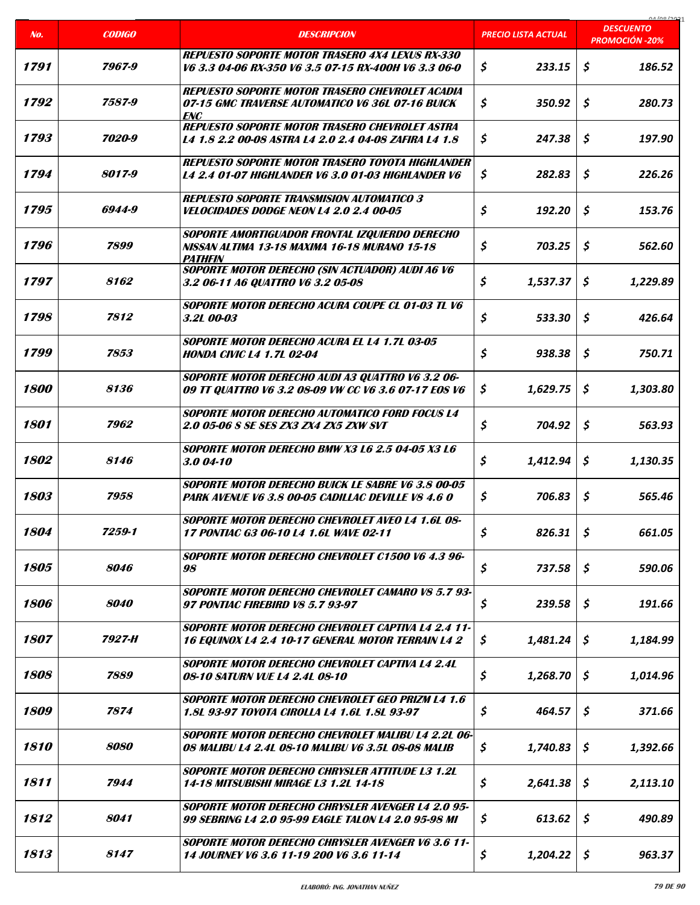| No. | CODIGO | DESCRIPCION | PRECIO LISTA ACTUAL | DESCUENTO PROMOCIÓN -20% |
|---|---|---|---|---|
| 1791 | 7967-9 | REPUESTO SOPORTE MOTOR TRASERO 4X4 LEXUS RX-330 V6 3.3 04-06 RX-350 V6 3.5 07-15 RX-400H V6 3.3 06-0 | $ 233.15 | $ 186.52 |
| 1792 | 7587-9 | REPUESTO SOPORTE MOTOR TRASERO CHEVROLET ACADIA 07-15 GMC TRAVERSE AUTOMATICO V6 36L 07-16 BUICK ENC | $ 350.92 | $ 280.73 |
| 1793 | 7020-9 | REPUESTO SOPORTE MOTOR TRASERO CHEVROLET ASTRA L4 1.8 2.2 00-08 ASTRA L4 2.0 2.4 04-08 ZAFIRA L4 1.8 | $ 247.38 | $ 197.90 |
| 1794 | 8017-9 | REPUESTO SOPORTE MOTOR TRASERO TOYOTA HIGHLANDER L4 2.4 01-07 HIGHLANDER V6 3.0 01-03 HIGHLANDER V6 | $ 282.83 | $ 226.26 |
| 1795 | 6944-9 | REPUESTO SOPORTE TRANSMISION AUTOMATICO 3 VELOCIDADES DODGE NEON L4 2.0 2.4 00-05 | $ 192.20 | $ 153.76 |
| 1796 | 7899 | SOPORTE AMORTIGUADOR FRONTAL IZQUIERDO DERECHO NISSAN ALTIMA 13-18 MAXIMA 16-18 MURANO 15-18 PATHFIN | $ 703.25 | $ 562.60 |
| 1797 | 8162 | SOPORTE MOTOR DERECHO (SIN ACTUADOR) AUDI A6 V6 3.2 06-11 A6 QUATTRO V6 3.2 05-08 | $ 1,537.37 | $ 1,229.89 |
| 1798 | 7812 | SOPORTE MOTOR DERECHO ACURA COUPE CL 01-03 TL V6 3.2L 00-03 | $ 533.30 | $ 426.64 |
| 1799 | 7853 | SOPORTE MOTOR DERECHO ACURA EL L4 1.7L 03-05 HONDA CIVIC L4 1.7L 02-04 | $ 938.38 | $ 750.71 |
| 1800 | 8136 | SOPORTE MOTOR DERECHO AUDI A3 QUATTRO V6 3.2 06-09 TT QUATTRO V6 3.2 08-09 VW CC V6 3.6 07-17 EOS V6 | $ 1,629.75 | $ 1,303.80 |
| 1801 | 7962 | SOPORTE MOTOR DERECHO AUTOMATICO FORD FOCUS L4 2.0 05-06 S SE SES ZX3 ZX4 ZX5 ZXW SVT | $ 704.92 | $ 563.93 |
| 1802 | 8146 | SOPORTE MOTOR DERECHO BMW X3 L6 2.5 04-05 X3 L6 3.0 04-10 | $ 1,412.94 | $ 1,130.35 |
| 1803 | 7958 | SOPORTE MOTOR DERECHO BUICK LE SABRE V6 3.8 00-05 PARK AVENUE V6 3.8 00-05 CADILLAC DEVILLE V8 4.6 0 | $ 706.83 | $ 565.46 |
| 1804 | 7259-1 | SOPORTE MOTOR DERECHO CHEVROLET AVEO L4 1.6L 08-17 PONTIAC G3 06-10 L4 1.6L WAVE 02-11 | $ 826.31 | $ 661.05 |
| 1805 | 8046 | SOPORTE MOTOR DERECHO CHEVROLET C1500 V6 4.3 96-98 | $ 737.58 | $ 590.06 |
| 1806 | 8040 | SOPORTE MOTOR DERECHO CHEVROLET CAMARO V8 5.7 93-97 PONTIAC FIREBIRD V8 5.7 93-97 | $ 239.58 | $ 191.66 |
| 1807 | 7927-H | SOPORTE MOTOR DERECHO CHEVROLET CAPTIVA L4 2.4 11-16 EQUINOX L4 2.4 10-17 GENERAL MOTOR TERRAIN L4 2 | $ 1,481.24 | $ 1,184.99 |
| 1808 | 7889 | SOPORTE MOTOR DERECHO CHEVROLET CAPTIVA L4 2.4L 08-10 SATURN VUE L4 2.4L 08-10 | $ 1,268.70 | $ 1,014.96 |
| 1809 | 7874 | SOPORTE MOTOR DERECHO CHEVROLET GEO PRIZM L4 1.6 1.8L 93-97 TOYOTA CIROLLA L4 1.6L 1.8L 93-97 | $ 464.57 | $ 371.66 |
| 1810 | 8080 | SOPORTE MOTOR DERECHO CHEVROLET MALIBU L4 2.2L 06-08 MALIBU L4 2.4L 08-10 MALIBU V6 3.5L 08-08 MALIB | $ 1,740.83 | $ 1,392.66 |
| 1811 | 7944 | SOPORTE MOTOR DERECHO CHRYSLER ATTITUDE L3 1.2L 14-18 MITSUBISHI MIRAGE L3 1.2L 14-18 | $ 2,641.38 | $ 2,113.10 |
| 1812 | 8041 | SOPORTE MOTOR DERECHO CHRYSLER AVENGER L4 2.0 95-99 SEBRING L4 2.0 95-99 EAGLE TALON L4 2.0 95-98 MI | $ 613.62 | $ 490.89 |
| 1813 | 8147 | SOPORTE MOTOR DERECHO CHRYSLER AVENGER V6 3.6 11-14 JOURNEY V6 3.6 11-19 200 V6 3.6 11-14 | $ 1,204.22 | $ 963.37 |

ELABORÓ: ING. JONATHAN NUÑEZ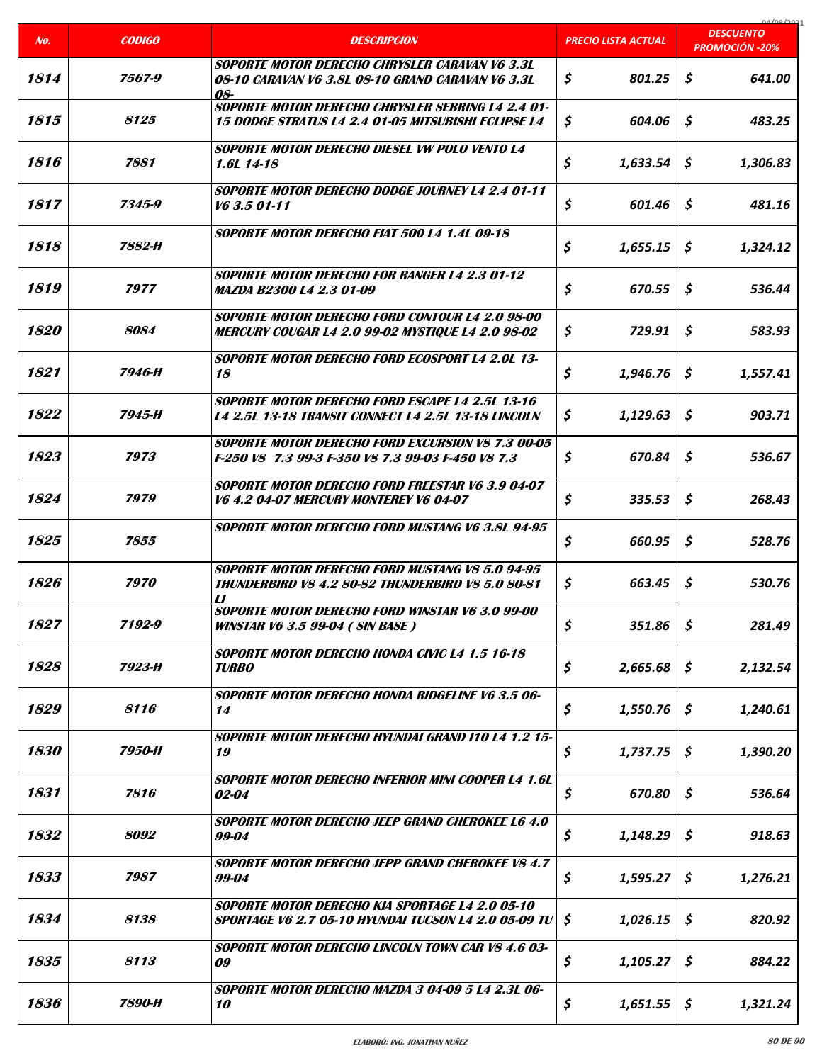| No. | CODIGO | DESCRIPCION | PRECIO LISTA ACTUAL | DESCUENTO PROMOCIÓN -20% |
|---|---|---|---|---|
| 1814 | 7567-9 | SOPORTE MOTOR DERECHO CHRYSLER CARAVAN V6 3.3L 08-10 CARAVAN V6 3.8L 08-10 GRAND CARAVAN V6 3.3L 08- | $ 801.25 | $ 641.00 |
| 1815 | 8125 | SOPORTE MOTOR DERECHO CHRYSLER SEBRING L4 2.4 01-15 DODGE STRATUS L4 2.4 01-05 MITSUBISHI ECLIPSE L4 | $ 604.06 | $ 483.25 |
| 1816 | 7881 | SOPORTE MOTOR DERECHO DIESEL VW POLO VENTO L4 1.6L 14-18 | $ 1,633.54 | $ 1,306.83 |
| 1817 | 7345-9 | SOPORTE MOTOR DERECHO DODGE JOURNEY L4 2.4 01-11 V6 3.5 01-11 | $ 601.46 | $ 481.16 |
| 1818 | 7882-H | SOPORTE MOTOR DERECHO FIAT 500 L4 1.4L 09-18 | $ 1,655.15 | $ 1,324.12 |
| 1819 | 7977 | SOPORTE MOTOR DERECHO FOR RANGER L4 2.3 01-12 MAZDA B2300 L4 2.3 01-09 | $ 670.55 | $ 536.44 |
| 1820 | 8084 | SOPORTE MOTOR DERECHO FORD CONTOUR L4 2.0 98-00 MERCURY COUGAR L4 2.0 99-02 MYSTIQUE L4 2.0 98-02 | $ 729.91 | $ 583.93 |
| 1821 | 7946-H | SOPORTE MOTOR DERECHO FORD ECOSPORT L4 2.0L 13-18 | $ 1,946.76 | $ 1,557.41 |
| 1822 | 7945-H | SOPORTE MOTOR DERECHO FORD ESCAPE L4 2.5L 13-16 L4 2.5L 13-18 TRANSIT CONNECT L4 2.5L 13-18 LINCOLN | $ 1,129.63 | $ 903.71 |
| 1823 | 7973 | SOPORTE MOTOR DERECHO FORD EXCURSION V8 7.3 00-05 F-250 V8 7.3 99-3 F-350 V8 7.3 99-03 F-450 V8 7.3 | $ 670.84 | $ 536.67 |
| 1824 | 7979 | SOPORTE MOTOR DERECHO FORD FREESTAR V6 3.9 04-07 V6 4.2 04-07 MERCURY MONTEREY V6 04-07 | $ 335.53 | $ 268.43 |
| 1825 | 7855 | SOPORTE MOTOR DERECHO FORD MUSTANG V6 3.8L 94-95 | $ 660.95 | $ 528.76 |
| 1826 | 7970 | SOPORTE MOTOR DERECHO FORD MUSTANG V8 5.0 94-95 THUNDERBIRD V8 4.2 80-82 THUNDERBIRD V8 5.0 80-81 LI | $ 663.45 | $ 530.76 |
| 1827 | 7192-9 | SOPORTE MOTOR DERECHO FORD WINSTAR V6 3.0 99-00 WINSTAR V6 3.5 99-04 ( SIN BASE ) | $ 351.86 | $ 281.49 |
| 1828 | 7923-H | SOPORTE MOTOR DERECHO HONDA CIVIC L4 1.5 16-18 TURBO | $ 2,665.68 | $ 2,132.54 |
| 1829 | 8116 | SOPORTE MOTOR DERECHO HONDA RIDGELINE V6 3.5 06-14 | $ 1,550.76 | $ 1,240.61 |
| 1830 | 7950-H | SOPORTE MOTOR DERECHO HYUNDAI GRAND I10 L4 1.2 15-19 | $ 1,737.75 | $ 1,390.20 |
| 1831 | 7816 | SOPORTE MOTOR DERECHO INFERIOR MINI COOPER L4 1.6L 02-04 | $ 670.80 | $ 536.64 |
| 1832 | 8092 | SOPORTE MOTOR DERECHO JEEP GRAND CHEROKEE L6 4.0 99-04 | $ 1,148.29 | $ 918.63 |
| 1833 | 7987 | SOPORTE MOTOR DERECHO JEPP GRAND CHEROKEE V8 4.7 99-04 | $ 1,595.27 | $ 1,276.21 |
| 1834 | 8138 | SOPORTE MOTOR DERECHO KIA SPORTAGE L4 2.0 05-10 SPORTAGE V6 2.7 05-10 HYUNDAI TUCSON L4 2.0 05-09 TU | $ 1,026.15 | $ 820.92 |
| 1835 | 8113 | SOPORTE MOTOR DERECHO LINCOLN TOWN CAR V8 4.6 03-09 | $ 1,105.27 | $ 884.22 |
| 1836 | 7890-H | SOPORTE MOTOR DERECHO MAZDA 3 04-09 5 L4 2.3L 06-10 | $ 1,651.55 | $ 1,321.24 |

ELABORÓ: ING. JONATHAN NUÑEZ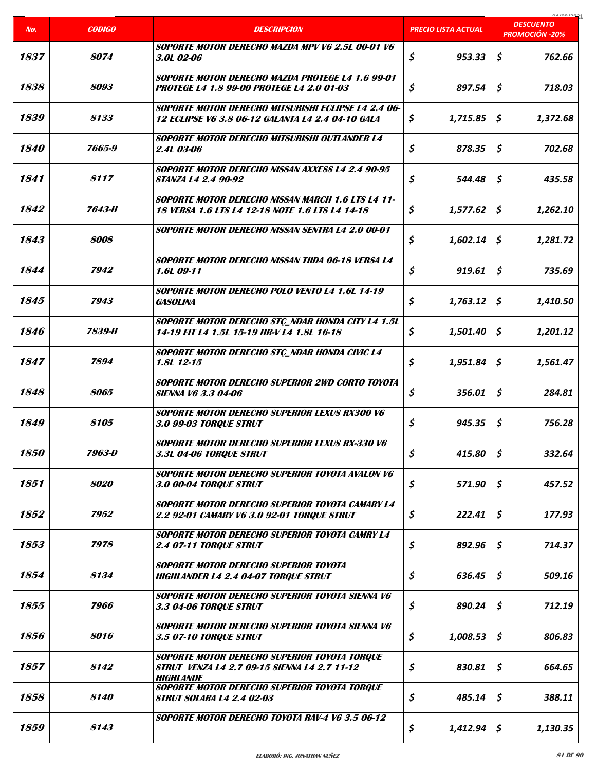| No. | CODIGO | DESCRIPCION | PRECIO LISTA ACTUAL | DESCUENTO PROMOCIÓN -20% |
|---|---|---|---|---|
| 1837 | 8074 | SOPORTE MOTOR DERECHO MAZDA MPV V6 2.5L 00-01 V6 3.0L 02-06 | $ 953.33 | $ 762.66 |
| 1838 | 8093 | SOPORTE MOTOR DERECHO MAZDA PROTEGE L4 1.6 99-01 PROTEGE L4 1.8 99-00 PROTEGE L4 2.0 01-03 | $ 897.54 | $ 718.03 |
| 1839 | 8133 | SOPORTE MOTOR DERECHO MITSUBISHI ECLIPSE L4 2.4 06-12 ECLIPSE V6 3.8 06-12 GALANTA L4 2.4 04-10 GALA | $ 1,715.85 | $ 1,372.68 |
| 1840 | 7665-9 | SOPORTE MOTOR DERECHO MITSUBISHI OUTLANDER L4 2.4L 03-06 | $ 878.35 | $ 702.68 |
| 1841 | 8117 | SOPORTE MOTOR DERECHO NISSAN AXXESS L4 2.4 90-95 STANZA L4 2.4 90-92 | $ 544.48 | $ 435.58 |
| 1842 | 7643-H | SOPORTE MOTOR DERECHO NISSAN MARCH 1.6 LTS L4 11-18 VERSA 1.6 LTS L4 12-18 NOTE 1.6 LTS L4 14-18 | $ 1,577.62 | $ 1,262.10 |
| 1843 | 8008 | SOPORTE MOTOR DERECHO NISSAN SENTRA L4 2.0 00-01 | $ 1,602.14 | $ 1,281.72 |
| 1844 | 7942 | SOPORTE MOTOR DERECHO NISSAN TIIDA 06-18 VERSA L4 1.6L 09-11 | $ 919.61 | $ 735.69 |
| 1845 | 7943 | SOPORTE MOTOR DERECHO POLO VENTO L4 1.6L 14-19 GASOLINA | $ 1,763.12 | $ 1,410.50 |
| 1846 | 7839-H | SOPORTE MOTOR DERECHO STÇ_NDAR HONDA CITY L4 1.5L 14-19 FIT L4 1.5L 15-19 HR-V L4 1.8L 16-18 | $ 1,501.40 | $ 1,201.12 |
| 1847 | 7894 | SOPORTE MOTOR DERECHO STÇ_NDAR HONDA CIVIC L4 1.8L 12-15 | $ 1,951.84 | $ 1,561.47 |
| 1848 | 8065 | SOPORTE MOTOR DERECHO SUPERIOR 2WD CORTO TOYOTA SIENNA V6 3.3 04-06 | $ 356.01 | $ 284.81 |
| 1849 | 8105 | SOPORTE MOTOR DERECHO SUPERIOR LEXUS RX300 V6 3.0 99-03 TORQUE STRUT | $ 945.35 | $ 756.28 |
| 1850 | 7963-D | SOPORTE MOTOR DERECHO SUPERIOR LEXUS RX-330 V6 3.3L 04-06 TORQUE STRUT | $ 415.80 | $ 332.64 |
| 1851 | 8020 | SOPORTE MOTOR DERECHO SUPERIOR TOYOTA AVALON V6 3.0 00-04 TORQUE STRUT | $ 571.90 | $ 457.52 |
| 1852 | 7952 | SOPORTE MOTOR DERECHO SUPERIOR TOYOTA CAMARY L4 2.2 92-01 CAMARY V6 3.0 92-01 TORQUE STRUT | $ 222.41 | $ 177.93 |
| 1853 | 7978 | SOPORTE MOTOR DERECHO SUPERIOR TOYOTA CAMRY L4 2.4 07-11 TORQUE STRUT | $ 892.96 | $ 714.37 |
| 1854 | 8134 | SOPORTE MOTOR DERECHO SUPERIOR TOYOTA HIGHLANDER L4 2.4 04-07 TORQUE STRUT | $ 636.45 | $ 509.16 |
| 1855 | 7966 | SOPORTE MOTOR DERECHO SUPERIOR TOYOTA SIENNA V6 3.3 04-06 TORQUE STRUT | $ 890.24 | $ 712.19 |
| 1856 | 8016 | SOPORTE MOTOR DERECHO SUPERIOR TOYOTA SIENNA V6 3.5 07-10 TORQUE STRUT | $ 1,008.53 | $ 806.83 |
| 1857 | 8142 | SOPORTE MOTOR DERECHO SUPERIOR TOYOTA TORQUE STRUT VENZA L4 2.7 09-15 SIENNA L4 2.7 11-12 HIGHLANDE | $ 830.81 | $ 664.65 |
| 1858 | 8140 | SOPORTE MOTOR DERECHO SUPERIOR TOYOTA TORQUE STRUT SOLARA L4 2.4 02-03 | $ 485.14 | $ 388.11 |
| 1859 | 8143 | SOPORTE MOTOR DERECHO TOYOTA RAV-4 V6 3.5 06-12 | $ 1,412.94 | $ 1,130.35 |

ELABORÓ: ING. JONATHAN NUÑEZ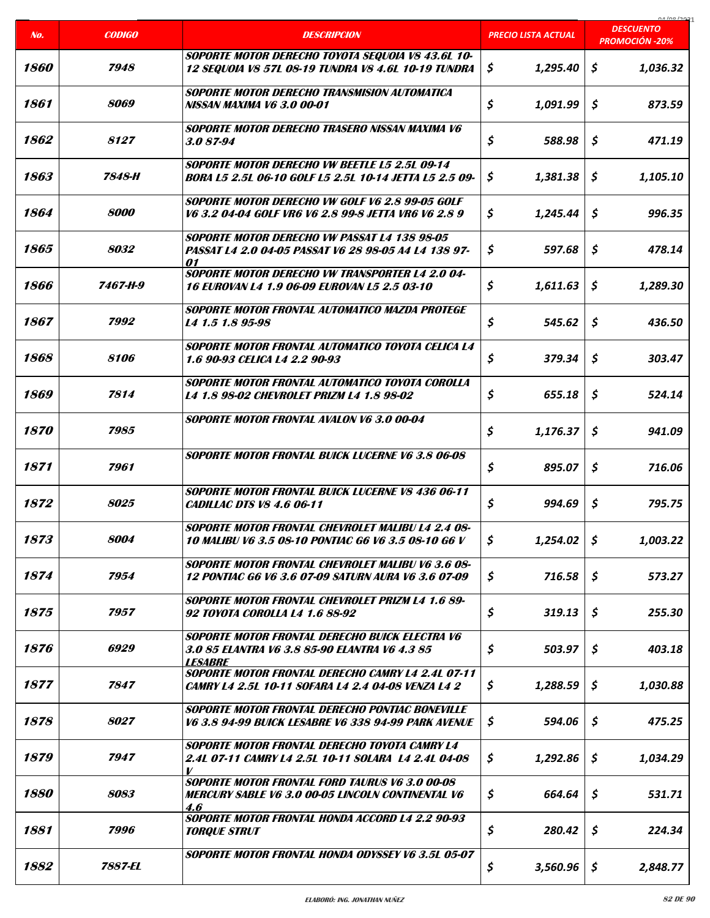| No. | CODIGO | DESCRIPCION | PRECIO LISTA ACTUAL | DESCUENTO PROMOCIÓN -20% |
|---|---|---|---|---|
| 1860 | 7948 | SOPORTE MOTOR DERECHO TOYOTA SEQUOIA V8 43.6L 10-12 SEQUOIA V8 57L 08-19 TUNDRA V8 4.6L 10-19 TUNDRA | $ 1,295.40 | $ 1,036.32 |
| 1861 | 8069 | SOPORTE MOTOR DERECHO TRANSMISION AUTOMATICA NISSAN MAXIMA V6 3.0 00-01 | $ 1,091.99 | $ 873.59 |
| 1862 | 8127 | SOPORTE MOTOR DERECHO TRASERO NISSAN MAXIMA V6 3.0 87-94 | $ 588.98 | $ 471.19 |
| 1863 | 7848-H | SOPORTE MOTOR DERECHO VW BEETLE L5 2.5L 09-14 BORA L5 2.5L 06-10 GOLF L5 2.5L 10-14 JETTA L5 2.5 09- | $ 1,381.38 | $ 1,105.10 |
| 1864 | 8000 | SOPORTE MOTOR DERECHO VW GOLF V6 2.8 99-05 GOLF V6 3.2 04-04 GOLF VR6 V6 2.8 99-8 JETTA VR6 V6 2.8 9 | $ 1,245.44 | $ 996.35 |
| 1865 | 8032 | SOPORTE MOTOR DERECHO VW PASSAT L4 138 98-05 PASSAT L4 2.0 04-05 PASSAT V6 28 98-05 A4 L4 138 97-01 | $ 597.68 | $ 478.14 |
| 1866 | 7467-H-9 | SOPORTE MOTOR DERECHO VW TRANSPORTER L4 2.0 04-16 EUROVAN L4 1.9 06-09 EUROVAN L5 2.5 03-10 | $ 1,611.63 | $ 1,289.30 |
| 1867 | 7992 | SOPORTE MOTOR FRONTAL AUTOMATICO MAZDA PROTEGE L4 1.5 1.8 95-98 | $ 545.62 | $ 436.50 |
| 1868 | 8106 | SOPORTE MOTOR FRONTAL AUTOMATICO TOYOTA CELICA L4 1.6 90-93 CELICA L4 2.2 90-93 | $ 379.34 | $ 303.47 |
| 1869 | 7814 | SOPORTE MOTOR FRONTAL AUTOMATICO TOYOTA COROLLA L4 1.8 98-02 CHEVROLET PRIZM L4 1.8 98-02 | $ 655.18 | $ 524.14 |
| 1870 | 7985 | SOPORTE MOTOR FRONTAL AVALON V6 3.0 00-04 | $ 1,176.37 | $ 941.09 |
| 1871 | 7961 | SOPORTE MOTOR FRONTAL BUICK LUCERNE V6 3.8 06-08 | $ 895.07 | $ 716.06 |
| 1872 | 8025 | SOPORTE MOTOR FRONTAL BUICK LUCERNE V8 436 06-11 CADILLAC DTS V8 4.6 06-11 | $ 994.69 | $ 795.75 |
| 1873 | 8004 | SOPORTE MOTOR FRONTAL CHEVROLET MALIBU L4 2.4 08-10 MALIBU V6 3.5 08-10 PONTIAC G6 V6 3.5 08-10 G6 V | $ 1,254.02 | $ 1,003.22 |
| 1874 | 7954 | SOPORTE MOTOR FRONTAL CHEVROLET MALIBU V6 3.6 08-12 PONTIAC G6 V6 3.6 07-09 SATURN AURA V6 3.6 07-09 | $ 716.58 | $ 573.27 |
| 1875 | 7957 | SOPORTE MOTOR FRONTAL CHEVROLET PRIZM L4 1.6 89-92 TOYOTA COROLLA L4 1.6 88-92 | $ 319.13 | $ 255.30 |
| 1876 | 6929 | SOPORTE MOTOR FRONTAL DERECHO BUICK ELECTRA V6 3.0 85 ELANTRA V6 3.8 85-90 ELANTRA V6 4.3 85 LESABRE | $ 503.97 | $ 403.18 |
| 1877 | 7847 | SOPORTE MOTOR FRONTAL DERECHO CAMRY L4 2.4L 07-11 CAMRY L4 2.5L 10-11 SOFARA L4 2.4 04-08 VENZA L4 2 | $ 1,288.59 | $ 1,030.88 |
| 1878 | 8027 | SOPORTE MOTOR FRONTAL DERECHO PONTIAC BONEVILLE V6 3.8 94-99 BUICK LESABRE V6 338 94-99 PARK AVENUE | $ 594.06 | $ 475.25 |
| 1879 | 7947 | SOPORTE MOTOR FRONTAL DERECHO TOYOTA CAMRY L4 2.4L 07-11 CAMRY L4 2.5L 10-11 SOLARA L4 2.4L 04-08 V | $ 1,292.86 | $ 1,034.29 |
| 1880 | 8083 | SOPORTE MOTOR FRONTAL FORD TAURUS V6 3.0 00-08 MERCURY SABLE V6 3.0 00-05 LINCOLN CONTINENTAL V6 4.6 | $ 664.64 | $ 531.71 |
| 1881 | 7996 | SOPORTE MOTOR FRONTAL HONDA ACCORD L4 2.2 90-93 TORQUE STRUT | $ 280.42 | $ 224.34 |
| 1882 | 7887-EL | SOPORTE MOTOR FRONTAL HONDA ODYSSEY V6 3.5L 05-07 | $ 3,560.96 | $ 2,848.77 |

ELABORÓ: ING. JONATHAN NUÑEZ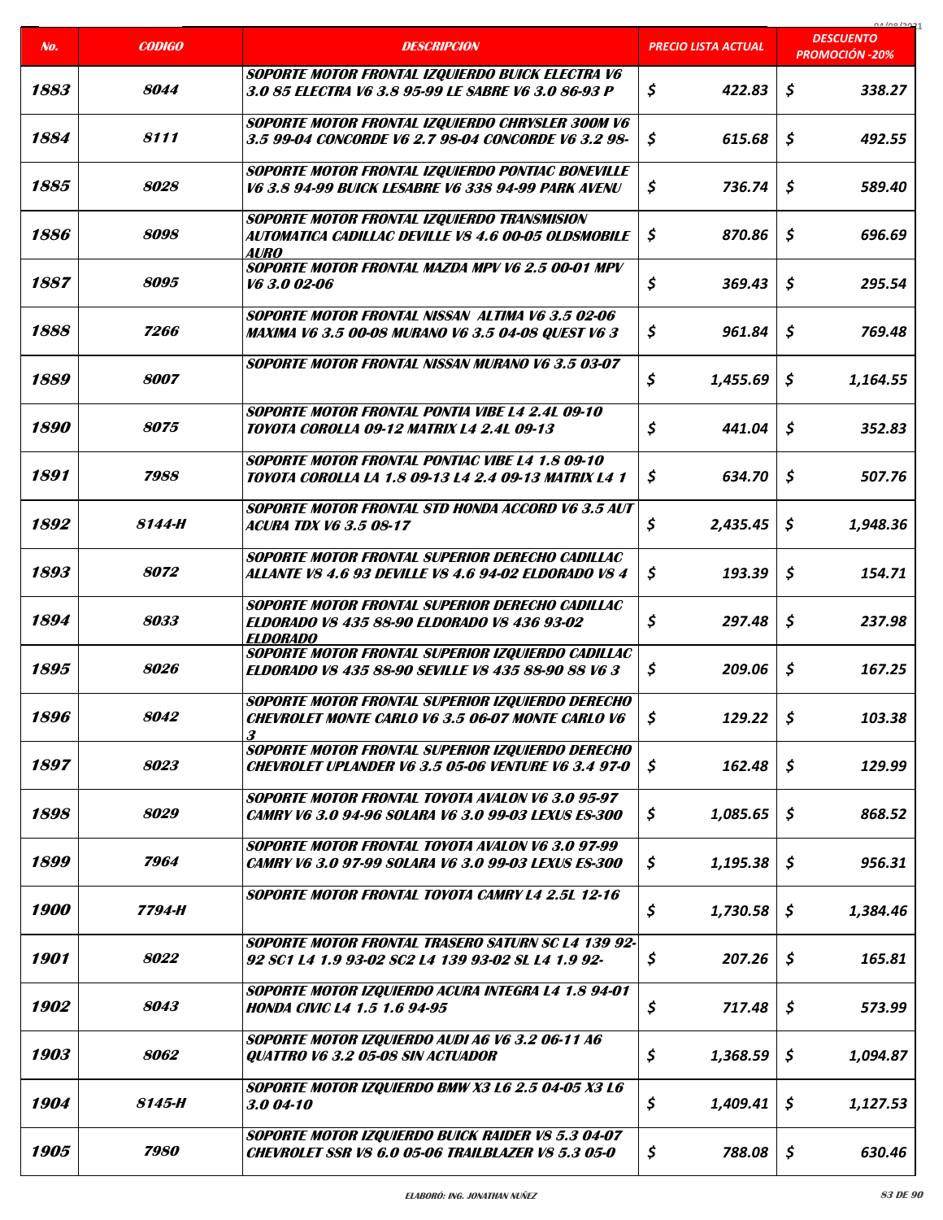| No. | CODIGO | DESCRIPCION | PRECIO LISTA ACTUAL | DESCUENTO PROMOCIÓN -20% |
|---|---|---|---|---|
| 1883 | 8044 | SOPORTE MOTOR FRONTAL IZQUIERDO BUICK ELECTRA V6 3.0 85 ELECTRA V6 3.8 95-99 LE SABRE V6 3.0 86-93 P | $ 422.83 | $ 338.27 |
| 1884 | 8111 | SOPORTE MOTOR FRONTAL IZQUIERDO CHRYSLER 300M V6 3.5 99-04 CONCORDE V6 2.7 98-04 CONCORDE V6 3.2 98- | $ 615.68 | $ 492.55 |
| 1885 | 8028 | SOPORTE MOTOR FRONTAL IZQUIERDO PONTIAC BONEVILLE V6 3.8 94-99 BUICK LESABRE V6 338 94-99 PARK AVENU | $ 736.74 | $ 589.40 |
| 1886 | 8098 | SOPORTE MOTOR FRONTAL IZQUIERDO TRANSMISION AUTOMATICA CADILLAC DEVILLE V8 4.6 00-05 OLDSMOBILE AURO | $ 870.86 | $ 696.69 |
| 1887 | 8095 | SOPORTE MOTOR FRONTAL MAZDA MPV V6 2.5 00-01 MPV V6 3.0 02-06 | $ 369.43 | $ 295.54 |
| 1888 | 7266 | SOPORTE MOTOR FRONTAL NISSAN ALTIMA V6 3.5 02-06 MAXIMA V6 3.5 00-08 MURANO V6 3.5 04-08 QUEST V6 3 | $ 961.84 | $ 769.48 |
| 1889 | 8007 | SOPORTE MOTOR FRONTAL NISSAN MURANO V6 3.5 03-07 | $ 1,455.69 | $ 1,164.55 |
| 1890 | 8075 | SOPORTE MOTOR FRONTAL PONTIA VIBE L4 2.4L 09-10 TOYOTA COROLLA 09-12 MATRIX L4 2.4L 09-13 | $ 441.04 | $ 352.83 |
| 1891 | 7988 | SOPORTE MOTOR FRONTAL PONTIAC VIBE L4 1.8 09-10 TOYOTA COROLLA LA 1.8 09-13 L4 2.4 09-13 MATRIX L4 1 | $ 634.70 | $ 507.76 |
| 1892 | 8144-H | SOPORTE MOTOR FRONTAL STD HONDA ACCORD V6 3.5 AUT ACURA TDX V6 3.5 08-17 | $ 2,435.45 | $ 1,948.36 |
| 1893 | 8072 | SOPORTE MOTOR FRONTAL SUPERIOR DERECHO CADILLAC ALLANTE V8 4.6 93 DEVILLE V8 4.6 94-02 ELDORADO V8 4 | $ 193.39 | $ 154.71 |
| 1894 | 8033 | SOPORTE MOTOR FRONTAL SUPERIOR DERECHO CADILLAC ELDORADO V8 435 88-90 ELDORADO V8 436 93-02 ELDORADO | $ 297.48 | $ 237.98 |
| 1895 | 8026 | SOPORTE MOTOR FRONTAL SUPERIOR IZQUIERDO CADILLAC ELDORADO V8 435 88-90 SEVILLE V8 435 88-90 88 V6 3 | $ 209.06 | $ 167.25 |
| 1896 | 8042 | SOPORTE MOTOR FRONTAL SUPERIOR IZQUIERDO DERECHO CHEVROLET MONTE CARLO V6 3.5 06-07 MONTE CARLO V6 3 | $ 129.22 | $ 103.38 |
| 1897 | 8023 | SOPORTE MOTOR FRONTAL SUPERIOR IZQUIERDO DERECHO CHEVROLET UPLANDER V6 3.5 05-06 VENTURE V6 3.4 97-0 | $ 162.48 | $ 129.99 |
| 1898 | 8029 | SOPORTE MOTOR FRONTAL TOYOTA AVALON V6 3.0 95-97 CAMRY V6 3.0 94-96 SOLARA V6 3.0 99-03 LEXUS ES-300 | $ 1,085.65 | $ 868.52 |
| 1899 | 7964 | SOPORTE MOTOR FRONTAL TOYOTA AVALON V6 3.0 97-99 CAMRY V6 3.0 97-99 SOLARA V6 3.0 99-03 LEXUS ES-300 | $ 1,195.38 | $ 956.31 |
| 1900 | 7794-H | SOPORTE MOTOR FRONTAL TOYOTA CAMRY L4 2.5L 12-16 | $ 1,730.58 | $ 1,384.46 |
| 1901 | 8022 | SOPORTE MOTOR FRONTAL TRASERO SATURN SC L4 139 92-92 SC1 L4 1.9 93-02 SC2 L4 139 93-02 SL L4 1.9 92- | $ 207.26 | $ 165.81 |
| 1902 | 8043 | SOPORTE MOTOR IZQUIERDO ACURA INTEGRA L4 1.8 94-01 HONDA CIVIC L4 1.5 1.6 94-95 | $ 717.48 | $ 573.99 |
| 1903 | 8062 | SOPORTE MOTOR IZQUIERDO AUDI A6 V6 3.2 06-11 A6 QUATTRO V6 3.2 05-08 SIN ACTUADOR | $ 1,368.59 | $ 1,094.87 |
| 1904 | 8145-H | SOPORTE MOTOR IZQUIERDO BMW X3 L6 2.5 04-05 X3 L6 3.0 04-10 | $ 1,409.41 | $ 1,127.53 |
| 1905 | 7980 | SOPORTE MOTOR IZQUIERDO BUICK RAIDER V8 5.3 04-07 CHEVROLET SSR V8 6.0 05-06 TRAILBLAZER V8 5.3 05-0 | $ 788.08 | $ 630.46 |

ELABORÓ: ING. JONATHAN NUÑEZ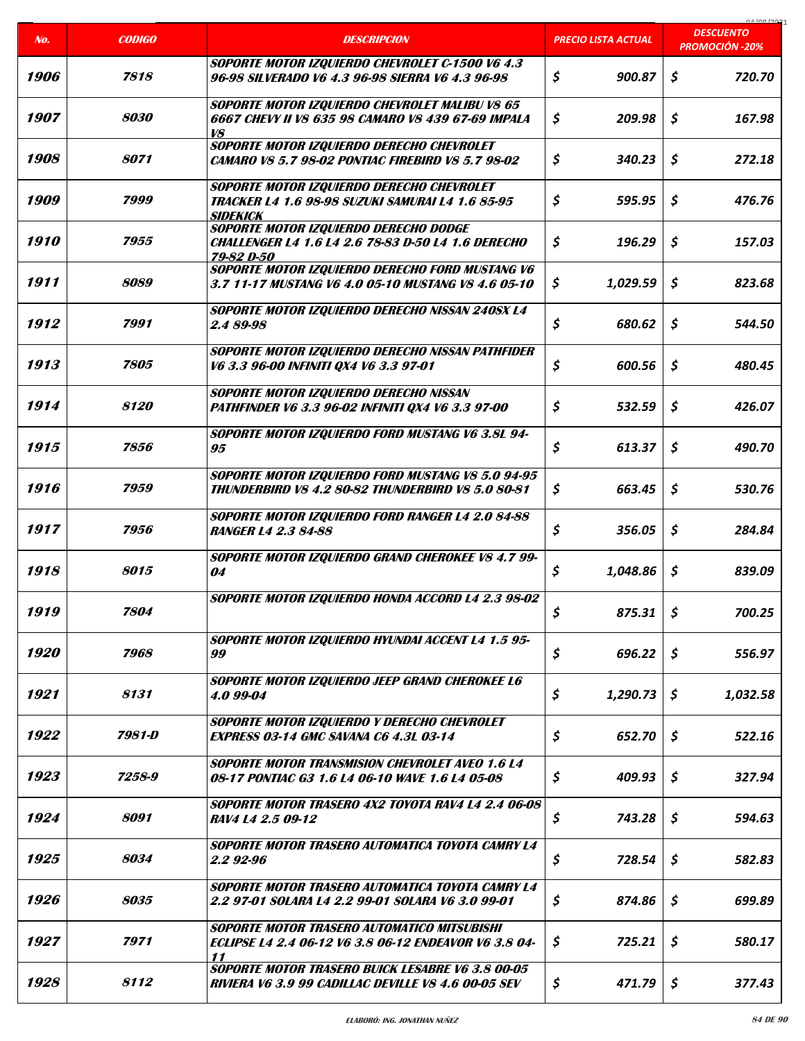| No. | CODIGO | DESCRIPCION | PRECIO LISTA ACTUAL | DESCUENTO PROMOCIÓN -20% |
|---|---|---|---|---|
| 1906 | 7818 | SOPORTE MOTOR IZQUIERDO CHEVROLET C-1500 V6 4.3 96-98 SILVERADO V6 4.3 96-98 SIERRA V6 4.3 96-98 | $ 900.87 | $ 720.70 |
| 1907 | 8030 | SOPORTE MOTOR IZQUIERDO CHEVROLET MALIBU V8 65 6667 CHEVY II V8 635 98 CAMARO V8 439 67-69 IMPALA V8 | $ 209.98 | $ 167.98 |
| 1908 | 8071 | SOPORTE MOTOR IZQUIERDO DERECHO CHEVROLET CAMARO V8 5.7 98-02 PONTIAC FIREBIRD V8 5.7 98-02 | $ 340.23 | $ 272.18 |
| 1909 | 7999 | SOPORTE MOTOR IZQUIERDO DERECHO CHEVROLET TRACKER L4 1.6 98-98 SUZUKI SAMURAI L4 1.6 85-95 SIDEKICK | $ 595.95 | $ 476.76 |
| 1910 | 7955 | SOPORTE MOTOR IZQUIERDO DERECHO DODGE CHALLENGER L4 1.6 L4 2.6 78-83 D-50 L4 1.6 DERECHO 79-82 D-50 | $ 196.29 | $ 157.03 |
| 1911 | 8089 | SOPORTE MOTOR IZQUIERDO DERECHO FORD MUSTANG V6 3.7 11-17 MUSTANG V6 4.0 05-10 MUSTANG V8 4.6 05-10 | $ 1,029.59 | $ 823.68 |
| 1912 | 7991 | SOPORTE MOTOR IZQUIERDO DERECHO NISSAN 240SX L4 2.4 89-98 | $ 680.62 | $ 544.50 |
| 1913 | 7805 | SOPORTE MOTOR IZQUIERDO DERECHO NISSAN PATHFIDER V6 3.3 96-00 INFINITI QX4 V6 3.3 97-01 | $ 600.56 | $ 480.45 |
| 1914 | 8120 | SOPORTE MOTOR IZQUIERDO DERECHO NISSAN PATHFINDER V6 3.3 96-02 INFINITI QX4 V6 3.3 97-00 | $ 532.59 | $ 426.07 |
| 1915 | 7856 | SOPORTE MOTOR IZQUIERDO FORD MUSTANG V6 3.8L 94-95 | $ 613.37 | $ 490.70 |
| 1916 | 7959 | SOPORTE MOTOR IZQUIERDO FORD MUSTANG V8 5.0 94-95 THUNDERBIRD V8 4.2 80-82 THUNDERBIRD V8 5.0 80-81 | $ 663.45 | $ 530.76 |
| 1917 | 7956 | SOPORTE MOTOR IZQUIERDO FORD RANGER L4 2.0 84-88 RANGER L4 2.3 84-88 | $ 356.05 | $ 284.84 |
| 1918 | 8015 | SOPORTE MOTOR IZQUIERDO GRAND CHEROKEE V8 4.7 99-04 | $ 1,048.86 | $ 839.09 |
| 1919 | 7804 | SOPORTE MOTOR IZQUIERDO HONDA ACCORD L4 2.3 98-02 | $ 875.31 | $ 700.25 |
| 1920 | 7968 | SOPORTE MOTOR IZQUIERDO HYUNDAI ACCENT L4 1.5 95-99 | $ 696.22 | $ 556.97 |
| 1921 | 8131 | SOPORTE MOTOR IZQUIERDO JEEP GRAND CHEROKEE L6 4.0 99-04 | $ 1,290.73 | $ 1,032.58 |
| 1922 | 7981-D | SOPORTE MOTOR IZQUIERDO Y DERECHO CHEVROLET EXPRESS 03-14 GMC SAVANA C6 4.3L 03-14 | $ 652.70 | $ 522.16 |
| 1923 | 7258-9 | SOPORTE MOTOR TRANSMISION CHEVROLET AVEO 1.6 L4 08-17 PONTIAC G3 1.6 L4 06-10 WAVE 1.6 L4 05-08 | $ 409.93 | $ 327.94 |
| 1924 | 8091 | SOPORTE MOTOR TRASERO 4X2 TOYOTA RAV4 L4 2.4 06-08 RAV4 L4 2.5 09-12 | $ 743.28 | $ 594.63 |
| 1925 | 8034 | SOPORTE MOTOR TRASERO AUTOMATICA TOYOTA CAMRY L4 2.2 92-96 | $ 728.54 | $ 582.83 |
| 1926 | 8035 | SOPORTE MOTOR TRASERO AUTOMATICA TOYOTA CAMRY L4 2.2 97-01 SOLARA L4 2.2 99-01 SOLARA V6 3.0 99-01 | $ 874.86 | $ 699.89 |
| 1927 | 7971 | SOPORTE MOTOR TRASERO AUTOMATICO MITSUBISHI ECLIPSE L4 2.4 06-12 V6 3.8 06-12 ENDEAVOR V6 3.8 04-11 | $ 725.21 | $ 580.17 |
| 1928 | 8112 | SOPORTE MOTOR TRASERO BUICK LESABRE V6 3.8 00-05 RIVIERA V6 3.9 99 CADILLAC DEVILLE V8 4.6 00-05 SEV | $ 471.79 | $ 377.43 |

ELABORÓ: ING. JONATHAN NUÑEZ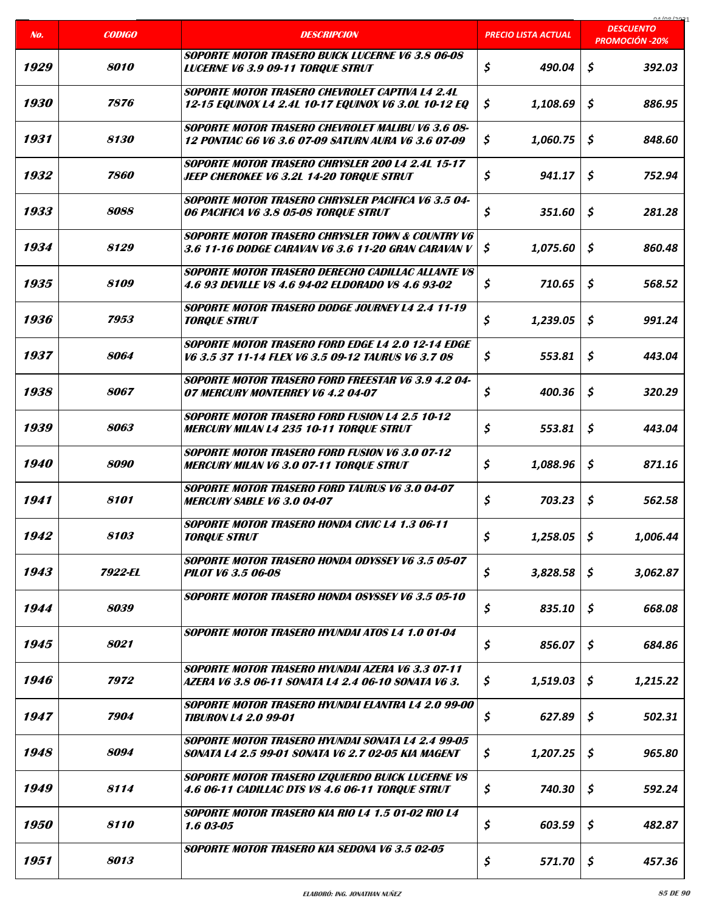| No. | CODIGO | DESCRIPCION | PRECIO LISTA ACTUAL | DESCUENTO PROMOCIÓN -20% |
|---|---|---|---|---|
| 1929 | 8010 | SOPORTE MOTOR TRASERO BUICK LUCERNE V6 3.8 06-08 LUCERNE V6 3.9 09-11 TORQUE STRUT | $ 490.04 | $ 392.03 |
| 1930 | 7876 | SOPORTE MOTOR TRASERO CHEVROLET CAPTIVA L4 2.4L 12-15 EQUINOX L4 2.4L 10-17 EQUINOX V6 3.0L 10-12 EQ | $ 1,108.69 | $ 886.95 |
| 1931 | 8130 | SOPORTE MOTOR TRASERO CHEVROLET MALIBU V6 3.6 08-12 PONTIAC G6 V6 3.6 07-09 SATURN AURA V6 3.6 07-09 | $ 1,060.75 | $ 848.60 |
| 1932 | 7860 | SOPORTE MOTOR TRASERO CHRYSLER 200 L4 2.4L 15-17 JEEP CHEROKEE V6 3.2L 14-20 TORQUE STRUT | $ 941.17 | $ 752.94 |
| 1933 | 8088 | SOPORTE MOTOR TRASERO CHRYSLER PACIFICA V6 3.5 04-06 PACIFICA V6 3.8 05-08 TORQUE STRUT | $ 351.60 | $ 281.28 |
| 1934 | 8129 | SOPORTE MOTOR TRASERO CHRYSLER TOWN & COUNTRY V6 3.6 11-16 DODGE CARAVAN V6 3.6 11-20 GRAN CARAVAN V | $ 1,075.60 | $ 860.48 |
| 1935 | 8109 | SOPORTE MOTOR TRASERO DERECHO CADILLAC ALLANTE V8 4.6 93 DEVILLE V8 4.6 94-02 ELDORADO V8 4.6 93-02 | $ 710.65 | $ 568.52 |
| 1936 | 7953 | SOPORTE MOTOR TRASERO DODGE JOURNEY L4 2.4 11-19 TORQUE STRUT | $ 1,239.05 | $ 991.24 |
| 1937 | 8064 | SOPORTE MOTOR TRASERO FORD EDGE L4 2.0 12-14 EDGE V6 3.5 37 11-14 FLEX V6 3.5 09-12 TAURUS V6 3.7 08 | $ 553.81 | $ 443.04 |
| 1938 | 8067 | SOPORTE MOTOR TRASERO FORD FREESTAR V6 3.9 4.2 04-07 MERCURY MONTERREY V6 4.2 04-07 | $ 400.36 | $ 320.29 |
| 1939 | 8063 | SOPORTE MOTOR TRASERO FORD FUSION L4 2.5 10-12 MERCURY MILAN L4 235 10-11 TORQUE STRUT | $ 553.81 | $ 443.04 |
| 1940 | 8090 | SOPORTE MOTOR TRASERO FORD FUSION V6 3.0 07-12 MERCURY MILAN V6 3.0 07-11 TORQUE STRUT | $ 1,088.96 | $ 871.16 |
| 1941 | 8101 | SOPORTE MOTOR TRASERO FORD TAURUS V6 3.0 04-07 MERCURY SABLE V6 3.0 04-07 | $ 703.23 | $ 562.58 |
| 1942 | 8103 | SOPORTE MOTOR TRASERO HONDA CIVIC L4 1.3 06-11 TORQUE STRUT | $ 1,258.05 | $ 1,006.44 |
| 1943 | 7922-EL | SOPORTE MOTOR TRASERO HONDA ODYSSEY V6 3.5 05-07 PILOT V6 3.5 06-08 | $ 3,828.58 | $ 3,062.87 |
| 1944 | 8039 | SOPORTE MOTOR TRASERO HONDA OSYSSEY V6 3.5 05-10 | $ 835.10 | $ 668.08 |
| 1945 | 8021 | SOPORTE MOTOR TRASERO HYUNDAI ATOS L4 1.0 01-04 | $ 856.07 | $ 684.86 |
| 1946 | 7972 | SOPORTE MOTOR TRASERO HYUNDAI AZERA V6 3.3 07-11 AZERA V6 3.8 06-11 SONATA L4 2.4 06-10 SONATA V6 3. | $ 1,519.03 | $ 1,215.22 |
| 1947 | 7904 | SOPORTE MOTOR TRASERO HYUNDAI ELANTRA L4 2.0 99-00 TIBURON L4 2.0 99-01 | $ 627.89 | $ 502.31 |
| 1948 | 8094 | SOPORTE MOTOR TRASERO HYUNDAI SONATA L4 2.4 99-05 SONATA L4 2.5 99-01 SONATA V6 2.7 02-05 KIA MAGENT | $ 1,207.25 | $ 965.80 |
| 1949 | 8114 | SOPORTE MOTOR TRASERO IZQUIERDO BUICK LUCERNE V8 4.6 06-11 CADILLAC DTS V8 4.6 06-11 TORQUE STRUT | $ 740.30 | $ 592.24 |
| 1950 | 8110 | SOPORTE MOTOR TRASERO KIA RIO L4 1.5 01-02 RIO L4 1.6 03-05 | $ 603.59 | $ 482.87 |
| 1951 | 8013 | SOPORTE MOTOR TRASERO KIA SEDONA V6 3.5 02-05 | $ 571.70 | $ 457.36 |

ELABORÓ: ING. JONATHAN NUÑEZ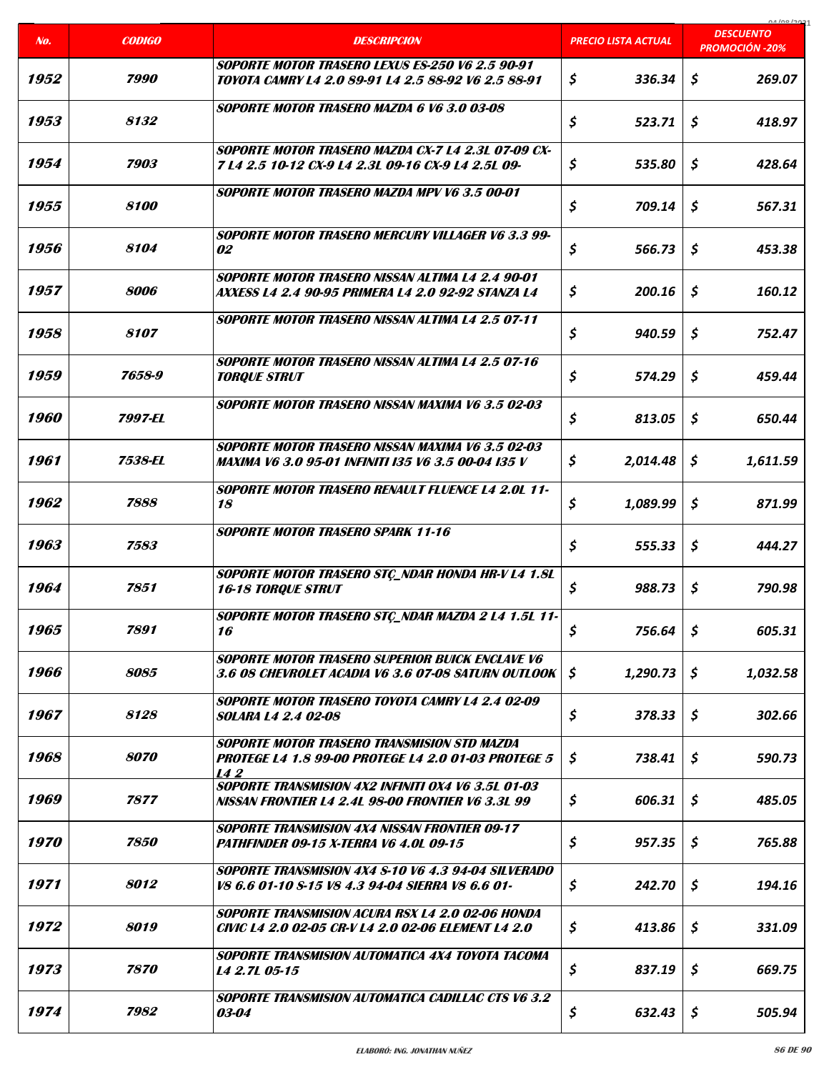| No. | CODIGO | DESCRIPCION | PRECIO LISTA ACTUAL | DESCUENTO PROMOCIÓN -20% |
|---|---|---|---|---|
| 1952 | 7990 | SOPORTE MOTOR TRASERO LEXUS ES-250 V6 2.5 90-91 TOYOTA CAMRY L4 2.0 89-91 L4 2.5 88-92 V6 2.5 88-91 | $ 336.34 | $ 269.07 |
| 1953 | 8132 | SOPORTE MOTOR TRASERO MAZDA 6 V6 3.0 03-08 | $ 523.71 | $ 418.97 |
| 1954 | 7903 | SOPORTE MOTOR TRASERO MAZDA CX-7 L4 2.3L 07-09 CX-7 L4 2.5 10-12 CX-9 L4 2.3L 09-16 CX-9 L4 2.5L 09- | $ 535.80 | $ 428.64 |
| 1955 | 8100 | SOPORTE MOTOR TRASERO MAZDA MPV V6 3.5 00-01 | $ 709.14 | $ 567.31 |
| 1956 | 8104 | SOPORTE MOTOR TRASERO MERCURY VILLAGER V6 3.3 99-02 | $ 566.73 | $ 453.38 |
| 1957 | 8006 | SOPORTE MOTOR TRASERO NISSAN ALTIMA L4 2.4 90-01 AXXESS L4 2.4 90-95 PRIMERA L4 2.0 92-92 STANZA L4 | $ 200.16 | $ 160.12 |
| 1958 | 8107 | SOPORTE MOTOR TRASERO NISSAN ALTIMA L4 2.5 07-11 | $ 940.59 | $ 752.47 |
| 1959 | 7658-9 | SOPORTE MOTOR TRASERO NISSAN ALTIMA L4 2.5 07-16 TORQUE STRUT | $ 574.29 | $ 459.44 |
| 1960 | 7997-EL | SOPORTE MOTOR TRASERO NISSAN MAXIMA V6 3.5 02-03 | $ 813.05 | $ 650.44 |
| 1961 | 7538-EL | SOPORTE MOTOR TRASERO NISSAN MAXIMA V6 3.5 02-03 MAXIMA V6 3.0 95-01 INFINITI I35 V6 3.5 00-04 I35 V | $ 2,014.48 | $ 1,611.59 |
| 1962 | 7888 | SOPORTE MOTOR TRASERO RENAULT FLUENCE L4 2.0L 11-18 | $ 1,089.99 | $ 871.99 |
| 1963 | 7583 | SOPORTE MOTOR TRASERO SPARK 11-16 | $ 555.33 | $ 444.27 |
| 1964 | 7851 | SOPORTE MOTOR TRASERO STÇ_NDAR HONDA HR-V L4 1.8L 16-18 TORQUE STRUT | $ 988.73 | $ 790.98 |
| 1965 | 7891 | SOPORTE MOTOR TRASERO STÇ_NDAR MAZDA 2 L4 1.5L 11-16 | $ 756.64 | $ 605.31 |
| 1966 | 8085 | SOPORTE MOTOR TRASERO SUPERIOR BUICK ENCLAVE V6 3.6 08 CHEVROLET ACADIA V6 3.6 07-08 SATURN OUTLOOK | $ 1,290.73 | $ 1,032.58 |
| 1967 | 8128 | SOPORTE MOTOR TRASERO TOYOTA CAMRY L4 2.4 02-09 SOLARA L4 2.4 02-08 | $ 378.33 | $ 302.66 |
| 1968 | 8070 | SOPORTE MOTOR TRASERO TRANSMISION STD MAZDA PROTEGE L4 1.8 99-00 PROTEGE L4 2.0 01-03 PROTEGE 5 L4 2 | $ 738.41 | $ 590.73 |
| 1969 | 7877 | SOPORTE TRANSMISION 4X2 INFINITI QX4 V6 3.5L 01-03 NISSAN FRONTIER L4 2.4L 98-00 FRONTIER V6 3.3L 99 | $ 606.31 | $ 485.05 |
| 1970 | 7850 | SOPORTE TRANSMISION 4X4 NISSAN FRONTIER 09-17 PATHFINDER 09-15 X-TERRA V6 4.0L 09-15 | $ 957.35 | $ 765.88 |
| 1971 | 8012 | SOPORTE TRANSMISION 4X4 S-10 V6 4.3 94-04 SILVERADO V8 6.6 01-10 S-15 V8 4.3 94-04 SIERRA V8 6.6 01- | $ 242.70 | $ 194.16 |
| 1972 | 8019 | SOPORTE TRANSMISION ACURA RSX L4 2.0 02-06 HONDA CIVIC L4 2.0 02-05 CR-V L4 2.0 02-06 ELEMENT L4 2.0 | $ 413.86 | $ 331.09 |
| 1973 | 7870 | SOPORTE TRANSMISION AUTOMATICA 4X4 TOYOTA TACOMA L4 2.7L 05-15 | $ 837.19 | $ 669.75 |
| 1974 | 7982 | SOPORTE TRANSMISION AUTOMATICA CADILLAC CTS V6 3.2 03-04 | $ 632.43 | $ 505.94 |

ELABORÓ: ING. JONATHAN NUÑEZ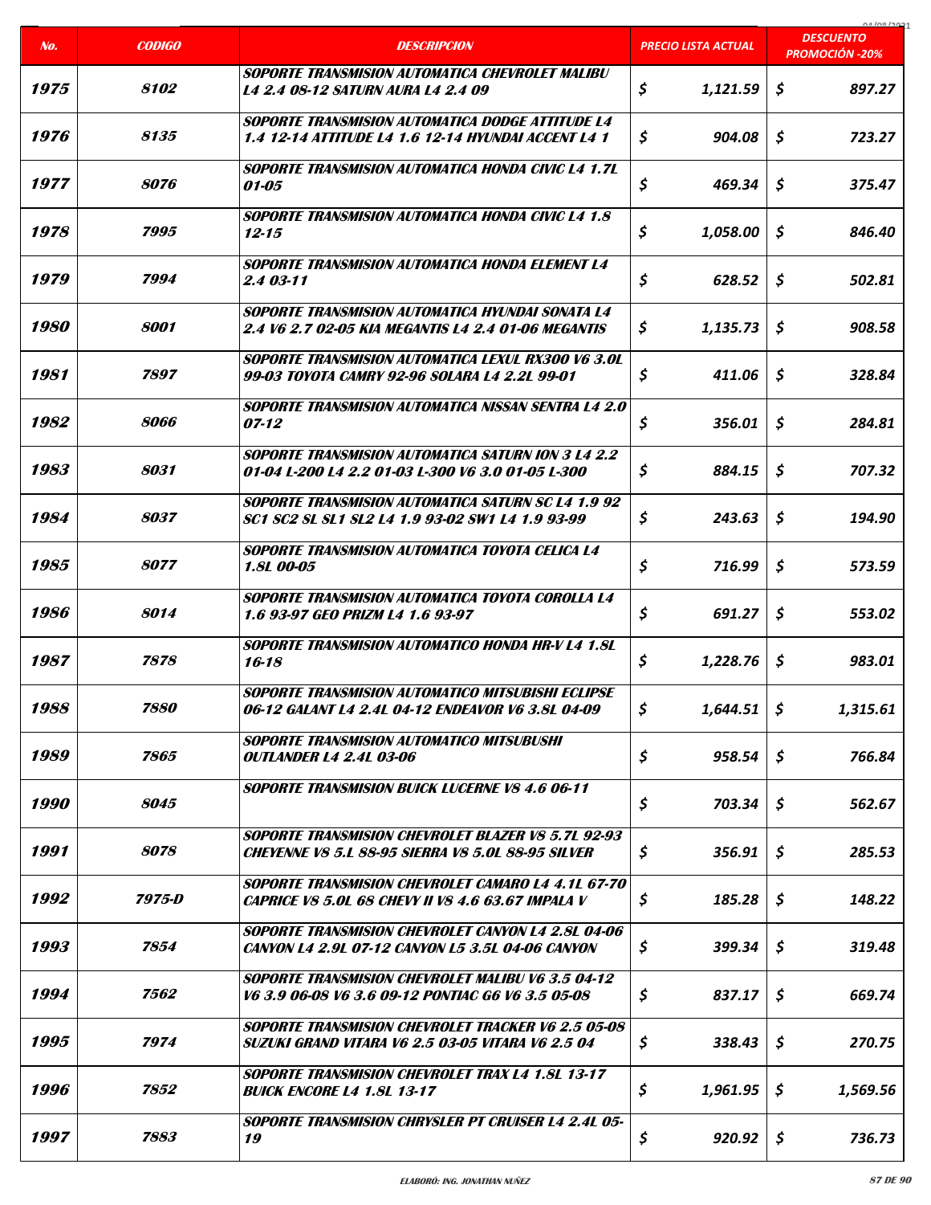| No. | CODIGO | DESCRIPCION | PRECIO LISTA ACTUAL | DESCUENTO PROMOCIÓN -20% |
|---|---|---|---|---|
| 1975 | 8102 | SOPORTE TRANSMISION AUTOMATICA CHEVROLET MALIBU L4 2.4 08-12 SATURN AURA L4 2.4 09 | $ 1,121.59 | $ 897.27 |
| 1976 | 8135 | SOPORTE TRANSMISION AUTOMATICA DODGE ATTITUDE L4 1.4 12-14 ATTITUDE L4 1.6 12-14 HYUNDAI ACCENT L4 1 | $ 904.08 | $ 723.27 |
| 1977 | 8076 | SOPORTE TRANSMISION AUTOMATICA HONDA CIVIC L4 1.7L 01-05 | $ 469.34 | $ 375.47 |
| 1978 | 7995 | SOPORTE TRANSMISION AUTOMATICA HONDA CIVIC L4 1.8 12-15 | $ 1,058.00 | $ 846.40 |
| 1979 | 7994 | SOPORTE TRANSMISION AUTOMATICA HONDA ELEMENT L4 2.4 03-11 | $ 628.52 | $ 502.81 |
| 1980 | 8001 | SOPORTE TRANSMISION AUTOMATICA HYUNDAI SONATA L4 2.4 V6 2.7 02-05 KIA MEGANTIS L4 2.4 01-06 MEGANTIS | $ 1,135.73 | $ 908.58 |
| 1981 | 7897 | SOPORTE TRANSMISION AUTOMATICA LEXUL RX300 V6 3.0L 99-03 TOYOTA CAMRY 92-96 SOLARA L4 2.2L 99-01 | $ 411.06 | $ 328.84 |
| 1982 | 8066 | SOPORTE TRANSMISION AUTOMATICA NISSAN SENTRA L4 2.0 07-12 | $ 356.01 | $ 284.81 |
| 1983 | 8031 | SOPORTE TRANSMISION AUTOMATICA SATURN ION 3 L4 2.2 01-04 L-200 L4 2.2 01-03 L-300 V6 3.0 01-05 L-300 | $ 884.15 | $ 707.32 |
| 1984 | 8037 | SOPORTE TRANSMISION AUTOMATICA SATURN SC L4 1.9 92 SC1 SC2 SL SL1 SL2 L4 1.9 93-02 SW1 L4 1.9 93-99 | $ 243.63 | $ 194.90 |
| 1985 | 8077 | SOPORTE TRANSMISION AUTOMATICA TOYOTA CELICA L4 1.8L 00-05 | $ 716.99 | $ 573.59 |
| 1986 | 8014 | SOPORTE TRANSMISION AUTOMATICA TOYOTA COROLLA L4 1.6 93-97 GEO PRIZM L4 1.6 93-97 | $ 691.27 | $ 553.02 |
| 1987 | 7878 | SOPORTE TRANSMISION AUTOMATICO HONDA HR-V L4 1.8L 16-18 | $ 1,228.76 | $ 983.01 |
| 1988 | 7880 | SOPORTE TRANSMISION AUTOMATICO MITSUBISHI ECLIPSE 06-12 GALANT L4 2.4L 04-12 ENDEAVOR V6 3.8L 04-09 | $ 1,644.51 | $ 1,315.61 |
| 1989 | 7865 | SOPORTE TRANSMISION AUTOMATICO MITSUBUSHI OUTLANDER L4 2.4L 03-06 | $ 958.54 | $ 766.84 |
| 1990 | 8045 | SOPORTE TRANSMISION BUICK LUCERNE V8 4.6 06-11 | $ 703.34 | $ 562.67 |
| 1991 | 8078 | SOPORTE TRANSMISION CHEVROLET BLAZER V8 5.7L 92-93 CHEYENNE V8 5.L 88-95 SIERRA V8 5.0L 88-95 SILVER | $ 356.91 | $ 285.53 |
| 1992 | 7975-D | SOPORTE TRANSMISION CHEVROLET CAMARO L4 4.1L 67-70 CAPRICE V8 5.0L 68 CHEVY II V8 4.6 63.67 IMPALA V | $ 185.28 | $ 148.22 |
| 1993 | 7854 | SOPORTE TRANSMISION CHEVROLET CANYON L4 2.8L 04-06 CANYON L4 2.9L 07-12 CANYON L5 3.5L 04-06 CANYON | $ 399.34 | $ 319.48 |
| 1994 | 7562 | SOPORTE TRANSMISION CHEVROLET MALIBU V6 3.5 04-12 V6 3.9 06-08 V6 3.6 09-12 PONTIAC G6 V6 3.5 05-08 | $ 837.17 | $ 669.74 |
| 1995 | 7974 | SOPORTE TRANSMISION CHEVROLET TRACKER V6 2.5 05-08 SUZUKI GRAND VITARA V6 2.5 03-05 VITARA V6 2.5 04 | $ 338.43 | $ 270.75 |
| 1996 | 7852 | SOPORTE TRANSMISION CHEVROLET TRAX L4 1.8L 13-17 BUICK ENCORE L4 1.8L 13-17 | $ 1,961.95 | $ 1,569.56 |
| 1997 | 7883 | SOPORTE TRANSMISION CHRYSLER PT CRUISER L4 2.4L 05-19 | $ 920.92 | $ 736.73 |

ELABORÓ: ING. JONATHAN NUÑEZ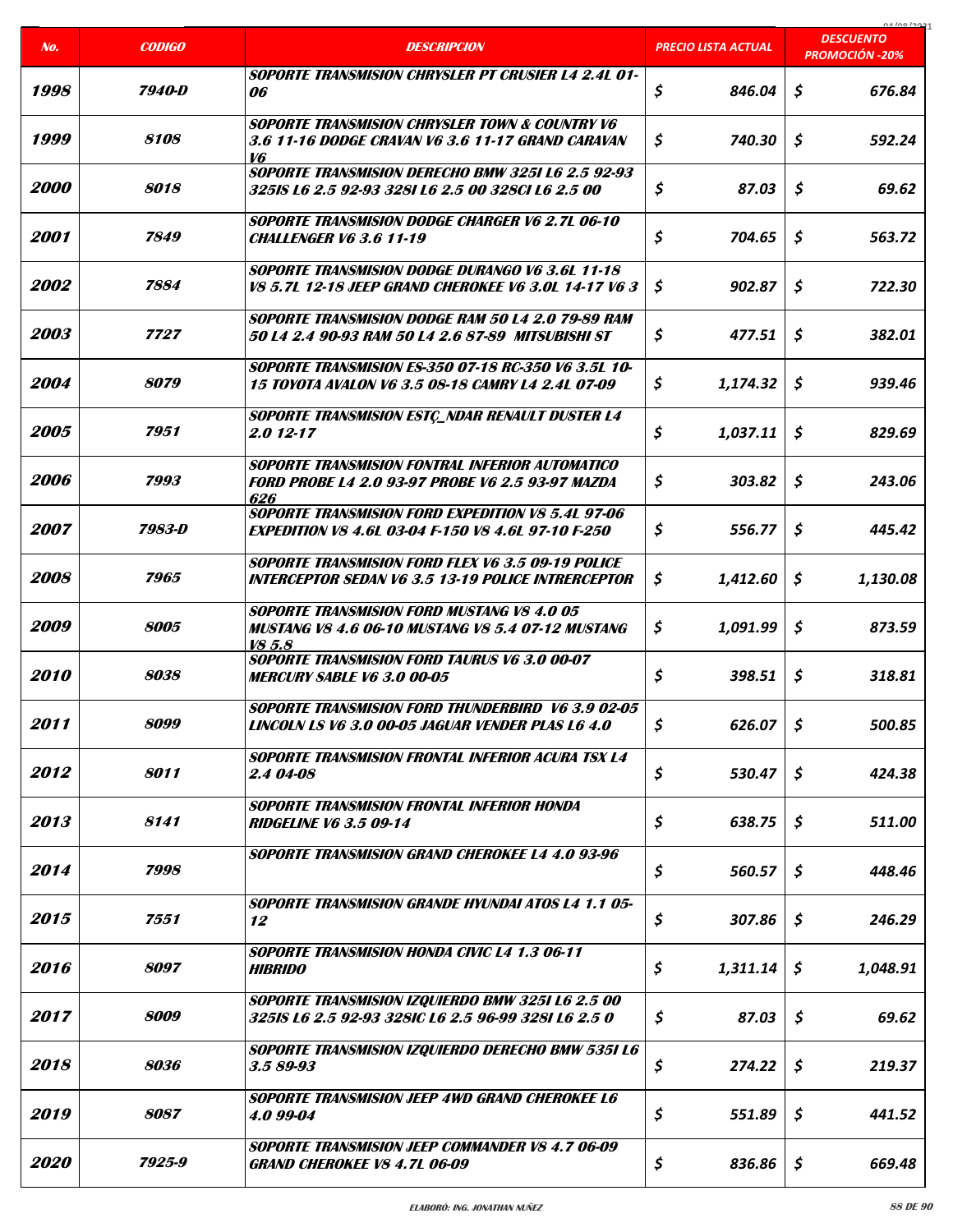| No. | CODIGO | DESCRIPCION | PRECIO LISTA ACTUAL | DESCUENTO PROMOCIÓN -20% |
|---|---|---|---|---|
| 1998 | 7940-D | SOPORTE TRANSMISION CHRYSLER PT CRUSIER L4 2.4L 01-06 | $ 846.04 | $ 676.84 |
| 1999 | 8108 | SOPORTE TRANSMISION CHRYSLER TOWN & COUNTRY V6 3.6 11-16 DODGE CRAVAN V6 3.6 11-17 GRAND CARAVAN V6 | $ 740.30 | $ 592.24 |
| 2000 | 8018 | SOPORTE TRANSMISION DERECHO BMW 325I L6 2.5 92-93 325IS L6 2.5 92-93 328I L6 2.5 00 328CI L6 2.5 00 | $ 87.03 | $ 69.62 |
| 2001 | 7849 | SOPORTE TRANSMISION DODGE CHARGER V6 2.7L 06-10 CHALLENGER V6 3.6 11-19 | $ 704.65 | $ 563.72 |
| 2002 | 7884 | SOPORTE TRANSMISION DODGE DURANGO V6 3.6L 11-18 V8 5.7L 12-18 JEEP GRAND CHEROKEE V6 3.0L 14-17 V6 3 | $ 902.87 | $ 722.30 |
| 2003 | 7727 | SOPORTE TRANSMISION DODGE RAM 50 L4 2.0 79-89 RAM 50 L4 2.4 90-93 RAM 50 L4 2.6 87-89 MITSUBISHI ST | $ 477.51 | $ 382.01 |
| 2004 | 8079 | SOPORTE TRANSMISION ES-350 07-18 RC-350 V6 3.5L 10-15 TOYOTA AVALON V6 3.5 08-18 CAMRY L4 2.4L 07-09 | $ 1,174.32 | $ 939.46 |
| 2005 | 7951 | SOPORTE TRANSMISION ESTÇ_NDAR RENAULT DUSTER L4 2.0 12-17 | $ 1,037.11 | $ 829.69 |
| 2006 | 7993 | SOPORTE TRANSMISION FONTRAL INFERIOR AUTOMATICO FORD PROBE L4 2.0 93-97 PROBE V6 2.5 93-97 MAZDA 626 | $ 303.82 | $ 243.06 |
| 2007 | 7983-D | SOPORTE TRANSMISION FORD EXPEDITION V8 5.4L 97-06 EXPEDITION V8 4.6L 03-04 F-150 V8 4.6L 97-10 F-250 | $ 556.77 | $ 445.42 |
| 2008 | 7965 | SOPORTE TRANSMISION FORD FLEX V6 3.5 09-19 POLICE INTERCEPTOR SEDAN V6 3.5 13-19 POLICE INTRERCEPTOR | $ 1,412.60 | $ 1,130.08 |
| 2009 | 8005 | SOPORTE TRANSMISION FORD MUSTANG V8 4.0 05 MUSTANG V8 4.6 06-10 MUSTANG V8 5.4 07-12 MUSTANG V8 5.8 | $ 1,091.99 | $ 873.59 |
| 2010 | 8038 | SOPORTE TRANSMISION FORD TAURUS V6 3.0 00-07 MERCURY SABLE V6 3.0 00-05 | $ 398.51 | $ 318.81 |
| 2011 | 8099 | SOPORTE TRANSMISION FORD THUNDERBIRD V6 3.9 02-05 LINCOLN LS V6 3.0 00-05 JAGUAR VENDER PLAS L6 4.0 | $ 626.07 | $ 500.85 |
| 2012 | 8011 | SOPORTE TRANSMISION FRONTAL INFERIOR ACURA TSX L4 2.4 04-08 | $ 530.47 | $ 424.38 |
| 2013 | 8141 | SOPORTE TRANSMISION FRONTAL INFERIOR HONDA RIDGELINE V6 3.5 09-14 | $ 638.75 | $ 511.00 |
| 2014 | 7998 | SOPORTE TRANSMISION GRAND CHEROKEE L4 4.0 93-96 | $ 560.57 | $ 448.46 |
| 2015 | 7551 | SOPORTE TRANSMISION GRANDE HYUNDAI ATOS L4 1.1 05-12 | $ 307.86 | $ 246.29 |
| 2016 | 8097 | SOPORTE TRANSMISION HONDA CIVIC L4 1.3 06-11 HIBRIDO | $ 1,311.14 | $ 1,048.91 |
| 2017 | 8009 | SOPORTE TRANSMISION IZQUIERDO BMW 325I L6 2.5 00 325IS L6 2.5 92-93 328IC L6 2.5 96-99 328I L6 2.5 0 | $ 87.03 | $ 69.62 |
| 2018 | 8036 | SOPORTE TRANSMISION IZQUIERDO DERECHO BMW 535I L6 3.5 89-93 | $ 274.22 | $ 219.37 |
| 2019 | 8087 | SOPORTE TRANSMISION JEEP 4WD GRAND CHEROKEE L6 4.0 99-04 | $ 551.89 | $ 441.52 |
| 2020 | 7925-9 | SOPORTE TRANSMISION JEEP COMMANDER V8 4.7 06-09 GRAND CHEROKEE V8 4.7L 06-09 | $ 836.86 | $ 669.48 |

ELABORÓ: ING. JONATHAN NUÑEZ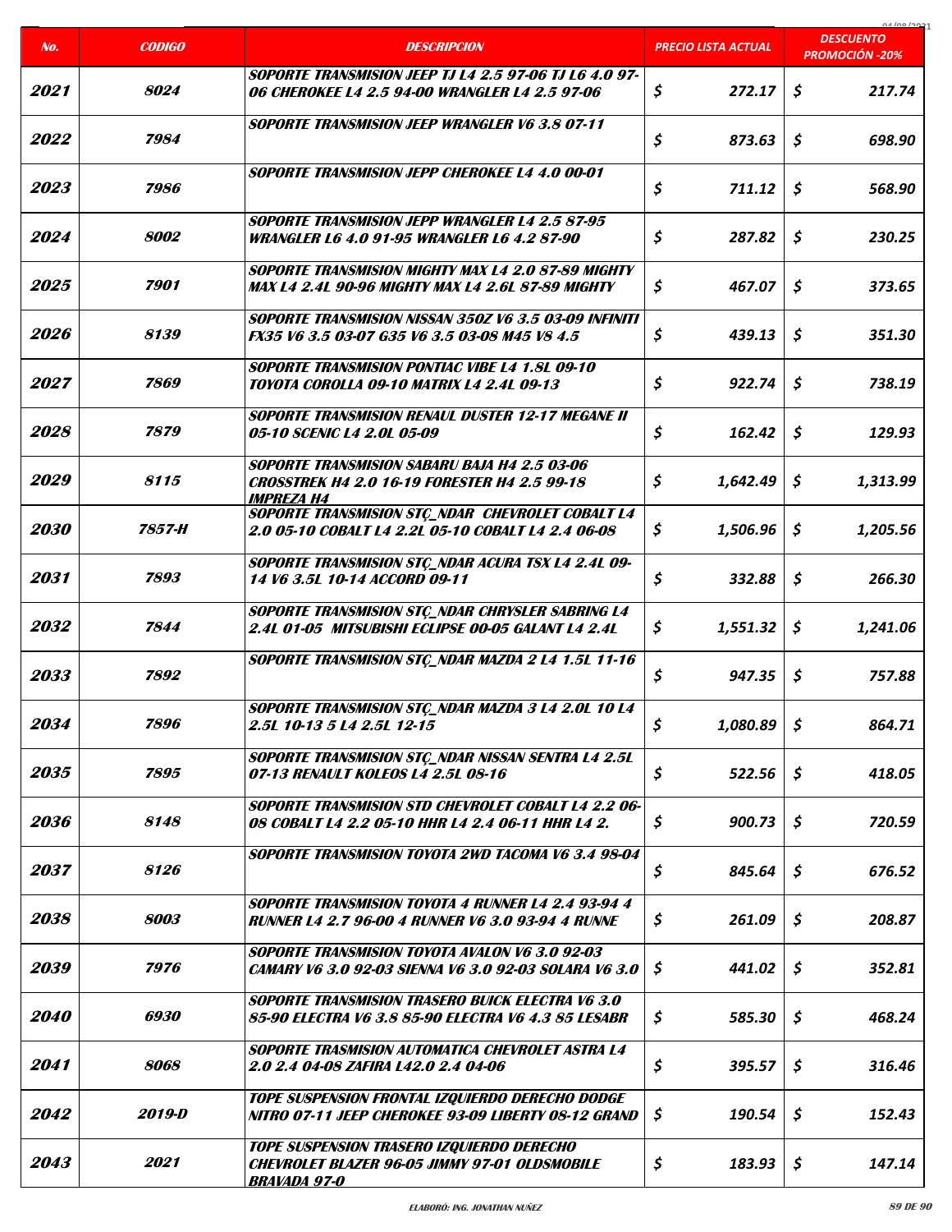| No. | CODIGO | DESCRIPCION | PRECIO LISTA ACTUAL | DESCUENTO PROMOCIÓN -20% |
|---|---|---|---|---|
| 2021 | 8024 | SOPORTE TRANSMISION JEEP TJ L4 2.5 97-06 TJ L6 4.0 97-06 CHEROKEE L4 2.5 94-00 WRANGLER L4 2.5 97-06 | $ 272.17 | $ 217.74 |
| 2022 | 7984 | SOPORTE TRANSMISION JEEP WRANGLER V6 3.8 07-11 | $ 873.63 | $ 698.90 |
| 2023 | 7986 | SOPORTE TRANSMISION JEPP CHEROKEE L4 4.0 00-01 | $ 711.12 | $ 568.90 |
| 2024 | 8002 | SOPORTE TRANSMISION JEPP WRANGLER L4 2.5 87-95 WRANGLER L6 4.0 91-95 WRANGLER L6 4.2 87-90 | $ 287.82 | $ 230.25 |
| 2025 | 7901 | SOPORTE TRANSMISION MIGHTY MAX L4 2.0 87-89 MIGHTY MAX L4 2.4L 90-96 MIGHTY MAX L4 2.6L 87-89 MIGHTY | $ 467.07 | $ 373.65 |
| 2026 | 8139 | SOPORTE TRANSMISION NISSAN 350Z V6 3.5 03-09 INFINITI FX35 V6 3.5 03-07 G35 V6 3.5 03-08 M45 V8 4.5 | $ 439.13 | $ 351.30 |
| 2027 | 7869 | SOPORTE TRANSMISION PONTIAC VIBE L4 1.8L 09-10 TOYOTA COROLLA 09-10 MATRIX L4 2.4L 09-13 | $ 922.74 | $ 738.19 |
| 2028 | 7879 | SOPORTE TRANSMISION RENAUL DUSTER 12-17 MEGANE II 05-10 SCENIC L4 2.0L 05-09 | $ 162.42 | $ 129.93 |
| 2029 | 8115 | SOPORTE TRANSMISION SABARU BAJA H4 2.5 03-06 CROSSTREK H4 2.0 16-19 FORESTER H4 2.5 99-18 IMPREZA H4 | $ 1,642.49 | $ 1,313.99 |
| 2030 | 7857-H | SOPORTE TRANSMISION STÇ_NDAR CHEVROLET COBALT L4 2.0 05-10 COBALT L4 2.2L 05-10 COBALT L4 2.4 06-08 | $ 1,506.96 | $ 1,205.56 |
| 2031 | 7893 | SOPORTE TRANSMISION STÇ_NDAR ACURA TSX L4 2.4L 09-14 V6 3.5L 10-14 ACCORD 09-11 | $ 332.88 | $ 266.30 |
| 2032 | 7844 | SOPORTE TRANSMISION STÇ_NDAR CHRYSLER SABRING L4 2.4L 01-05 MITSUBISHI ECLIPSE 00-05 GALANT L4 2.4L | $ 1,551.32 | $ 1,241.06 |
| 2033 | 7892 | SOPORTE TRANSMISION STÇ_NDAR MAZDA 2 L4 1.5L 11-16 | $ 947.35 | $ 757.88 |
| 2034 | 7896 | SOPORTE TRANSMISION STÇ_NDAR MAZDA 3 L4 2.0L 10 L4 2.5L 10-13 5 L4 2.5L 12-15 | $ 1,080.89 | $ 864.71 |
| 2035 | 7895 | SOPORTE TRANSMISION STÇ_NDAR NISSAN SENTRA L4 2.5L 07-13 RENAULT KOLEOS L4 2.5L 08-16 | $ 522.56 | $ 418.05 |
| 2036 | 8148 | SOPORTE TRANSMISION STD CHEVROLET COBALT L4 2.2 06-08 COBALT L4 2.2 05-10 HHR L4 2.4 06-11 HHR L4 2. | $ 900.73 | $ 720.59 |
| 2037 | 8126 | SOPORTE TRANSMISION TOYOTA 2WD TACOMA V6 3.4 98-04 | $ 845.64 | $ 676.52 |
| 2038 | 8003 | SOPORTE TRANSMISION TOYOTA 4 RUNNER L4 2.4 93-94 4 RUNNER L4 2.7 96-00 4 RUNNER V6 3.0 93-94 4 RUNNE | $ 261.09 | $ 208.87 |
| 2039 | 7976 | SOPORTE TRANSMISION TOYOTA AVALON V6 3.0 92-03 CAMARY V6 3.0 92-03 SIENNA V6 3.0 92-03 SOLARA V6 3.0 | $ 441.02 | $ 352.81 |
| 2040 | 6930 | SOPORTE TRANSMISION TRASERO BUICK ELECTRA V6 3.0 85-90 ELECTRA V6 3.8 85-90 ELECTRA V6 4.3 85 LESABR | $ 585.30 | $ 468.24 |
| 2041 | 8068 | SOPORTE TRASMISION AUTOMATICA CHEVROLET ASTRA L4 2.0 2.4 04-08 ZAFIRA L42.0 2.4 04-06 | $ 395.57 | $ 316.46 |
| 2042 | 2019-D | TOPE SUSPENSION FRONTAL IZQUIERDO DERECHO DODGE NITRO 07-11 JEEP CHEROKEE 93-09 LIBERTY 08-12 GRAND | $ 190.54 | $ 152.43 |
| 2043 | 2021 | TOPE SUSPENSION TRASERO IZQUIERDO DERECHO CHEVROLET BLAZER 96-05 JIMMY 97-01 OLDSMOBILE BRAVADA 97-0 | $ 183.93 | $ 147.14 |

ELABORÓ: ING. JONATHAN NUÑEZ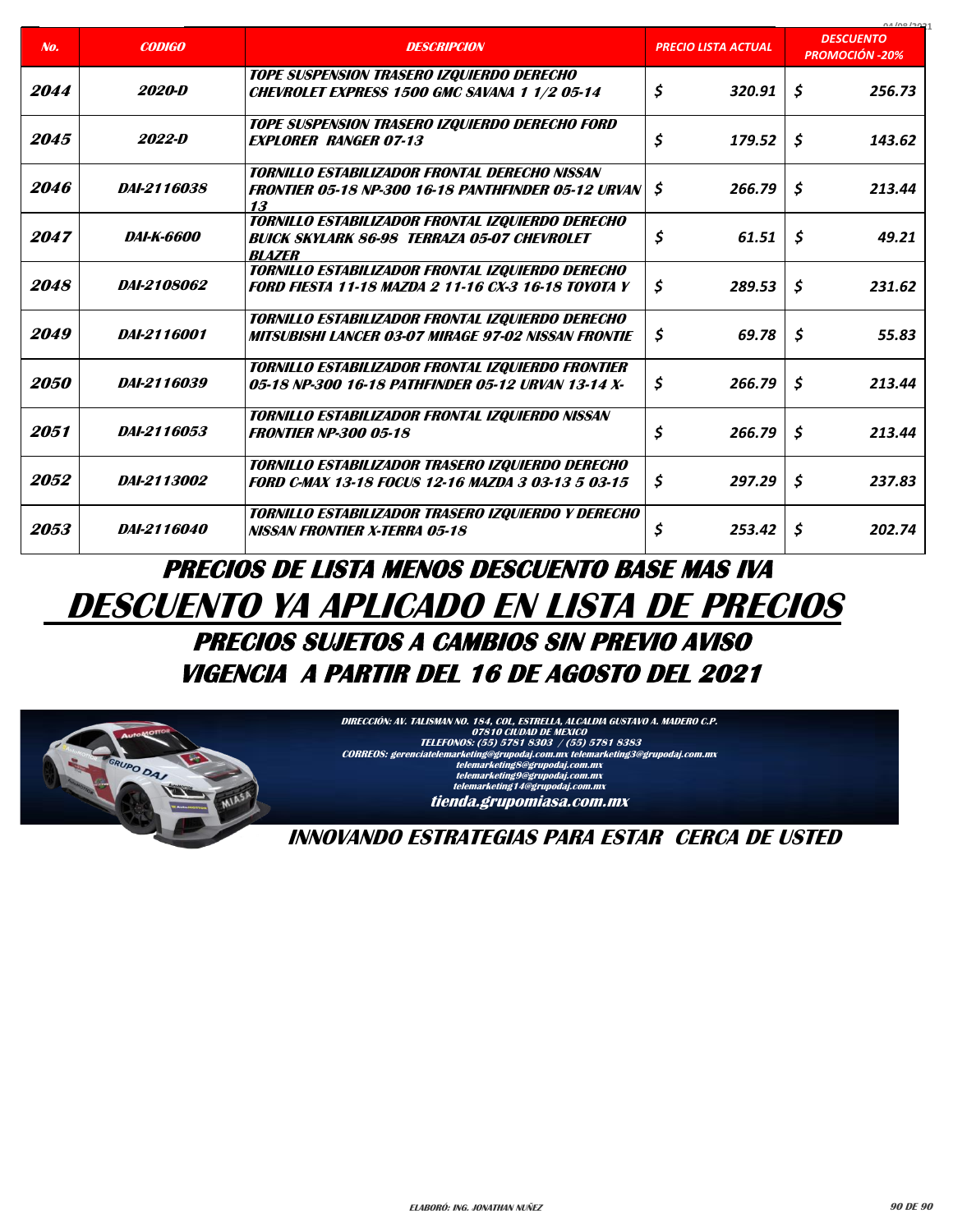| No. | CODIGO | DESCRIPCION | PRECIO LISTA ACTUAL | DESCUENTO PROMOCIÓN -20% |
|---|---|---|---|---|
| 2044 | 2020-D | TOPE SUSPENSION TRASERO IZQUIERDO DERECHO CHEVROLET EXPRESS 1500 GMC SAVANA 1 1/2 05-14 | $ 320.91 | $ 256.73 |
| 2045 | 2022-D | TOPE SUSPENSION TRASERO IZQUIERDO DERECHO FORD EXPLORER RANGER 07-13 | $ 179.52 | $ 143.62 |
| 2046 | DAI-2116038 | TORNILLO ESTABILIZADOR FRONTAL DERECHO NISSAN FRONTIER 05-18 NP-300 16-18 PANTHFINDER 05-12 URVAN 13 | $ 266.79 | $ 213.44 |
| 2047 | DAI-K-6600 | TORNILLO ESTABILIZADOR FRONTAL IZQUIERDO DERECHO BUICK SKYLARK 86-98 TERRAZA 05-07 CHEVROLET BLAZER | $ 61.51 | $ 49.21 |
| 2048 | DAI-2108062 | TORNILLO ESTABILIZADOR FRONTAL IZQUIERDO DERECHO FORD FIESTA 11-18 MAZDA 2 11-16 CX-3 16-18 TOYOTA Y | $ 289.53 | $ 231.62 |
| 2049 | DAI-2116001 | TORNILLO ESTABILIZADOR FRONTAL IZQUIERDO DERECHO MITSUBISHI LANCER 03-07 MIRAGE 97-02 NISSAN FRONTIE | $ 69.78 | $ 55.83 |
| 2050 | DAI-2116039 | TORNILLO ESTABILIZADOR FRONTAL IZQUIERDO FRONTIER 05-18 NP-300 16-18 PATHFINDER 05-12 URVAN 13-14 X- | $ 266.79 | $ 213.44 |
| 2051 | DAI-2116053 | TORNILLO ESTABILIZADOR FRONTAL IZQUIERDO NISSAN FRONTIER NP-300 05-18 | $ 266.79 | $ 213.44 |
| 2052 | DAI-2113002 | TORNILLO ESTABILIZADOR TRASERO IZQUIERDO DERECHO FORD C-MAX 13-18 FOCUS 12-16 MAZDA 3 03-13 5 03-15 | $ 297.29 | $ 237.83 |
| 2053 | DAI-2116040 | TORNILLO ESTABILIZADOR TRASERO IZQUIERDO Y DERECHO NISSAN FRONTIER X-TERRA 05-18 | $ 253.42 | $ 202.74 |

## PRECIOS DE LISTA MENOS DESCUENTO BASE MAS IVA

# DESCUENTO YA APLICADO EN LISTA DE PRECIOS

## PRECIOS SUJETOS A CAMBIOS SIN PREVIO AVISO

## VIGENCIA A PARTIR DEL 16 DE AGOSTO DEL 2021

DIRECCIÓN: AV. TALISMAN NO. 184, COL. ESTRELLA, ALCALDIA GUSTAVO A. MADERO C.P. 07810 CIUDAD DE MEXICO
TELEFONOS: (55) 5781 8303 / (55) 5781 8383
CORREOS: gerenciatelemarketing@grupodaj.com.mx telemarketing3@grupodaj.com.mx
telemarketing8@grupodaj.com.mx
telemarketing9@grupodaj.com.mx
telemarketing14@grupodaj.com.mx
tienda.grupomiasa.com.mx

**INNOVANDO ESTRATEGIAS PARA ESTAR CERCA DE USTED**

ELABORÓ: ING. JONATHAN NUÑEZ